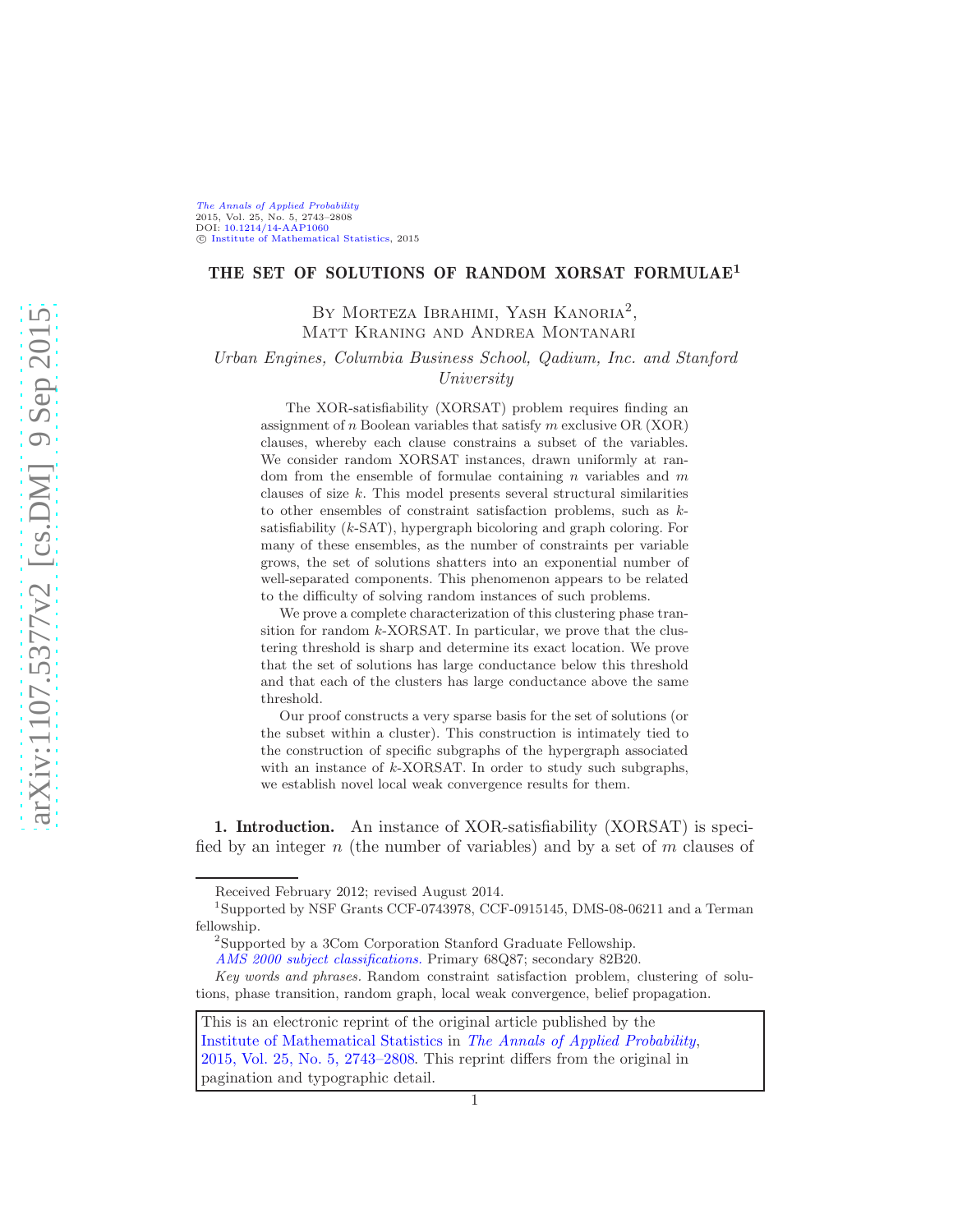# THE SET OF SOLUTIONS OF RANDOM XORSAT FORMULAE[1]

By Morteza Ibrahimi, Yash Kanoria[2], Matt Kraning and Andrea Montanari

*Urban Engines, Columbia Business School, Qadium, Inc. and Stanford University*

The XOR-satisfiability (XORSAT) problem requires finding an assignment of $n$ Boolean variables that satisfy $m$ exclusive OR (XOR) clauses, whereby each clause constrains a subset of the variables. We consider random XORSAT instances, drawn uniformly at random from the ensemble of formulae containing $n$ variables and $m$ clauses of size $k$. This model presents several structural similarities to other ensembles of constraint satisfaction problems, such as $k$-satisfiability ($k$-SAT), hypergraph bicoloring and graph coloring. For many of these ensembles, as the number of constraints per variable grows, the set of solutions shatters into an exponential number of well-separated components. This phenomenon appears to be related to the difficulty of solving random instances of such problems.

We prove a complete characterization of this clustering phase transition for random $k$-XORSAT. In particular, we prove that the clustering threshold is sharp and determine its exact location. We prove that the set of solutions has large conductance below this threshold and that each of the clusters has large conductance above the same threshold.

Our proof constructs a very sparse basis for the set of solutions (or the subset within a cluster). This construction is intimately tied to the construction of specific subgraphs of the hypergraph associated with an instance of $k$-XORSAT. In order to study such subgraphs, we establish novel local weak convergence results for them.

**1. Introduction.** An instance of XOR-satisfiability (XORSAT) is specified by an integer $n$ (the number of variables) and by a set of $m$ clauses of

---

Received February 2012; revised August 2014.

[1]Supported by NSF Grants CCF-0743978, CCF-0915145, DMS-08-06211 and a Terman fellowship.

[2]Supported by a 3Com Corporation Stanford Graduate Fellowship.

*AMS 2000 subject classifications.* Primary 68Q87; secondary 82B20.

*Key words and phrases.* Random constraint satisfaction problem, clustering of solutions, phase transition, random graph, local weak convergence, belief propagation.

This is an electronic reprint of the original article published by the Institute of Mathematical Statistics in *The Annals of Applied Probability*, 2015, Vol. 25, No. 5, 2743–2808. This reprint differs from the original in pagination and typographic detail.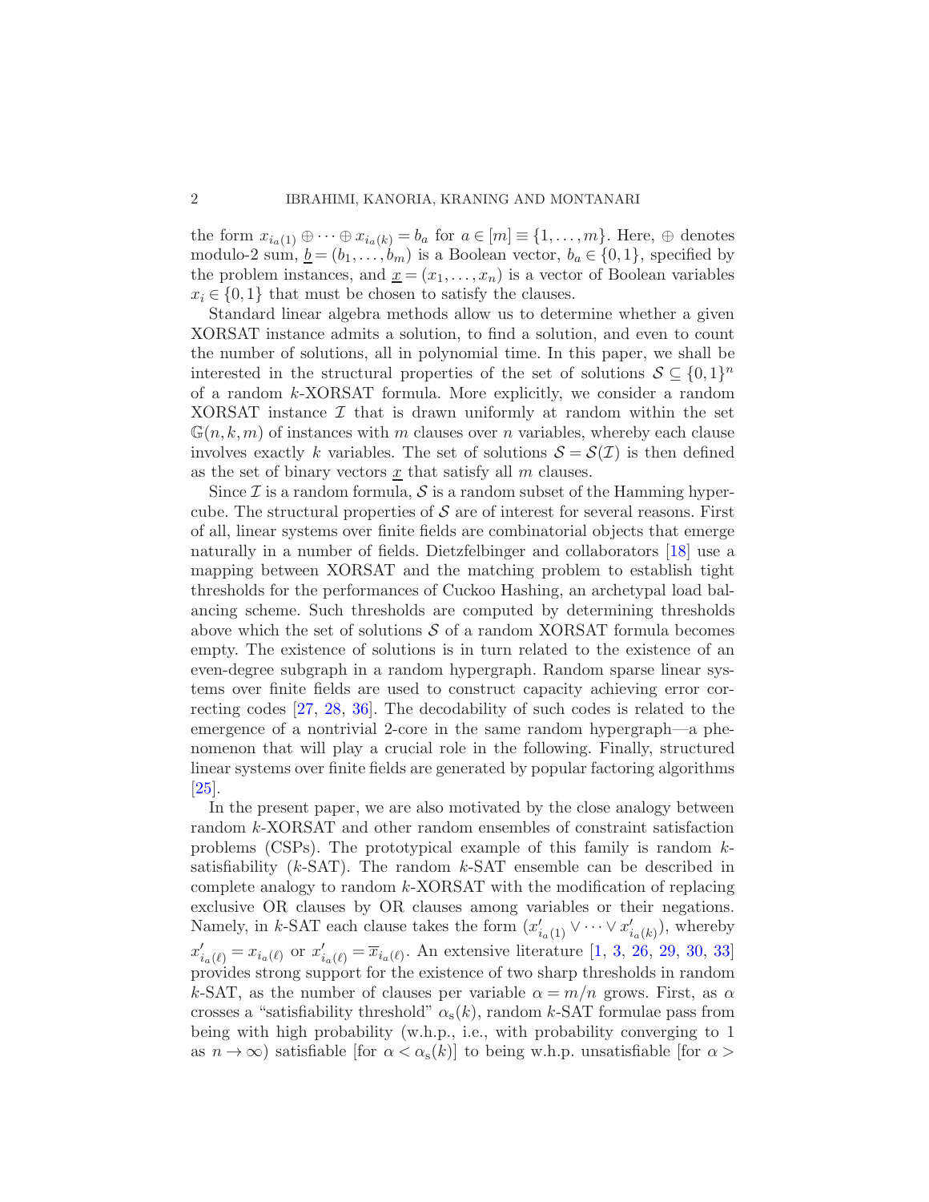the form $x_{i_a(1)} \oplus \cdots \oplus x_{i_a(k)} = b_a$ for $a \in [m] \equiv \{1, \dots, m\}$. Here, $\oplus$ denotes modulo-2 sum, $\underline{b} = (b_1, \dots, b_m)$ is a Boolean vector, $b_a \in \{0,1\}$, specified by the problem instances, and $\underline{x} = (x_1, \dots, x_n)$ is a vector of Boolean variables $x_i \in \{0,1\}$ that must be chosen to satisfy the clauses.

Standard linear algebra methods allow us to determine whether a given XORSAT instance admits a solution, to find a solution, and even to count the number of solutions, all in polynomial time. In this paper, we shall be interested in the structural properties of the set of solutions $\mathcal{S} \subseteq \{0,1\}^n$ of a random $k$-XORSAT formula. More explicitly, we consider a random XORSAT instance $\mathcal{I}$ that is drawn uniformly at random within the set $\mathbb{G}(n,k,m)$ of instances with $m$ clauses over $n$ variables, whereby each clause involves exactly $k$ variables. The set of solutions $\mathcal{S} = \mathcal{S}(\mathcal{I})$ is then defined as the set of binary vectors $\underline{x}$ that satisfy all $m$ clauses.

Since $\mathcal{I}$ is a random formula, $\mathcal{S}$ is a random subset of the Hamming hypercube. The structural properties of $\mathcal{S}$ are of interest for several reasons. First of all, linear systems over finite fields are combinatorial objects that emerge naturally in a number of fields. Dietzfelbinger and collaborators [18] use a mapping between XORSAT and the matching problem to establish tight thresholds for the performances of Cuckoo Hashing, an archetypal load balancing scheme. Such thresholds are computed by determining thresholds above which the set of solutions $\mathcal{S}$ of a random XORSAT formula becomes empty. The existence of solutions is in turn related to the existence of an even-degree subgraph in a random hypergraph. Random sparse linear systems over finite fields are used to construct capacity achieving error correcting codes [27, 28, 36]. The decodability of such codes is related to the emergence of a nontrivial 2-core in the same random hypergraph—a phenomenon that will play a crucial role in the following. Finally, structured linear systems over finite fields are generated by popular factoring algorithms [25].

In the present paper, we are also motivated by the close analogy between random $k$-XORSAT and other random ensembles of constraint satisfaction problems (CSPs). The prototypical example of this family is random $k$-satisfiability ($k$-SAT). The random $k$-SAT ensemble can be described in complete analogy to random $k$-XORSAT with the modification of replacing exclusive OR clauses by OR clauses among variables or their negations. Namely, in $k$-SAT each clause takes the form $(x'_{i_a(1)} \vee \cdots \vee x'_{i_a(k)})$, whereby $x'_{i_a(\ell)} = x_{i_a(\ell)}$ or $x'_{i_a(\ell)} = \overline{x}_{i_a(\ell)}$. An extensive literature [1, 3, 26, 29, 30, 33] provides strong support for the existence of two sharp thresholds in random $k$-SAT, as the number of clauses per variable $\alpha = m/n$ grows. First, as $\alpha$ crosses a "satisfiability threshold" $\alpha_{\mathrm{s}}(k)$, random $k$-SAT formulae pass from being with high probability (w.h.p., i.e., with probability converging to 1 as $n \to \infty$) satisfiable [for $\alpha < \alpha_{\mathrm{s}}(k)$] to being w.h.p. unsatisfiable [for $\alpha >$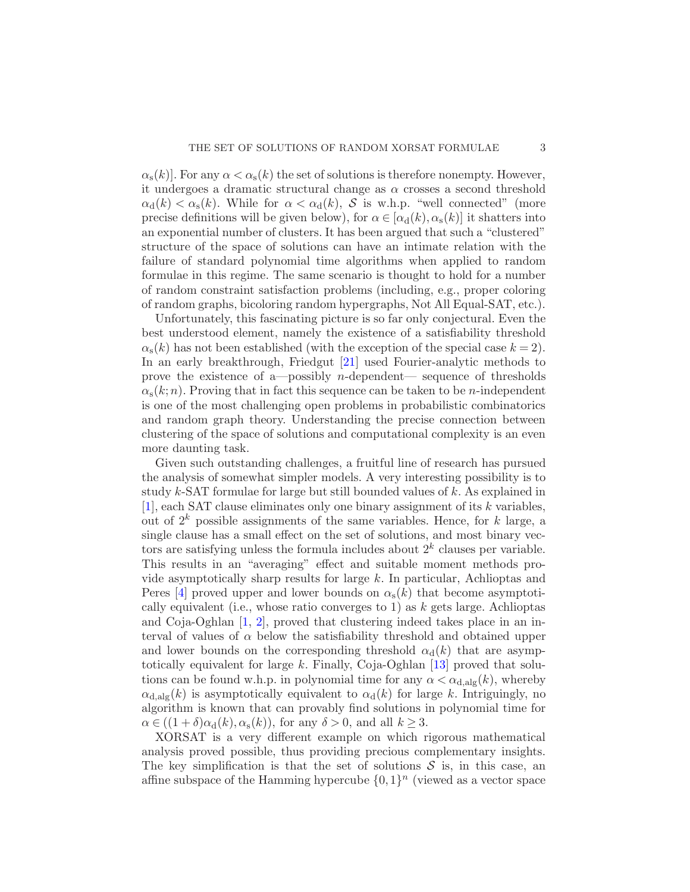$\alpha_{\rm s}(k)]$. For any $\alpha < \alpha_{\rm s}(k)$ the set of solutions is therefore nonempty. However, it undergoes a dramatic structural change as $\alpha$ crosses a second threshold $\alpha_{\rm d}(k) < \alpha_{\rm s}(k)$. While for $\alpha < \alpha_{\rm d}(k)$, $\mathcal{S}$ is w.h.p. "well connected" (more precise definitions will be given below), for $\alpha \in [\alpha_{\rm d}(k), \alpha_{\rm s}(k)]$ it shatters into an exponential number of clusters. It has been argued that such a "clustered" structure of the space of solutions can have an intimate relation with the failure of standard polynomial time algorithms when applied to random formulae in this regime. The same scenario is thought to hold for a number of random constraint satisfaction problems (including, e.g., proper coloring of random graphs, bicoloring random hypergraphs, Not All Equal-SAT, etc.).

Unfortunately, this fascinating picture is so far only conjectural. Even the best understood element, namely the existence of a satisfiability threshold $\alpha_{\rm s}(k)$ has not been established (with the exception of the special case $k = 2$). In an early breakthrough, Friedgut [21] used Fourier-analytic methods to prove the existence of a—possibly $n$-dependent— sequence of thresholds $\alpha_{\rm s}(k; n)$. Proving that in fact this sequence can be taken to be $n$-independent is one of the most challenging open problems in probabilistic combinatorics and random graph theory. Understanding the precise connection between clustering of the space of solutions and computational complexity is an even more daunting task.

Given such outstanding challenges, a fruitful line of research has pursued the analysis of somewhat simpler models. A very interesting possibility is to study $k$-SAT formulae for large but still bounded values of $k$. As explained in [1], each SAT clause eliminates only one binary assignment of its $k$ variables, out of $2^k$ possible assignments of the same variables. Hence, for $k$ large, a single clause has a small effect on the set of solutions, and most binary vectors are satisfying unless the formula includes about $2^k$ clauses per variable. This results in an "averaging" effect and suitable moment methods provide asymptotically sharp results for large $k$. In particular, Achlioptas and Peres [4] proved upper and lower bounds on $\alpha_{\rm s}(k)$ that become asymptotically equivalent (i.e., whose ratio converges to 1) as $k$ gets large. Achlioptas and Coja-Oghlan [1, 2], proved that clustering indeed takes place in an interval of values of $\alpha$ below the satisfiability threshold and obtained upper and lower bounds on the corresponding threshold $\alpha_{\rm d}(k)$ that are asymptotically equivalent for large $k$. Finally, Coja-Oghlan [13] proved that solutions can be found w.h.p. in polynomial time for any $\alpha < \alpha_{\rm d,alg}(k)$, whereby $\alpha_{\rm d,alg}(k)$ is asymptotically equivalent to $\alpha_{\rm d}(k)$ for large $k$. Intriguingly, no algorithm is known that can provably find solutions in polynomial time for $\alpha \in ((1+\delta)\alpha_{\rm d}(k), \alpha_{\rm s}(k))$, for any $\delta > 0$, and all $k \geq 3$.

XORSAT is a very different example on which rigorous mathematical analysis proved possible, thus providing precious complementary insights. The key simplification is that the set of solutions $\mathcal{S}$ is, in this case, an affine subspace of the Hamming hypercube $\{0,1\}^n$ (viewed as a vector space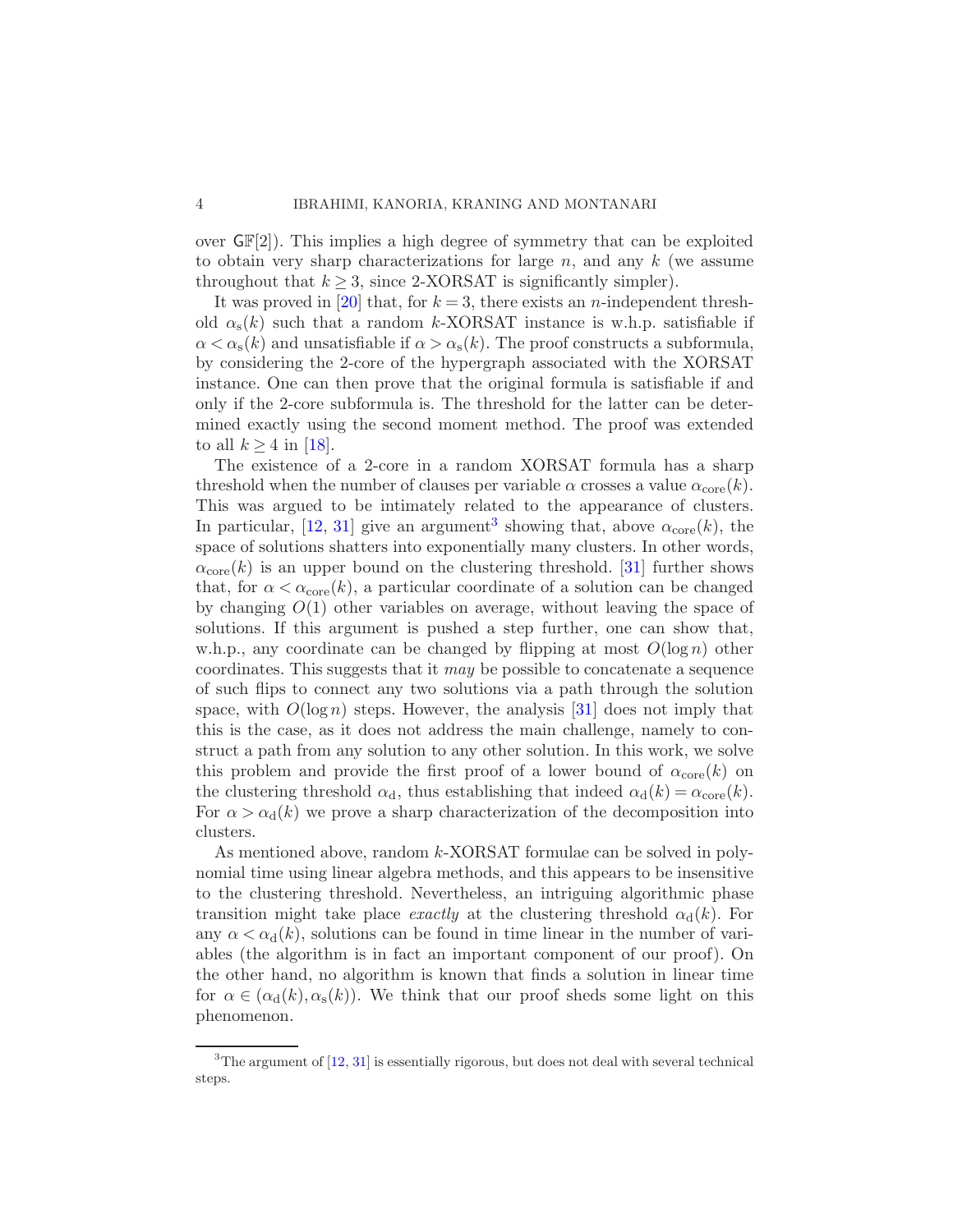over $\mathsf{GF}[2]$). This implies a high degree of symmetry that can be exploited to obtain very sharp characterizations for large $n$, and any $k$ (we assume throughout that $k \geq 3$, since 2-XORSAT is significantly simpler).

It was proved in [20] that, for $k = 3$, there exists an $n$-independent threshold $\alpha_{\mathrm{s}}(k)$ such that a random $k$-XORSAT instance is w.h.p. satisfiable if $\alpha < \alpha_{\mathrm{s}}(k)$ and unsatisfiable if $\alpha > \alpha_{\mathrm{s}}(k)$. The proof constructs a subformula, by considering the 2-core of the hypergraph associated with the XORSAT instance. One can then prove that the original formula is satisfiable if and only if the 2-core subformula is. The threshold for the latter can be determined exactly using the second moment method. The proof was extended to all $k \geq 4$ in [18].

The existence of a 2-core in a random XORSAT formula has a sharp threshold when the number of clauses per variable $\alpha$ crosses a value $\alpha_{\mathrm{core}}(k)$. This was argued to be intimately related to the appearance of clusters. In particular, [12, 31] give an argument[3] showing that, above $\alpha_{\mathrm{core}}(k)$, the space of solutions shatters into exponentially many clusters. In other words, $\alpha_{\mathrm{core}}(k)$ is an upper bound on the clustering threshold. [31] further shows that, for $\alpha < \alpha_{\mathrm{core}}(k)$, a particular coordinate of a solution can be changed by changing $O(1)$ other variables on average, without leaving the space of solutions. If this argument is pushed a step further, one can show that, w.h.p., any coordinate can be changed by flipping at most $O(\log n)$ other coordinates. This suggests that it *may* be possible to concatenate a sequence of such flips to connect any two solutions via a path through the solution space, with $O(\log n)$ steps. However, the analysis [31] does not imply that this is the case, as it does not address the main challenge, namely to construct a path from any solution to any other solution. In this work, we solve this problem and provide the first proof of a lower bound of $\alpha_{\mathrm{core}}(k)$ on the clustering threshold $\alpha_{\mathrm{d}}$, thus establishing that indeed $\alpha_{\mathrm{d}}(k) = \alpha_{\mathrm{core}}(k)$. For $\alpha > \alpha_{\mathrm{d}}(k)$ we prove a sharp characterization of the decomposition into clusters.

As mentioned above, random $k$-XORSAT formulae can be solved in polynomial time using linear algebra methods, and this appears to be insensitive to the clustering threshold. Nevertheless, an intriguing algorithmic phase transition might take place *exactly* at the clustering threshold $\alpha_{\mathrm{d}}(k)$. For any $\alpha < \alpha_{\mathrm{d}}(k)$, solutions can be found in time linear in the number of variables (the algorithm is in fact an important component of our proof). On the other hand, no algorithm is known that finds a solution in linear time for $\alpha \in (\alpha_{\mathrm{d}}(k), \alpha_{\mathrm{s}}(k))$. We think that our proof sheds some light on this phenomenon.

[3] The argument of [12, 31] is essentially rigorous, but does not deal with several technical steps.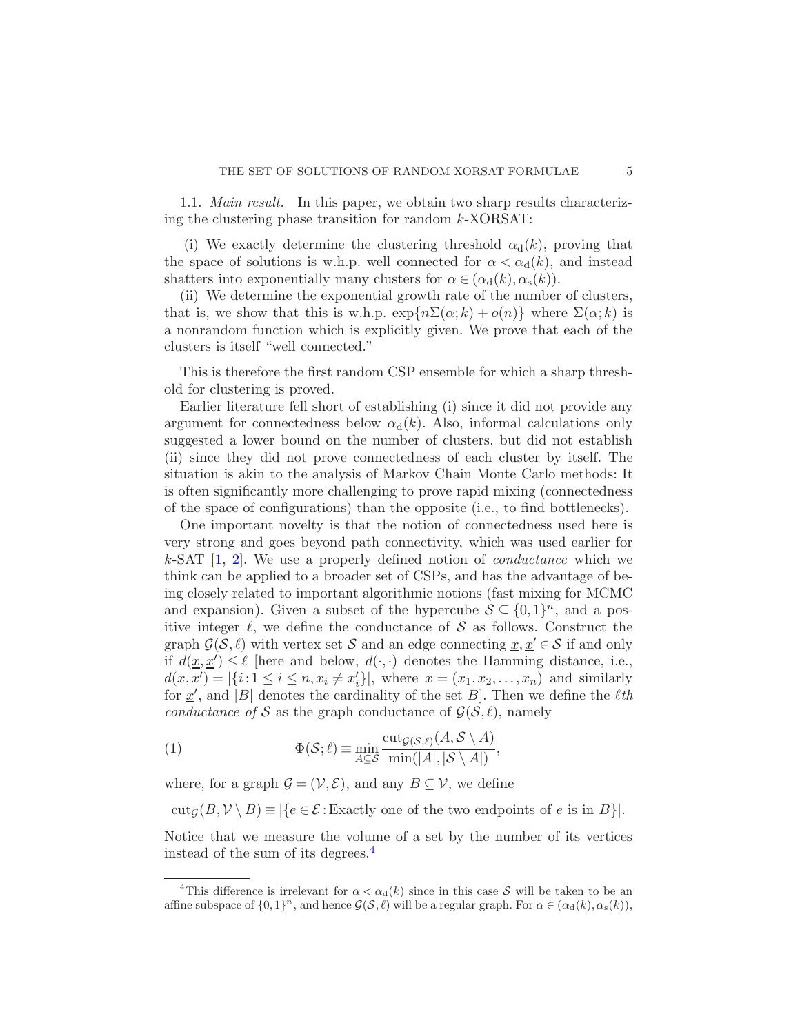1.1. *Main result.* In this paper, we obtain two sharp results characterizing the clustering phase transition for random $k$-XORSAT:

(i) We exactly determine the clustering threshold $\alpha_{\rm d}(k)$, proving that the space of solutions is w.h.p. well connected for $\alpha < \alpha_{\rm d}(k)$, and instead shatters into exponentially many clusters for $\alpha \in (\alpha_{\rm d}(k), \alpha_{\rm s}(k))$.

(ii) We determine the exponential growth rate of the number of clusters, that is, we show that this is w.h.p. $\exp\{n\Sigma(\alpha; k) + o(n)\}$ where $\Sigma(\alpha; k)$ is a nonrandom function which is explicitly given. We prove that each of the clusters is itself "well connected."

This is therefore the first random CSP ensemble for which a sharp threshold for clustering is proved.

Earlier literature fell short of establishing (i) since it did not provide any argument for connectedness below $\alpha_{\rm d}(k)$. Also, informal calculations only suggested a lower bound on the number of clusters, but did not establish (ii) since they did not prove connectedness of each cluster by itself. The situation is akin to the analysis of Markov Chain Monte Carlo methods: It is often significantly more challenging to prove rapid mixing (connectedness of the space of configurations) than the opposite (i.e., to find bottlenecks).

One important novelty is that the notion of connectedness used here is very strong and goes beyond path connectivity, which was used earlier for $k$-SAT [1, 2]. We use a properly defined notion of *conductance* which we think can be applied to a broader set of CSPs, and has the advantage of being closely related to important algorithmic notions (fast mixing for MCMC and expansion). Given a subset of the hypercube $\mathcal{S} \subseteq \{0,1\}^n$, and a positive integer $\ell$, we define the conductance of $\mathcal{S}$ as follows. Construct the graph $\mathcal{G}(\mathcal{S}, \ell)$ with vertex set $\mathcal{S}$ and an edge connecting $\underline{x}, \underline{x}' \in \mathcal{S}$ if and only if $d(\underline{x}, \underline{x}') \leq \ell$ [here and below, $d(\cdot,\cdot)$ denotes the Hamming distance, i.e., $d(\underline{x}, \underline{x}') = |\{i : 1 \leq i \leq n, x_i \neq x_i'\}|$, where $\underline{x} = (x_1, x_2, \ldots, x_n)$ and similarly for $\underline{x}'$, and $|B|$ denotes the cardinality of the set $B$]. Then we define the *$\ell$th conductance of* $\mathcal{S}$ as the graph conductance of $\mathcal{G}(\mathcal{S}, \ell)$, namely

$$\Phi(\mathcal{S}; \ell) \equiv \min_{A \subseteq \mathcal{S}} \frac{\mathrm{cut}_{\mathcal{G}(\mathcal{S},\ell)}(A, \mathcal{S} \setminus A)}{\min(|A|, |\mathcal{S} \setminus A|)}, \tag{1}$$

where, for a graph $\mathcal{G} = (\mathcal{V}, \mathcal{E})$, and any $B \subseteq \mathcal{V}$, we define

$$\mathrm{cut}_{\mathcal{G}}(B, \mathcal{V} \setminus B) \equiv |\{e \in \mathcal{E} : \text{Exactly one of the two endpoints of } e \text{ is in } B\}|.$$

Notice that we measure the volume of a set by the number of its vertices instead of the sum of its degrees.[4]

---

[4]This difference is irrelevant for $\alpha < \alpha_{\rm d}(k)$ since in this case $\mathcal{S}$ will be taken to be an affine subspace of $\{0,1\}^n$, and hence $\mathcal{G}(\mathcal{S}, \ell)$ will be a regular graph. For $\alpha \in (\alpha_{\rm d}(k), \alpha_{\rm s}(k))$,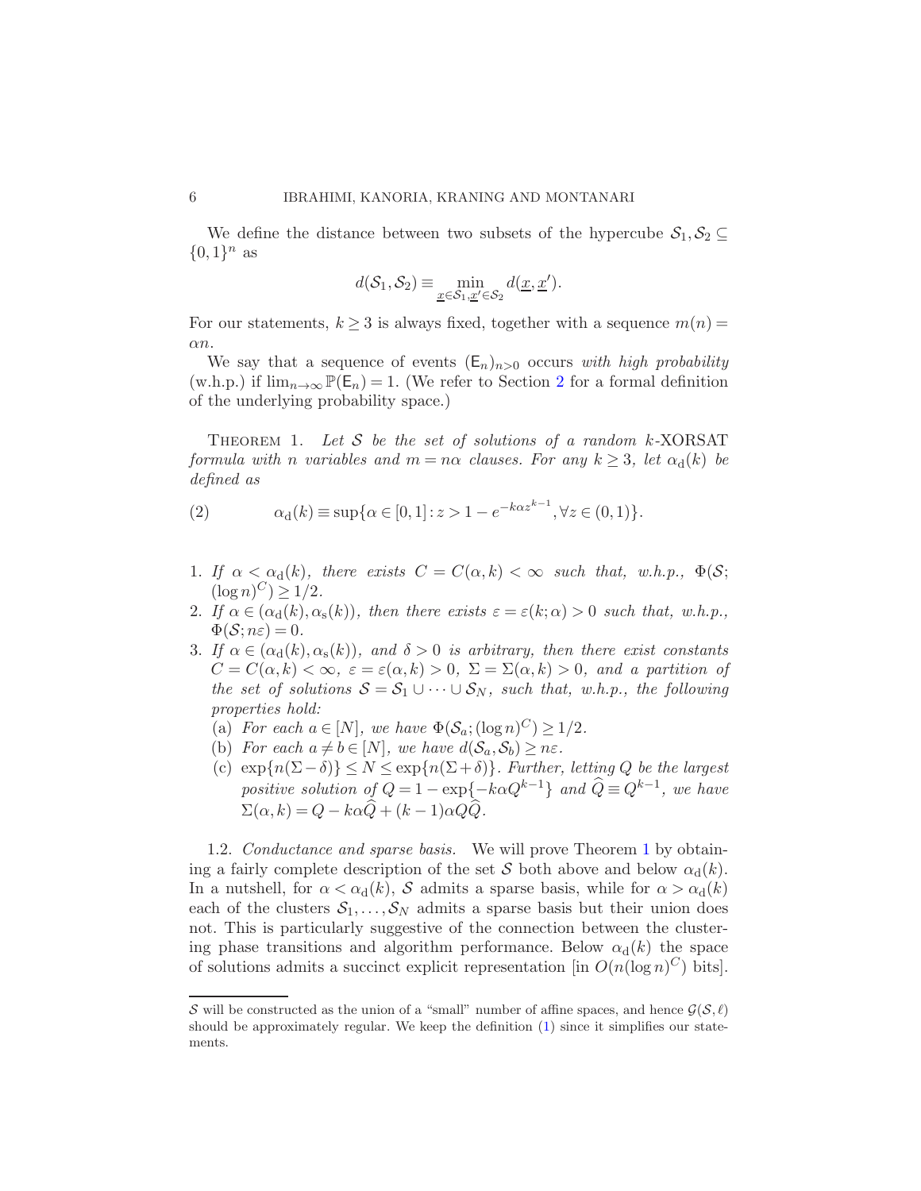We define the distance between two subsets of the hypercube $\mathcal{S}_1, \mathcal{S}_2 \subseteq \{0,1\}^n$ as

$$d(\mathcal{S}_1, \mathcal{S}_2) \equiv \min_{\underline{x} \in \mathcal{S}_1, \underline{x}' \in \mathcal{S}_2} d(\underline{x}, \underline{x}').$$

For our statements, $k \geq 3$ is always fixed, together with a sequence $m(n) = \alpha n$.

We say that a sequence of events $(\mathsf{E}_n)_{n>0}$ occurs *with high probability* (w.h.p.) if $\lim_{n\to\infty} \mathbb{P}(\mathsf{E}_n) = 1$. (We refer to Section 2 for a formal definition of the underlying probability space.)

THEOREM 1. *Let $\mathcal{S}$ be the set of solutions of a random $k$-XORSAT formula with $n$ variables and $m = n\alpha$ clauses. For any $k \geq 3$, let $\alpha_{\rm d}(k)$ be defined as*

$$\alpha_{\rm d}(k) \equiv \sup\{\alpha \in [0,1] : z > 1 - e^{-k\alpha z^{k-1}}, \forall z \in (0,1)\}. \tag{2}$$

1. *If $\alpha < \alpha_{\rm d}(k)$, there exists $C = C(\alpha, k) < \infty$ such that, w.h.p., $\Phi(\mathcal{S}; (\log n)^C) \geq 1/2$.*
2. *If $\alpha \in (\alpha_{\rm d}(k), \alpha_{\rm s}(k))$, then there exists $\varepsilon = \varepsilon(k; \alpha) > 0$ such that, w.h.p., $\Phi(\mathcal{S}; n\varepsilon) = 0$.*
3. *If $\alpha \in (\alpha_{\rm d}(k), \alpha_{\rm s}(k))$, and $\delta > 0$ is arbitrary, then there exist constants $C = C(\alpha, k) < \infty$, $\varepsilon = \varepsilon(\alpha, k) > 0$, $\Sigma = \Sigma(\alpha, k) > 0$, and a partition of the set of solutions $\mathcal{S} = \mathcal{S}_1 \cup \cdots \cup \mathcal{S}_N$, such that, w.h.p., the following properties hold:*
   (a) *For each $a \in [N]$, we have $\Phi(\mathcal{S}_a; (\log n)^C) \geq 1/2$.*
   (b) *For each $a \neq b \in [N]$, we have $d(\mathcal{S}_a, \mathcal{S}_b) \geq n\varepsilon$.*
   (c) *$\exp\{n(\Sigma - \delta)\} \leq N \leq \exp\{n(\Sigma + \delta)\}$. Further, letting $Q$ be the largest positive solution of $Q = 1 - \exp\{-k\alpha Q^{k-1}\}$ and $\widehat{Q} \equiv Q^{k-1}$, we have $\Sigma(\alpha, k) = Q - k\alpha\widehat{Q} + (k-1)\alpha Q\widehat{Q}$.*

1.2. *Conductance and sparse basis.* We will prove Theorem 1 by obtaining a fairly complete description of the set $\mathcal{S}$ both above and below $\alpha_{\rm d}(k)$. In a nutshell, for $\alpha < \alpha_{\rm d}(k)$, $\mathcal{S}$ admits a sparse basis, while for $\alpha > \alpha_{\rm d}(k)$ each of the clusters $\mathcal{S}_1, \ldots, \mathcal{S}_N$ admits a sparse basis but their union does not. This is particularly suggestive of the connection between the clustering phase transitions and algorithm performance. Below $\alpha_{\rm d}(k)$ the space of solutions admits a succinct explicit representation [in $O(n(\log n)^C)$ bits].

---

$\mathcal{S}$ will be constructed as the union of a "small" number of affine spaces, and hence $\mathcal{G}(\mathcal{S}, \ell)$ should be approximately regular. We keep the definition (1) since it simplifies our statements.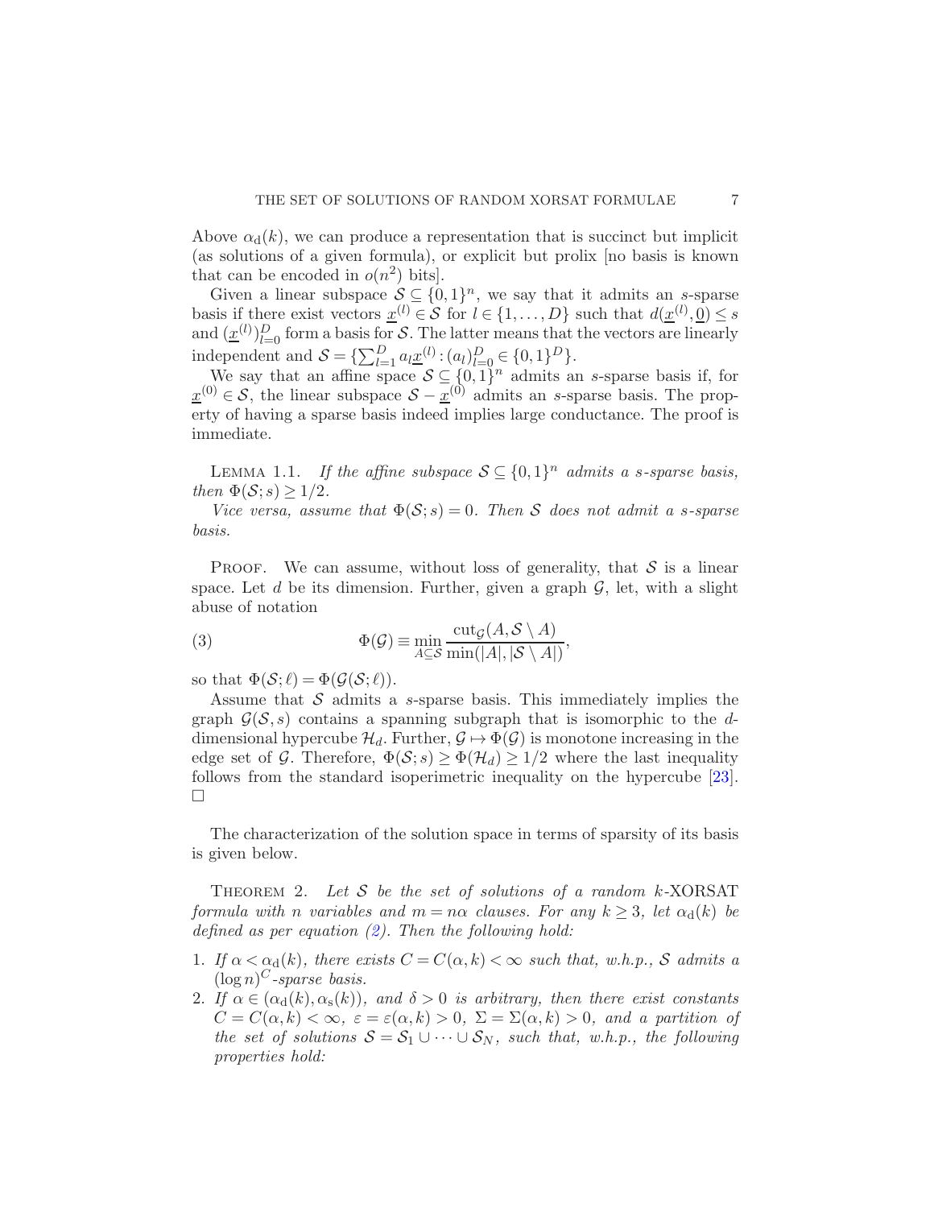Above $\alpha_{\rm d}(k)$, we can produce a representation that is succinct but implicit (as solutions of a given formula), or explicit but prolix [no basis is known that can be encoded in $o(n^2)$ bits].

Given a linear subspace $\mathcal{S} \subseteq \{0,1\}^n$, we say that it admits an $s$-sparse basis if there exist vectors $\underline{x}^{(l)} \in \mathcal{S}$ for $l \in \{1, \dots, D\}$ such that $d(\underline{x}^{(l)}, \underline{0}) \leq s$ and $(\underline{x}^{(l)})_{l=0}^{D}$ form a basis for $\mathcal{S}$. The latter means that the vectors are linearly independent and $\mathcal{S} = \{\sum_{l=1}^{D} a_l \underline{x}^{(l)} : (a_l)_{l=0}^{D} \in \{0,1\}^D\}$.

We say that an affine space $\mathcal{S} \subseteq \{0,1\}^n$ admits an $s$-sparse basis if, for $\underline{x}^{(0)} \in \mathcal{S}$, the linear subspace $\mathcal{S} - \underline{x}^{(0)}$ admits an $s$-sparse basis. The property of having a sparse basis indeed implies large conductance. The proof is immediate.

LEMMA 1.1. *If the affine subspace $\mathcal{S} \subseteq \{0,1\}^n$ admits a $s$-sparse basis, then $\Phi(\mathcal{S}; s) \geq 1/2$.*

*Vice versa, assume that $\Phi(\mathcal{S}; s) = 0$. Then $\mathcal{S}$ does not admit a $s$-sparse basis.*

PROOF. We can assume, without loss of generality, that $\mathcal{S}$ is a linear space. Let $d$ be its dimension. Further, given a graph $\mathcal{G}$, let, with a slight abuse of notation

$$\Phi(\mathcal{G}) \equiv \min_{A \subseteq \mathcal{S}} \frac{\operatorname{cut}_{\mathcal{G}}(A, \mathcal{S} \setminus A)}{\min(|A|, |\mathcal{S} \setminus A|)}, \tag{3}$$

so that $\Phi(\mathcal{S}; \ell) = \Phi(\mathcal{G}(\mathcal{S}; \ell))$.

Assume that $\mathcal{S}$ admits a $s$-sparse basis. This immediately implies the graph $\mathcal{G}(\mathcal{S}, s)$ contains a spanning subgraph that is isomorphic to the $d$-dimensional hypercube $\mathcal{H}_d$. Further, $\mathcal{G} \mapsto \Phi(\mathcal{G})$ is monotone increasing in the edge set of $\mathcal{G}$. Therefore, $\Phi(\mathcal{S}; s) \geq \Phi(\mathcal{H}_d) \geq 1/2$ where the last inequality follows from the standard isoperimetric inequality on the hypercube [23]. $\square$

The characterization of the solution space in terms of sparsity of its basis is given below.

THEOREM 2. *Let $\mathcal{S}$ be the set of solutions of a random $k$-XORSAT formula with $n$ variables and $m = n\alpha$ clauses. For any $k \geq 3$, let $\alpha_{\rm d}(k)$ be defined as per equation (2). Then the following hold:*

1. *If $\alpha < \alpha_{\rm d}(k)$, there exists $C = C(\alpha, k) < \infty$ such that, w.h.p., $\mathcal{S}$ admits a $(\log n)^C$-sparse basis.*
2. *If $\alpha \in (\alpha_{\rm d}(k), \alpha_{\rm s}(k))$, and $\delta > 0$ is arbitrary, then there exist constants $C = C(\alpha, k) < \infty$, $\varepsilon = \varepsilon(\alpha, k) > 0$, $\Sigma = \Sigma(\alpha, k) > 0$, and a partition of the set of solutions $\mathcal{S} = \mathcal{S}_1 \cup \cdots \cup \mathcal{S}_N$, such that, w.h.p., the following properties hold:*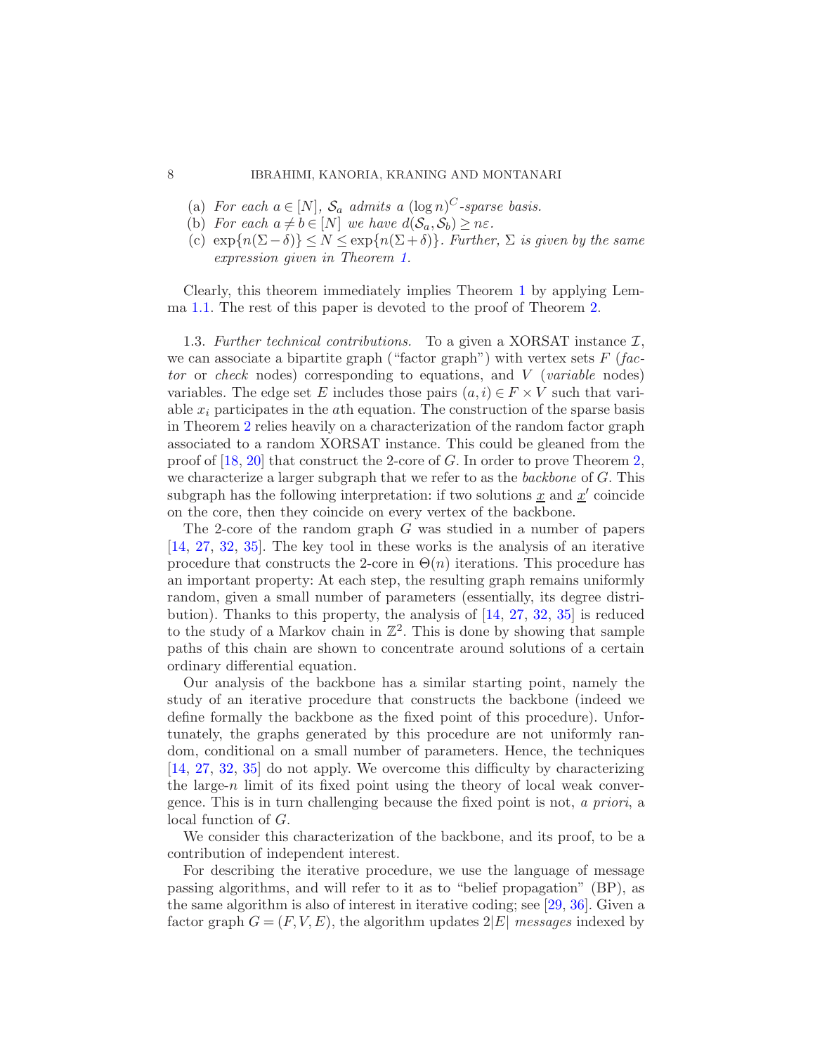(a) *For each* $a \in [N]$, $\mathcal{S}_a$ *admits a* $(\log n)^C$*-sparse basis.*

(b) *For each* $a \neq b \in [N]$ *we have* $d(\mathcal{S}_a, \mathcal{S}_b) \geq n\varepsilon$.

(c) $\exp\{n(\Sigma - \delta)\} \leq N \leq \exp\{n(\Sigma + \delta)\}$. *Further,* $\Sigma$ *is given by the same expression given in Theorem 1.*

Clearly, this theorem immediately implies Theorem 1 by applying Lemma 1.1. The rest of this paper is devoted to the proof of Theorem 2.

1.3. *Further technical contributions.* To a given a XORSAT instance $\mathcal{I}$, we can associate a bipartite graph ("factor graph") with vertex sets $F$ (*factor* or *check* nodes) corresponding to equations, and $V$ (*variable* nodes) variables. The edge set $E$ includes those pairs $(a, i) \in F \times V$ such that variable $x_i$ participates in the $a$th equation. The construction of the sparse basis in Theorem 2 relies heavily on a characterization of the random factor graph associated to a random XORSAT instance. This could be gleaned from the proof of [18, 20] that construct the 2-core of $G$. In order to prove Theorem 2, we characterize a larger subgraph that we refer to as the *backbone* of $G$. This subgraph has the following interpretation: if two solutions $\underline{x}$ and $\underline{x}'$ coincide on the core, then they coincide on every vertex of the backbone.

The 2-core of the random graph $G$ was studied in a number of papers [14, 27, 32, 35]. The key tool in these works is the analysis of an iterative procedure that constructs the 2-core in $\Theta(n)$ iterations. This procedure has an important property: At each step, the resulting graph remains uniformly random, given a small number of parameters (essentially, its degree distribution). Thanks to this property, the analysis of [14, 27, 32, 35] is reduced to the study of a Markov chain in $\mathbb{Z}^2$. This is done by showing that sample paths of this chain are shown to concentrate around solutions of a certain ordinary differential equation.

Our analysis of the backbone has a similar starting point, namely the study of an iterative procedure that constructs the backbone (indeed we define formally the backbone as the fixed point of this procedure). Unfortunately, the graphs generated by this procedure are not uniformly random, conditional on a small number of parameters. Hence, the techniques [14, 27, 32, 35] do not apply. We overcome this difficulty by characterizing the large-$n$ limit of its fixed point using the theory of local weak convergence. This is in turn challenging because the fixed point is not, *a priori*, a local function of $G$.

We consider this characterization of the backbone, and its proof, to be a contribution of independent interest.

For describing the iterative procedure, we use the language of message passing algorithms, and will refer to it as to "belief propagation" (BP), as the same algorithm is also of interest in iterative coding; see [29, 36]. Given a factor graph $G = (F, V, E)$, the algorithm updates $2|E|$ *messages* indexed by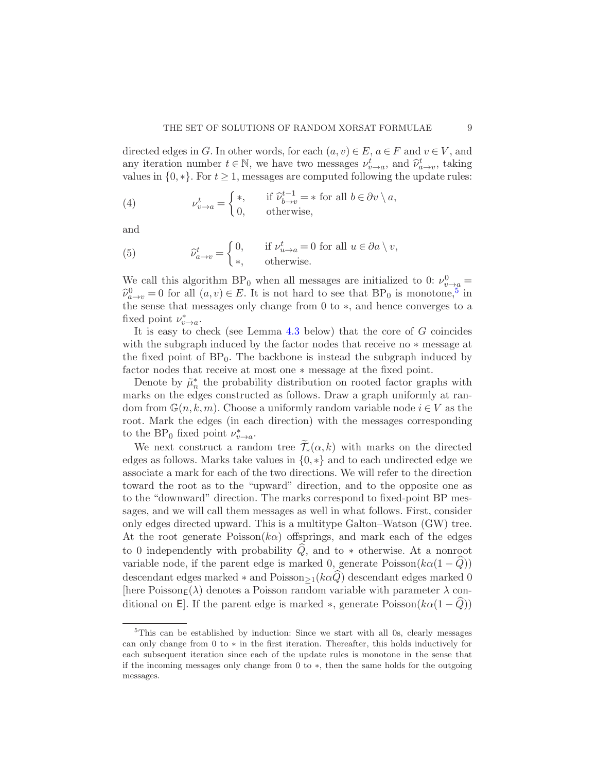directed edges in $G$. In other words, for each $(a,v) \in E$, $a \in F$ and $v \in V$, and any iteration number $t \in \mathbb{N}$, we have two messages $\nu^t_{v\to a}$, and $\widehat{\nu}^t_{a\to v}$, taking values in $\{0,*\}$. For $t \geq 1$, messages are computed following the update rules:

$$
\nu^t_{v\to a} = \begin{cases} *, & \text{if } \widehat{\nu}^{t-1}_{b\to v} = * \text{ for all } b \in \partial v \setminus a, \\ 0, & \text{otherwise,} \end{cases} \tag{4}
$$

and

$$
\widehat{\nu}^t_{a\to v} = \begin{cases} 0, & \text{if } \nu^t_{u\to a} = 0 \text{ for all } u \in \partial a \setminus v, \\ *, & \text{otherwise.} \end{cases} \tag{5}
$$

We call this algorithm $\text{BP}_0$ when all messages are initialized to 0: $\nu^0_{v\to a} = \widehat{\nu}^0_{a\to v} = 0$ for all $(a,v) \in E$. It is not hard to see that $\text{BP}_0$ is monotone,[5] in the sense that messages only change from 0 to $*$, and hence converges to a fixed point $\nu^*_{v\to a}$.

It is easy to check (see Lemma 4.3 below) that the core of $G$ coincides with the subgraph induced by the factor nodes that receive no $*$ message at the fixed point of $\text{BP}_0$. The backbone is instead the subgraph induced by factor nodes that receive at most one $*$ message at the fixed point.

Denote by $\tilde{\mu}^*_n$ the probability distribution on rooted factor graphs with marks on the edges constructed as follows. Draw a graph uniformly at random from $\mathbb{G}(n,k,m)$. Choose a uniformly random variable node $i \in V$ as the root. Mark the edges (in each direction) with the messages corresponding to the $\text{BP}_0$ fixed point $\nu^*_{v\to a}$.

We next construct a random tree $\widetilde{\mathcal{T}}_*(\alpha,k)$ with marks on the directed edges as follows. Marks take values in $\{0,*\}$ and to each undirected edge we associate a mark for each of the two directions. We will refer to the direction toward the root as to the "upward" direction, and to the opposite one as to the "downward" direction. The marks correspond to fixed-point BP messages, and we will call them messages as well in what follows. First, consider only edges directed upward. This is a multitype Galton–Watson (GW) tree. At the root generate $\text{Poisson}(k\alpha)$ offsprings, and mark each of the edges to 0 independently with probability $\widehat{Q}$, and to $*$ otherwise. At a nonroot variable node, if the parent edge is marked 0, generate $\text{Poisson}(k\alpha(1-\widehat{Q}))$ descendant edges marked $*$ and $\text{Poisson}_{\geq 1}(k\alpha\widehat{Q})$ descendant edges marked 0 [here $\text{Poisson}_{\mathsf{E}}(\lambda)$ denotes a Poisson random variable with parameter $\lambda$ conditional on $\mathsf{E}$]. If the parent edge is marked $*$, generate $\text{Poisson}(k\alpha(1-\widehat{Q}))$

---

[5] This can be established by induction: Since we start with all 0s, clearly messages can only change from 0 to $*$ in the first iteration. Thereafter, this holds inductively for each subsequent iteration since each of the update rules is monotone in the sense that if the incoming messages only change from 0 to $*$, then the same holds for the outgoing messages.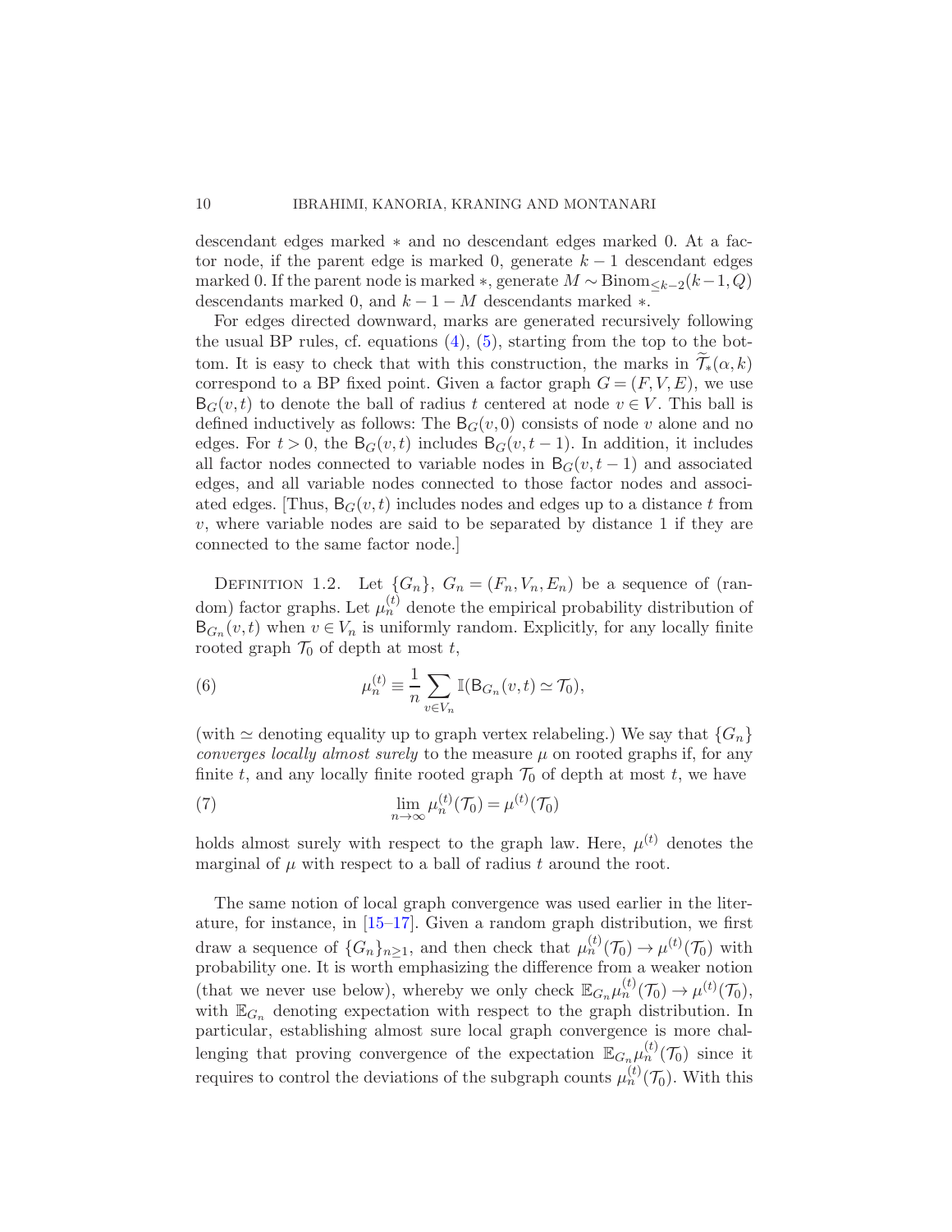descendant edges marked $*$ and no descendant edges marked 0. At a factor node, if the parent edge is marked 0, generate $k-1$ descendant edges marked 0. If the parent node is marked $*$, generate $M \sim \mathrm{Binom}_{\leq k-2}(k-1, Q)$ descendants marked 0, and $k-1-M$ descendants marked $*$.

For edges directed downward, marks are generated recursively following the usual BP rules, cf. equations (4), (5), starting from the top to the bottom. It is easy to check that with this construction, the marks in $\widetilde{\mathcal{T}}_*(\alpha, k)$ correspond to a BP fixed point. Given a factor graph $G = (F, V, E)$, we use $\mathsf{B}_G(v, t)$ to denote the ball of radius $t$ centered at node $v \in V$. This ball is defined inductively as follows: The $\mathsf{B}_G(v, 0)$ consists of node $v$ alone and no edges. For $t > 0$, the $\mathsf{B}_G(v, t)$ includes $\mathsf{B}_G(v, t-1)$. In addition, it includes all factor nodes connected to variable nodes in $\mathsf{B}_G(v, t-1)$ and associated edges, and all variable nodes connected to those factor nodes and associated edges. [Thus, $\mathsf{B}_G(v, t)$ includes nodes and edges up to a distance $t$ from $v$, where variable nodes are said to be separated by distance 1 if they are connected to the same factor node.]

DEFINITION 1.2. Let $\{G_n\}$, $G_n = (F_n, V_n, E_n)$ be a sequence of (random) factor graphs. Let $\mu_n^{(t)}$ denote the empirical probability distribution of $\mathsf{B}_{G_n}(v, t)$ when $v \in V_n$ is uniformly random. Explicitly, for any locally finite rooted graph $\mathcal{T}_0$ of depth at most $t$,

$$\mu_n^{(t)} \equiv \frac{1}{n} \sum_{v \in V_n} \mathbb{I}(\mathsf{B}_{G_n}(v, t) \simeq \mathcal{T}_0), \tag{6}$$

(with $\simeq$ denoting equality up to graph vertex relabeling.) We say that $\{G_n\}$ *converges locally almost surely* to the measure $\mu$ on rooted graphs if, for any finite $t$, and any locally finite rooted graph $\mathcal{T}_0$ of depth at most $t$, we have

$$\lim_{n \to \infty} \mu_n^{(t)}(\mathcal{T}_0) = \mu^{(t)}(\mathcal{T}_0) \tag{7}$$

holds almost surely with respect to the graph law. Here, $\mu^{(t)}$ denotes the marginal of $\mu$ with respect to a ball of radius $t$ around the root.

The same notion of local graph convergence was used earlier in the literature, for instance, in [15–17]. Given a random graph distribution, we first draw a sequence of $\{G_n\}_{n \geq 1}$, and then check that $\mu_n^{(t)}(\mathcal{T}_0) \to \mu^{(t)}(\mathcal{T}_0)$ with probability one. It is worth emphasizing the difference from a weaker notion (that we never use below), whereby we only check $\mathbb{E}_{G_n} \mu_n^{(t)}(\mathcal{T}_0) \to \mu^{(t)}(\mathcal{T}_0)$, with $\mathbb{E}_{G_n}$ denoting expectation with respect to the graph distribution. In particular, establishing almost sure local graph convergence is more challenging that proving convergence of the expectation $\mathbb{E}_{G_n} \mu_n^{(t)}(\mathcal{T}_0)$ since it requires to control the deviations of the subgraph counts $\mu_n^{(t)}(\mathcal{T}_0)$. With this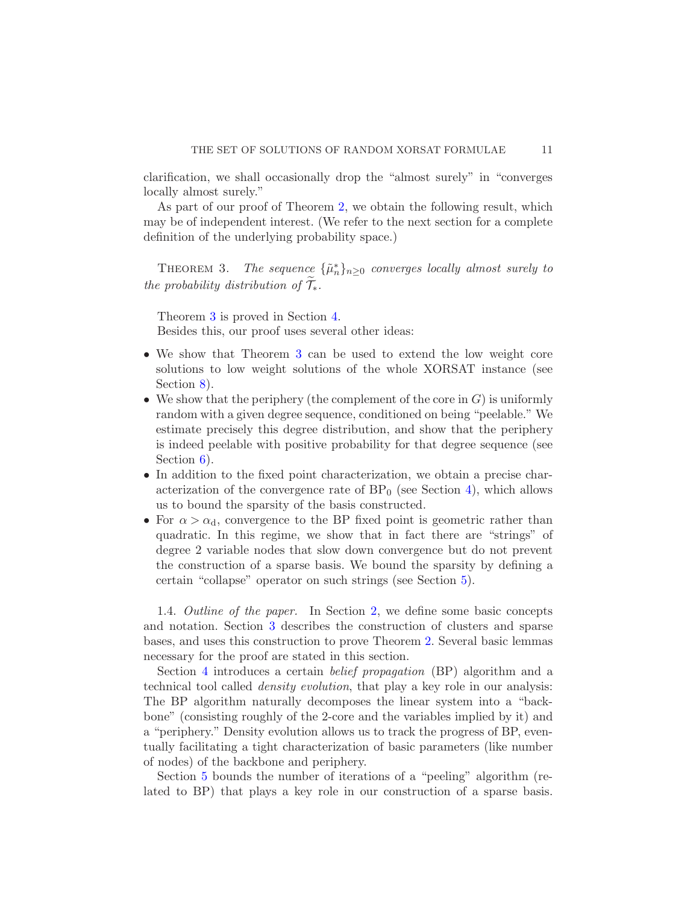clarification, we shall occasionally drop the "almost surely" in "converges locally almost surely."

As part of our proof of Theorem 2, we obtain the following result, which may be of independent interest. (We refer to the next section for a complete definition of the underlying probability space.)

THEOREM 3. *The sequence* $\{\tilde{\mu}_n^*\}_{n\geq 0}$ *converges locally almost surely to the probability distribution of* $\widetilde{\mathcal{T}}_*$.

Theorem 3 is proved in Section 4.

Besides this, our proof uses several other ideas:

- We show that Theorem 3 can be used to extend the low weight core solutions to low weight solutions of the whole XORSAT instance (see Section 8).
- We show that the periphery (the complement of the core in $G$) is uniformly random with a given degree sequence, conditioned on being "peelable." We estimate precisely this degree distribution, and show that the periphery is indeed peelable with positive probability for that degree sequence (see Section 6).
- In addition to the fixed point characterization, we obtain a precise characterization of the convergence rate of $\mathrm{BP}_0$ (see Section 4), which allows us to bound the sparsity of the basis constructed.
- For $\alpha > \alpha_{\mathrm{d}}$, convergence to the BP fixed point is geometric rather than quadratic. In this regime, we show that in fact there are "strings" of degree 2 variable nodes that slow down convergence but do not prevent the construction of a sparse basis. We bound the sparsity by defining a certain "collapse" operator on such strings (see Section 5).

1.4. *Outline of the paper.* In Section 2, we define some basic concepts and notation. Section 3 describes the construction of clusters and sparse bases, and uses this construction to prove Theorem 2. Several basic lemmas necessary for the proof are stated in this section.

Section 4 introduces a certain *belief propagation* (BP) algorithm and a technical tool called *density evolution*, that play a key role in our analysis: The BP algorithm naturally decomposes the linear system into a "backbone" (consisting roughly of the 2-core and the variables implied by it) and a "periphery." Density evolution allows us to track the progress of BP, eventually facilitating a tight characterization of basic parameters (like number of nodes) of the backbone and periphery.

Section 5 bounds the number of iterations of a "peeling" algorithm (related to BP) that plays a key role in our construction of a sparse basis.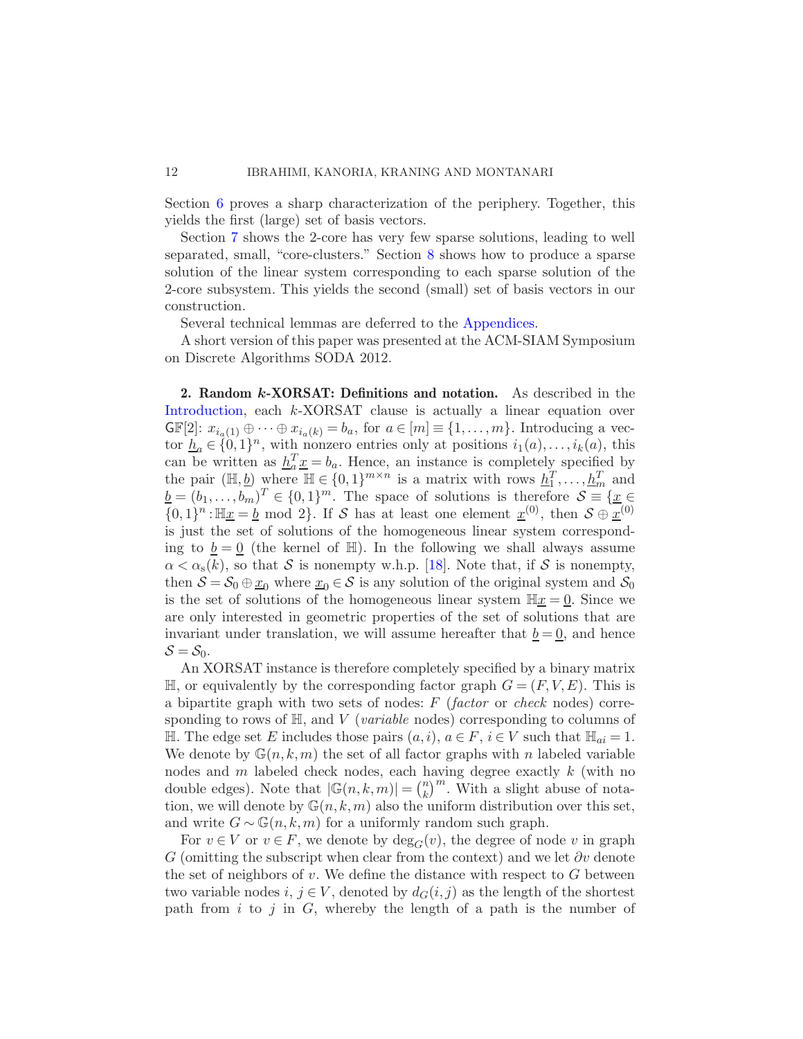Section 6 proves a sharp characterization of the periphery. Together, this yields the first (large) set of basis vectors.

Section 7 shows the 2-core has very few sparse solutions, leading to well separated, small, "core-clusters." Section 8 shows how to produce a sparse solution of the linear system corresponding to each sparse solution of the 2-core subsystem. This yields the second (small) set of basis vectors in our construction.

Several technical lemmas are deferred to the Appendices.

A short version of this paper was presented at the ACM-SIAM Symposium on Discrete Algorithms SODA 2012.

## 2. Random $k$-XORSAT: Definitions and notation.

As described in the Introduction, each $k$-XORSAT clause is actually a linear equation over $\mathsf{GF}[2]$: $x_{i_a(1)} \oplus \cdots \oplus x_{i_a(k)} = b_a$, for $a \in [m] \equiv \{1, \dots, m\}$. Introducing a vector $\underline{h}_a \in \{0,1\}^n$, with nonzero entries only at positions $i_1(a), \dots, i_k(a)$, this can be written as $\underline{h}_a^T \underline{x} = b_a$. Hence, an instance is completely specified by the pair $(\mathbb{H}, \underline{b})$ where $\mathbb{H} \in \{0,1\}^{m \times n}$ is a matrix with rows $\underline{h}_1^T, \dots, \underline{h}_m^T$ and $\underline{b} = (b_1, \dots, b_m)^T \in \{0,1\}^m$. The space of solutions is therefore $\mathcal{S} \equiv \{\underline{x} \in \{0,1\}^n : \mathbb{H}\underline{x} = \underline{b} \bmod 2\}$. If $\mathcal{S}$ has at least one element $\underline{x}^{(0)}$, then $\mathcal{S} \oplus \underline{x}^{(0)}$ is just the set of solutions of the homogeneous linear system corresponding to $\underline{b} = \underline{0}$ (the kernel of $\mathbb{H}$). In the following we shall always assume $\alpha < \alpha_{\mathrm{s}}(k)$, so that $\mathcal{S}$ is nonempty w.h.p. [18]. Note that, if $\mathcal{S}$ is nonempty, then $\mathcal{S} = \mathcal{S}_0 \oplus \underline{x}_0$ where $\underline{x}_0 \in \mathcal{S}$ is any solution of the original system and $\mathcal{S}_0$ is the set of solutions of the homogeneous linear system $\mathbb{H}\underline{x} = \underline{0}$. Since we are only interested in geometric properties of the set of solutions that are invariant under translation, we will assume hereafter that $\underline{b} = \underline{0}$, and hence $\mathcal{S} = \mathcal{S}_0$.

An XORSAT instance is therefore completely specified by a binary matrix $\mathbb{H}$, or equivalently by the corresponding factor graph $G = (F, V, E)$. This is a bipartite graph with two sets of nodes: $F$ (*factor* or *check* nodes) corresponding to rows of $\mathbb{H}$, and $V$ (*variable* nodes) corresponding to columns of $\mathbb{H}$. The edge set $E$ includes those pairs $(a, i)$, $a \in F$, $i \in V$ such that $\mathbb{H}_{ai} = 1$. We denote by $\mathbb{G}(n, k, m)$ the set of all factor graphs with $n$ labeled variable nodes and $m$ labeled check nodes, each having degree exactly $k$ (with no double edges). Note that $|\mathbb{G}(n, k, m)| = \binom{n}{k}^m$. With a slight abuse of notation, we will denote by $\mathbb{G}(n, k, m)$ also the uniform distribution over this set, and write $G \sim \mathbb{G}(n, k, m)$ for a uniformly random such graph.

For $v \in V$ or $v \in F$, we denote by $\deg_G(v)$, the degree of node $v$ in graph $G$ (omitting the subscript when clear from the context) and we let $\partial v$ denote the set of neighbors of $v$. We define the distance with respect to $G$ between two variable nodes $i, j \in V$, denoted by $d_G(i, j)$ as the length of the shortest path from $i$ to $j$ in $G$, whereby the length of a path is the number of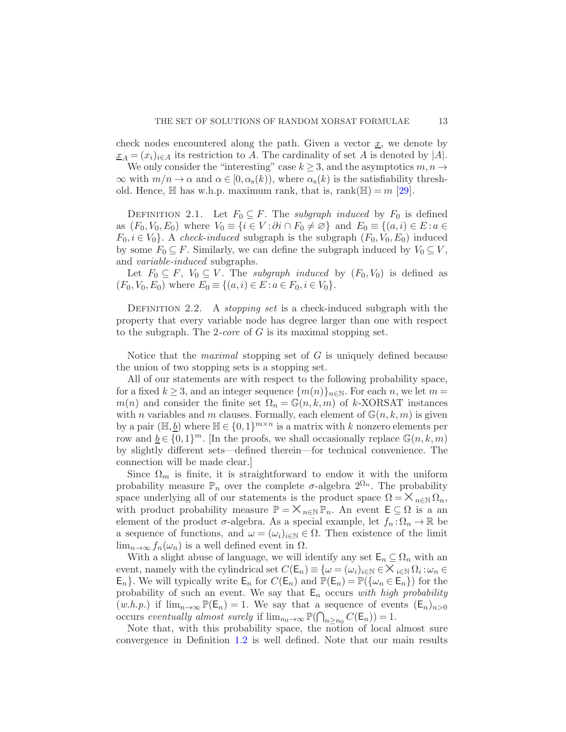check nodes encountered along the path. Given a vector $\underline{x}$, we denote by $\underline{x}_A = (x_i)_{i \in A}$ its restriction to $A$. The cardinality of set $A$ is denoted by $|A|$.

We only consider the "interesting" case $k \geq 3$, and the asymptotics $m, n \to \infty$ with $m/n \to \alpha$ and $\alpha \in [0, \alpha_{\rm s}(k))$, where $\alpha_{\rm s}(k)$ is the satisfiability threshold. Hence, $\mathbb{H}$ has w.h.p. maximum rank, that is, $\text{rank}(\mathbb{H}) = m$ [29].

DEFINITION 2.1. Let $F_0 \subseteq F$. The *subgraph induced* by $F_0$ is defined as $(F_0, V_0, E_0)$ where $V_0 \equiv \{i \in V : \partial i \cap F_0 \neq \varnothing\}$ and $E_0 \equiv \{(a,i) \in E : a \in F_0, i \in V_0\}$. A *check-induced* subgraph is the subgraph $(F_0, V_0, E_0)$ induced by some $F_0 \subseteq F$. Similarly, we can define the subgraph induced by $V_0 \subseteq V$, and *variable-induced* subgraphs.

Let $F_0 \subseteq F$, $V_0 \subseteq V$. The *subgraph induced* by $(F_0, V_0)$ is defined as $(F_0, V_0, E_0)$ where $E_0 \equiv \{(a,i) \in E : a \in F_0, i \in V_0\}$.

DEFINITION 2.2. A *stopping set* is a check-induced subgraph with the property that every variable node has degree larger than one with respect to the subgraph. The 2-*core* of $G$ is its maximal stopping set.

Notice that the *maximal* stopping set of $G$ is uniquely defined because the union of two stopping sets is a stopping set.

All of our statements are with respect to the following probability space, for a fixed $k \geq 3$, and an integer sequence $\{m(n)\}_{n \in \mathbb{N}}$. For each $n$, we let $m = m(n)$ and consider the finite set $\Omega_n = \mathbb{G}(n,k,m)$ of $k$-XORSAT instances with $n$ variables and $m$ clauses. Formally, each element of $\mathbb{G}(n,k,m)$ is given by a pair $(\mathbb{H}, \underline{b})$ where $\mathbb{H} \in \{0,1\}^{m \times n}$ is a matrix with $k$ nonzero elements per row and $\underline{b} \in \{0,1\}^m$. [In the proofs, we shall occasionally replace $\mathbb{G}(n,k,m)$ by slightly different sets—defined therein—for technical convenience. The connection will be made clear.]

Since $\Omega_m$ is finite, it is straightforward to endow it with the uniform probability measure $\mathbb{P}_n$ over the complete $\sigma$-algebra $2^{\Omega_n}$. The probability space underlying all of our statements is the product space $\Omega = \times_{n \in \mathbb{N}} \Omega_n$, with product probability measure $\mathbb{P} = \times_{n \in \mathbb{N}} \mathbb{P}_n$. An event $\mathsf{E} \subseteq \Omega$ is a an element of the product $\sigma$-algebra. As a special example, let $f_n : \Omega_n \to \mathbb{R}$ be a sequence of functions, and $\omega = (\omega_i)_{i \in \mathbb{N}} \in \Omega$. Then existence of the limit $\lim_{n \to \infty} f_n(\omega_n)$ is a well defined event in $\Omega$.

With a slight abuse of language, we will identify any set $\mathsf{E}_n \subseteq \Omega_n$ with an event, namely with the cylindrical set $C(\mathsf{E}_n) \equiv \{\omega = (\omega_i)_{i \in \mathbb{N}} \in \times_{i \in \mathbb{N}} \Omega_i : \omega_n \in \mathsf{E}_n\}$. We will typically write $\mathsf{E}_n$ for $C(\mathsf{E}_n)$ and $\mathbb{P}(\mathsf{E}_n) = \mathbb{P}(\{\omega_n \in \mathsf{E}_n\})$ for the probability of such an event. We say that $\mathsf{E}_n$ occurs *with high probability* (*w.h.p.*) if $\lim_{n \to \infty} \mathbb{P}(\mathsf{E}_n) = 1$. We say that a sequence of events $(\mathsf{E}_n)_{n > 0}$ occurs *eventually almost surely* if $\lim_{n_0 \to \infty} \mathbb{P}(\bigcap_{n \geq n_0} C(\mathsf{E}_n)) = 1$.

Note that, with this probability space, the notion of local almost sure convergence in Definition 1.2 is well defined. Note that our main results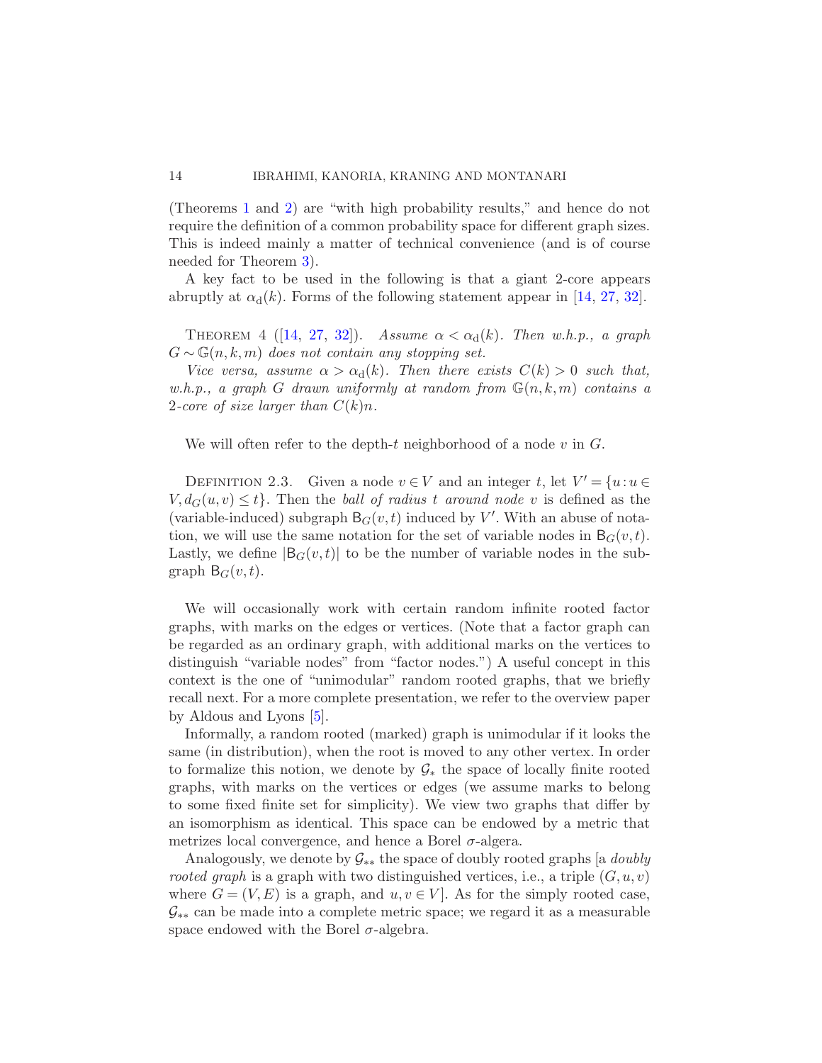(Theorems 1 and 2) are "with high probability results," and hence do not require the definition of a common probability space for different graph sizes. This is indeed mainly a matter of technical convenience (and is of course needed for Theorem 3).

A key fact to be used in the following is that a giant 2-core appears abruptly at $\alpha_{\rm d}(k)$. Forms of the following statement appear in [14, 27, 32].

THEOREM 4 ([14, 27, 32]). *Assume $\alpha < \alpha_{\rm d}(k)$. Then w.h.p., a graph $G \sim \mathbb{G}(n,k,m)$ does not contain any stopping set.*

*Vice versa, assume $\alpha > \alpha_{\rm d}(k)$. Then there exists $C(k) > 0$ such that, w.h.p., a graph $G$ drawn uniformly at random from $\mathbb{G}(n,k,m)$ contains a 2-core of size larger than $C(k)n$.*

We will often refer to the depth-$t$ neighborhood of a node $v$ in $G$.

DEFINITION 2.3. Given a node $v \in V$ and an integer $t$, let $V' = \{u : u \in V, d_G(u,v) \leq t\}$. Then the *ball of radius $t$ around node $v$* is defined as the (variable-induced) subgraph $\mathsf{B}_G(v,t)$ induced by $V'$. With an abuse of notation, we will use the same notation for the set of variable nodes in $\mathsf{B}_G(v,t)$. Lastly, we define $|\mathsf{B}_G(v,t)|$ to be the number of variable nodes in the subgraph $\mathsf{B}_G(v,t)$.

We will occasionally work with certain random infinite rooted factor graphs, with marks on the edges or vertices. (Note that a factor graph can be regarded as an ordinary graph, with additional marks on the vertices to distinguish "variable nodes" from "factor nodes.") A useful concept in this context is the one of "unimodular" random rooted graphs, that we briefly recall next. For a more complete presentation, we refer to the overview paper by Aldous and Lyons [5].

Informally, a random rooted (marked) graph is unimodular if it looks the same (in distribution), when the root is moved to any other vertex. In order to formalize this notion, we denote by $\mathcal{G}_*$ the space of locally finite rooted graphs, with marks on the vertices or edges (we assume marks to belong to some fixed finite set for simplicity). We view two graphs that differ by an isomorphism as identical. This space can be endowed by a metric that metrizes local convergence, and hence a Borel $\sigma$-algera.

Analogously, we denote by $\mathcal{G}_{**}$ the space of doubly rooted graphs [a *doubly rooted graph* is a graph with two distinguished vertices, i.e., a triple $(G,u,v)$ where $G = (V,E)$ is a graph, and $u, v \in V$]. As for the simply rooted case, $\mathcal{G}_{**}$ can be made into a complete metric space; we regard it as a measurable space endowed with the Borel $\sigma$-algebra.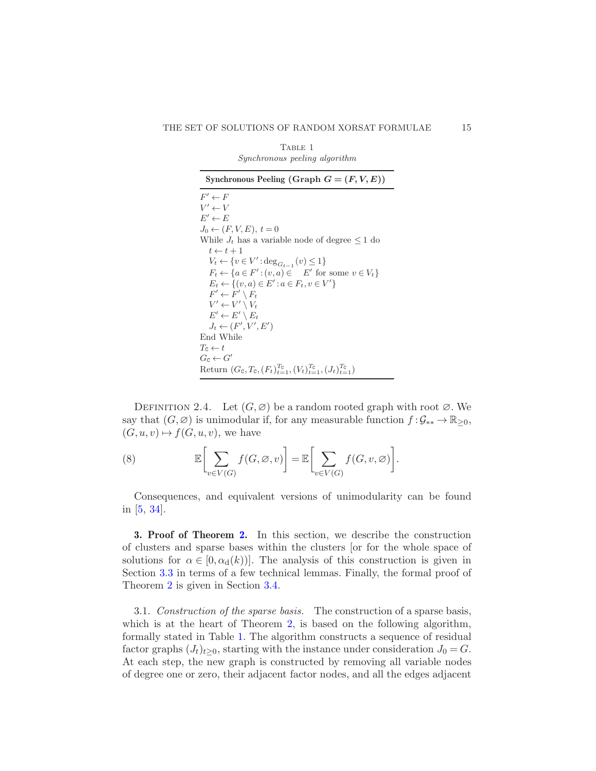Table 1
*Synchronous peeling algorithm*

```
Synchronous Peeling (Graph G = (F, V, E))

F' ← F
V' ← V
E' ← E
J_0 ← (F, V, E), t = 0
While J_t has a variable node of degree ≤ 1 do
    t ← t + 1
    V_t ← {v ∈ V' : deg_{G_{t-1}}(v) ≤ 1}
    F_t ← {a ∈ F' : (v, a) ∈ E' for some v ∈ V_t}
    E_t ← {(v, a) ∈ E' : a ∈ F_t, v ∈ V'}
    F' ← F' \ F_t
    V' ← V' \ V_t
    E' ← E' \ E_t
    J_t ← (F', V', E')
End While
T_c ← t
G_c ← G'
Return (G_c, T_c, (F_t)_{t=1}^{T_c}, (V_t)_{t=1}^{T_c}, (J_t)_{t=1}^{T_c})
```

Definition 2.4. Let $(G, \varnothing)$ be a random rooted graph with root $\varnothing$. We say that $(G, \varnothing)$ is unimodular if, for any measurable function $f : \mathcal{G}_{**} \to \mathbb{R}_{\geq 0}$, $(G, u, v) \mapsto f(G, u, v)$, we have

$$\mathbb{E}\Bigg[\sum_{v \in V(G)} f(G, \varnothing, v)\Bigg] = \mathbb{E}\Bigg[\sum_{v \in V(G)} f(G, v, \varnothing)\Bigg]. \tag{8}$$

Consequences, and equivalent versions of unimodularity can be found in [5, 34].

## 3. Proof of Theorem 2.

In this section, we describe the construction of clusters and sparse bases within the clusters [or for the whole space of solutions for $\alpha \in [0, \alpha_{\rm d}(k))$]. The analysis of this construction is given in Section 3.3 in terms of a few technical lemmas. Finally, the formal proof of Theorem 2 is given in Section 3.4.

3.1. *Construction of the sparse basis.* The construction of a sparse basis, which is at the heart of Theorem 2, is based on the following algorithm, formally stated in Table 1. The algorithm constructs a sequence of residual factor graphs $(J_t)_{t \geq 0}$, starting with the instance under consideration $J_0 = G$. At each step, the new graph is constructed by removing all variable nodes of degree one or zero, their adjacent factor nodes, and all the edges adjacent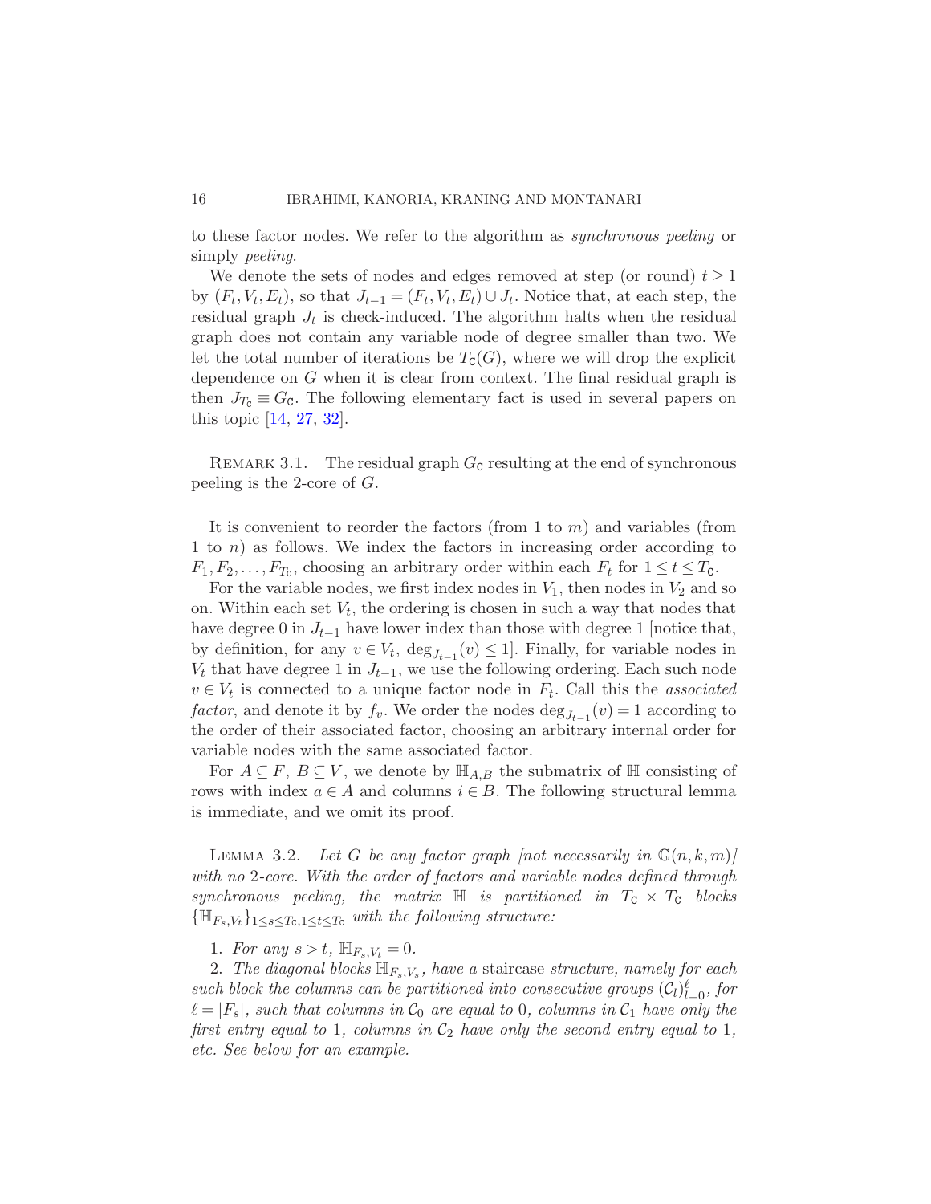to these factor nodes. We refer to the algorithm as *synchronous peeling* or simply *peeling*.

We denote the sets of nodes and edges removed at step (or round) $t \geq 1$ by $(F_t, V_t, E_t)$, so that $J_{t-1} = (F_t, V_t, E_t) \cup J_t$. Notice that, at each step, the residual graph $J_t$ is check-induced. The algorithm halts when the residual graph does not contain any variable node of degree smaller than two. We let the total number of iterations be $T_{\mathtt{C}}(G)$, where we will drop the explicit dependence on $G$ when it is clear from context. The final residual graph is then $J_{T_{\mathtt{C}}} \equiv G_{\mathtt{C}}$. The following elementary fact is used in several papers on this topic [14, 27, 32].

Remark 3.1. The residual graph $G_{\mathtt{C}}$ resulting at the end of synchronous peeling is the 2-core of $G$.

It is convenient to reorder the factors (from 1 to $m$) and variables (from 1 to $n$) as follows. We index the factors in increasing order according to $F_1, F_2, \dots, F_{T_{\mathtt{C}}}$, choosing an arbitrary order within each $F_t$ for $1 \leq t \leq T_{\mathtt{C}}$.

For the variable nodes, we first index nodes in $V_1$, then nodes in $V_2$ and so on. Within each set $V_t$, the ordering is chosen in such a way that nodes that have degree 0 in $J_{t-1}$ have lower index than those with degree 1 [notice that, by definition, for any $v \in V_t$, $\deg_{J_{t-1}}(v) \leq 1$]. Finally, for variable nodes in $V_t$ that have degree 1 in $J_{t-1}$, we use the following ordering. Each such node $v \in V_t$ is connected to a unique factor node in $F_t$. Call this the *associated factor*, and denote it by $f_v$. We order the nodes $\deg_{J_{t-1}}(v) = 1$ according to the order of their associated factor, choosing an arbitrary internal order for variable nodes with the same associated factor.

For $A \subseteq F$, $B \subseteq V$, we denote by $\mathbb{H}_{A,B}$ the submatrix of $\mathbb{H}$ consisting of rows with index $a \in A$ and columns $i \in B$. The following structural lemma is immediate, and we omit its proof.

Lemma 3.2. *Let $G$ be any factor graph [not necessarily in $\mathbb{G}(n, k, m)$] with no 2-core. With the order of factors and variable nodes defined through synchronous peeling, the matrix $\mathbb{H}$ is partitioned in $T_{\mathtt{C}} \times T_{\mathtt{C}}$ blocks $\{\mathbb{H}_{F_s,V_t}\}_{1 \leq s \leq T_{\mathtt{C}}, 1 \leq t \leq T_{\mathtt{C}}}$ with the following structure:*

1. *For any $s > t$, $\mathbb{H}_{F_s,V_t} = 0$.*
2. *The diagonal blocks $\mathbb{H}_{F_s,V_s}$, have a* staircase *structure, namely for each such block the columns can be partitioned into consecutive groups $(\mathcal{C}_l)_{l=0}^{\ell}$, for $\ell = |F_s|$, such that columns in $\mathcal{C}_0$ are equal to 0, columns in $\mathcal{C}_1$ have only the first entry equal to 1, columns in $\mathcal{C}_2$ have only the second entry equal to 1, etc. See below for an example.*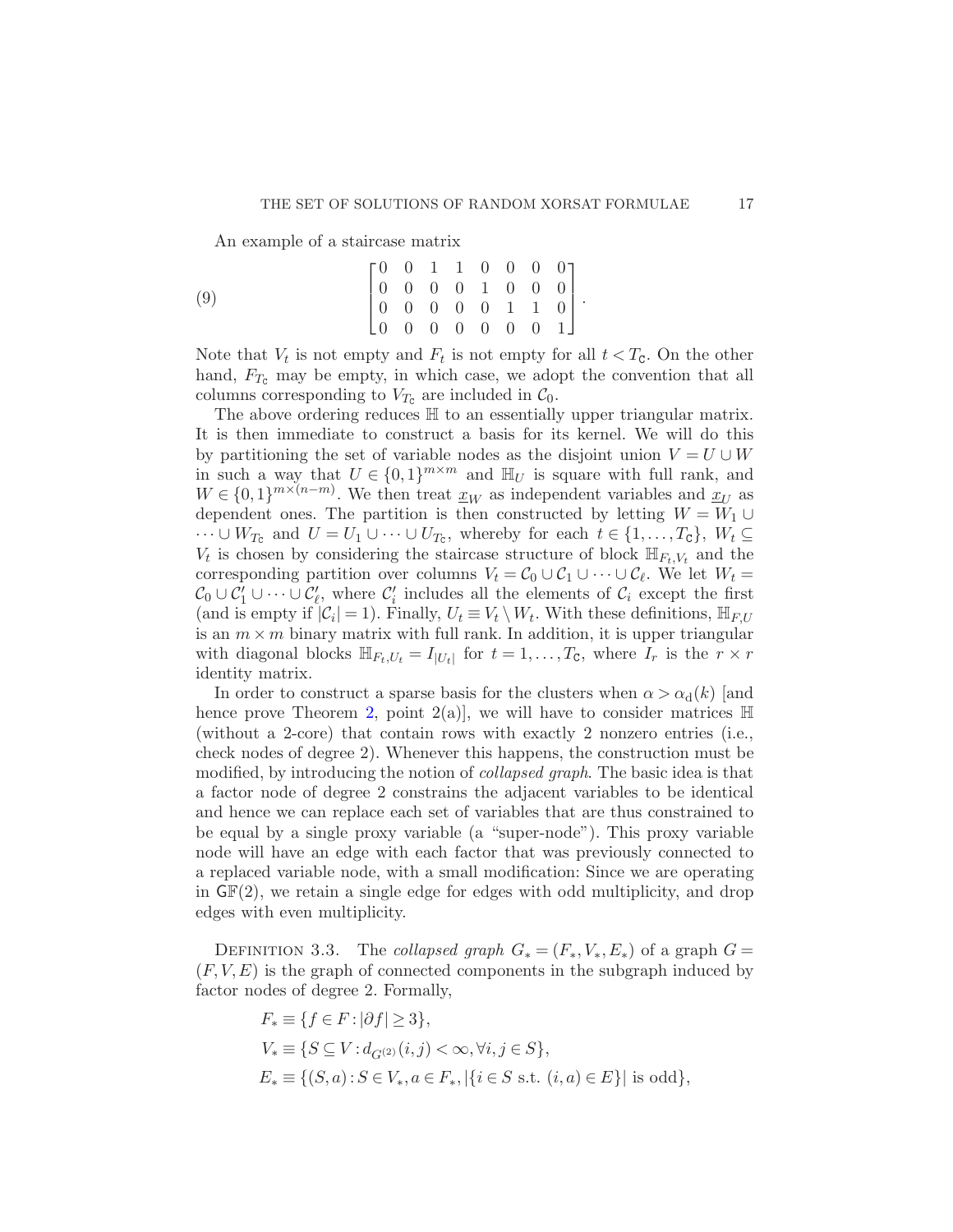An example of a staircase matrix

$$
\begin{bmatrix}
0 & 0 & 1 & 1 & 0 & 0 & 0 & 0 \\
0 & 0 & 0 & 0 & 1 & 0 & 0 & 0 \\
0 & 0 & 0 & 0 & 0 & 1 & 1 & 0 \\
0 & 0 & 0 & 0 & 0 & 0 & 0 & 1
\end{bmatrix}. \tag{9}
$$

Note that $V_t$ is not empty and $F_t$ is not empty for all $t < T_{\mathtt{C}}$. On the other hand, $F_{T_{\mathtt{C}}}$ may be empty, in which case, we adopt the convention that all columns corresponding to $V_{T_{\mathtt{C}}}$ are included in $\mathcal{C}_0$.

The above ordering reduces $\mathbb{H}$ to an essentially upper triangular matrix. It is then immediate to construct a basis for its kernel. We will do this by partitioning the set of variable nodes as the disjoint union $V = U \cup W$ in such a way that $U \in \{0,1\}^{m\times m}$ and $\mathbb{H}_U$ is square with full rank, and $W \in \{0,1\}^{m\times(n-m)}$. We then treat $\underline{x}_W$ as independent variables and $\underline{x}_U$ as dependent ones. The partition is then constructed by letting $W = W_1 \cup \cdots \cup W_{T_{\mathtt{C}}}$ and $U = U_1 \cup \cdots \cup U_{T_{\mathtt{C}}}$, whereby for each $t \in \{1,\dots,T_{\mathtt{C}}\}$, $W_t \subseteq V_t$ is chosen by considering the staircase structure of block $\mathbb{H}_{F_t,V_t}$ and the corresponding partition over columns $V_t = \mathcal{C}_0 \cup \mathcal{C}_1 \cup \cdots \cup \mathcal{C}_\ell$. We let $W_t = \mathcal{C}_0 \cup \mathcal{C}'_1 \cup \cdots \cup \mathcal{C}'_\ell$, where $\mathcal{C}'_i$ includes all the elements of $\mathcal{C}_i$ except the first (and is empty if $|\mathcal{C}_i| = 1$). Finally, $U_t \equiv V_t \setminus W_t$. With these definitions, $\mathbb{H}_{F,U}$ is an $m \times m$ binary matrix with full rank. In addition, it is upper triangular with diagonal blocks $\mathbb{H}_{F_t,U_t} = I_{|U_t|}$ for $t = 1,\dots,T_{\mathtt{C}}$, where $I_r$ is the $r \times r$ identity matrix.

In order to construct a sparse basis for the clusters when $\alpha > \alpha_{\mathrm{d}}(k)$ [and hence prove Theorem 2, point 2(a)], we will have to consider matrices $\mathbb{H}$ (without a 2-core) that contain rows with exactly 2 nonzero entries (i.e., check nodes of degree 2). Whenever this happens, the construction must be modified, by introducing the notion of *collapsed graph*. The basic idea is that a factor node of degree 2 constrains the adjacent variables to be identical and hence we can replace each set of variables that are thus constrained to be equal by a single proxy variable (a "super-node"). This proxy variable node will have an edge with each factor that was previously connected to a replaced variable node, with a small modification: Since we are operating in $\mathsf{GF}(2)$, we retain a single edge for edges with odd multiplicity, and drop edges with even multiplicity.

DEFINITION 3.3. The *collapsed graph* $G_* = (F_*, V_*, E_*)$ of a graph $G = (F, V, E)$ is the graph of connected components in the subgraph induced by factor nodes of degree 2. Formally,

$$
\begin{aligned}
&F_* \equiv \{f \in F : |\partial f| \geq 3\},\\
&V_* \equiv \{S \subseteq V : d_{G^{(2)}}(i,j) < \infty, \forall i,j \in S\},\\
&E_* \equiv \{(S,a) : S \in V_*, a \in F_*, |\{i \in S \text{ s.t. } (i,a) \in E\}| \text{ is odd}\},
\end{aligned}
$$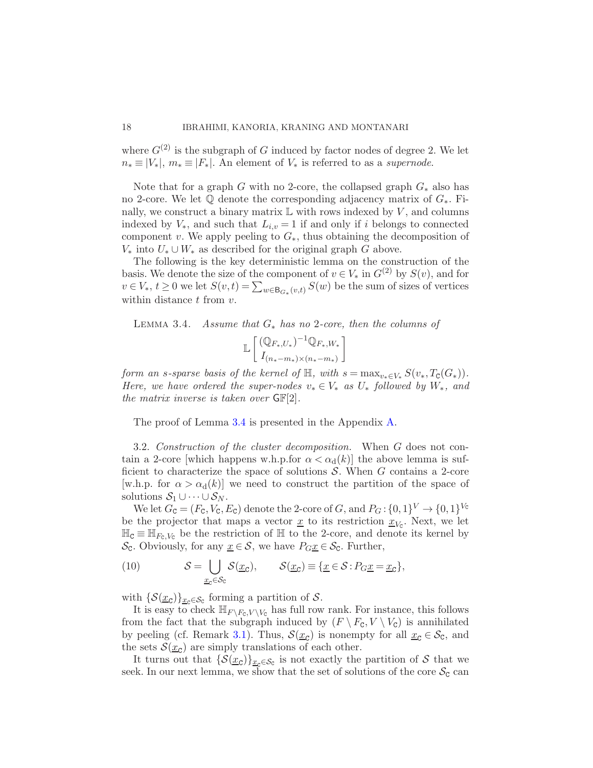where $G^{(2)}$ is the subgraph of $G$ induced by factor nodes of degree 2. We let $n_* \equiv |V_*|$, $m_* \equiv |F_*|$. An element of $V_*$ is referred to as a *supernode*.

Note that for a graph $G$ with no 2-core, the collapsed graph $G_*$ also has no 2-core. We let $\mathbb{Q}$ denote the corresponding adjacency matrix of $G_*$. Finally, we construct a binary matrix $\mathbb{L}$ with rows indexed by $V$, and columns indexed by $V_*$, and such that $L_{i,v} = 1$ if and only if $i$ belongs to connected component $v$. We apply peeling to $G_*$, thus obtaining the decomposition of $V_*$ into $U_* \cup W_*$ as described for the original graph $G$ above.

The following is the key deterministic lemma on the construction of the basis. We denote the size of the component of $v \in V_*$ in $G^{(2)}$ by $S(v)$, and for $v \in V_*$, $t \geq 0$ we let $S(v,t) = \sum_{w \in \mathsf{B}_{G_*}(v,t)} S(w)$ be the sum of sizes of vertices within distance $t$ from $v$.

LEMMA 3.4. *Assume that $G_*$ has no 2-core, then the columns of*

$$\mathbb{L}\begin{bmatrix} (\mathbb{Q}_{F_*,U_*})^{-1}\mathbb{Q}_{F_*,W_*} \\ I_{(n_*-m_*)\times(n_*-m_*)} \end{bmatrix}$$

*form an $s$-sparse basis of the kernel of $\mathbb{H}$, with $s = \max_{v_* \in V_*} S(v_*, T_{\mathtt{C}}(G_*))$. Here, we have ordered the super-nodes $v_* \in V_*$ as $U_*$ followed by $W_*$, and the matrix inverse is taken over $\mathsf{GF}[2]$.*

The proof of Lemma 3.4 is presented in the Appendix A.

3.2. *Construction of the cluster decomposition.* When $G$ does not contain a 2-core [which happens w.h.p.for $\alpha < \alpha_{\mathrm{d}}(k)$] the above lemma is sufficient to characterize the space of solutions $\mathcal{S}$. When $G$ contains a 2-core [w.h.p. for $\alpha > \alpha_{\mathrm{d}}(k)$] we need to construct the partition of the space of solutions $\mathcal{S}_1 \cup \cdots \cup \mathcal{S}_N$.

We let $G_{\mathtt{C}} = (F_{\mathtt{C}}, V_{\mathtt{C}}, E_{\mathtt{C}})$ denote the 2-core of $G$, and $P_G : \{0,1\}^V \to \{0,1\}^{V_{\mathtt{C}}}$ be the projector that maps a vector $\underline{x}$ to its restriction $\underline{x}_{V_{\mathtt{C}}}$. Next, we let $\mathbb{H}_{\mathtt{C}} \equiv \mathbb{H}_{F_{\mathtt{C}},V_{\mathtt{C}}}$ be the restriction of $\mathbb{H}$ to the 2-core, and denote its kernel by $\mathcal{S}_{\mathtt{C}}$. Obviously, for any $\underline{x} \in \mathcal{S}$, we have $P_G\underline{x} \in \mathcal{S}_{\mathtt{C}}$. Further,

$$\mathcal{S} = \bigcup_{\underline{x}_{\mathtt{C}} \in \mathcal{S}_{\mathtt{C}}} \mathcal{S}(\underline{x}_{\mathtt{C}}), \qquad \mathcal{S}(\underline{x}_{\mathtt{C}}) \equiv \{\underline{x} \in \mathcal{S} : P_G\underline{x} = \underline{x}_{\mathtt{C}}\}, \tag{10}$$

with $\{\mathcal{S}(\underline{x}_{\mathtt{C}})\}_{\underline{x}_{\mathtt{C}} \in \mathcal{S}_{\mathtt{C}}}$ forming a partition of $\mathcal{S}$.

It is easy to check $\mathbb{H}_{F \setminus F_{\mathtt{C}}, V \setminus V_{\mathtt{C}}}$ has full row rank. For instance, this follows from the fact that the subgraph induced by $(F \setminus F_{\mathtt{C}}, V \setminus V_{\mathtt{C}})$ is annihilated by peeling (cf. Remark 3.1). Thus, $\mathcal{S}(\underline{x}_{\mathtt{C}})$ is nonempty for all $\underline{x}_{\mathtt{C}} \in \mathcal{S}_{\mathtt{C}}$, and the sets $\mathcal{S}(\underline{x}_{\mathtt{C}})$ are simply translations of each other.

It turns out that $\{\mathcal{S}(\underline{x}_{\mathtt{C}})\}_{\underline{x}_{\mathtt{C}} \in \mathcal{S}_{\mathtt{C}}}$ is not exactly the partition of $\mathcal{S}$ that we seek. In our next lemma, we show that the set of solutions of the core $\mathcal{S}_{\mathtt{C}}$ can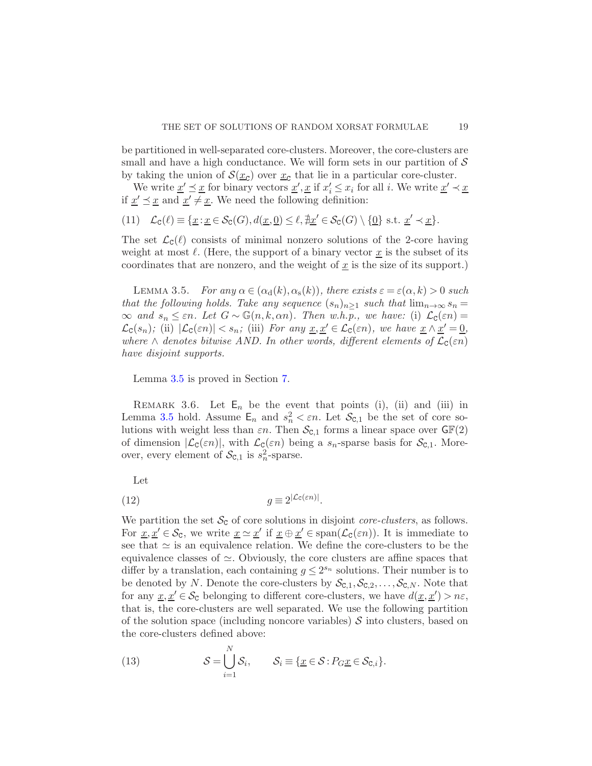be partitioned in well-separated core-clusters. Moreover, the core-clusters are small and have a high conductance. We will form sets in our partition of $\mathcal{S}$ by taking the union of $\mathcal{S}(\underline{x}_{\mathsf{C}})$ over $\underline{x}_{\mathsf{C}}$ that lie in a particular core-cluster.

We write $\underline{x}' \preceq \underline{x}$ for binary vectors $\underline{x}', \underline{x}$ if $x'_i \le x_i$ for all $i$. We write $\underline{x}' \prec \underline{x}$ if $\underline{x}' \preceq \underline{x}$ and $\underline{x}' \neq \underline{x}$. We need the following definition:

$$\mathcal{L}_{\mathsf{C}}(\ell) \equiv \{\underline{x} : \underline{x} \in \mathcal{S}_{\mathsf{C}}(G), d(\underline{x}, \underline{0}) \le \ell, \nexists \underline{x}' \in \mathcal{S}_{\mathsf{C}}(G) \setminus \{\underline{0}\} \text{ s.t. } \underline{x}' \prec \underline{x}\}. \tag{11}$$

The set $\mathcal{L}_{\mathsf{C}}(\ell)$ consists of minimal nonzero solutions of the 2-core having weight at most $\ell$. (Here, the support of a binary vector $\underline{x}$ is the subset of its coordinates that are nonzero, and the weight of $\underline{x}$ is the size of its support.)

LEMMA 3.5. *For any $\alpha \in (\alpha_{\mathrm{d}}(k), \alpha_{\mathrm{s}}(k))$, there exists $\varepsilon = \varepsilon(\alpha, k) > 0$ such that the following holds. Take any sequence $(s_n)_{n\ge 1}$ such that $\lim_{n\to\infty} s_n = \infty$ and $s_n \le \varepsilon n$. Let $G \sim \mathbb{G}(n, k, \alpha n)$. Then w.h.p., we have:* (i) *$\mathcal{L}_{\mathsf{C}}(\varepsilon n) = \mathcal{L}_{\mathsf{C}}(s_n)$;* (ii) *$|\mathcal{L}_{\mathsf{C}}(\varepsilon n)| < s_n$;* (iii) *For any $\underline{x}, \underline{x}' \in \mathcal{L}_{\mathsf{C}}(\varepsilon n)$, we have $\underline{x} \wedge \underline{x}' = \underline{0}$, where $\wedge$ denotes bitwise AND. In other words, different elements of $\mathcal{L}_{\mathsf{C}}(\varepsilon n)$ have disjoint supports.*

Lemma 3.5 is proved in Section 7.

REMARK 3.6. Let $\mathsf{E}_n$ be the event that points (i), (ii) and (iii) in Lemma 3.5 hold. Assume $\mathsf{E}_n$ and $s_n^2 < \varepsilon n$. Let $\mathcal{S}_{\mathsf{C},1}$ be the set of core solutions with weight less than $\varepsilon n$. Then $\mathcal{S}_{\mathsf{C},1}$ forms a linear space over $\mathsf{GF}(2)$ of dimension $|\mathcal{L}_{\mathsf{C}}(\varepsilon n)|$, with $\mathcal{L}_{\mathsf{C}}(\varepsilon n)$ being a $s_n$-sparse basis for $\mathcal{S}_{\mathsf{C},1}$. Moreover, every element of $\mathcal{S}_{\mathsf{C},1}$ is $s_n^2$-sparse.

Let

$$g \equiv 2^{|\mathcal{L}_{\mathsf{C}}(\varepsilon n)|}. \tag{12}$$

We partition the set $\mathcal{S}_{\mathsf{C}}$ of core solutions in disjoint *core-clusters*, as follows. For $\underline{x}, \underline{x}' \in \mathcal{S}_{\mathsf{C}}$, we write $\underline{x} \simeq \underline{x}'$ if $\underline{x} \oplus \underline{x}' \in \mathrm{span}(\mathcal{L}_{\mathsf{C}}(\varepsilon n))$. It is immediate to see that $\simeq$ is an equivalence relation. We define the core-clusters to be the equivalence classes of $\simeq$. Obviously, the core clusters are affine spaces that differ by a translation, each containing $g \le 2^{s_n}$ solutions. Their number is to be denoted by $N$. Denote the core-clusters by $\mathcal{S}_{\mathsf{C},1}, \mathcal{S}_{\mathsf{C},2}, \ldots, \mathcal{S}_{\mathsf{C},N}$. Note that for any $\underline{x}, \underline{x}' \in \mathcal{S}_{\mathsf{C}}$ belonging to different core-clusters, we have $d(\underline{x}, \underline{x}') > n\varepsilon$, that is, the core-clusters are well separated. We use the following partition of the solution space (including noncore variables) $\mathcal{S}$ into clusters, based on the core-clusters defined above:

$$\mathcal{S} = \bigcup_{i=1}^{N} \mathcal{S}_i, \qquad \mathcal{S}_i \equiv \{\underline{x} \in \mathcal{S} : P_G \underline{x} \in \mathcal{S}_{\mathsf{C},i}\}. \tag{13}$$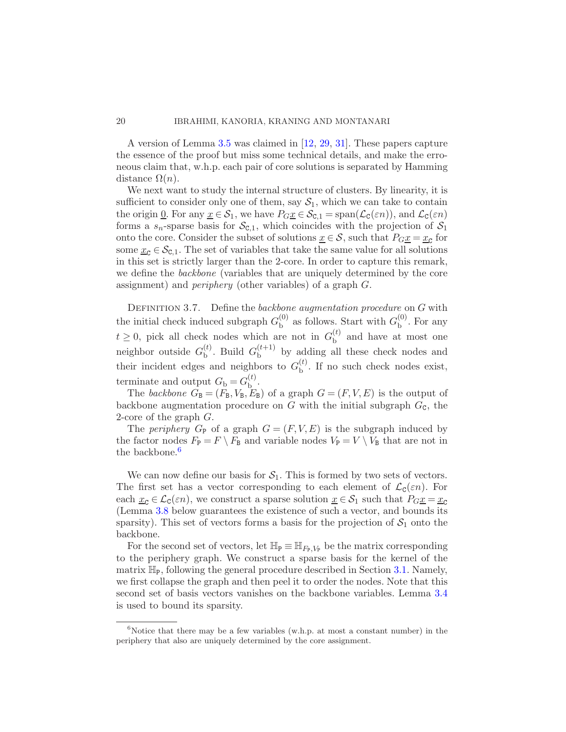A version of Lemma 3.5 was claimed in [12, 29, 31]. These papers capture the essence of the proof but miss some technical details, and make the erroneous claim that, w.h.p. each pair of core solutions is separated by Hamming distance $\Omega(n)$.

We next want to study the internal structure of clusters. By linearity, it is sufficient to consider only one of them, say $\mathcal{S}_1$, which we can take to contain the origin $\underline{0}$. For any $\underline{x} \in \mathcal{S}_1$, we have $P_G \underline{x} \in \mathcal{S}_{\mathtt{C},1} = \operatorname{span}(\mathcal{L}_{\mathtt{C}}(\varepsilon n))$, and $\mathcal{L}_{\mathtt{C}}(\varepsilon n)$ forms a $s_n$-sparse basis for $\mathcal{S}_{\mathtt{C},1}$, which coincides with the projection of $\mathcal{S}_1$ onto the core. Consider the subset of solutions $\underline{x} \in \mathcal{S}$, such that $P_G \underline{x} = \underline{x}_{\mathtt{C}}$ for some $\underline{x}_{\mathtt{C}} \in \mathcal{S}_{\mathtt{C},1}$. The set of variables that take the same value for all solutions in this set is strictly larger than the 2-core. In order to capture this remark, we define the *backbone* (variables that are uniquely determined by the core assignment) and *periphery* (other variables) of a graph $G$.

DEFINITION 3.7. Define the *backbone augmentation procedure* on $G$ with the initial check induced subgraph $G_{\mathrm{b}}^{(0)}$ as follows. Start with $G_{\mathrm{b}}^{(0)}$. For any $t \geq 0$, pick all check nodes which are not in $G_{\mathrm{b}}^{(t)}$ and have at most one neighbor outside $G_{\mathrm{b}}^{(t)}$. Build $G_{\mathrm{b}}^{(t+1)}$ by adding all these check nodes and their incident edges and neighbors to $G_{\mathrm{b}}^{(t)}$. If no such check nodes exist, terminate and output $G_{\mathrm{b}} = G_{\mathrm{b}}^{(t)}$.

The *backbone* $G_{\mathtt{B}} = (F_{\mathtt{B}}, V_{\mathtt{B}}, E_{\mathtt{B}})$ of a graph $G = (F, V, E)$ is the output of backbone augmentation procedure on $G$ with the initial subgraph $G_{\mathtt{C}}$, the 2-core of the graph $G$.

The *periphery* $G_{\mathtt{P}}$ of a graph $G = (F, V, E)$ is the subgraph induced by the factor nodes $F_{\mathtt{P}} = F \setminus F_{\mathtt{B}}$ and variable nodes $V_{\mathtt{P}} = V \setminus V_{\mathtt{B}}$ that are not in the backbone.[6]

We can now define our basis for $\mathcal{S}_1$. This is formed by two sets of vectors. The first set has a vector corresponding to each element of $\mathcal{L}_{\mathtt{C}}(\varepsilon n)$. For each $\underline{x}_{\mathtt{C}} \in \mathcal{L}_{\mathtt{C}}(\varepsilon n)$, we construct a sparse solution $\underline{x} \in \mathcal{S}_1$ such that $P_G \underline{x} = \underline{x}_{\mathtt{C}}$ (Lemma 3.8 below guarantees the existence of such a vector, and bounds its sparsity). This set of vectors forms a basis for the projection of $\mathcal{S}_1$ onto the backbone.

For the second set of vectors, let $\mathbb{H}_{\mathtt{P}} \equiv \mathbb{H}_{F_{\mathtt{P}}, V_{\mathtt{P}}}$ be the matrix corresponding to the periphery graph. We construct a sparse basis for the kernel of the matrix $\mathbb{H}_{\mathtt{P}}$, following the general procedure described in Section 3.1. Namely, we first collapse the graph and then peel it to order the nodes. Note that this second set of basis vectors vanishes on the backbone variables. Lemma 3.4 is used to bound its sparsity.

[6] Notice that there may be a few variables (w.h.p. at most a constant number) in the periphery that also are uniquely determined by the core assignment.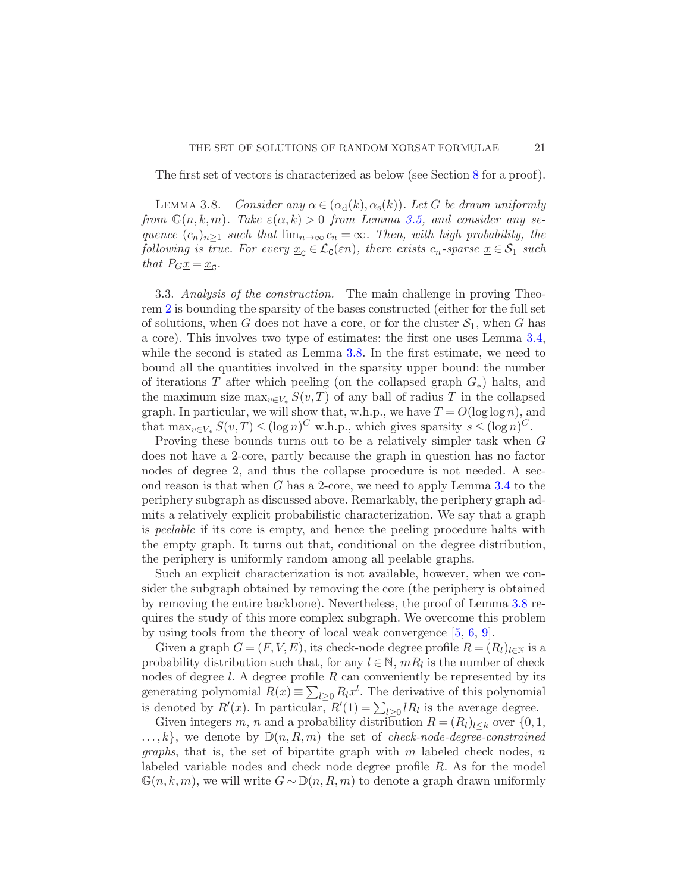The first set of vectors is characterized as below (see Section 8 for a proof).

LEMMA 3.8. *Consider any $\alpha \in (\alpha_{\rm d}(k), \alpha_{\rm s}(k))$. Let $G$ be drawn uniformly from $\mathbb{G}(n,k,m)$. Take $\varepsilon(\alpha,k) > 0$ from Lemma 3.5, and consider any sequence $(c_n)_{n\geq 1}$ such that $\lim_{n\to\infty} c_n = \infty$. Then, with high probability, the following is true. For every $\underline{x}_{\mathtt{C}} \in \mathcal{L}_{\mathtt{C}}(\varepsilon n)$, there exists $c_n$-sparse $\underline{x} \in \mathcal{S}_1$ such that $P_G \underline{x} = \underline{x}_{\mathtt{C}}$.*

3.3. *Analysis of the construction.* The main challenge in proving Theorem 2 is bounding the sparsity of the bases constructed (either for the full set of solutions, when $G$ does not have a core, or for the cluster $\mathcal{S}_1$, when $G$ has a core). This involves two type of estimates: the first one uses Lemma 3.4, while the second is stated as Lemma 3.8. In the first estimate, we need to bound all the quantities involved in the sparsity upper bound: the number of iterations $T$ after which peeling (on the collapsed graph $G_*$) halts, and the maximum size $\max_{v\in V_*} S(v,T)$ of any ball of radius $T$ in the collapsed graph. In particular, we will show that, w.h.p., we have $T = O(\log\log n)$, and that $\max_{v\in V_*} S(v,T) \leq (\log n)^C$ w.h.p., which gives sparsity $s \leq (\log n)^C$.

Proving these bounds turns out to be a relatively simpler task when $G$ does not have a 2-core, partly because the graph in question has no factor nodes of degree 2, and thus the collapse procedure is not needed. A second reason is that when $G$ has a 2-core, we need to apply Lemma 3.4 to the periphery subgraph as discussed above. Remarkably, the periphery graph admits a relatively explicit probabilistic characterization. We say that a graph is *peelable* if its core is empty, and hence the peeling procedure halts with the empty graph. It turns out that, conditional on the degree distribution, the periphery is uniformly random among all peelable graphs.

Such an explicit characterization is not available, however, when we consider the subgraph obtained by removing the core (the periphery is obtained by removing the entire backbone). Nevertheless, the proof of Lemma 3.8 requires the study of this more complex subgraph. We overcome this problem by using tools from the theory of local weak convergence [5, 6, 9].

Given a graph $G = (F,V,E)$, its check-node degree profile $R = (R_l)_{l\in\mathbb{N}}$ is a probability distribution such that, for any $l \in \mathbb{N}$, $mR_l$ is the number of check nodes of degree $l$. A degree profile $R$ can conveniently be represented by its generating polynomial $R(x) \equiv \sum_{l\geq 0} R_l x^l$. The derivative of this polynomial is denoted by $R'(x)$. In particular, $R'(1) = \sum_{l\geq 0} lR_l$ is the average degree.

Given integers $m$, $n$ and a probability distribution $R = (R_l)_{l\leq k}$ over $\{0,1,\dots,k\}$, we denote by $\mathbb{D}(n,R,m)$ the set of *check-node-degree-constrained graphs*, that is, the set of bipartite graph with $m$ labeled check nodes, $n$ labeled variable nodes and check node degree profile $R$. As for the model $\mathbb{G}(n,k,m)$, we will write $G \sim \mathbb{D}(n,R,m)$ to denote a graph drawn uniformly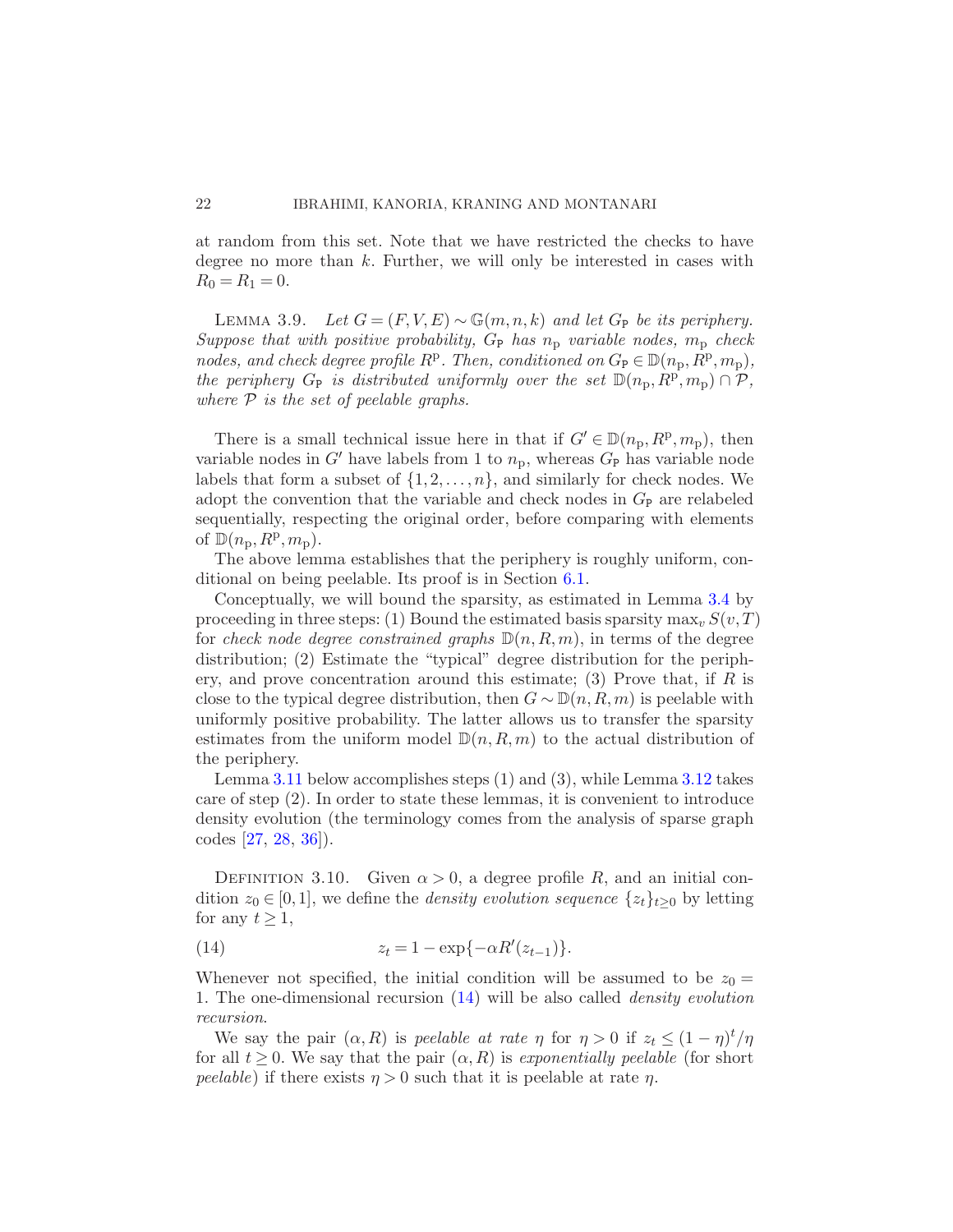at random from this set. Note that we have restricted the checks to have degree no more than $k$. Further, we will only be interested in cases with $R_0 = R_1 = 0$.

LEMMA 3.9. *Let $G = (F, V, E) \sim \mathbb{G}(m, n, k)$ and let $G_{\mathtt{P}}$ be its periphery. Suppose that with positive probability, $G_{\mathtt{P}}$ has $n_{\mathrm{p}}$ variable nodes, $m_{\mathrm{p}}$ check nodes, and check degree profile $R^{\mathrm{p}}$. Then, conditioned on $G_{\mathtt{P}} \in \mathbb{D}(n_{\mathrm{p}}, R^{\mathrm{p}}, m_{\mathrm{p}})$, the periphery $G_{\mathtt{P}}$ is distributed uniformly over the set $\mathbb{D}(n_{\mathrm{p}}, R^{\mathrm{p}}, m_{\mathrm{p}}) \cap \mathcal{P}$, where $\mathcal{P}$ is the set of peelable graphs.*

There is a small technical issue here in that if $G' \in \mathbb{D}(n_{\mathrm{p}}, R^{\mathrm{p}}, m_{\mathrm{p}})$, then variable nodes in $G'$ have labels from 1 to $n_{\mathrm{p}}$, whereas $G_{\mathtt{P}}$ has variable node labels that form a subset of $\{1, 2, \ldots, n\}$, and similarly for check nodes. We adopt the convention that the variable and check nodes in $G_{\mathtt{P}}$ are relabeled sequentially, respecting the original order, before comparing with elements of $\mathbb{D}(n_{\mathrm{p}}, R^{\mathrm{p}}, m_{\mathrm{p}})$.

The above lemma establishes that the periphery is roughly uniform, conditional on being peelable. Its proof is in Section 6.1.

Conceptually, we will bound the sparsity, as estimated in Lemma 3.4 by proceeding in three steps: (1) Bound the estimated basis sparsity $\max_v S(v, T)$ for *check node degree constrained graphs* $\mathbb{D}(n, R, m)$, in terms of the degree distribution; (2) Estimate the "typical" degree distribution for the periphery, and prove concentration around this estimate; (3) Prove that, if $R$ is close to the typical degree distribution, then $G \sim \mathbb{D}(n, R, m)$ is peelable with uniformly positive probability. The latter allows us to transfer the sparsity estimates from the uniform model $\mathbb{D}(n, R, m)$ to the actual distribution of the periphery.

Lemma 3.11 below accomplishes steps (1) and (3), while Lemma 3.12 takes care of step (2). In order to state these lemmas, it is convenient to introduce density evolution (the terminology comes from the analysis of sparse graph codes [27, 28, 36]).

DEFINITION 3.10. Given $\alpha > 0$, a degree profile $R$, and an initial condition $z_0 \in [0, 1]$, we define the *density evolution sequence* $\{z_t\}_{t \geq 0}$ by letting for any $t \geq 1$,

$$z_t = 1 - \exp\{-\alpha R'(z_{t-1})\}. \tag{14}$$

Whenever not specified, the initial condition will be assumed to be $z_0 = 1$. The one-dimensional recursion (14) will be also called *density evolution recursion*.

We say the pair $(\alpha, R)$ is *peelable at rate* $\eta$ for $\eta > 0$ if $z_t \leq (1 - \eta)^t / \eta$ for all $t \geq 0$. We say that the pair $(\alpha, R)$ is *exponentially peelable* (for short *peelable*) if there exists $\eta > 0$ such that it is peelable at rate $\eta$.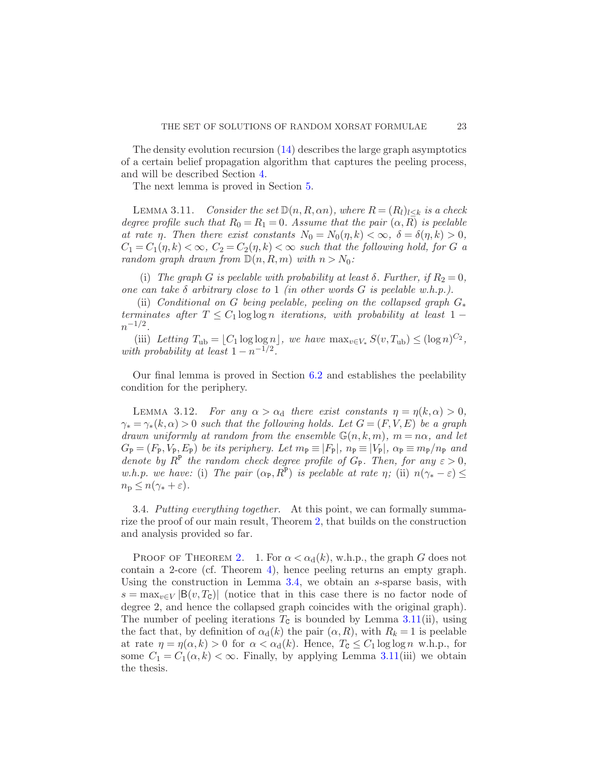The density evolution recursion (14) describes the large graph asymptotics of a certain belief propagation algorithm that captures the peeling process, and will be described Section 4.

The next lemma is proved in Section 5.

LEMMA 3.11. *Consider the set $\mathbb{D}(n, R, \alpha n)$, where $R = (R_l)_{l \le k}$ is a check degree profile such that $R_0 = R_1 = 0$. Assume that the pair $(\alpha, R)$ is peelable at rate $\eta$. Then there exist constants $N_0 = N_0(\eta, k) < \infty$, $\delta = \delta(\eta, k) > 0$, $C_1 = C_1(\eta, k) < \infty$, $C_2 = C_2(\eta, k) < \infty$ such that the following hold, for $G$ a random graph drawn from $\mathbb{D}(n, R, m)$ with $n > N_0$:*

(i) *The graph $G$ is peelable with probability at least $\delta$. Further, if $R_2 = 0$, one can take $\delta$ arbitrary close to 1 (in other words $G$ is peelable w.h.p.).*

(ii) *Conditional on $G$ being peelable, peeling on the collapsed graph $G_*$ terminates after $T \le C_1 \log\log n$ iterations, with probability at least $1 - n^{-1/2}$.*

(iii) *Letting $T_{\rm ub} = \lfloor C_1 \log\log n \rfloor$, we have $\max_{v \in V_*} S(v, T_{\rm ub}) \le (\log n)^{C_2}$, with probability at least $1 - n^{-1/2}$.*

Our final lemma is proved in Section 6.2 and establishes the peelability condition for the periphery.

LEMMA 3.12. *For any $\alpha > \alpha_{\rm d}$ there exist constants $\eta = \eta(k, \alpha) > 0$, $\gamma_* = \gamma_*(k, \alpha) > 0$ such that the following holds. Let $G = (F, V, E)$ be a graph drawn uniformly at random from the ensemble $\mathbb{G}(n, k, m)$, $m = n\alpha$, and let $G_{\tt P} = (F_{\tt P}, V_{\tt P}, E_{\tt P})$ be its periphery. Let $m_{\tt P} \equiv |F_{\tt P}|$, $n_{\tt P} \equiv |V_{\tt P}|$, $\alpha_{\tt P} \equiv m_{\tt P}/n_{\tt P}$ and denote by $R^{\tt P}$ the random check degree profile of $G_{\tt P}$. Then, for any $\varepsilon > 0$, w.h.p. we have:* (i) *The pair $(\alpha_{\tt P}, R^{\tt P})$ is peelable at rate $\eta$;* (ii) *$n(\gamma_* - \varepsilon) \le n_{\rm p} \le n(\gamma_* + \varepsilon)$.*

3.4. *Putting everything together.* At this point, we can formally summarize the proof of our main result, Theorem 2, that builds on the construction and analysis provided so far.

PROOF OF THEOREM 2. 1. For $\alpha < \alpha_{\rm d}(k)$, w.h.p., the graph $G$ does not contain a 2-core (cf. Theorem 4), hence peeling returns an empty graph. Using the construction in Lemma 3.4, we obtain an $s$-sparse basis, with $s = \max_{v \in V} |\mathsf{B}(v, T_{\tt C})|$ (notice that in this case there is no factor node of degree 2, and hence the collapsed graph coincides with the original graph). The number of peeling iterations $T_{\tt C}$ is bounded by Lemma 3.11(ii), using the fact that, by definition of $\alpha_{\rm d}(k)$ the pair $(\alpha, R)$, with $R_k = 1$ is peelable at rate $\eta = \eta(\alpha, k) > 0$ for $\alpha < \alpha_{\rm d}(k)$. Hence, $T_{\tt C} \le C_1 \log\log n$ w.h.p., for some $C_1 = C_1(\alpha, k) < \infty$. Finally, by applying Lemma 3.11(iii) we obtain the thesis.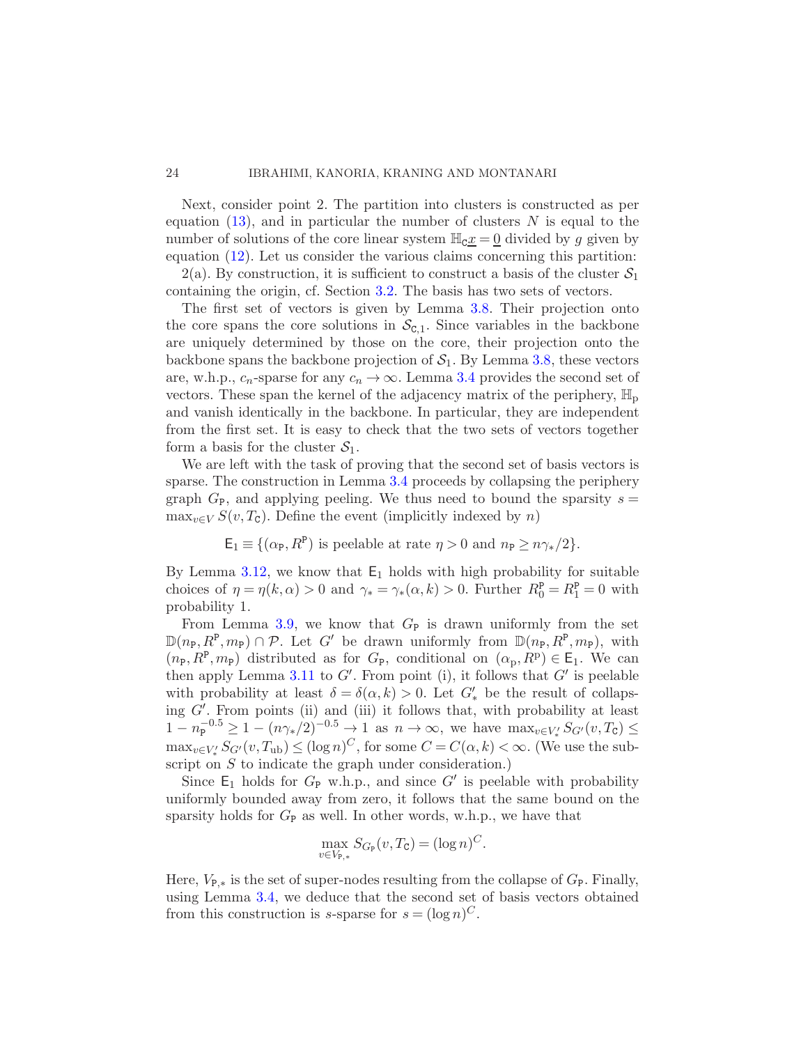Next, consider point 2. The partition into clusters is constructed as per equation (13), and in particular the number of clusters $N$ is equal to the number of solutions of the core linear system $\mathbb{H}_{\mathtt{C}}\underline{x} = \underline{0}$ divided by $g$ given by equation (12). Let us consider the various claims concerning this partition:

2(a). By construction, it is sufficient to construct a basis of the cluster $\mathcal{S}_1$ containing the origin, cf. Section 3.2. The basis has two sets of vectors.

The first set of vectors is given by Lemma 3.8. Their projection onto the core spans the core solutions in $\mathcal{S}_{\mathtt{C},1}$. Since variables in the backbone are uniquely determined by those on the core, their projection onto the backbone spans the backbone projection of $\mathcal{S}_1$. By Lemma 3.8, these vectors are, w.h.p., $c_n$-sparse for any $c_n \to \infty$. Lemma 3.4 provides the second set of vectors. These span the kernel of the adjacency matrix of the periphery, $\mathbb{H}_{\mathrm{p}}$ and vanish identically in the backbone. In particular, they are independent from the first set. It is easy to check that the two sets of vectors together form a basis for the cluster $\mathcal{S}_1$.

We are left with the task of proving that the second set of basis vectors is sparse. The construction in Lemma 3.4 proceeds by collapsing the periphery graph $G_{\mathtt{P}}$, and applying peeling. We thus need to bound the sparsity $s = \max_{v\in V} S(v, T_{\mathtt{C}})$. Define the event (implicitly indexed by $n$)

$$\mathsf{E}_1 \equiv \{(\alpha_{\mathtt{P}}, R^{\mathtt{P}}) \text{ is peelable at rate } \eta > 0 \text{ and } n_{\mathtt{P}} \geq n\gamma_*/2\}.$$

By Lemma 3.12, we know that $\mathsf{E}_1$ holds with high probability for suitable choices of $\eta = \eta(k,\alpha) > 0$ and $\gamma_* = \gamma_*(\alpha, k) > 0$. Further $R_0^{\mathtt{P}} = R_1^{\mathtt{P}} = 0$ with probability 1.

From Lemma 3.9, we know that $G_{\mathtt{P}}$ is drawn uniformly from the set $\mathbb{D}(n_{\mathtt{P}}, R^{\mathtt{P}}, m_{\mathtt{P}}) \cap \mathcal{P}$. Let $G'$ be drawn uniformly from $\mathbb{D}(n_{\mathtt{P}}, R^{\mathtt{P}}, m_{\mathtt{P}})$, with $(n_{\mathtt{P}}, R^{\mathtt{P}}, m_{\mathtt{P}})$ distributed as for $G_{\mathtt{P}}$, conditional on $(\alpha_{\mathrm{p}}, R^{\mathrm{p}}) \in \mathsf{E}_1$. We can then apply Lemma 3.11 to $G'$. From point (i), it follows that $G'$ is peelable with probability at least $\delta = \delta(\alpha, k) > 0$. Let $G'_*$ be the result of collapsing $G'$. From points (ii) and (iii) it follows that, with probability at least $1 - n_{\mathtt{P}}^{-0.5} \geq 1 - (n\gamma_*/2)^{-0.5} \to 1$ as $n \to \infty$, we have $\max_{v\in V'_*} S_{G'}(v, T_{\mathtt{C}}) \leq \max_{v\in V'_*} S_{G'}(v, T_{\mathrm{ub}}) \leq (\log n)^C$, for some $C = C(\alpha, k) < \infty$. (We use the subscript on $S$ to indicate the graph under consideration.)

Since $\mathsf{E}_1$ holds for $G_{\mathtt{P}}$ w.h.p., and since $G'$ is peelable with probability uniformly bounded away from zero, it follows that the same bound on the sparsity holds for $G_{\mathtt{P}}$ as well. In other words, w.h.p., we have that

$$\max_{v\in V_{\mathtt{P},*}} S_{G_{\mathtt{P}}}(v, T_{\mathtt{C}}) = (\log n)^C.$$

Here, $V_{\mathtt{P},*}$ is the set of super-nodes resulting from the collapse of $G_{\mathtt{P}}$. Finally, using Lemma 3.4, we deduce that the second set of basis vectors obtained from this construction is $s$-sparse for $s = (\log n)^C$.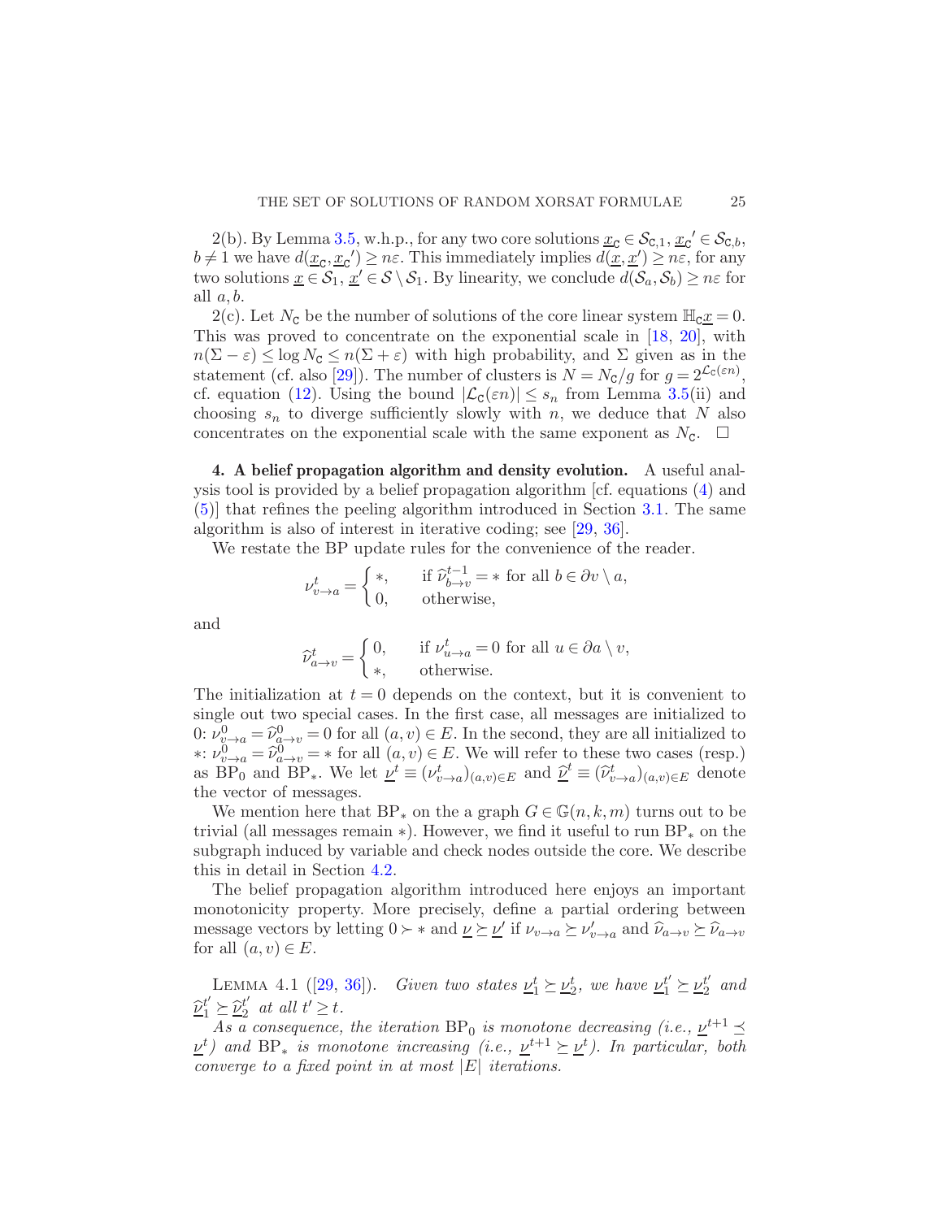2(b). By Lemma 3.5, w.h.p., for any two core solutions $\underline{x}_{\mathtt{C}} \in \mathcal{S}_{\mathtt{C},1}$, $\underline{x}_{\mathtt{C}}' \in \mathcal{S}_{\mathtt{C},b}$, $b \neq 1$ we have $d(\underline{x}_{\mathtt{C}}, \underline{x}_{\mathtt{C}}') \geq n\varepsilon$. This immediately implies $d(\underline{x}, \underline{x}') \geq n\varepsilon$, for any two solutions $\underline{x} \in \mathcal{S}_1$, $\underline{x}' \in \mathcal{S} \setminus \mathcal{S}_1$. By linearity, we conclude $d(\mathcal{S}_a, \mathcal{S}_b) \geq n\varepsilon$ for all $a, b$.

2(c). Let $N_{\mathtt{C}}$ be the number of solutions of the core linear system $\mathbb{H}_{\mathtt{C}}\underline{x} = 0$. This was proved to concentrate on the exponential scale in [18, 20], with $n(\Sigma - \varepsilon) \leq \log N_{\mathtt{C}} \leq n(\Sigma + \varepsilon)$ with high probability, and $\Sigma$ given as in the statement (cf. also [29]). The number of clusters is $N = N_{\mathtt{C}}/g$ for $g = 2^{\mathcal{L}_{\mathtt{C}}(\varepsilon n)}$, cf. equation (12). Using the bound $|\mathcal{L}_{\mathtt{C}}(\varepsilon n)| \leq s_n$ from Lemma 3.5(ii) and choosing $s_n$ to diverge sufficiently slowly with $n$, we deduce that $N$ also concentrates on the exponential scale with the same exponent as $N_{\mathtt{C}}$. $\square$

**4. A belief propagation algorithm and density evolution.** A useful analysis tool is provided by a belief propagation algorithm [cf. equations (4) and (5)] that refines the peeling algorithm introduced in Section 3.1. The same algorithm is also of interest in iterative coding; see [29, 36].

We restate the BP update rules for the convenience of the reader.

$$\nu_{v \to a}^t = \begin{cases} *, & \text{if } \widehat{\nu}_{b \to v}^{t-1} = * \text{ for all } b \in \partial v \setminus a, \\ 0, & \text{otherwise,} \end{cases}$$

and

$$\widehat{\nu}_{a \to v}^t = \begin{cases} 0, & \text{if } \nu_{u \to a}^t = 0 \text{ for all } u \in \partial a \setminus v, \\ *, & \text{otherwise.} \end{cases}$$

The initialization at $t = 0$ depends on the context, but it is convenient to single out two special cases. In the first case, all messages are initialized to 0: $\nu_{v \to a}^0 = \widehat{\nu}_{a \to v}^0 = 0$ for all $(a, v) \in E$. In the second, they are all initialized to $*$: $\nu_{v \to a}^0 = \widehat{\nu}_{a \to v}^0 = *$ for all $(a, v) \in E$. We will refer to these two cases (resp.) as $\mathrm{BP}_0$ and $\mathrm{BP}_*$. We let $\underline{\nu}^t \equiv (\nu_{v \to a}^t)_{(a,v) \in E}$ and $\underline{\widehat{\nu}}^t \equiv (\widehat{\nu}_{v \to a}^t)_{(a,v) \in E}$ denote the vector of messages.

We mention here that $\mathrm{BP}_*$ on the a graph $G \in \mathbb{G}(n, k, m)$ turns out to be trivial (all messages remain $*$). However, we find it useful to run $\mathrm{BP}_*$ on the subgraph induced by variable and check nodes outside the core. We describe this in detail in Section 4.2.

The belief propagation algorithm introduced here enjoys an important monotonicity property. More precisely, define a partial ordering between message vectors by letting $0 \succ *$ and $\underline{\nu} \succeq \underline{\nu}'$ if $\nu_{v \to a} \succeq \nu'_{v \to a}$ and $\widehat{\nu}_{a \to v} \succeq \widehat{\nu}_{a \to v}$ for all $(a, v) \in E$.

LEMMA 4.1 ([29, 36]). *Given two states $\underline{\nu}_1^t \succeq \underline{\nu}_2^t$, we have $\underline{\nu}_1^{t'} \succeq \underline{\nu}_2^{t'}$ and $\underline{\widehat{\nu}}_1^{t'} \succeq \underline{\widehat{\nu}}_2^{t'}$ at all $t' \geq t$.*

*As a consequence, the iteration $\mathrm{BP}_0$ is monotone decreasing (i.e., $\underline{\nu}^{t+1} \preceq \underline{\nu}^t$) and $\mathrm{BP}_*$ is monotone increasing (i.e., $\underline{\nu}^{t+1} \succeq \underline{\nu}^t$). In particular, both converge to a fixed point in at most $|E|$ iterations.*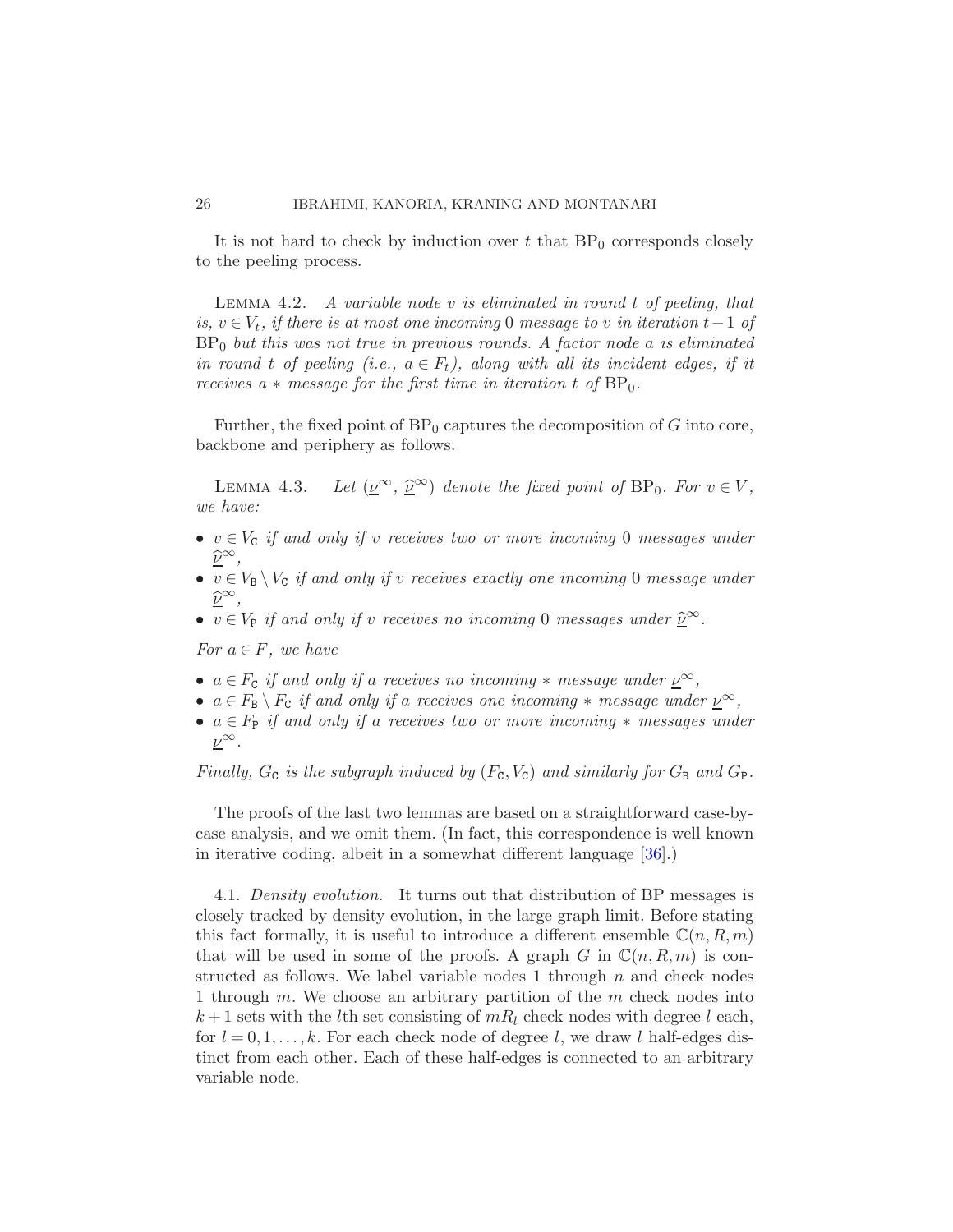It is not hard to check by induction over $t$ that $\mathrm{BP}_0$ corresponds closely to the peeling process.

LEMMA 4.2. *A variable node $v$ is eliminated in round $t$ of peeling, that is, $v \in V_t$, if there is at most one incoming 0 message to $v$ in iteration $t-1$ of $\mathrm{BP}_0$ but this was not true in previous rounds. A factor node $a$ is eliminated in round $t$ of peeling (i.e., $a \in F_t$), along with all its incident edges, if it receives a $*$ message for the first time in iteration $t$ of $\mathrm{BP}_0$.*

Further, the fixed point of $\mathrm{BP}_0$ captures the decomposition of $G$ into core, backbone and periphery as follows.

LEMMA 4.3. *Let $(\underline{\nu}^{\infty}, \underline{\widehat{\nu}}^{\infty})$ denote the fixed point of $\mathrm{BP}_0$. For $v \in V$, we have:*

- *$v \in V_{\mathtt{C}}$ if and only if $v$ receives two or more incoming 0 messages under $\underline{\widehat{\nu}}^{\infty}$,*
- *$v \in V_{\mathtt{B}} \setminus V_{\mathtt{C}}$ if and only if $v$ receives exactly one incoming 0 message under $\underline{\widehat{\nu}}^{\infty}$,*
- *$v \in V_{\mathtt{P}}$ if and only if $v$ receives no incoming 0 messages under $\underline{\widehat{\nu}}^{\infty}$.*

*For $a \in F$, we have*

- *$a \in F_{\mathtt{C}}$ if and only if $a$ receives no incoming $*$ message under $\underline{\nu}^{\infty}$,*
- *$a \in F_{\mathtt{B}} \setminus F_{\mathtt{C}}$ if and only if $a$ receives one incoming $*$ message under $\underline{\nu}^{\infty}$,*
- *$a \in F_{\mathtt{P}}$ if and only if $a$ receives two or more incoming $*$ messages under $\underline{\nu}^{\infty}$.*

*Finally, $G_{\mathtt{C}}$ is the subgraph induced by $(F_{\mathtt{C}}, V_{\mathtt{C}})$ and similarly for $G_{\mathtt{B}}$ and $G_{\mathtt{P}}$.*

The proofs of the last two lemmas are based on a straightforward case-by-case analysis, and we omit them. (In fact, this correspondence is well known in iterative coding, albeit in a somewhat different language [36].)

4.1. *Density evolution.* It turns out that distribution of BP messages is closely tracked by density evolution, in the large graph limit. Before stating this fact formally, it is useful to introduce a different ensemble $\mathbb{C}(n, R, m)$ that will be used in some of the proofs. A graph $G$ in $\mathbb{C}(n, R, m)$ is constructed as follows. We label variable nodes 1 through $n$ and check nodes 1 through $m$. We choose an arbitrary partition of the $m$ check nodes into $k+1$ sets with the $l$th set consisting of $mR_l$ check nodes with degree $l$ each, for $l = 0, 1, \ldots, k$. For each check node of degree $l$, we draw $l$ half-edges distinct from each other. Each of these half-edges is connected to an arbitrary variable node.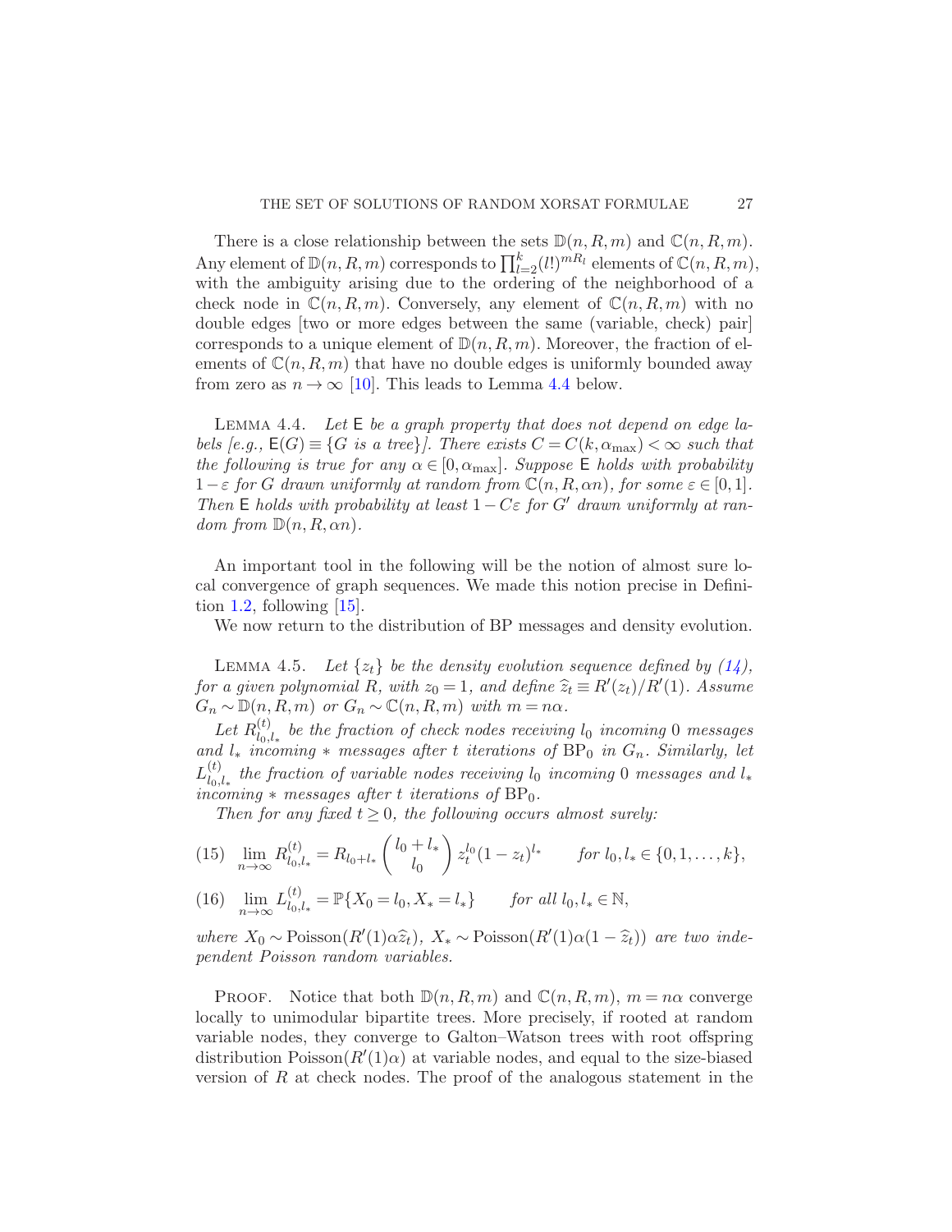There is a close relationship between the sets $\mathbb{D}(n, R, m)$ and $\mathbb{C}(n, R, m)$. Any element of $\mathbb{D}(n, R, m)$ corresponds to $\prod_{l=2}^{k}(l!)^{mR_l}$ elements of $\mathbb{C}(n, R, m)$, with the ambiguity arising due to the ordering of the neighborhood of a check node in $\mathbb{C}(n, R, m)$. Conversely, any element of $\mathbb{C}(n, R, m)$ with no double edges [two or more edges between the same (variable, check) pair] corresponds to a unique element of $\mathbb{D}(n, R, m)$. Moreover, the fraction of elements of $\mathbb{C}(n, R, m)$ that have no double edges is uniformly bounded away from zero as $n \to \infty$ [10]. This leads to Lemma 4.4 below.

LEMMA 4.4. *Let $\mathsf{E}$ be a graph property that does not depend on edge labels [e.g., $\mathsf{E}(G) \equiv \{G$ is a tree$\}$]. There exists $C = C(k, \alpha_{\max}) < \infty$ such that the following is true for any $\alpha \in [0, \alpha_{\max}]$. Suppose $\mathsf{E}$ holds with probability $1 - \varepsilon$ for $G$ drawn uniformly at random from $\mathbb{C}(n, R, \alpha n)$, for some $\varepsilon \in [0, 1]$. Then $\mathsf{E}$ holds with probability at least $1 - C\varepsilon$ for $G'$ drawn uniformly at random from $\mathbb{D}(n, R, \alpha n)$.*

An important tool in the following will be the notion of almost sure local convergence of graph sequences. We made this notion precise in Definition 1.2, following [15].

We now return to the distribution of BP messages and density evolution.

LEMMA 4.5. *Let $\{z_t\}$ be the density evolution sequence defined by (14), for a given polynomial $R$, with $z_0 = 1$, and define $\widehat{z}_t \equiv R'(z_t)/R'(1)$. Assume $G_n \sim \mathbb{D}(n, R, m)$ or $G_n \sim \mathbb{C}(n, R, m)$ with $m = n\alpha$.*

*Let $R^{(t)}_{l_0, l_*}$ be the fraction of check nodes receiving $l_0$ incoming 0 messages and $l_*$ incoming $*$ messages after $t$ iterations of $\mathrm{BP}_0$ in $G_n$. Similarly, let $L^{(t)}_{l_0, l_*}$ the fraction of variable nodes receiving $l_0$ incoming 0 messages and $l_*$ incoming $*$ messages after $t$ iterations of $\mathrm{BP}_0$.*

*Then for any fixed $t \geq 0$, the following occurs almost surely:*

$$\lim_{n\to\infty} R^{(t)}_{l_0, l_*} = R_{l_0 + l_*} \binom{l_0 + l_*}{l_0} z_t^{l_0}(1 - z_t)^{l_*} \qquad \text{for } l_0, l_* \in \{0, 1, \ldots, k\}, \tag{15}$$

$$\lim_{n\to\infty} L^{(t)}_{l_0, l_*} = \mathbb{P}\{X_0 = l_0, X_* = l_*\} \qquad \text{for all } l_0, l_* \in \mathbb{N}, \tag{16}$$

*where $X_0 \sim \mathrm{Poisson}(R'(1)\alpha\widehat{z}_t)$, $X_* \sim \mathrm{Poisson}(R'(1)\alpha(1 - \widehat{z}_t))$ are two independent Poisson random variables.*

PROOF. Notice that both $\mathbb{D}(n, R, m)$ and $\mathbb{C}(n, R, m)$, $m = n\alpha$ converge locally to unimodular bipartite trees. More precisely, if rooted at random variable nodes, they converge to Galton–Watson trees with root offspring distribution $\mathrm{Poisson}(R'(1)\alpha)$ at variable nodes, and equal to the size-biased version of $R$ at check nodes. The proof of the analogous statement in the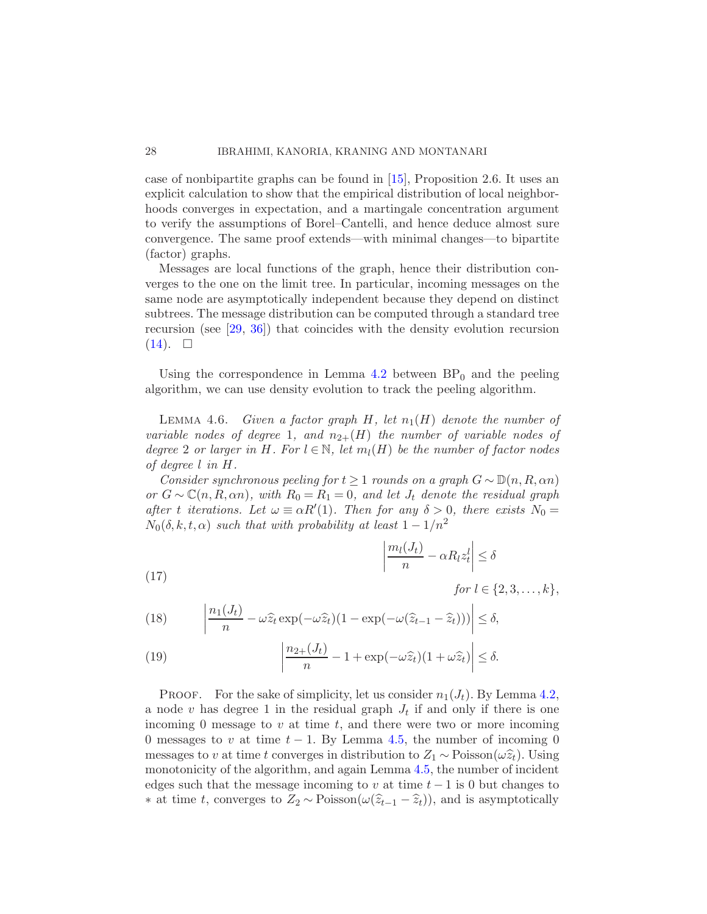case of nonbipartite graphs can be found in [15], Proposition 2.6. It uses an explicit calculation to show that the empirical distribution of local neighborhoods converges in expectation, and a martingale concentration argument to verify the assumptions of Borel–Cantelli, and hence deduce almost sure convergence. The same proof extends—with minimal changes—to bipartite (factor) graphs.

Messages are local functions of the graph, hence their distribution converges to the one on the limit tree. In particular, incoming messages on the same node are asymptotically independent because they depend on distinct subtrees. The message distribution can be computed through a standard tree recursion (see [29, 36]) that coincides with the density evolution recursion (14). $\square$

Using the correspondence in Lemma 4.2 between $\mathrm{BP}_0$ and the peeling algorithm, we can use density evolution to track the peeling algorithm.

LEMMA 4.6. *Given a factor graph $H$, let $n_1(H)$ denote the number of variable nodes of degree 1, and $n_{2+}(H)$ the number of variable nodes of degree 2 or larger in $H$. For $l \in \mathbb{N}$, let $m_l(H)$ be the number of factor nodes of degree $l$ in $H$.*

*Consider synchronous peeling for $t \geq 1$ rounds on a graph $G \sim \mathbb{D}(n, R, \alpha n)$ or $G \sim \mathbb{C}(n, R, \alpha n)$, with $R_0 = R_1 = 0$, and let $J_t$ denote the residual graph after $t$ iterations. Let $\omega \equiv \alpha R'(1)$. Then for any $\delta > 0$, there exists $N_0 = N_0(\delta, k, t, \alpha)$ such that with probability at least $1 - 1/n^2$*

$$\left| \frac{m_l(J_t)}{n} - \alpha R_l z_t^l \right| \leq \delta \qquad \text{for } l \in \{2, 3, \ldots, k\}, \tag{17}$$

$$\left| \frac{n_1(J_t)}{n} - \omega \widehat{z}_t \exp(-\omega \widehat{z}_t)(1 - \exp(-\omega(\widehat{z}_{t-1} - \widehat{z}_t))) \right| \leq \delta, \tag{18}$$

$$\left| \frac{n_{2+}(J_t)}{n} - 1 + \exp(-\omega \widehat{z}_t)(1 + \omega \widehat{z}_t) \right| \leq \delta. \tag{19}$$

PROOF. For the sake of simplicity, let us consider $n_1(J_t)$. By Lemma 4.2, a node $v$ has degree 1 in the residual graph $J_t$ if and only if there is one incoming 0 message to $v$ at time $t$, and there were two or more incoming 0 messages to $v$ at time $t-1$. By Lemma 4.5, the number of incoming 0 messages to $v$ at time $t$ converges in distribution to $Z_1 \sim \mathrm{Poisson}(\omega \widehat{z}_t)$. Using monotonicity of the algorithm, and again Lemma 4.5, the number of incident edges such that the message incoming to $v$ at time $t-1$ is 0 but changes to $*$ at time $t$, converges to $Z_2 \sim \mathrm{Poisson}(\omega(\widehat{z}_{t-1} - \widehat{z}_t))$, and is asymptotically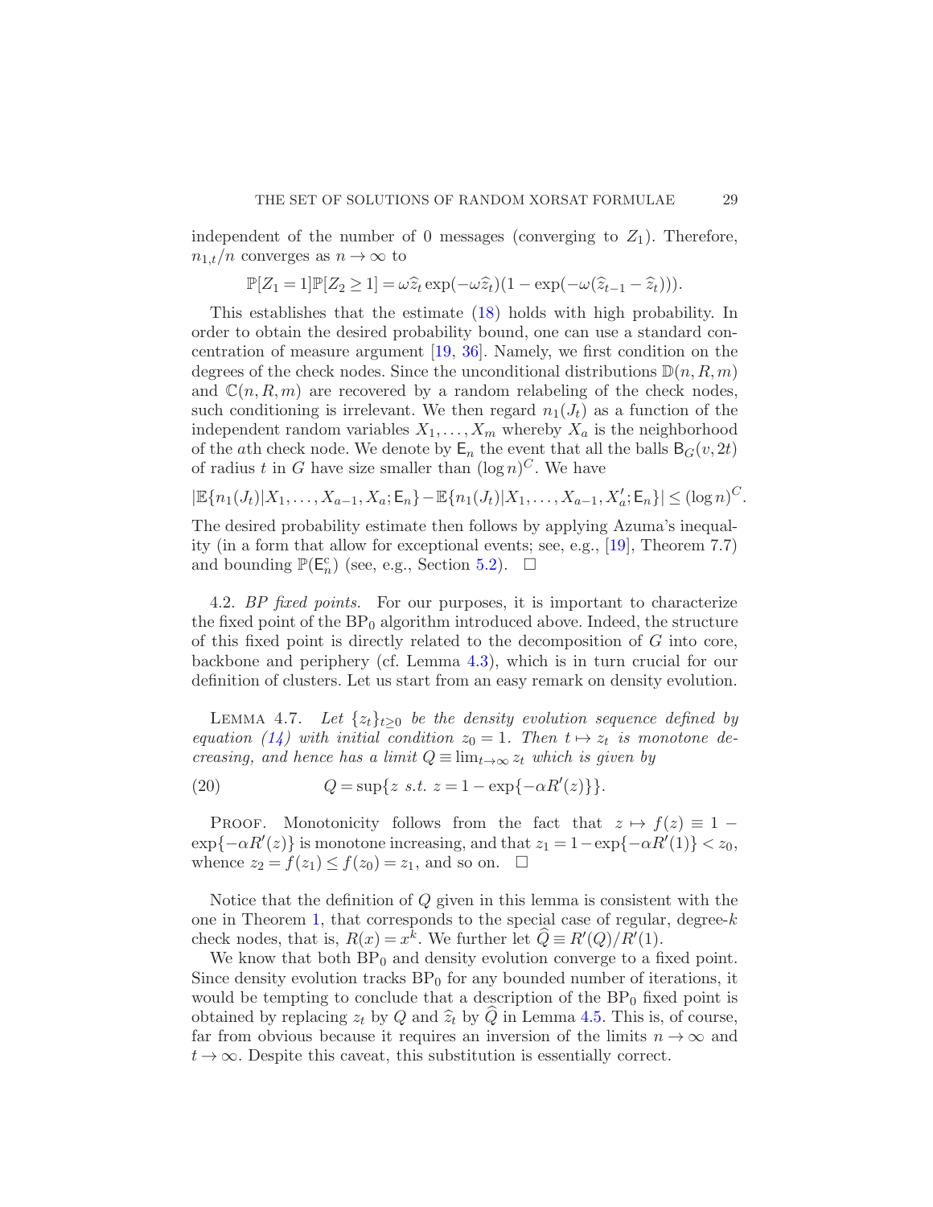independent of the number of 0 messages (converging to $Z_1$). Therefore, $n_{1,t}/n$ converges as $n \to \infty$ to

$$\mathbb{P}[Z_1 = 1]\mathbb{P}[Z_2 \geq 1] = \omega \widehat{z}_t \exp(-\omega \widehat{z}_t)(1 - \exp(-\omega(\widehat{z}_{t-1} - \widehat{z}_t))).$$

This establishes that the estimate (18) holds with high probability. In order to obtain the desired probability bound, one can use a standard concentration of measure argument [19, 36]. Namely, we first condition on the degrees of the check nodes. Since the unconditional distributions $\mathbb{D}(n, R, m)$ and $\mathbb{C}(n, R, m)$ are recovered by a random relabeling of the check nodes, such conditioning is irrelevant. We then regard $n_1(J_t)$ as a function of the independent random variables $X_1, \dots, X_m$ whereby $X_a$ is the neighborhood of the $a$th check node. We denote by $\mathsf{E}_n$ the event that all the balls $\mathsf{B}_G(v, 2t)$ of radius $t$ in $G$ have size smaller than $(\log n)^C$. We have

$$|\mathbb{E}\{n_1(J_t)|X_1, \dots, X_{a-1}, X_a; \mathsf{E}_n\} - \mathbb{E}\{n_1(J_t)|X_1, \dots, X_{a-1}, X'_a; \mathsf{E}_n\}| \leq (\log n)^C.$$

The desired probability estimate then follows by applying Azuma's inequality (in a form that allow for exceptional events; see, e.g., [19], Theorem 7.7) and bounding $\mathbb{P}(\mathsf{E}_n^c)$ (see, e.g., Section 5.2). $\square$

4.2. *BP fixed points.* For our purposes, it is important to characterize the fixed point of the $\mathrm{BP}_0$ algorithm introduced above. Indeed, the structure of this fixed point is directly related to the decomposition of $G$ into core, backbone and periphery (cf. Lemma 4.3), which is in turn crucial for our definition of clusters. Let us start from an easy remark on density evolution.

LEMMA 4.7. *Let $\{z_t\}_{t \geq 0}$ be the density evolution sequence defined by equation (14) with initial condition $z_0 = 1$. Then $t \mapsto z_t$ is monotone decreasing, and hence has a limit $Q \equiv \lim_{t \to \infty} z_t$ which is given by*

$$Q = \sup\{z \text{ s.t. } z = 1 - \exp\{-\alpha R'(z)\}\}. \tag{20}$$

PROOF. Monotonicity follows from the fact that $z \mapsto f(z) \equiv 1 - \exp\{-\alpha R'(z)\}$ is monotone increasing, and that $z_1 = 1 - \exp\{-\alpha R'(1)\} < z_0$, whence $z_2 = f(z_1) \leq f(z_0) = z_1$, and so on. $\square$

Notice that the definition of $Q$ given in this lemma is consistent with the one in Theorem 1, that corresponds to the special case of regular, degree-$k$ check nodes, that is, $R(x) = x^k$. We further let $\widehat{Q} \equiv R'(Q)/R'(1)$.

We know that both $\mathrm{BP}_0$ and density evolution converge to a fixed point. Since density evolution tracks $\mathrm{BP}_0$ for any bounded number of iterations, it would be tempting to conclude that a description of the $\mathrm{BP}_0$ fixed point is obtained by replacing $z_t$ by $Q$ and $\widehat{z}_t$ by $\widehat{Q}$ in Lemma 4.5. This is, of course, far from obvious because it requires an inversion of the limits $n \to \infty$ and $t \to \infty$. Despite this caveat, this substitution is essentially correct.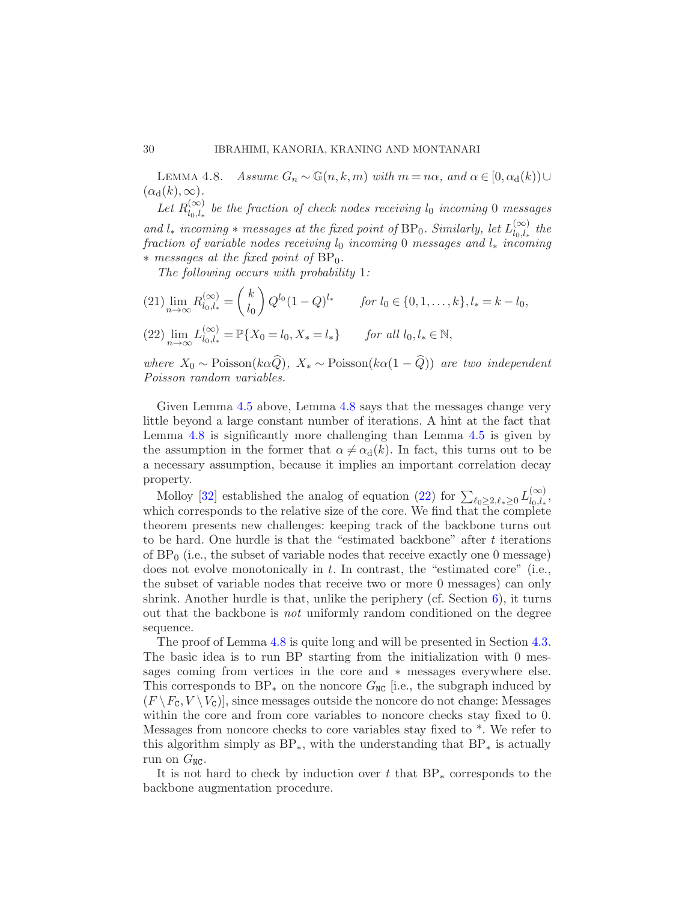**Lemma 4.8.** *Assume $G_n \sim \mathbb{G}(n,k,m)$ with $m = n\alpha$, and $\alpha \in [0, \alpha_{\rm d}(k)) \cup (\alpha_{\rm d}(k), \infty)$.*

*Let $R^{(\infty)}_{l_0,l_*}$ be the fraction of check nodes receiving $l_0$ incoming 0 messages and $l_*$ incoming $*$ messages at the fixed point of $\mathrm{BP}_0$. Similarly, let $L^{(\infty)}_{l_0,l_*}$ the fraction of variable nodes receiving $l_0$ incoming 0 messages and $l_*$ incoming $*$ messages at the fixed point of $\mathrm{BP}_0$.*

*The following occurs with probability 1:*

$$(21)\quad \lim_{n\to\infty} R^{(\infty)}_{l_0,l_*} = \binom{k}{l_0} Q^{l_0}(1-Q)^{l_*} \qquad \textit{for } l_0 \in \{0,1,\ldots,k\}, l_* = k - l_0,$$

$$(22)\quad \lim_{n\to\infty} L^{(\infty)}_{l_0,l_*} = \mathbb{P}\{X_0 = l_0, X_* = l_*\} \qquad \textit{for all } l_0, l_* \in \mathbb{N},$$

*where $X_0 \sim \mathrm{Poisson}(k\alpha\widehat{Q})$, $X_* \sim \mathrm{Poisson}(k\alpha(1-\widehat{Q}))$ are two independent Poisson random variables.*

Given Lemma 4.5 above, Lemma 4.8 says that the messages change very little beyond a large constant number of iterations. A hint at the fact that Lemma 4.8 is significantly more challenging than Lemma 4.5 is given by the assumption in the former that $\alpha \neq \alpha_{\rm d}(k)$. In fact, this turns out to be a necessary assumption, because it implies an important correlation decay property.

Molloy [32] established the analog of equation (22) for $\sum_{\ell_0 \geq 2, \ell_* \geq 0} L^{(\infty)}_{l_0,l_*}$, which corresponds to the relative size of the core. We find that the complete theorem presents new challenges: keeping track of the backbone turns out to be hard. One hurdle is that the "estimated backbone" after $t$ iterations of $\mathrm{BP}_0$ (i.e., the subset of variable nodes that receive exactly one 0 message) does not evolve monotonically in $t$. In contrast, the "estimated core" (i.e., the subset of variable nodes that receive two or more 0 messages) can only shrink. Another hurdle is that, unlike the periphery (cf. Section 6), it turns out that the backbone is *not* uniformly random conditioned on the degree sequence.

The proof of Lemma 4.8 is quite long and will be presented in Section 4.3. The basic idea is to run BP starting from the initialization with 0 messages coming from vertices in the core and $*$ messages everywhere else. This corresponds to $\mathrm{BP}_*$ on the noncore $G_{\mathtt{NC}}$ [i.e., the subgraph induced by $(F \setminus F_{\mathtt{C}}, V \setminus V_{\mathtt{C}})$], since messages outside the noncore do not change: Messages within the core and from core variables to noncore checks stay fixed to 0. Messages from noncore checks to core variables stay fixed to *. We refer to this algorithm simply as $\mathrm{BP}_*$, with the understanding that $\mathrm{BP}_*$ is actually run on $G_{\mathtt{NC}}$.

It is not hard to check by induction over $t$ that $\mathrm{BP}_*$ corresponds to the backbone augmentation procedure.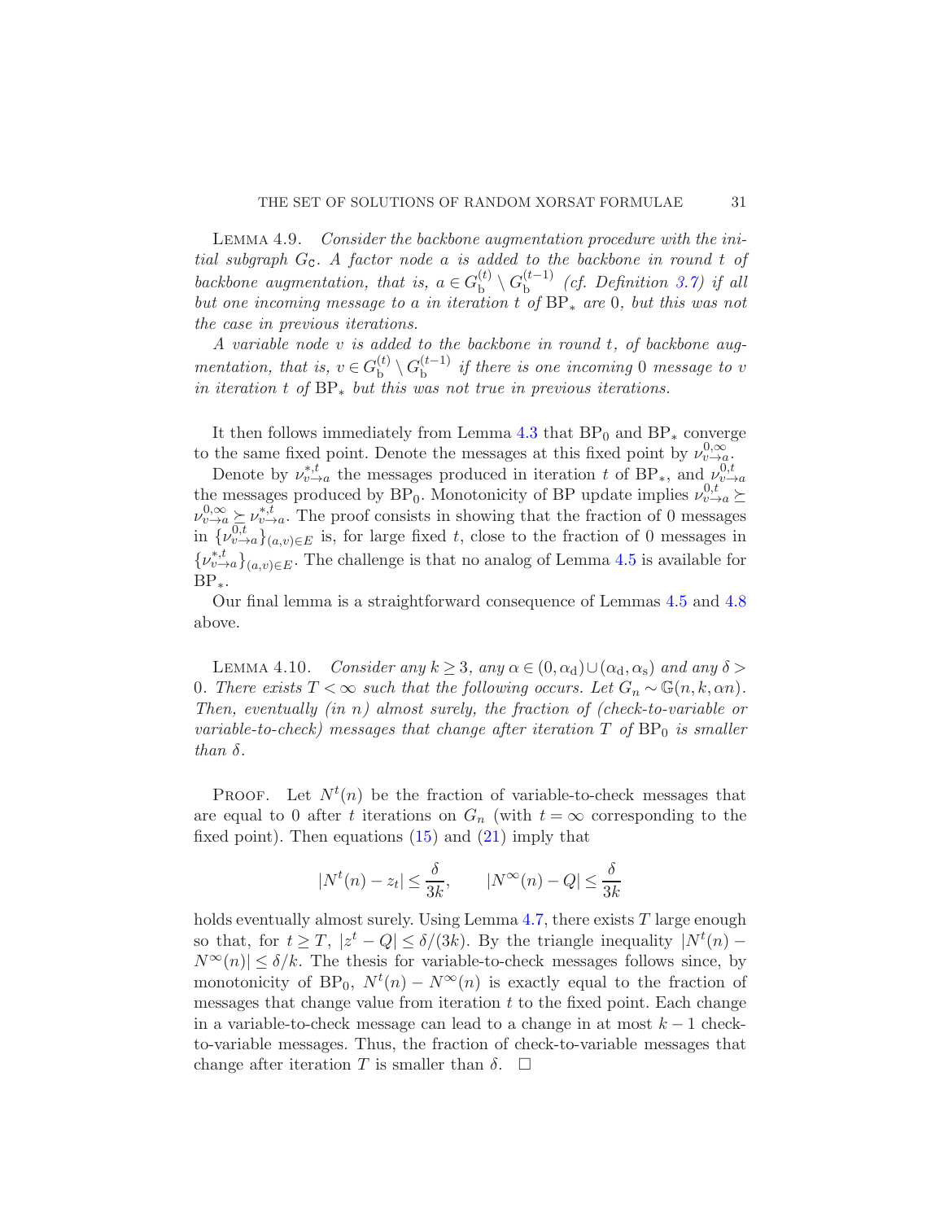LEMMA 4.9. *Consider the backbone augmentation procedure with the initial subgraph $G_{\mathtt{C}}$. A factor node $a$ is added to the backbone in round $t$ of backbone augmentation, that is, $a \in G_{\rm b}^{(t)} \setminus G_{\rm b}^{(t-1)}$ (cf. Definition 3.7) if all but one incoming message to $a$ in iteration $t$ of $\mathrm{BP}_*$ are $0$, but this was not the case in previous iterations.*

*A variable node $v$ is added to the backbone in round $t$, of backbone augmentation, that is, $v \in G_{\rm b}^{(t)} \setminus G_{\rm b}^{(t-1)}$ if there is one incoming $0$ message to $v$ in iteration $t$ of $\mathrm{BP}_*$ but this was not true in previous iterations.*

It then follows immediately from Lemma 4.3 that $\mathrm{BP}_0$ and $\mathrm{BP}_*$ converge to the same fixed point. Denote the messages at this fixed point by $\nu_{v\to a}^{0,\infty}$.

Denote by $\nu_{v\to a}^{*,t}$ the messages produced in iteration $t$ of $\mathrm{BP}_*$, and $\nu_{v\to a}^{0,t}$ the messages produced by $\mathrm{BP}_0$. Monotonicity of BP update implies $\nu_{v\to a}^{0,t} \succeq \nu_{v\to a}^{0,\infty} \succeq \nu_{v\to a}^{*,t}$. The proof consists in showing that the fraction of 0 messages in $\{\nu_{v\to a}^{0,t}\}_{(a,v)\in E}$ is, for large fixed $t$, close to the fraction of 0 messages in $\{\nu_{v\to a}^{*,t}\}_{(a,v)\in E}$. The challenge is that no analog of Lemma 4.5 is available for $\mathrm{BP}_*$.

Our final lemma is a straightforward consequence of Lemmas 4.5 and 4.8 above.

LEMMA 4.10. *Consider any $k \geq 3$, any $\alpha \in (0, \alpha_{\rm d}) \cup (\alpha_{\rm d}, \alpha_{\rm s})$ and any $\delta > 0$. There exists $T < \infty$ such that the following occurs. Let $G_n \sim \mathbb{G}(n, k, \alpha n)$. Then, eventually (in $n$) almost surely, the fraction of (check-to-variable or variable-to-check) messages that change after iteration $T$ of $\mathrm{BP}_0$ is smaller than $\delta$.*

PROOF. Let $N^t(n)$ be the fraction of variable-to-check messages that are equal to 0 after $t$ iterations on $G_n$ (with $t = \infty$ corresponding to the fixed point). Then equations (15) and (21) imply that

$$|N^t(n) - z_t| \leq \frac{\delta}{3k}, \qquad |N^\infty(n) - Q| \leq \frac{\delta}{3k}$$

holds eventually almost surely. Using Lemma 4.7, there exists $T$ large enough so that, for $t \geq T$, $|z^t - Q| \leq \delta/(3k)$. By the triangle inequality $|N^t(n) - N^\infty(n)| \leq \delta/k$. The thesis for variable-to-check messages follows since, by monotonicity of $\mathrm{BP}_0$, $N^t(n) - N^\infty(n)$ is exactly equal to the fraction of messages that change value from iteration $t$ to the fixed point. Each change in a variable-to-check message can lead to a change in at most $k-1$ check-to-variable messages. Thus, the fraction of check-to-variable messages that change after iteration $T$ is smaller than $\delta$. $\square$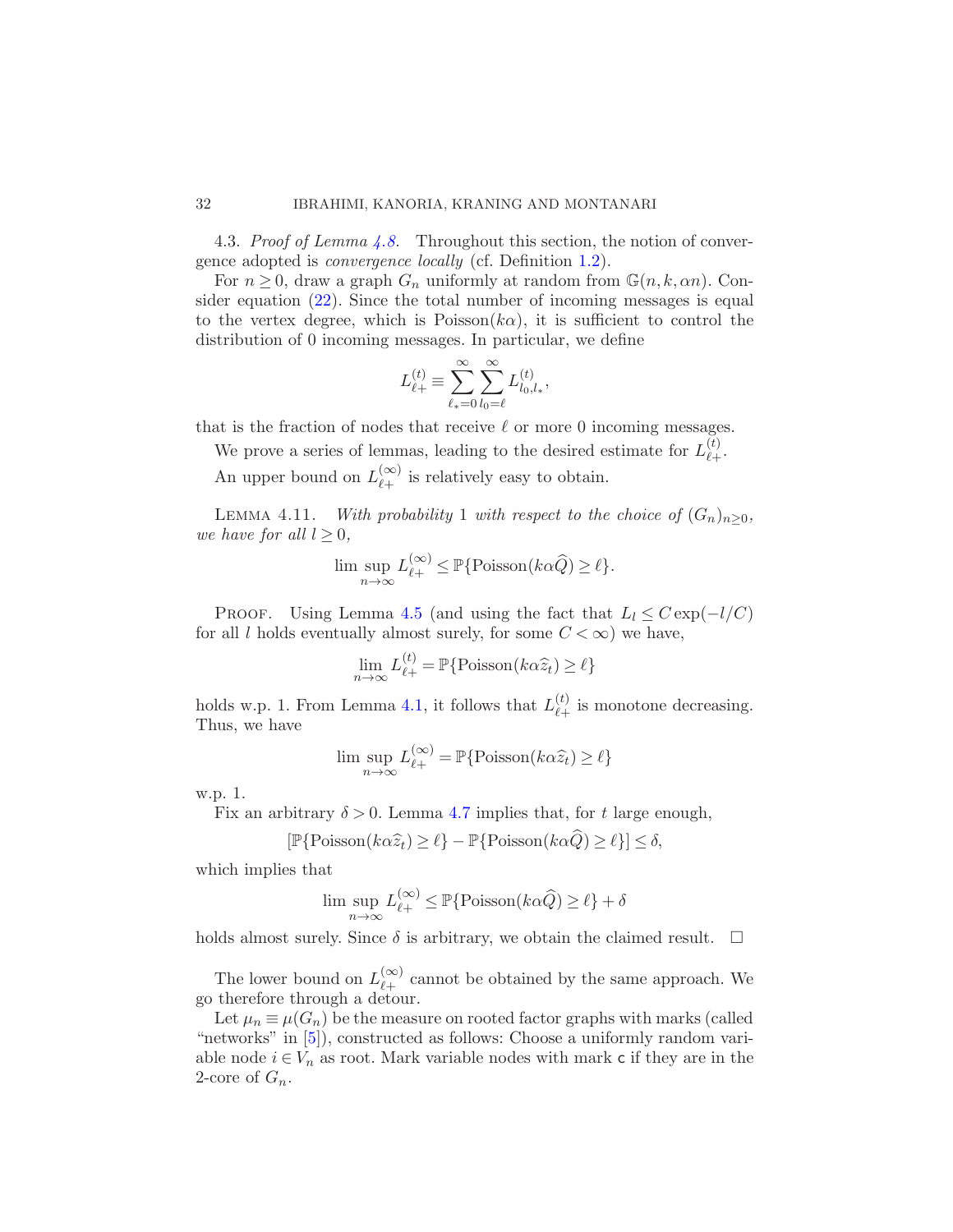4.3. *Proof of Lemma 4.8.* Throughout this section, the notion of convergence adopted is *convergence locally* (cf. Definition 1.2).

For $n \geq 0$, draw a graph $G_n$ uniformly at random from $\mathbb{G}(n, k, \alpha n)$. Consider equation (22). Since the total number of incoming messages is equal to the vertex degree, which is $\text{Poisson}(k\alpha)$, it is sufficient to control the distribution of 0 incoming messages. In particular, we define

$$L_{\ell+}^{(t)} \equiv \sum_{\ell_*=0}^{\infty} \sum_{l_0=\ell}^{\infty} L_{l_0,l_*}^{(t)},$$

that is the fraction of nodes that receive $\ell$ or more 0 incoming messages.

We prove a series of lemmas, leading to the desired estimate for $L_{\ell+}^{(t)}$.

An upper bound on $L_{\ell+}^{(\infty)}$ is relatively easy to obtain.

LEMMA 4.11. *With probability* 1 *with respect to the choice of* $(G_n)_{n\geq 0}$, *we have for all* $l \geq 0$,

$$\limsup_{n\to\infty} L_{\ell+}^{(\infty)} \leq \mathbb{P}\{\text{Poisson}(k\alpha\widehat{Q}) \geq \ell\}.$$

PROOF. Using Lemma 4.5 (and using the fact that $L_l \leq C\exp(-l/C)$ for all $l$ holds eventually almost surely, for some $C < \infty$) we have,

$$\lim_{n\to\infty} L_{\ell+}^{(t)} = \mathbb{P}\{\text{Poisson}(k\alpha\widehat{z}_t) \geq \ell\}$$

holds w.p. 1. From Lemma 4.1, it follows that $L_{\ell+}^{(t)}$ is monotone decreasing. Thus, we have

$$\limsup_{n\to\infty} L_{\ell+}^{(\infty)} = \mathbb{P}\{\text{Poisson}(k\alpha\widehat{z}_t) \geq \ell\}$$

w.p. 1.

Fix an arbitrary $\delta > 0$. Lemma 4.7 implies that, for $t$ large enough,

$$[\mathbb{P}\{\text{Poisson}(k\alpha\widehat{z}_t) \geq \ell\} - \mathbb{P}\{\text{Poisson}(k\alpha\widehat{Q}) \geq \ell\}] \leq \delta,$$

which implies that

$$\limsup_{n\to\infty} L_{\ell+}^{(\infty)} \leq \mathbb{P}\{\text{Poisson}(k\alpha\widehat{Q}) \geq \ell\} + \delta$$

holds almost surely. Since $\delta$ is arbitrary, we obtain the claimed result. $\square$

The lower bound on $L_{\ell+}^{(\infty)}$ cannot be obtained by the same approach. We go therefore through a detour.

Let $\mu_n \equiv \mu(G_n)$ be the measure on rooted factor graphs with marks (called "networks" in [5]), constructed as follows: Choose a uniformly random variable node $i \in V_n$ as root. Mark variable nodes with mark $\mathsf{c}$ if they are in the 2-core of $G_n$.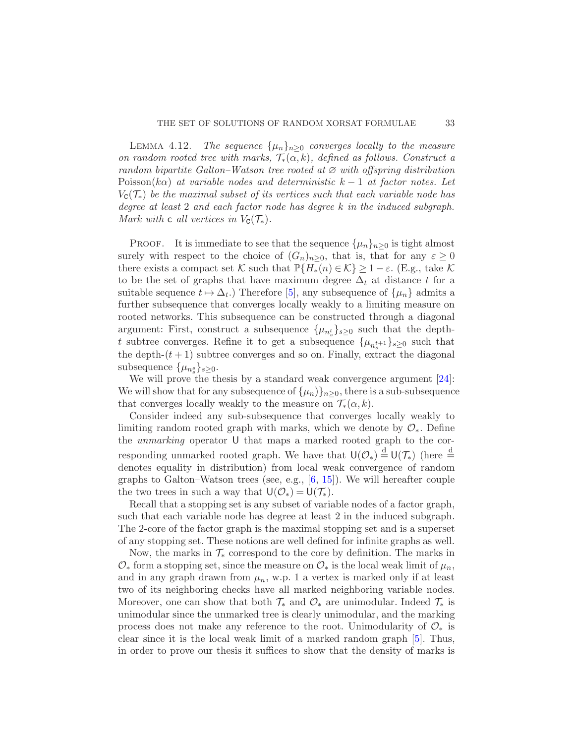LEMMA 4.12. *The sequence $\{\mu_n\}_{n\geq 0}$ converges locally to the measure on random rooted tree with marks, $\mathcal{T}_*(\alpha, k)$, defined as follows. Construct a random bipartite Galton–Watson tree rooted at $\varnothing$ with offspring distribution* Poisson$(k\alpha)$ *at variable nodes and deterministic $k-1$ at factor notes. Let $V_{\mathsf{C}}(\mathcal{T}_*)$ be the maximal subset of its vertices such that each variable node has degree at least 2 and each factor node has degree $k$ in the induced subgraph. Mark with* $\mathsf{c}$ *all vertices in $V_{\mathsf{C}}(\mathcal{T}_*)$.*

PROOF. It is immediate to see that the sequence $\{\mu_n\}_{n\geq 0}$ is tight almost surely with respect to the choice of $(G_n)_{n\geq 0}$, that is, that for any $\varepsilon \geq 0$ there exists a compact set $\mathcal{K}$ such that $\mathbb{P}\{H_*(n) \in \mathcal{K}\} \geq 1-\varepsilon$. (E.g., take $\mathcal{K}$ to be the set of graphs that have maximum degree $\Delta_t$ at distance $t$ for a suitable sequence $t \mapsto \Delta_t$.) Therefore [5], any subsequence of $\{\mu_n\}$ admits a further subsequence that converges locally weakly to a limiting measure on rooted networks. This subsequence can be constructed through a diagonal argument: First, construct a subsequence $\{\mu_{n_s^t}\}_{s\geq 0}$ such that the depth-$t$ subtree converges. Refine it to get a subsequence $\{\mu_{n_s^{t+1}}\}_{s\geq 0}$ such that the depth-$(t+1)$ subtree converges and so on. Finally, extract the diagonal subsequence $\{\mu_{n_s^s}\}_{s\geq 0}$.

We will prove the thesis by a standard weak convergence argument [24]: We will show that for any subsequence of $\{\mu_n)\}_{n\geq 0}$, there is a sub-subsequence that converges locally weakly to the measure on $\mathcal{T}_*(\alpha, k)$.

Consider indeed any sub-subsequence that converges locally weakly to limiting random rooted graph with marks, which we denote by $\mathcal{O}_*$. Define the *unmarking* operator $\mathsf{U}$ that maps a marked rooted graph to the corresponding unmarked rooted graph. We have that $\mathsf{U}(\mathcal{O}_*) \stackrel{\mathrm{d}}{=} \mathsf{U}(\mathcal{T}_*)$ (here $\stackrel{\mathrm{d}}{=}$ denotes equality in distribution) from local weak convergence of random graphs to Galton–Watson trees (see, e.g., [6, 15]). We will hereafter couple the two trees in such a way that $\mathsf{U}(\mathcal{O}_*) = \mathsf{U}(\mathcal{T}_*)$.

Recall that a stopping set is any subset of variable nodes of a factor graph, such that each variable node has degree at least 2 in the induced subgraph. The 2-core of the factor graph is the maximal stopping set and is a superset of any stopping set. These notions are well defined for infinite graphs as well.

Now, the marks in $\mathcal{T}_*$ correspond to the core by definition. The marks in $\mathcal{O}_*$ form a stopping set, since the measure on $\mathcal{O}_*$ is the local weak limit of $\mu_n$, and in any graph drawn from $\mu_n$, w.p. 1 a vertex is marked only if at least two of its neighboring checks have all marked neighboring variable nodes. Moreover, one can show that both $\mathcal{T}_*$ and $\mathcal{O}_*$ are unimodular. Indeed $\mathcal{T}_*$ is unimodular since the unmarked tree is clearly unimodular, and the marking process does not make any reference to the root. Unimodularity of $\mathcal{O}_*$ is clear since it is the local weak limit of a marked random graph [5]. Thus, in order to prove our thesis it suffices to show that the density of marks is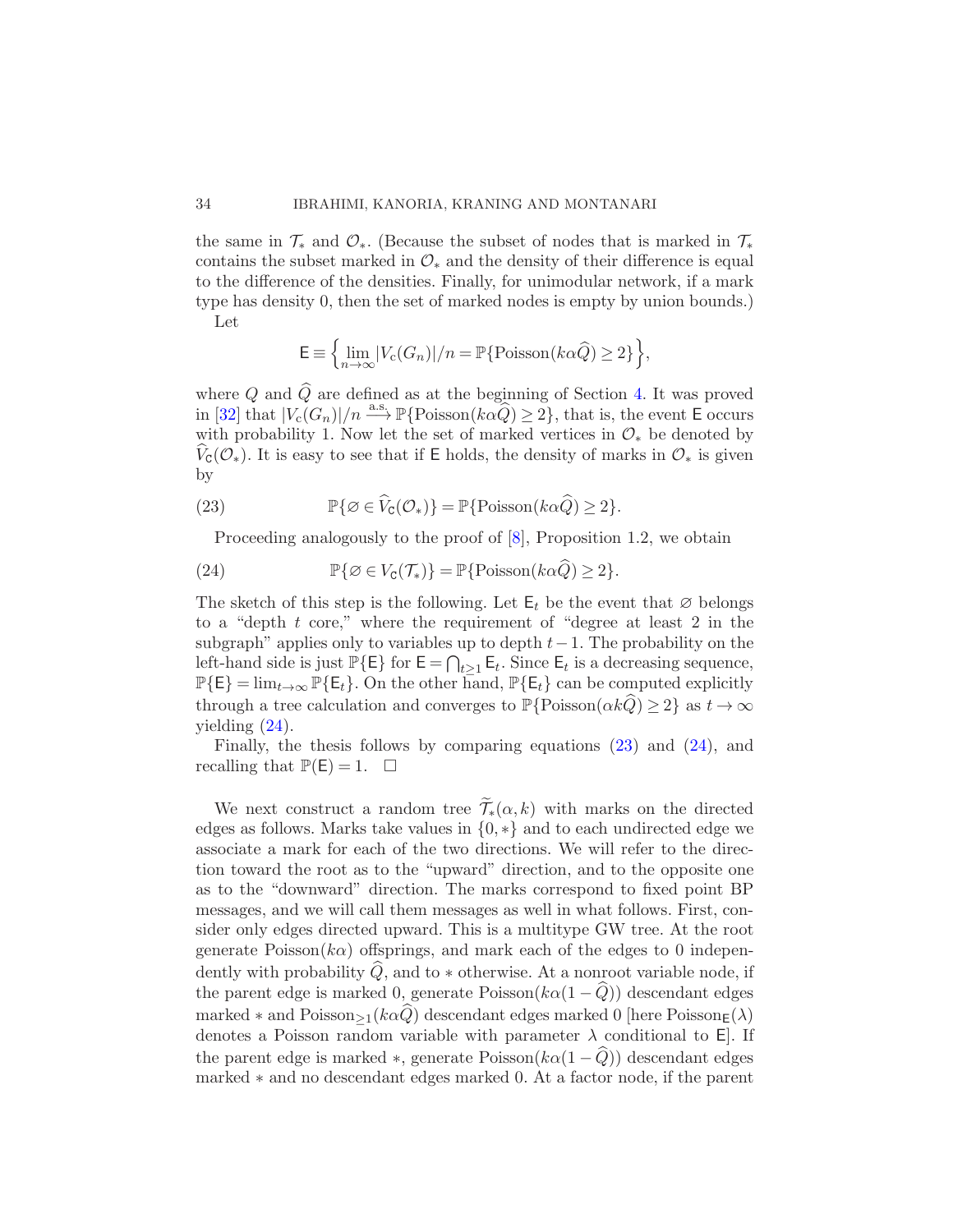the same in $\mathcal{T}_*$ and $\mathcal{O}_*$. (Because the subset of nodes that is marked in $\mathcal{T}_*$ contains the subset marked in $\mathcal{O}_*$ and the density of their difference is equal to the difference of the densities. Finally, for unimodular network, if a mark type has density 0, then the set of marked nodes is empty by union bounds.)

Let

$$\mathsf{E} \equiv \Big\{ \lim_{n\to\infty} |V_{\mathrm{c}}(G_n)|/n = \mathbb{P}\{\mathrm{Poisson}(k\alpha\widehat{Q}) \geq 2\}\Big\},$$

where $Q$ and $\widehat{Q}$ are defined as at the beginning of Section 4. It was proved in [32] that $|V_{\mathrm{c}}(G_n)|/n \xrightarrow{\text{a.s.}} \mathbb{P}\{\mathrm{Poisson}(k\alpha\widehat{Q}) \geq 2\}$, that is, the event $\mathsf{E}$ occurs with probability 1. Now let the set of marked vertices in $\mathcal{O}_*$ be denoted by $\widehat{V}_{\mathsf{C}}(\mathcal{O}_*)$. It is easy to see that if $\mathsf{E}$ holds, the density of marks in $\mathcal{O}_*$ is given by

$$\mathbb{P}\{\varnothing \in \widehat{V}_{\mathsf{C}}(\mathcal{O}_*)\} = \mathbb{P}\{\mathrm{Poisson}(k\alpha\widehat{Q}) \geq 2\}. \tag{23}$$

Proceeding analogously to the proof of [8], Proposition 1.2, we obtain

$$\mathbb{P}\{\varnothing \in V_{\mathsf{C}}(\mathcal{T}_*)\} = \mathbb{P}\{\mathrm{Poisson}(k\alpha\widehat{Q}) \geq 2\}. \tag{24}$$

The sketch of this step is the following. Let $\mathsf{E}_t$ be the event that $\varnothing$ belongs to a "depth $t$ core," where the requirement of "degree at least 2 in the subgraph" applies only to variables up to depth $t-1$. The probability on the left-hand side is just $\mathbb{P}\{\mathsf{E}\}$ for $\mathsf{E} = \bigcap_{t\geq 1}\mathsf{E}_t$. Since $\mathsf{E}_t$ is a decreasing sequence, $\mathbb{P}\{\mathsf{E}\} = \lim_{t\to\infty}\mathbb{P}\{\mathsf{E}_t\}$. On the other hand, $\mathbb{P}\{\mathsf{E}_t\}$ can be computed explicitly through a tree calculation and converges to $\mathbb{P}\{\mathrm{Poisson}(\alpha k\widehat{Q}) \geq 2\}$ as $t \to \infty$ yielding (24).

Finally, the thesis follows by comparing equations (23) and (24), and recalling that $\mathbb{P}(\mathsf{E}) = 1$. $\square$

We next construct a random tree $\widetilde{\mathcal{T}}_*(\alpha, k)$ with marks on the directed edges as follows. Marks take values in $\{0, *\}$ and to each undirected edge we associate a mark for each of the two directions. We will refer to the direction toward the root as to the "upward" direction, and to the opposite one as to the "downward" direction. The marks correspond to fixed point BP messages, and we will call them messages as well in what follows. First, consider only edges directed upward. This is a multitype GW tree. At the root generate $\mathrm{Poisson}(k\alpha)$ offsprings, and mark each of the edges to 0 independently with probability $\widehat{Q}$, and to $*$ otherwise. At a nonroot variable node, if the parent edge is marked 0, generate $\mathrm{Poisson}(k\alpha(1-\widehat{Q}))$ descendant edges marked $*$ and $\mathrm{Poisson}_{\geq 1}(k\alpha\widehat{Q})$ descendant edges marked 0 [here $\mathrm{Poisson}_{\mathsf{E}}(\lambda)$ denotes a Poisson random variable with parameter $\lambda$ conditional to $\mathsf{E}$]. If the parent edge is marked $*$, generate $\mathrm{Poisson}(k\alpha(1-\widehat{Q}))$ descendant edges marked $*$ and no descendant edges marked 0. At a factor node, if the parent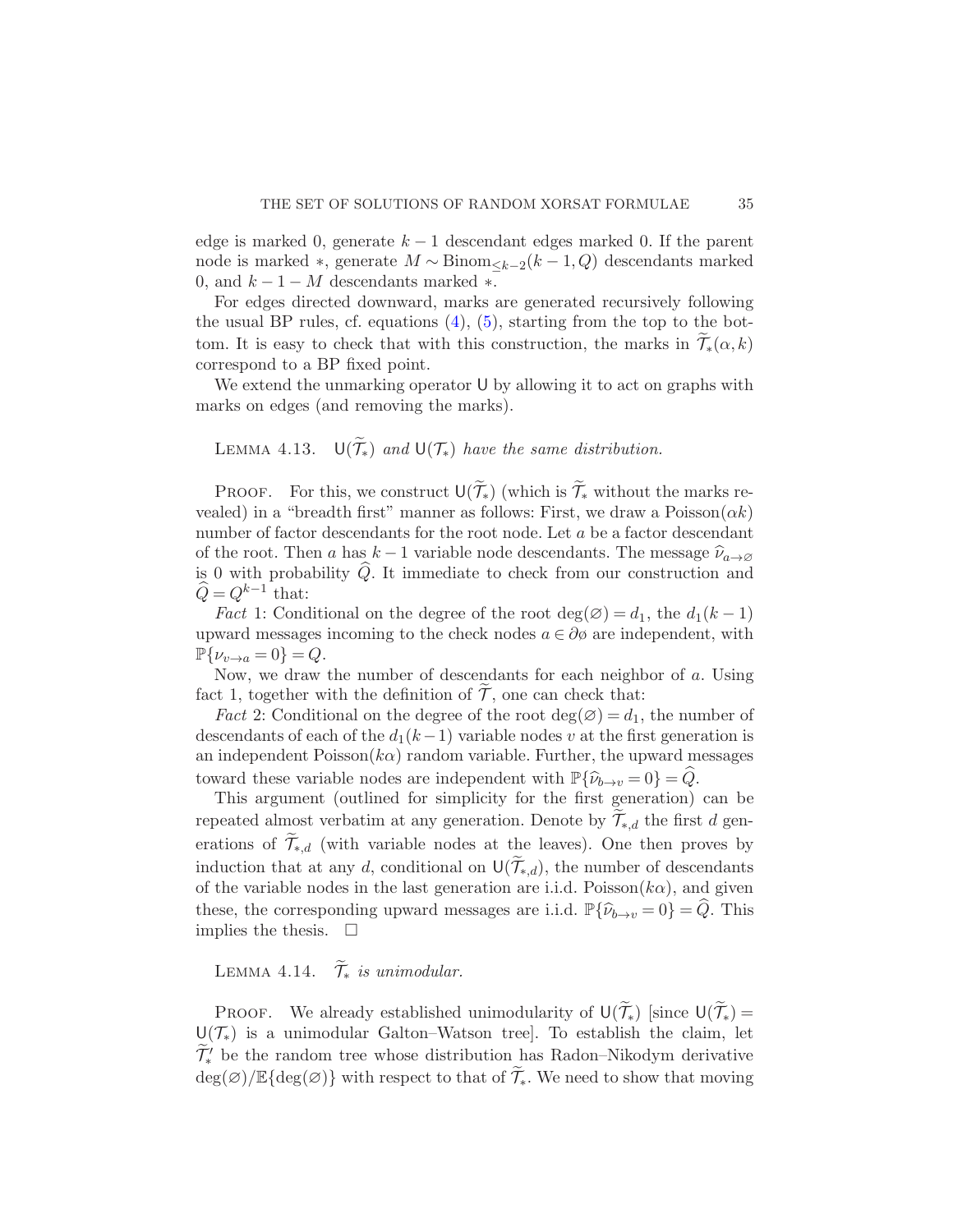edge is marked 0, generate $k-1$ descendant edges marked 0. If the parent node is marked $*$, generate $M \sim \text{Binom}_{\leq k-2}(k-1, Q)$ descendants marked 0, and $k-1-M$ descendants marked $*$.

For edges directed downward, marks are generated recursively following the usual BP rules, cf. equations (4), (5), starting from the top to the bottom. It is easy to check that with this construction, the marks in $\widetilde{\mathcal{T}}_*(\alpha, k)$ correspond to a BP fixed point.

We extend the unmarking operator $\mathsf{U}$ by allowing it to act on graphs with marks on edges (and removing the marks).

LEMMA 4.13. *$\mathsf{U}(\widetilde{\mathcal{T}}_*)$ and $\mathsf{U}(\mathcal{T}_*)$ have the same distribution.*

PROOF. For this, we construct $\mathsf{U}(\widetilde{\mathcal{T}}_*)$ (which is $\widetilde{\mathcal{T}}_*$ without the marks revealed) in a "breadth first" manner as follows: First, we draw a $\text{Poisson}(\alpha k)$ number of factor descendants for the root node. Let $a$ be a factor descendant of the root. Then $a$ has $k-1$ variable node descendants. The message $\widehat{\nu}_{a \to \varnothing}$ is 0 with probability $\widehat{Q}$. It immediate to check from our construction and $\widehat{Q} = Q^{k-1}$ that:

*Fact* 1: Conditional on the degree of the root $\deg(\varnothing) = d_1$, the $d_1(k-1)$ upward messages incoming to the check nodes $a \in \partial\varnothing$ are independent, with $\mathbb{P}\{\nu_{v \to a} = 0\} = Q$.

Now, we draw the number of descendants for each neighbor of $a$. Using fact 1, together with the definition of $\widetilde{\mathcal{T}}$, one can check that:

*Fact* 2: Conditional on the degree of the root $\deg(\varnothing) = d_1$, the number of descendants of each of the $d_1(k-1)$ variable nodes $v$ at the first generation is an independent $\text{Poisson}(k\alpha)$ random variable. Further, the upward messages toward these variable nodes are independent with $\mathbb{P}\{\widehat{\nu}_{b \to v} = 0\} = \widehat{Q}$.

This argument (outlined for simplicity for the first generation) can be repeated almost verbatim at any generation. Denote by $\widetilde{\mathcal{T}}_{*,d}$ the first $d$ generations of $\widetilde{\mathcal{T}}_{*,d}$ (with variable nodes at the leaves). One then proves by induction that at any $d$, conditional on $\mathsf{U}(\widetilde{\mathcal{T}}_{*,d})$, the number of descendants of the variable nodes in the last generation are i.i.d. $\text{Poisson}(k\alpha)$, and given these, the corresponding upward messages are i.i.d. $\mathbb{P}\{\widehat{\nu}_{b \to v} = 0\} = \widehat{Q}$. This implies the thesis. $\square$

LEMMA 4.14. *$\widetilde{\mathcal{T}}_*$ is unimodular.*

PROOF. We already established unimodularity of $\mathsf{U}(\widetilde{\mathcal{T}}_*)$ [since $\mathsf{U}(\widetilde{\mathcal{T}}_*) = \mathsf{U}(\mathcal{T}_*)$ is a unimodular Galton–Watson tree]. To establish the claim, let $\widetilde{\mathcal{T}}'_*$ be the random tree whose distribution has Radon–Nikodym derivative $\deg(\varnothing)/\mathbb{E}\{\deg(\varnothing)\}$ with respect to that of $\widetilde{\mathcal{T}}_*$. We need to show that moving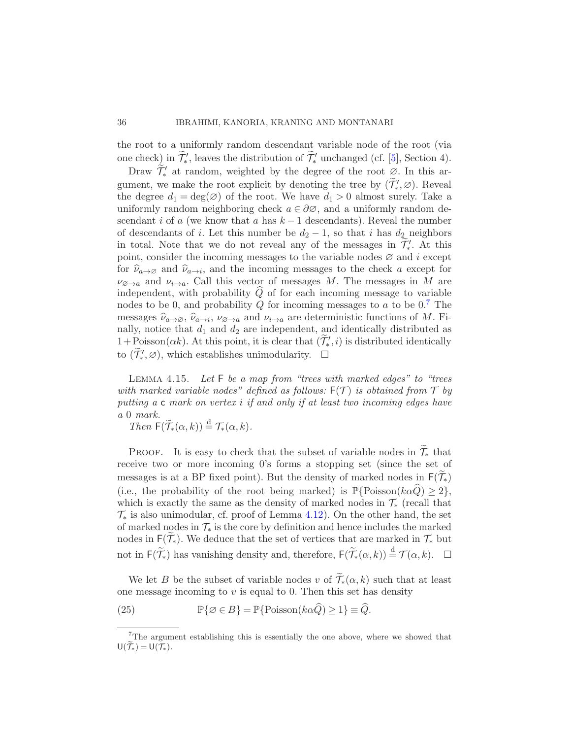the root to a uniformly random descendant variable node of the root (via one check) in $\widetilde{\mathcal{T}}'_*$, leaves the distribution of $\widetilde{\mathcal{T}}'_*$ unchanged (cf. [5], Section 4).

Draw $\widetilde{\mathcal{T}}'_*$ at random, weighted by the degree of the root $\varnothing$. In this argument, we make the root explicit by denoting the tree by $(\widetilde{\mathcal{T}}'_*, \varnothing)$. Reveal the degree $d_1 = \deg(\varnothing)$ of the root. We have $d_1 > 0$ almost surely. Take a uniformly random neighboring check $a \in \partial\varnothing$, and a uniformly random descendant $i$ of $a$ (we know that $a$ has $k-1$ descendants). Reveal the number of descendants of $i$. Let this number be $d_2 - 1$, so that $i$ has $d_2$ neighbors in total. Note that we do not reveal any of the messages in $\widetilde{\mathcal{T}}'_*$. At this point, consider the incoming messages to the variable nodes $\varnothing$ and $i$ except for $\widehat{\nu}_{a\to\varnothing}$ and $\widehat{\nu}_{a\to i}$, and the incoming messages to the check $a$ except for $\nu_{\varnothing\to a}$ and $\nu_{i\to a}$. Call this vector of messages $M$. The messages in $M$ are independent, with probability $\widehat{Q}$ of for each incoming message to variable nodes to be 0, and probability $Q$ for incoming messages to $a$ to be 0.[7] The messages $\widehat{\nu}_{a\to\varnothing}$, $\widehat{\nu}_{a\to i}$, $\nu_{\varnothing\to a}$ and $\nu_{i\to a}$ are deterministic functions of $M$. Finally, notice that $d_1$ and $d_2$ are independent, and identically distributed as $1+\text{Poisson}(\alpha k)$. At this point, it is clear that $(\widetilde{\mathcal{T}}'_*, i)$ is distributed identically to $(\widetilde{\mathcal{T}}'_*, \varnothing)$, which establishes unimodularity. $\square$

LEMMA 4.15. *Let $\mathsf{F}$ be a map from "trees with marked edges" to "trees with marked variable nodes" defined as follows: $\mathsf{F}(\mathcal{T})$ is obtained from $\mathcal{T}$ by putting a $\mathsf{c}$ mark on vertex $i$ if and only if at least two incoming edges have a 0 mark.*

*Then $\mathsf{F}(\widetilde{\mathcal{T}}_*(\alpha,k)) \overset{\text{d}}{=} \mathcal{T}_*(\alpha,k)$.*

PROOF. It is easy to check that the subset of variable nodes in $\widetilde{\mathcal{T}}_*$ that receive two or more incoming 0's forms a stopping set (since the set of messages is at a BP fixed point). But the density of marked nodes in $\mathsf{F}(\widetilde{\mathcal{T}}_*)$ (i.e., the probability of the root being marked) is $\mathbb{P}\{\text{Poisson}(k\alpha\widehat{Q}) \geq 2\}$, which is exactly the same as the density of marked nodes in $\mathcal{T}_*$ (recall that $\mathcal{T}_*$ is also unimodular, cf. proof of Lemma 4.12). On the other hand, the set of marked nodes in $\mathcal{T}_*$ is the core by definition and hence includes the marked nodes in $\mathsf{F}(\widetilde{\mathcal{T}}_*)$. We deduce that the set of vertices that are marked in $\mathcal{T}_*$ but not in $\mathsf{F}(\widetilde{\mathcal{T}}_*)$ has vanishing density and, therefore, $\mathsf{F}(\widetilde{\mathcal{T}}_*(\alpha,k)) \overset{\text{d}}{=} \mathcal{T}(\alpha,k)$. $\square$

We let $B$ be the subset of variable nodes $v$ of $\widetilde{\mathcal{T}}_*(\alpha,k)$ such that at least one message incoming to $v$ is equal to 0. Then this set has density

$$\mathbb{P}\{\varnothing \in B\} = \mathbb{P}\{\text{Poisson}(k\alpha\widehat{Q}) \geq 1\} \equiv \widehat{Q}. \tag{25}$$

---

[7] The argument establishing this is essentially the one above, where we showed that $\mathsf{U}(\widetilde{\mathcal{T}}_*) = \mathsf{U}(\mathcal{T}_*)$.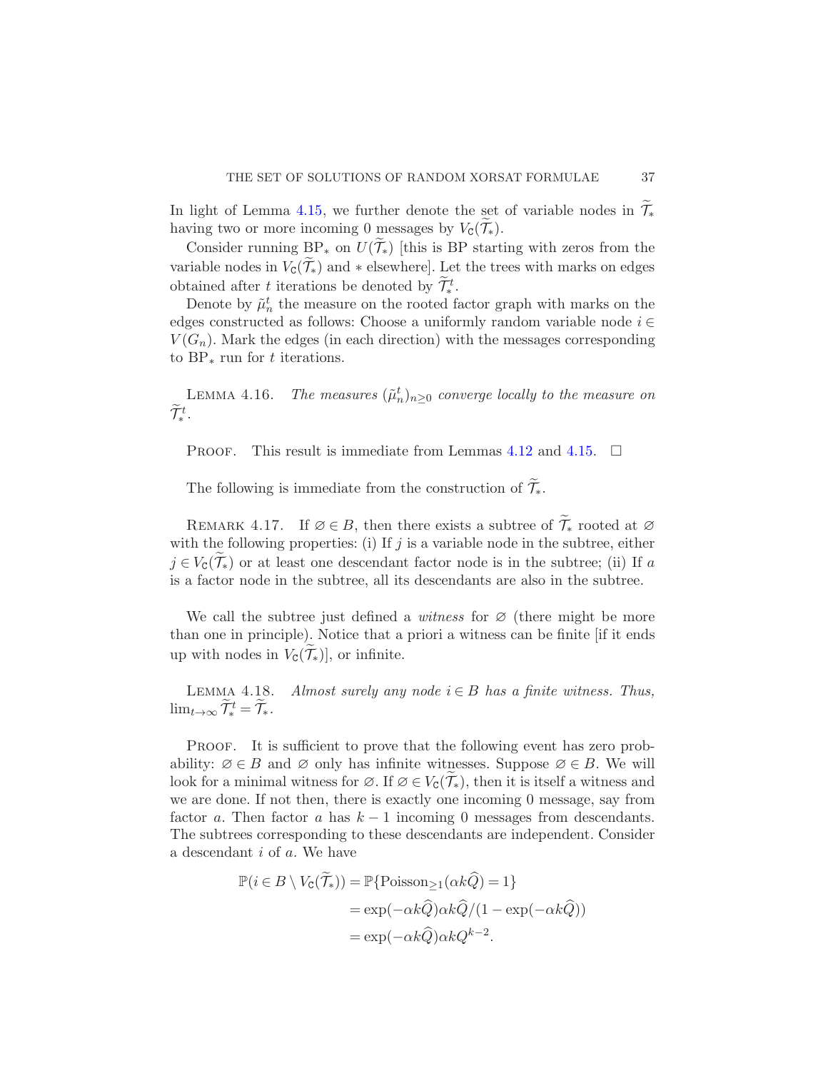In light of Lemma 4.15, we further denote the set of variable nodes in $\widetilde{\mathcal{T}}_*$ having two or more incoming 0 messages by $V_{\mathsf{C}}(\widetilde{\mathcal{T}}_*)$.

Consider running $\mathrm{BP}_*$ on $U(\widetilde{\mathcal{T}}_*)$ [this is BP starting with zeros from the variable nodes in $V_{\mathsf{C}}(\widetilde{\mathcal{T}}_*)$ and $*$ elsewhere]. Let the trees with marks on edges obtained after $t$ iterations be denoted by $\widetilde{\mathcal{T}}_*^t$.

Denote by $\tilde{\mu}_n^t$ the measure on the rooted factor graph with marks on the edges constructed as follows: Choose a uniformly random variable node $i \in V(G_n)$. Mark the edges (in each direction) with the messages corresponding to $\mathrm{BP}_*$ run for $t$ iterations.

Lemma 4.16. *The measures $(\tilde{\mu}_n^t)_{n\geq 0}$ converge locally to the measure on $\widetilde{\mathcal{T}}_*^t$.*

Proof. This result is immediate from Lemmas 4.12 and 4.15. $\square$

The following is immediate from the construction of $\widetilde{\mathcal{T}}_*$.

Remark 4.17. If $\varnothing \in B$, then there exists a subtree of $\widetilde{\mathcal{T}}_*$ rooted at $\varnothing$ with the following properties: (i) If $j$ is a variable node in the subtree, either $j \in V_{\mathsf{C}}(\widetilde{\mathcal{T}}_*)$ or at least one descendant factor node is in the subtree; (ii) If $a$ is a factor node in the subtree, all its descendants are also in the subtree.

We call the subtree just defined a *witness* for $\varnothing$ (there might be more than one in principle). Notice that a priori a witness can be finite [if it ends up with nodes in $V_{\mathsf{C}}(\widetilde{\mathcal{T}}_*)$], or infinite.

Lemma 4.18. *Almost surely any node $i \in B$ has a finite witness. Thus, $\lim_{t\to\infty} \widetilde{\mathcal{T}}_*^t = \widetilde{\mathcal{T}}_*$.*

Proof. It is sufficient to prove that the following event has zero probability: $\varnothing \in B$ and $\varnothing$ only has infinite witnesses. Suppose $\varnothing \in B$. We will look for a minimal witness for $\varnothing$. If $\varnothing \in V_{\mathsf{C}}(\widetilde{\mathcal{T}}_*)$, then it is itself a witness and we are done. If not then, there is exactly one incoming 0 message, say from factor $a$. Then factor $a$ has $k-1$ incoming 0 messages from descendants. The subtrees corresponding to these descendants are independent. Consider a descendant $i$ of $a$. We have

$$
\begin{aligned}
\mathbb{P}(i \in B \setminus V_{\mathsf{C}}(\widetilde{\mathcal{T}}_*)) &= \mathbb{P}\{\mathrm{Poisson}_{\geq 1}(\alpha k \widehat{Q}) = 1\} \\
&= \exp(-\alpha k \widehat{Q}) \alpha k \widehat{Q} / (1 - \exp(-\alpha k \widehat{Q})) \\
&= \exp(-\alpha k \widehat{Q}) \alpha k Q^{k-2}.
\end{aligned}
$$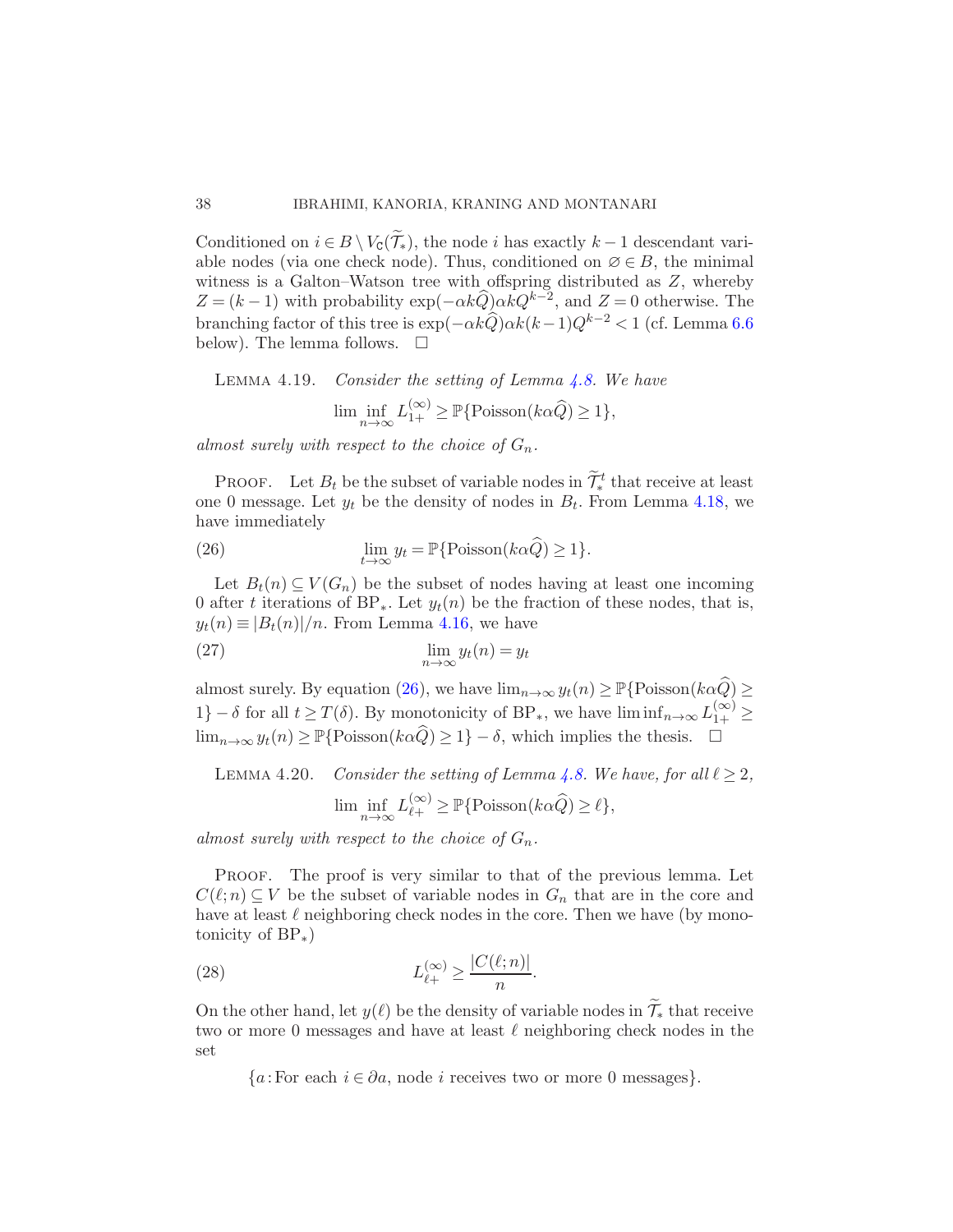Conditioned on $i \in B \setminus V_{\mathsf{C}}(\widetilde{\mathcal{T}}_*)$, the node $i$ has exactly $k-1$ descendant variable nodes (via one check node). Thus, conditioned on $\varnothing \in B$, the minimal witness is a Galton–Watson tree with offspring distributed as $Z$, whereby $Z = (k-1)$ with probability $\exp(-\alpha k \widehat{Q}) \alpha k Q^{k-2}$, and $Z = 0$ otherwise. The branching factor of this tree is $\exp(-\alpha k \widehat{Q}) \alpha k(k-1) Q^{k-2} < 1$ (cf. Lemma 6.6 below). The lemma follows. $\square$

LEMMA 4.19. *Consider the setting of Lemma 4.8. We have*

$$\liminf_{n\to\infty} L_{1+}^{(\infty)} \geq \mathbb{P}\{\mathrm{Poisson}(k\alpha\widehat{Q}) \geq 1\},$$

*almost surely with respect to the choice of $G_n$.*

PROOF. Let $B_t$ be the subset of variable nodes in $\widetilde{\mathcal{T}}_*^t$ that receive at least one 0 message. Let $y_t$ be the density of nodes in $B_t$. From Lemma 4.18, we have immediately

$$\lim_{t\to\infty} y_t = \mathbb{P}\{\mathrm{Poisson}(k\alpha\widehat{Q}) \geq 1\}. \tag{26}$$

Let $B_t(n) \subseteq V(G_n)$ be the subset of nodes having at least one incoming 0 after $t$ iterations of $\mathrm{BP}_*$. Let $y_t(n)$ be the fraction of these nodes, that is, $y_t(n) \equiv |B_t(n)|/n$. From Lemma 4.16, we have

$$\lim_{n\to\infty} y_t(n) = y_t \tag{27}$$

almost surely. By equation (26), we have $\lim_{n\to\infty} y_t(n) \geq \mathbb{P}\{\mathrm{Poisson}(k\alpha\widehat{Q}) \geq 1\} - \delta$ for all $t \geq T(\delta)$. By monotonicity of $\mathrm{BP}_*$, we have $\liminf_{n\to\infty} L_{1+}^{(\infty)} \geq \lim_{n\to\infty} y_t(n) \geq \mathbb{P}\{\mathrm{Poisson}(k\alpha\widehat{Q}) \geq 1\} - \delta$, which implies the thesis. $\square$

LEMMA 4.20. *Consider the setting of Lemma 4.8. We have, for all $\ell \geq 2$,*

$$\liminf_{n\to\infty} L_{\ell+}^{(\infty)} \geq \mathbb{P}\{\mathrm{Poisson}(k\alpha\widehat{Q}) \geq \ell\},$$

*almost surely with respect to the choice of $G_n$.*

PROOF. The proof is very similar to that of the previous lemma. Let $C(\ell; n) \subseteq V$ be the subset of variable nodes in $G_n$ that are in the core and have at least $\ell$ neighboring check nodes in the core. Then we have (by monotonicity of $\mathrm{BP}_*$)

$$L_{\ell+}^{(\infty)} \geq \frac{|C(\ell; n)|}{n}. \tag{28}$$

On the other hand, let $y(\ell)$ be the density of variable nodes in $\widetilde{\mathcal{T}}_*$ that receive two or more 0 messages and have at least $\ell$ neighboring check nodes in the set

$$\{a : \text{For each } i \in \partial a, \text{ node } i \text{ receives two or more 0 messages}\}.$$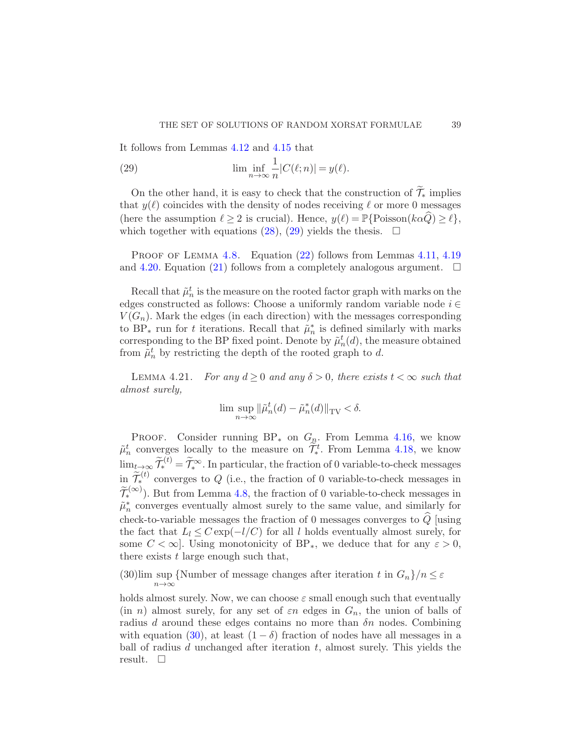It follows from Lemmas 4.12 and 4.15 that

$$\lim_{n\to\infty} \inf \frac{1}{n}|C(\ell;n)| = y(\ell). \tag{29}$$

On the other hand, it is easy to check that the construction of $\widetilde{\mathcal{T}}_*$ implies that $y(\ell)$ coincides with the density of nodes receiving $\ell$ or more 0 messages (here the assumption $\ell \geq 2$ is crucial). Hence, $y(\ell) = \mathbb{P}\{\text{Poisson}(k\alpha\widehat{Q}) \geq \ell\}$, which together with equations (28), (29) yields the thesis. $\square$

Proof of Lemma 4.8. Equation (22) follows from Lemmas 4.11, 4.19 and 4.20. Equation (21) follows from a completely analogous argument. $\square$

Recall that $\tilde{\mu}_n^t$ is the measure on the rooted factor graph with marks on the edges constructed as follows: Choose a uniformly random variable node $i \in V(G_n)$. Mark the edges (in each direction) with the messages corresponding to $\text{BP}_*$ run for $t$ iterations. Recall that $\tilde{\mu}_n^*$ is defined similarly with marks corresponding to the BP fixed point. Denote by $\tilde{\mu}_n^t(d)$, the measure obtained from $\tilde{\mu}_n^t$ by restricting the depth of the rooted graph to $d$.

Lemma 4.21. *For any $d \geq 0$ and any $\delta > 0$, there exists $t < \infty$ such that almost surely,*

$$\limsup_{n\to\infty} \|\tilde{\mu}_n^t(d) - \tilde{\mu}_n^*(d)\|_{\text{TV}} < \delta.$$

Proof. Consider running $\text{BP}_*$ on $G_{\underline{n}}$. From Lemma 4.16, we know $\tilde{\mu}_n^t$ converges locally to the measure on $\widetilde{\mathcal{T}}_*^t$. From Lemma 4.18, we know $\lim_{t\to\infty} \widetilde{\mathcal{T}}_*^{(t)} = \widetilde{\mathcal{T}}_*^{\infty}$. In particular, the fraction of 0 variable-to-check messages in $\widetilde{\mathcal{T}}_*^{(t)}$ converges to $Q$ (i.e., the fraction of 0 variable-to-check messages in $\widetilde{\mathcal{T}}_*^{(\infty)}$). But from Lemma 4.8, the fraction of 0 variable-to-check messages in $\tilde{\mu}_n^*$ converges eventually almost surely to the same value, and similarly for check-to-variable messages the fraction of 0 messages converges to $\widehat{Q}$ [using the fact that $L_l \leq C\exp(-l/C)$ for all $l$ holds eventually almost surely, for some $C < \infty$]. Using monotonicity of $\text{BP}_*$, we deduce that for any $\varepsilon > 0$, there exists $t$ large enough such that,

$$\limsup_{n\to\infty} \{\text{Number of message changes after iteration } t \text{ in } G_n\}/n \leq \varepsilon \tag{30}$$

holds almost surely. Now, we can choose $\varepsilon$ small enough such that eventually (in $n$) almost surely, for any set of $\varepsilon n$ edges in $G_n$, the union of balls of radius $d$ around these edges contains no more than $\delta n$ nodes. Combining with equation (30), at least $(1 - \delta)$ fraction of nodes have all messages in a ball of radius $d$ unchanged after iteration $t$, almost surely. This yields the result. $\square$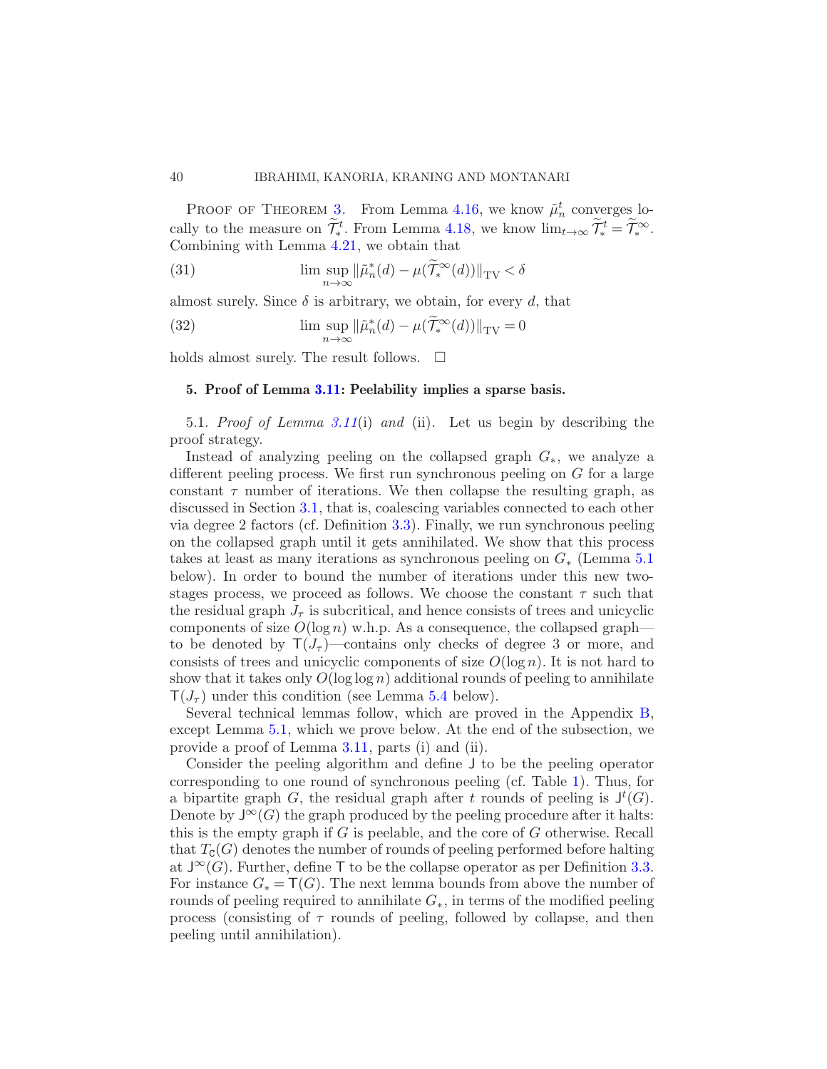PROOF OF THEOREM 3. From Lemma 4.16, we know $\tilde{\mu}_n^t$ converges locally to the measure on $\widetilde{\mathcal{T}}_*^t$. From Lemma 4.18, we know $\lim_{t\to\infty} \widetilde{\mathcal{T}}_*^t = \widetilde{\mathcal{T}}_*^\infty$. Combining with Lemma 4.21, we obtain that

$$\limsup_{n\to\infty} \|\tilde{\mu}_n^*(d) - \mu(\widetilde{\mathcal{T}}_*^\infty(d))\|_{\mathrm{TV}} < \delta \tag{31}$$

almost surely. Since $\delta$ is arbitrary, we obtain, for every $d$, that

$$\limsup_{n\to\infty} \|\tilde{\mu}_n^*(d) - \mu(\widetilde{\mathcal{T}}_*^\infty(d))\|_{\mathrm{TV}} = 0 \tag{32}$$

holds almost surely. The result follows. □

## 5. Proof of Lemma 3.11: Peelability implies a sparse basis.

5.1. *Proof of Lemma 3.11*(i) *and* (ii). Let us begin by describing the proof strategy.

Instead of analyzing peeling on the collapsed graph $G_*$, we analyze a different peeling process. We first run synchronous peeling on $G$ for a large constant $\tau$ number of iterations. We then collapse the resulting graph, as discussed in Section 3.1, that is, coalescing variables connected to each other via degree 2 factors (cf. Definition 3.3). Finally, we run synchronous peeling on the collapsed graph until it gets annihilated. We show that this process takes at least as many iterations as synchronous peeling on $G_*$ (Lemma 5.1 below). In order to bound the number of iterations under this new two-stages process, we proceed as follows. We choose the constant $\tau$ such that the residual graph $J_\tau$ is subcritical, and hence consists of trees and unicyclic components of size $O(\log n)$ w.h.p. As a consequence, the collapsed graph—to be denoted by $\mathsf{T}(J_\tau)$—contains only checks of degree 3 or more, and consists of trees and unicyclic components of size $O(\log n)$. It is not hard to show that it takes only $O(\log\log n)$ additional rounds of peeling to annihilate $\mathsf{T}(J_\tau)$ under this condition (see Lemma 5.4 below).

Several technical lemmas follow, which are proved in the Appendix B, except Lemma 5.1, which we prove below. At the end of the subsection, we provide a proof of Lemma 3.11, parts (i) and (ii).

Consider the peeling algorithm and define $\mathsf{J}$ to be the peeling operator corresponding to one round of synchronous peeling (cf. Table 1). Thus, for a bipartite graph $G$, the residual graph after $t$ rounds of peeling is $\mathsf{J}^t(G)$. Denote by $\mathsf{J}^\infty(G)$ the graph produced by the peeling procedure after it halts: this is the empty graph if $G$ is peelable, and the core of $G$ otherwise. Recall that $T_{\mathsf{C}}(G)$ denotes the number of rounds of peeling performed before halting at $\mathsf{J}^\infty(G)$. Further, define $\mathsf{T}$ to be the collapse operator as per Definition 3.3. For instance $G_* = \mathsf{T}(G)$. The next lemma bounds from above the number of rounds of peeling required to annihilate $G_*$, in terms of the modified peeling process (consisting of $\tau$ rounds of peeling, followed by collapse, and then peeling until annihilation).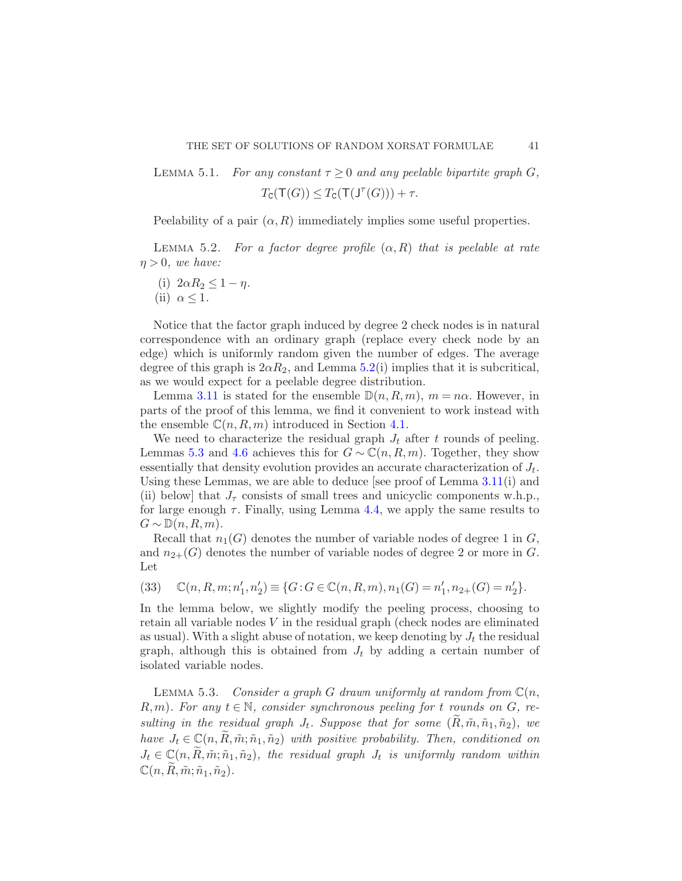LEMMA 5.1. *For any constant $\tau \geq 0$ and any peelable bipartite graph $G$,*

$$T_{\mathsf{C}}(\mathsf{T}(G)) \leq T_{\mathsf{C}}(\mathsf{T}(\mathsf{J}^{\tau}(G))) + \tau.$$

Peelability of a pair $(\alpha, R)$ immediately implies some useful properties.

LEMMA 5.2. *For a factor degree profile $(\alpha, R)$ that is peelable at rate $\eta > 0$, we have:*

(i) $2\alpha R_2 \leq 1 - \eta$.

(ii) $\alpha \leq 1$.

Notice that the factor graph induced by degree 2 check nodes is in natural correspondence with an ordinary graph (replace every check node by an edge) which is uniformly random given the number of edges. The average degree of this graph is $2\alpha R_2$, and Lemma 5.2(i) implies that it is subcritical, as we would expect for a peelable degree distribution.

Lemma 3.11 is stated for the ensemble $\mathbb{D}(n, R, m)$, $m = n\alpha$. However, in parts of the proof of this lemma, we find it convenient to work instead with the ensemble $\mathbb{C}(n, R, m)$ introduced in Section 4.1.

We need to characterize the residual graph $J_t$ after $t$ rounds of peeling. Lemmas 5.3 and 4.6 achieves this for $G \sim \mathbb{C}(n, R, m)$. Together, they show essentially that density evolution provides an accurate characterization of $J_t$. Using these Lemmas, we are able to deduce [see proof of Lemma 3.11(i) and (ii) below] that $J_\tau$ consists of small trees and unicyclic components w.h.p., for large enough $\tau$. Finally, using Lemma 4.4, we apply the same results to $G \sim \mathbb{D}(n, R, m)$.

Recall that $n_1(G)$ denotes the number of variable nodes of degree 1 in $G$, and $n_{2+}(G)$ denotes the number of variable nodes of degree 2 or more in $G$. Let

$$\mathbb{C}(n, R, m; n_1', n_2') \equiv \{G : G \in \mathbb{C}(n, R, m), n_1(G) = n_1', n_{2+}(G) = n_2'\}. \tag{33}$$

In the lemma below, we slightly modify the peeling process, choosing to retain all variable nodes $V$ in the residual graph (check nodes are eliminated as usual). With a slight abuse of notation, we keep denoting by $J_t$ the residual graph, although this is obtained from $J_t$ by adding a certain number of isolated variable nodes.

LEMMA 5.3. *Consider a graph $G$ drawn uniformly at random from $\mathbb{C}(n, R, m)$. For any $t \in \mathbb{N}$, consider synchronous peeling for $t$ rounds on $G$, resulting in the residual graph $J_t$. Suppose that for some $(\widetilde{R}, \tilde{m}, \tilde{n}_1, \tilde{n}_2)$, we have $J_t \in \mathbb{C}(n, \widetilde{R}, \tilde{m}; \tilde{n}_1, \tilde{n}_2)$ with positive probability. Then, conditioned on $J_t \in \mathbb{C}(n, \widetilde{R}, \tilde{m}; \tilde{n}_1, \tilde{n}_2)$, the residual graph $J_t$ is uniformly random within $\mathbb{C}(n, \widetilde{R}, \tilde{m}; \tilde{n}_1, \tilde{n}_2)$.*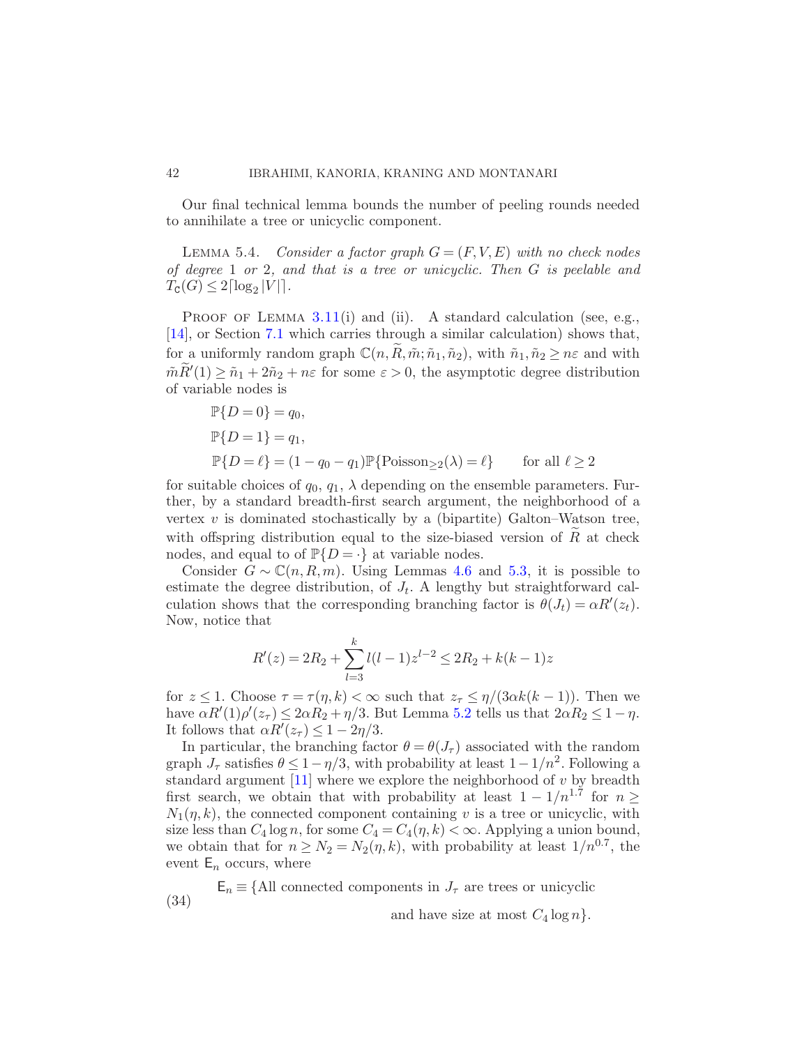Our final technical lemma bounds the number of peeling rounds needed to annihilate a tree or unicyclic component.

LEMMA 5.4. *Consider a factor graph $G = (F, V, E)$ with no check nodes of degree 1 or 2, and that is a tree or unicyclic. Then $G$ is peelable and $T_{\mathsf{C}}(G) \le 2\lceil \log_2 |V| \rceil$.*

PROOF OF LEMMA 3.11(i) and (ii). A standard calculation (see, e.g., [14], or Section 7.1 which carries through a similar calculation) shows that, for a uniformly random graph $\mathbb{C}(n, \widetilde{R}, \tilde{m}; \tilde{n}_1, \tilde{n}_2)$, with $\tilde{n}_1, \tilde{n}_2 \ge n\varepsilon$ and with $\tilde{m}\widetilde{R}'(1) \ge \tilde{n}_1 + 2\tilde{n}_2 + n\varepsilon$ for some $\varepsilon > 0$, the asymptotic degree distribution of variable nodes is

$$\mathbb{P}\{D = 0\} = q_0,$$

$$\mathbb{P}\{D = 1\} = q_1,$$

$$\mathbb{P}\{D = \ell\} = (1 - q_0 - q_1)\mathbb{P}\{\mathrm{Poisson}_{\ge 2}(\lambda) = \ell\} \qquad \text{for all } \ell \ge 2$$

for suitable choices of $q_0$, $q_1$, $\lambda$ depending on the ensemble parameters. Further, by a standard breadth-first search argument, the neighborhood of a vertex $v$ is dominated stochastically by a (bipartite) Galton–Watson tree, with offspring distribution equal to the size-biased version of $\widetilde{R}$ at check nodes, and equal to of $\mathbb{P}\{D = \cdot\}$ at variable nodes.

Consider $G \sim \mathbb{C}(n, R, m)$. Using Lemmas 4.6 and 5.3, it is possible to estimate the degree distribution, of $J_t$. A lengthy but straightforward calculation shows that the corresponding branching factor is $\theta(J_t) = \alpha R'(z_t)$. Now, notice that

$$R'(z) = 2R_2 + \sum_{l=3}^{k} l(l-1)z^{l-2} \le 2R_2 + k(k-1)z$$

for $z \le 1$. Choose $\tau = \tau(\eta, k) < \infty$ such that $z_\tau \le \eta/(3\alpha k(k-1))$. Then we have $\alpha R'(1)\rho'(z_\tau) \le 2\alpha R_2 + \eta/3$. But Lemma 5.2 tells us that $2\alpha R_2 \le 1 - \eta$. It follows that $\alpha R'(z_\tau) \le 1 - 2\eta/3$.

In particular, the branching factor $\theta = \theta(J_\tau)$ associated with the random graph $J_\tau$ satisfies $\theta \le 1 - \eta/3$, with probability at least $1 - 1/n^2$. Following a standard argument [11] where we explore the neighborhood of $v$ by breadth first search, we obtain that with probability at least $1 - 1/n^{1.7}$ for $n \ge N_1(\eta, k)$, the connected component containing $v$ is a tree or unicyclic, with size less than $C_4 \log n$, for some $C_4 = C_4(\eta, k) < \infty$. Applying a union bound, we obtain that for $n \ge N_2 = N_2(\eta, k)$, with probability at least $1/n^{0.7}$, the event $\mathsf{E}_n$ occurs, where

$$\mathsf{E}_n \equiv \{\text{All connected components in } J_\tau \text{ are trees or unicyclic and have size at most } C_4 \log n\}. \tag{34}$$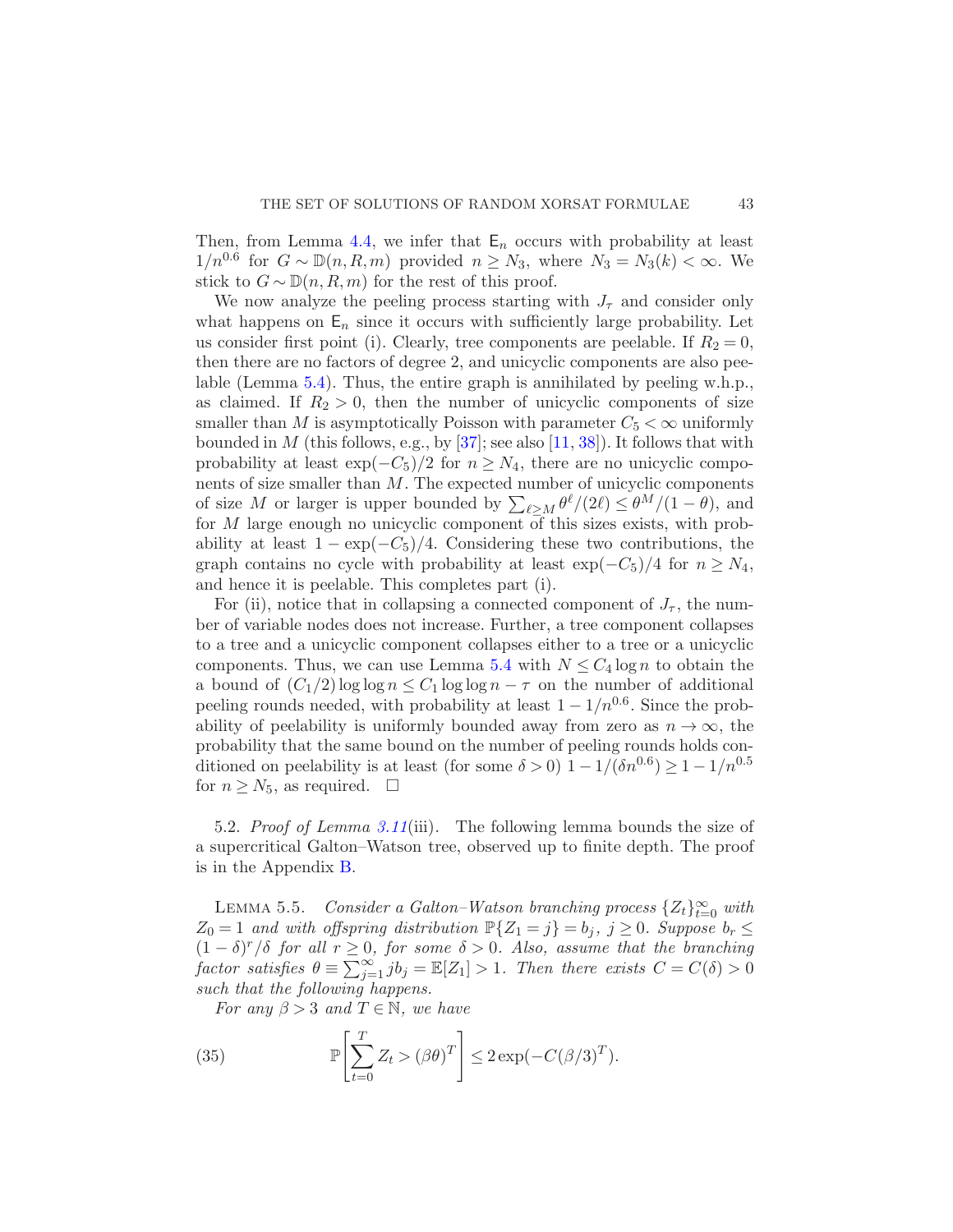Then, from Lemma 4.4, we infer that $\mathsf{E}_n$ occurs with probability at least $1/n^{0.6}$ for $G \sim \mathbb{D}(n, R, m)$ provided $n \geq N_3$, where $N_3 = N_3(k) < \infty$. We stick to $G \sim \mathbb{D}(n, R, m)$ for the rest of this proof.

We now analyze the peeling process starting with $J_\tau$ and consider only what happens on $\mathsf{E}_n$ since it occurs with sufficiently large probability. Let us consider first point (i). Clearly, tree components are peelable. If $R_2 = 0$, then there are no factors of degree 2, and unicyclic components are also peelable (Lemma 5.4). Thus, the entire graph is annihilated by peeling w.h.p., as claimed. If $R_2 > 0$, then the number of unicyclic components of size smaller than $M$ is asymptotically Poisson with parameter $C_5 < \infty$ uniformly bounded in $M$ (this follows, e.g., by [37]; see also [11, 38]). It follows that with probability at least $\exp(-C_5)/2$ for $n \geq N_4$, there are no unicyclic components of size smaller than $M$. The expected number of unicyclic components of size $M$ or larger is upper bounded by $\sum_{\ell \geq M} \theta^\ell/(2\ell) \leq \theta^M/(1-\theta)$, and for $M$ large enough no unicyclic component of this sizes exists, with probability at least $1 - \exp(-C_5)/4$. Considering these two contributions, the graph contains no cycle with probability at least $\exp(-C_5)/4$ for $n \geq N_4$, and hence it is peelable. This completes part (i).

For (ii), notice that in collapsing a connected component of $J_\tau$, the number of variable nodes does not increase. Further, a tree component collapses to a tree and a unicyclic component collapses either to a tree or a unicyclic components. Thus, we can use Lemma 5.4 with $N \leq C_4 \log n$ to obtain the a bound of $(C_1/2) \log\log n \leq C_1 \log\log n - \tau$ on the number of additional peeling rounds needed, with probability at least $1 - 1/n^{0.6}$. Since the probability of peelability is uniformly bounded away from zero as $n \to \infty$, the probability that the same bound on the number of peeling rounds holds conditioned on peelability is at least (for some $\delta > 0$) $1 - 1/(\delta n^{0.6}) \geq 1 - 1/n^{0.5}$ for $n \geq N_5$, as required. $\square$

5.2. *Proof of Lemma 3.11*(iii). The following lemma bounds the size of a supercritical Galton–Watson tree, observed up to finite depth. The proof is in the Appendix B.

LEMMA 5.5. *Consider a Galton–Watson branching process* $\{Z_t\}_{t=0}^\infty$ *with* $Z_0 = 1$ *and with offspring distribution* $\mathbb{P}\{Z_1 = j\} = b_j$, $j \geq 0$. *Suppose* $b_r \leq (1-\delta)^r/\delta$ *for all* $r \geq 0$, *for some* $\delta > 0$. *Also, assume that the branching factor satisfies* $\theta \equiv \sum_{j=1}^\infty j b_j = \mathbb{E}[Z_1] > 1$. *Then there exists* $C = C(\delta) > 0$ *such that the following happens.*

*For any* $\beta > 3$ *and* $T \in \mathbb{N}$, *we have*

$$\mathbb{P}\left[\sum_{t=0}^T Z_t > (\beta\theta)^T\right] \leq 2\exp(-C(\beta/3)^T). \tag{35}$$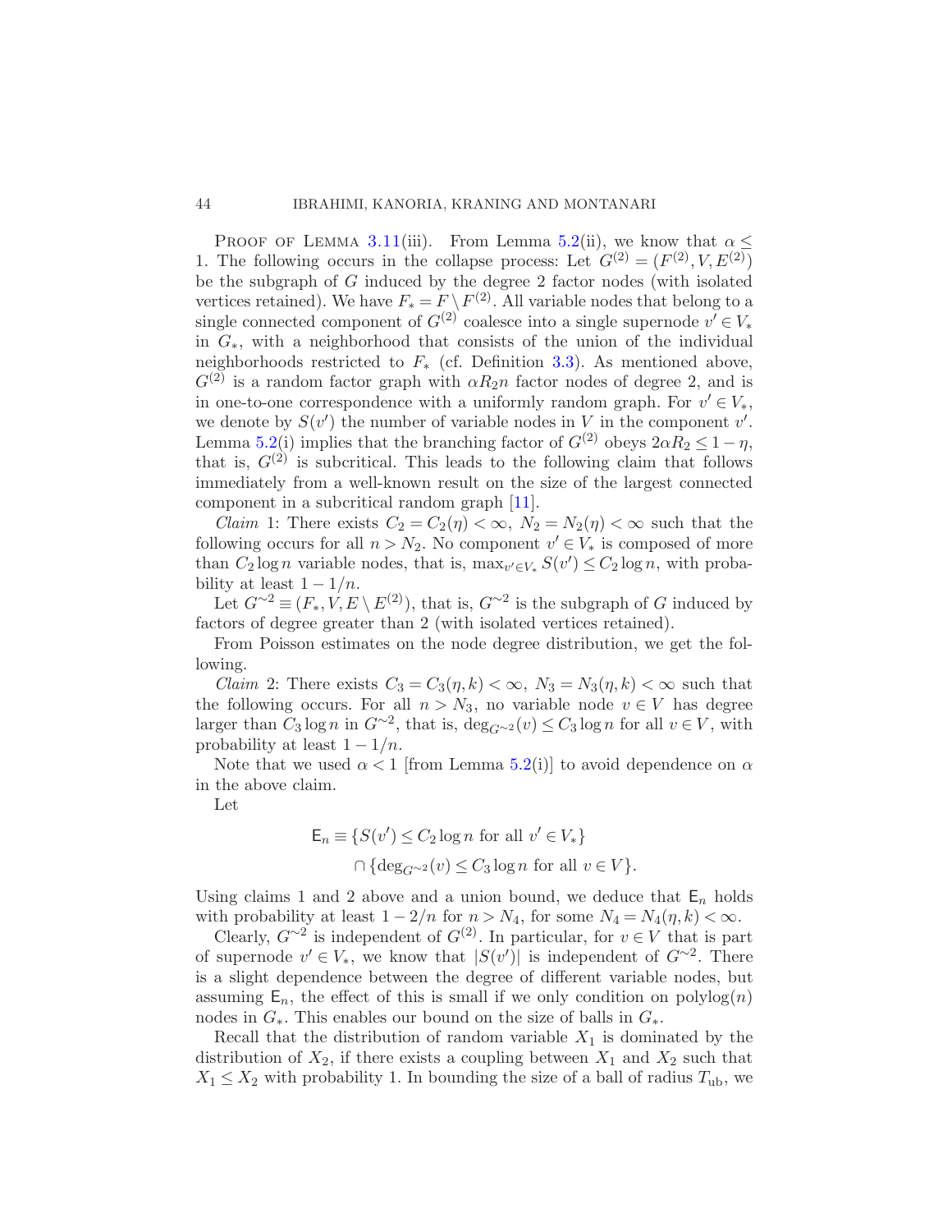PROOF OF LEMMA 3.11(iii). From Lemma 5.2(ii), we know that $\alpha \leq 1$. The following occurs in the collapse process: Let $G^{(2)} = (F^{(2)}, V, E^{(2)})$ be the subgraph of $G$ induced by the degree 2 factor nodes (with isolated vertices retained). We have $F_* = F \setminus F^{(2)}$. All variable nodes that belong to a single connected component of $G^{(2)}$ coalesce into a single supernode $v' \in V_*$ in $G_*$, with a neighborhood that consists of the union of the individual neighborhoods restricted to $F_*$ (cf. Definition 3.3). As mentioned above, $G^{(2)}$ is a random factor graph with $\alpha R_2 n$ factor nodes of degree 2, and is in one-to-one correspondence with a uniformly random graph. For $v' \in V_*$, we denote by $S(v')$ the number of variable nodes in $V$ in the component $v'$. Lemma 5.2(i) implies that the branching factor of $G^{(2)}$ obeys $2\alpha R_2 \leq 1 - \eta$, that is, $G^{(2)}$ is subcritical. This leads to the following claim that follows immediately from a well-known result on the size of the largest connected component in a subcritical random graph [11].

*Claim* 1: There exists $C_2 = C_2(\eta) < \infty$, $N_2 = N_2(\eta) < \infty$ such that the following occurs for all $n > N_2$. No component $v' \in V_*$ is composed of more than $C_2 \log n$ variable nodes, that is, $\max_{v' \in V_*} S(v') \leq C_2 \log n$, with probability at least $1 - 1/n$.

Let $G^{\sim 2} \equiv (F_*, V, E \setminus E^{(2)})$, that is, $G^{\sim 2}$ is the subgraph of $G$ induced by factors of degree greater than 2 (with isolated vertices retained).

From Poisson estimates on the node degree distribution, we get the following.

*Claim* 2: There exists $C_3 = C_3(\eta, k) < \infty$, $N_3 = N_3(\eta, k) < \infty$ such that the following occurs. For all $n > N_3$, no variable node $v \in V$ has degree larger than $C_3 \log n$ in $G^{\sim 2}$, that is, $\deg_{G^{\sim 2}}(v) \leq C_3 \log n$ for all $v \in V$, with probability at least $1 - 1/n$.

Note that we used $\alpha < 1$ [from Lemma 5.2(i)] to avoid dependence on $\alpha$ in the above claim.

Let

$$
\begin{aligned}
\mathsf{E}_n \equiv \{&S(v') \leq C_2 \log n \text{ for all } v' \in V_*\} \\
&\cap \{\deg_{G^{\sim 2}}(v) \leq C_3 \log n \text{ for all } v \in V\}.
\end{aligned}
$$

Using claims 1 and 2 above and a union bound, we deduce that $\mathsf{E}_n$ holds with probability at least $1 - 2/n$ for $n > N_4$, for some $N_4 = N_4(\eta, k) < \infty$.

Clearly, $G^{\sim 2}$ is independent of $G^{(2)}$. In particular, for $v \in V$ that is part of supernode $v' \in V_*$, we know that $|S(v')|$ is independent of $G^{\sim 2}$. There is a slight dependence between the degree of different variable nodes, but assuming $\mathsf{E}_n$, the effect of this is small if we only condition on $\mathrm{polylog}(n)$ nodes in $G_*$. This enables our bound on the size of balls in $G_*$.

Recall that the distribution of random variable $X_1$ is dominated by the distribution of $X_2$, if there exists a coupling between $X_1$ and $X_2$ such that $X_1 \leq X_2$ with probability 1. In bounding the size of a ball of radius $T_{\mathrm{ub}}$, we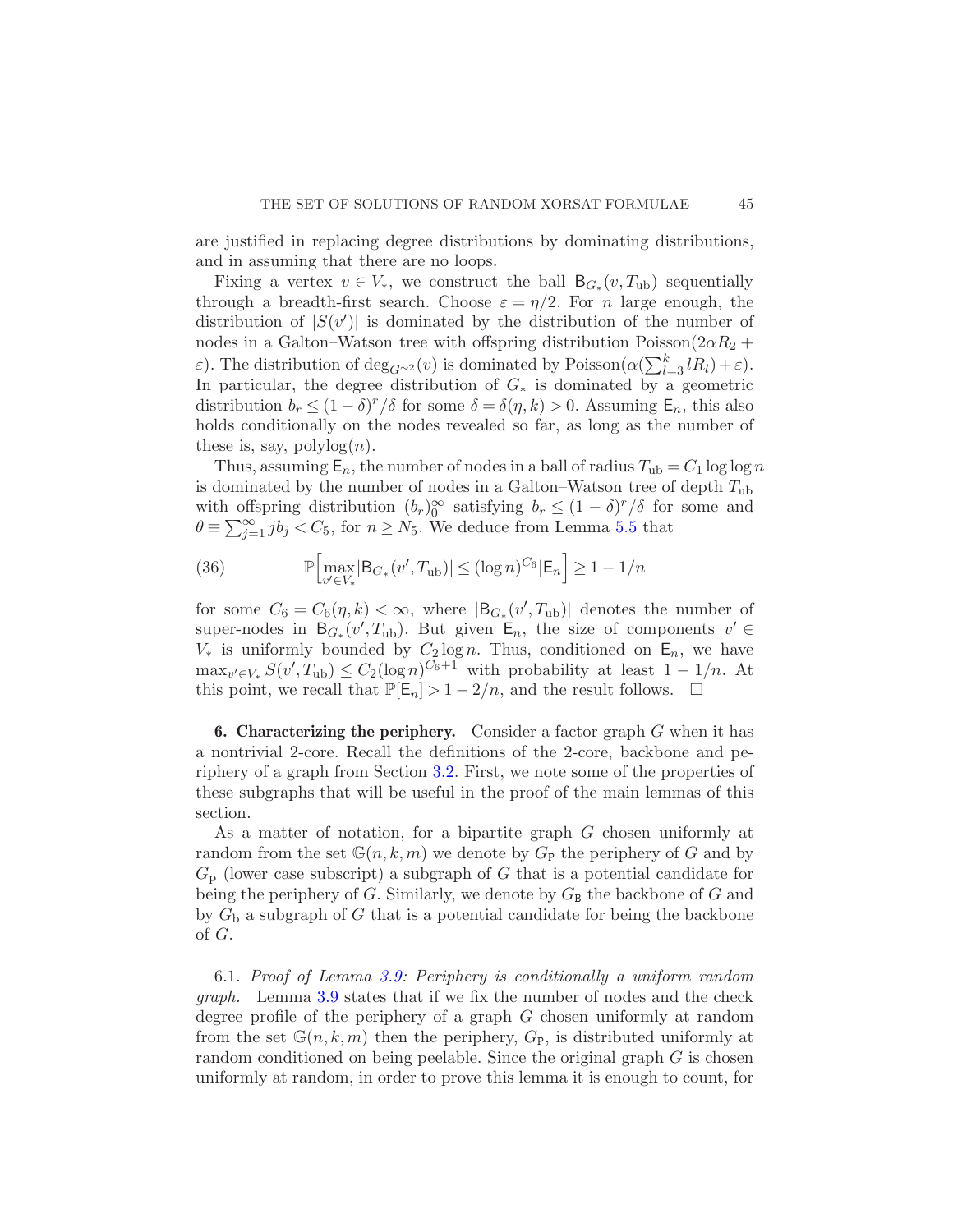are justified in replacing degree distributions by dominating distributions, and in assuming that there are no loops.

Fixing a vertex $v \in V_*$, we construct the ball $\mathsf{B}_{G_*}(v, T_{\mathrm{ub}})$ sequentially through a breadth-first search. Choose $\varepsilon = \eta/2$. For $n$ large enough, the distribution of $|S(v')|$ is dominated by the distribution of the number of nodes in a Galton–Watson tree with offspring distribution $\mathrm{Poisson}(2\alpha R_2 + \varepsilon)$. The distribution of $\deg_{G^{\sim 2}}(v)$ is dominated by $\mathrm{Poisson}(\alpha(\sum_{l=3}^{k} l R_l) + \varepsilon)$. In particular, the degree distribution of $G_*$ is dominated by a geometric distribution $b_r \le (1-\delta)^r/\delta$ for some $\delta = \delta(\eta, k) > 0$. Assuming $\mathsf{E}_n$, this also holds conditionally on the nodes revealed so far, as long as the number of these is, say, $\mathrm{polylog}(n)$.

Thus, assuming $\mathsf{E}_n$, the number of nodes in a ball of radius $T_{\mathrm{ub}} = C_1 \log\log n$ is dominated by the number of nodes in a Galton–Watson tree of depth $T_{\mathrm{ub}}$ with offspring distribution $(b_r)_0^\infty$ satisfying $b_r \le (1-\delta)^r/\delta$ for some and $\theta \equiv \sum_{j=1}^{\infty} j b_j < C_5$, for $n \ge N_5$. We deduce from Lemma 5.5 that

$$\mathbb{P}\Big[\max_{v' \in V_*} |\mathsf{B}_{G_*}(v', T_{\mathrm{ub}})| \le (\log n)^{C_6} \Big| \mathsf{E}_n\Big] \ge 1 - 1/n \tag{36}$$

for some $C_6 = C_6(\eta, k) < \infty$, where $|\mathsf{B}_{G_*}(v', T_{\mathrm{ub}})|$ denotes the number of super-nodes in $\mathsf{B}_{G_*}(v', T_{\mathrm{ub}})$. But given $\mathsf{E}_n$, the size of components $v' \in V_*$ is uniformly bounded by $C_2 \log n$. Thus, conditioned on $\mathsf{E}_n$, we have $\max_{v' \in V_*} S(v', T_{\mathrm{ub}}) \le C_2 (\log n)^{C_6+1}$ with probability at least $1 - 1/n$. At this point, we recall that $\mathbb{P}[\mathsf{E}_n] > 1 - 2/n$, and the result follows. $\square$

## 6. Characterizing the periphery.

Consider a factor graph $G$ when it has a nontrivial 2-core. Recall the definitions of the 2-core, backbone and periphery of a graph from Section 3.2. First, we note some of the properties of these subgraphs that will be useful in the proof of the main lemmas of this section.

As a matter of notation, for a bipartite graph $G$ chosen uniformly at random from the set $\mathbb{G}(n, k, m)$ we denote by $G_{\mathsf{P}}$ the periphery of $G$ and by $G_{\mathrm{p}}$ (lower case subscript) a subgraph of $G$ that is a potential candidate for being the periphery of $G$. Similarly, we denote by $G_{\mathsf{B}}$ the backbone of $G$ and by $G_{\mathrm{b}}$ a subgraph of $G$ that is a potential candidate for being the backbone of $G$.

### 6.1. *Proof of Lemma 3.9: Periphery is conditionally a uniform random graph.*

Lemma 3.9 states that if we fix the number of nodes and the check degree profile of the periphery of a graph $G$ chosen uniformly at random from the set $\mathbb{G}(n, k, m)$ then the periphery, $G_{\mathsf{P}}$, is distributed uniformly at random conditioned on being peelable. Since the original graph $G$ is chosen uniformly at random, in order to prove this lemma it is enough to count, for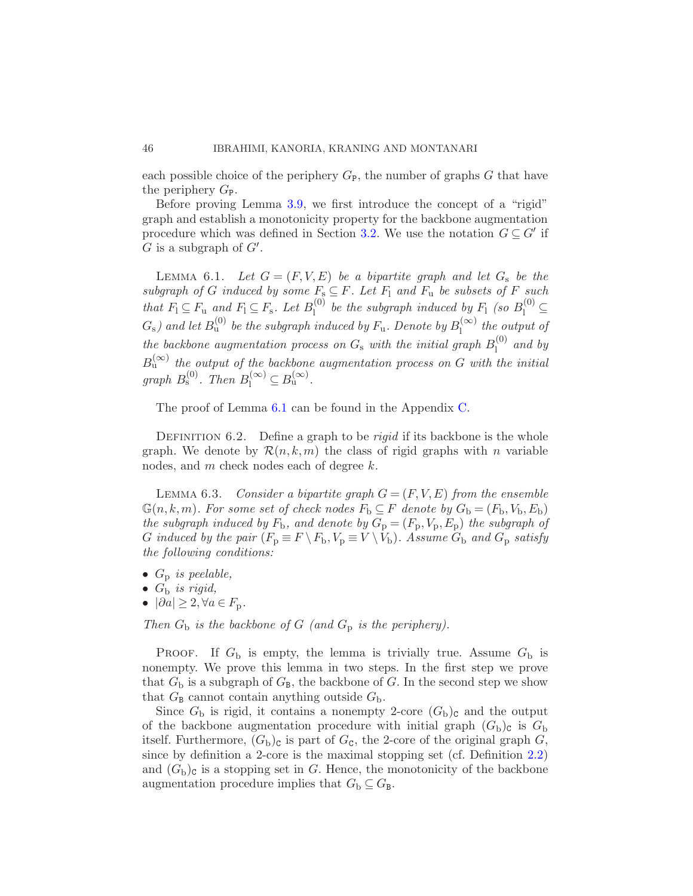each possible choice of the periphery $G_{\mathtt{P}}$, the number of graphs $G$ that have the periphery $G_{\mathtt{P}}$.

Before proving Lemma 3.9, we first introduce the concept of a "rigid" graph and establish a monotonicity property for the backbone augmentation procedure which was defined in Section 3.2. We use the notation $G \subseteq G'$ if $G$ is a subgraph of $G'$.

LEMMA 6.1. *Let $G = (F, V, E)$ be a bipartite graph and let $G_{\mathrm{s}}$ be the subgraph of $G$ induced by some $F_{\mathrm{s}} \subseteq F$. Let $F_{\mathrm{l}}$ and $F_{\mathrm{u}}$ be subsets of $F$ such that $F_{\mathrm{l}} \subseteq F_{\mathrm{u}}$ and $F_{\mathrm{l}} \subseteq F_{\mathrm{s}}$. Let $B_{\mathrm{l}}^{(0)}$ be the subgraph induced by $F_{\mathrm{l}}$ (so $B_{\mathrm{l}}^{(0)} \subseteq G_{\mathrm{s}}$) and let $B_{\mathrm{u}}^{(0)}$ be the subgraph induced by $F_{\mathrm{u}}$. Denote by $B_{\mathrm{l}}^{(\infty)}$ the output of the backbone augmentation process on $G_{\mathrm{s}}$ with the initial graph $B_{\mathrm{l}}^{(0)}$ and by $B_{\mathrm{u}}^{(\infty)}$ the output of the backbone augmentation process on $G$ with the initial graph $B_{\mathrm{s}}^{(0)}$. Then $B_{\mathrm{l}}^{(\infty)} \subseteq B_{\mathrm{u}}^{(\infty)}$.*

The proof of Lemma 6.1 can be found in the Appendix C.

DEFINITION 6.2. Define a graph to be *rigid* if its backbone is the whole graph. We denote by $\mathcal{R}(n, k, m)$ the class of rigid graphs with $n$ variable nodes, and $m$ check nodes each of degree $k$.

LEMMA 6.3. *Consider a bipartite graph $G = (F, V, E)$ from the ensemble $\mathbb{G}(n, k, m)$. For some set of check nodes $F_{\mathrm{b}} \subseteq F$ denote by $G_{\mathrm{b}} = (F_{\mathrm{b}}, V_{\mathrm{b}}, E_{\mathrm{b}})$ the subgraph induced by $F_{\mathrm{b}}$, and denote by $G_{\mathrm{p}} = (F_{\mathrm{p}}, V_{\mathrm{p}}, E_{\mathrm{p}})$ the subgraph of $G$ induced by the pair $(F_{\mathrm{p}} \equiv F \setminus F_{\mathrm{b}}, V_{\mathrm{p}} \equiv V \setminus V_{\mathrm{b}})$. Assume $G_{\mathrm{b}}$ and $G_{\mathrm{p}}$ satisfy the following conditions:*

- *$G_{\mathrm{p}}$ is peelable,*
- *$G_{\mathrm{b}}$ is rigid,*
- *$|\partial a| \geq 2, \forall a \in F_{\mathrm{p}}$.*

*Then $G_{\mathrm{b}}$ is the backbone of $G$ (and $G_{\mathrm{p}}$ is the periphery).*

PROOF. If $G_{\mathrm{b}}$ is empty, the lemma is trivially true. Assume $G_{\mathrm{b}}$ is nonempty. We prove this lemma in two steps. In the first step we prove that $G_{\mathrm{b}}$ is a subgraph of $G_{\mathtt{B}}$, the backbone of $G$. In the second step we show that $G_{\mathtt{B}}$ cannot contain anything outside $G_{\mathrm{b}}$.

Since $G_{\mathrm{b}}$ is rigid, it contains a nonempty 2-core $(G_{\mathrm{b}})_{\mathtt{C}}$ and the output of the backbone augmentation procedure with initial graph $(G_{\mathrm{b}})_{\mathtt{C}}$ is $G_{\mathrm{b}}$ itself. Furthermore, $(G_{\mathrm{b}})_{\mathtt{C}}$ is part of $G_{\mathtt{C}}$, the 2-core of the original graph $G$, since by definition a 2-core is the maximal stopping set (cf. Definition 2.2) and $(G_{\mathrm{b}})_{\mathtt{C}}$ is a stopping set in $G$. Hence, the monotonicity of the backbone augmentation procedure implies that $G_{\mathrm{b}} \subseteq G_{\mathtt{B}}$.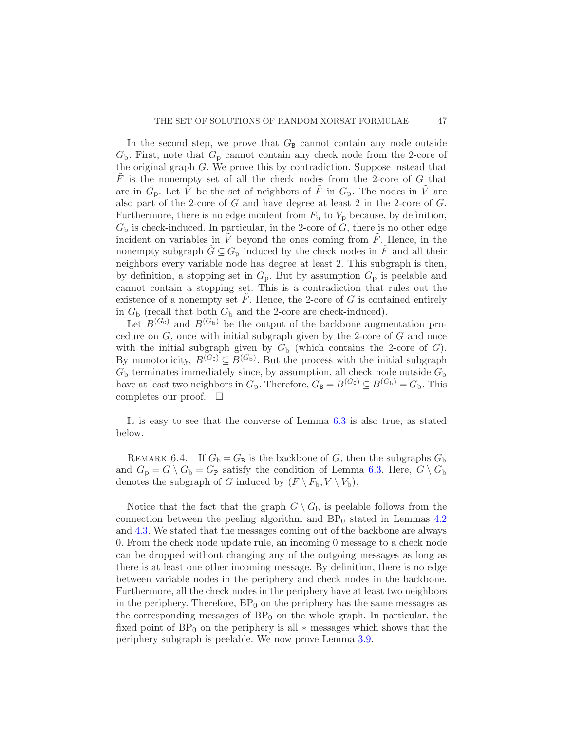In the second step, we prove that $G_{\mathtt{B}}$ cannot contain any node outside $G_{\mathrm{b}}$. First, note that $G_{\mathrm{p}}$ cannot contain any check node from the 2-core of the original graph $G$. We prove this by contradiction. Suppose instead that $\tilde{F}$ is the nonempty set of all the check nodes from the 2-core of $G$ that are in $G_{\mathrm{p}}$. Let $\tilde{V}$ be the set of neighbors of $\tilde{F}$ in $G_{\mathrm{p}}$. The nodes in $\tilde{V}$ are also part of the 2-core of $G$ and have degree at least 2 in the 2-core of $G$. Furthermore, there is no edge incident from $F_{\mathrm{b}}$ to $V_{\mathrm{p}}$ because, by definition, $G_{\mathrm{b}}$ is check-induced. In particular, in the 2-core of $G$, there is no other edge incident on variables in $\tilde{V}$ beyond the ones coming from $\tilde{F}$. Hence, in the nonempty subgraph $\tilde{G} \subseteq G_{\mathrm{p}}$ induced by the check nodes in $\tilde{F}$ and all their neighbors every variable node has degree at least 2. This subgraph is then, by definition, a stopping set in $G_{\mathrm{p}}$. But by assumption $G_{\mathrm{p}}$ is peelable and cannot contain a stopping set. This is a contradiction that rules out the existence of a nonempty set $\tilde{F}$. Hence, the 2-core of $G$ is contained entirely in $G_{\mathrm{b}}$ (recall that both $G_{\mathrm{b}}$ and the 2-core are check-induced).

Let $B^{(G_{\mathtt{C}})}$ and $B^{(G_{\mathrm{b}})}$ be the output of the backbone augmentation procedure on $G$, once with initial subgraph given by the 2-core of $G$ and once with the initial subgraph given by $G_{\mathrm{b}}$ (which contains the 2-core of $G$). By monotonicity, $B^{(G_{\mathtt{C}})} \subseteq B^{(G_{\mathrm{b}})}$. But the process with the initial subgraph $G_{\mathrm{b}}$ terminates immediately since, by assumption, all check node outside $G_{\mathrm{b}}$ have at least two neighbors in $G_{\mathrm{p}}$. Therefore, $G_{\mathtt{B}} = B^{(G_{\mathtt{C}})} \subseteq B^{(G_{\mathrm{b}})} = G_{\mathrm{b}}$. This completes our proof. $\square$

It is easy to see that the converse of Lemma 6.3 is also true, as stated below.

REMARK 6.4. If $G_{\mathrm{b}} = G_{\mathtt{B}}$ is the backbone of $G$, then the subgraphs $G_{\mathrm{b}}$ and $G_{\mathrm{p}} = G \setminus G_{\mathrm{b}} = G_{\mathtt{P}}$ satisfy the condition of Lemma 6.3. Here, $G \setminus G_{\mathrm{b}}$ denotes the subgraph of $G$ induced by $(F \setminus F_{\mathrm{b}}, V \setminus V_{\mathrm{b}})$.

Notice that the fact that the graph $G \setminus G_{\mathrm{b}}$ is peelable follows from the connection between the peeling algorithm and $\mathrm{BP}_0$ stated in Lemmas 4.2 and 4.3. We stated that the messages coming out of the backbone are always 0. From the check node update rule, an incoming 0 message to a check node can be dropped without changing any of the outgoing messages as long as there is at least one other incoming message. By definition, there is no edge between variable nodes in the periphery and check nodes in the backbone. Furthermore, all the check nodes in the periphery have at least two neighbors in the periphery. Therefore, $\mathrm{BP}_0$ on the periphery has the same messages as the corresponding messages of $\mathrm{BP}_0$ on the whole graph. In particular, the fixed point of $\mathrm{BP}_0$ on the periphery is all $*$ messages which shows that the periphery subgraph is peelable. We now prove Lemma 3.9.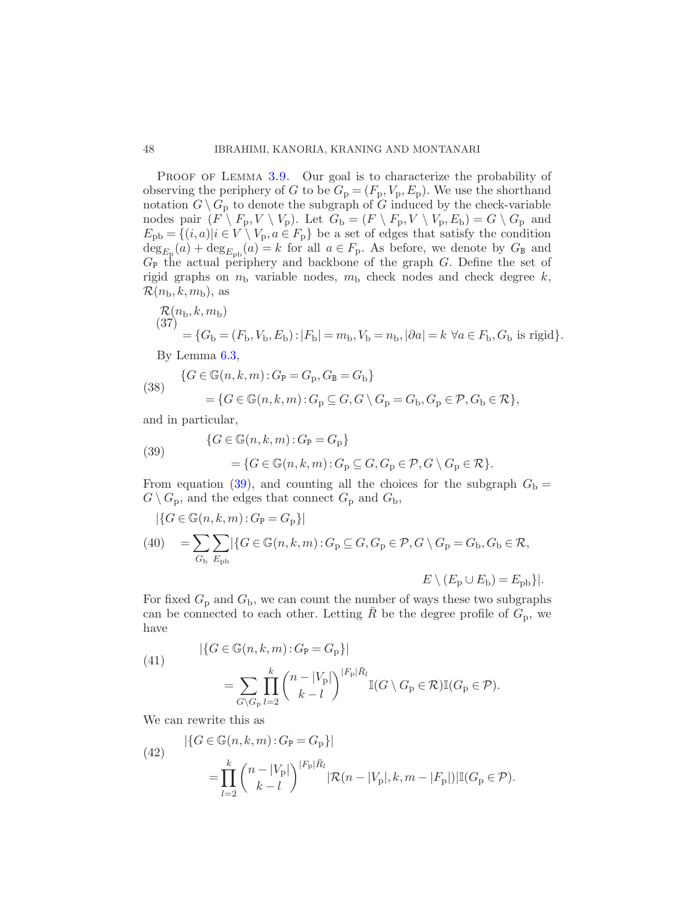PROOF OF LEMMA 3.9. Our goal is to characterize the probability of observing the periphery of $G$ to be $G_{\mathrm{p}} = (F_{\mathrm{p}}, V_{\mathrm{p}}, E_{\mathrm{p}})$. We use the shorthand notation $G \setminus G_{\mathrm{p}}$ to denote the subgraph of $G$ induced by the check-variable nodes pair $(F \setminus F_{\mathrm{p}}, V \setminus V_{\mathrm{p}})$. Let $G_{\mathrm{b}} = (F \setminus F_{\mathrm{p}}, V \setminus V_{\mathrm{p}}, E_{\mathrm{b}}) = G \setminus G_{\mathrm{p}}$ and $E_{\mathrm{pb}} = \{(i, a) | i \in V \setminus V_{\mathrm{p}}, a \in F_{\mathrm{p}}\}$ be a set of edges that satisfy the condition $\deg_{E_{\mathrm{p}}}(a) + \deg_{E_{\mathrm{pb}}}(a) = k$ for all $a \in F_{\mathrm{p}}$. As before, we denote by $G_{\mathtt{B}}$ and $G_{\mathtt{P}}$ the actual periphery and backbone of the graph $G$. Define the set of rigid graphs on $n_{\mathrm{b}}$ variable nodes, $m_{\mathrm{b}}$ check nodes and check degree $k$, $\mathcal{R}(n_{\mathrm{b}}, k, m_{\mathrm{b}})$, as

$$
\begin{aligned}
&\mathcal{R}(n_{\mathrm{b}}, k, m_{\mathrm{b}}) \\
&\quad = \{G_{\mathrm{b}} = (F_{\mathrm{b}}, V_{\mathrm{b}}, E_{\mathrm{b}}) : |F_{\mathrm{b}}| = m_{\mathrm{b}}, V_{\mathrm{b}} = n_{\mathrm{b}}, |\partial a| = k \ \forall a \in F_{\mathrm{b}}, G_{\mathrm{b}} \text{ is rigid}\}.
\end{aligned} \tag{37}
$$

By Lemma 6.3,

$$
\begin{aligned}
&\{G \in \mathbb{G}(n, k, m) : G_{\mathtt{P}} = G_{\mathrm{p}}, G_{\mathtt{B}} = G_{\mathrm{b}}\} \\
&\quad = \{G \in \mathbb{G}(n, k, m) : G_{\mathrm{p}} \subseteq G, G \setminus G_{\mathrm{p}} = G_{\mathrm{b}}, G_{\mathrm{p}} \in \mathcal{P}, G_{\mathrm{b}} \in \mathcal{R}\},
\end{aligned} \tag{38}
$$

and in particular,

$$
\begin{aligned}
&\{G \in \mathbb{G}(n, k, m) : G_{\mathtt{P}} = G_{\mathrm{p}}\} \\
&\quad = \{G \in \mathbb{G}(n, k, m) : G_{\mathrm{p}} \subseteq G, G_{\mathrm{p}} \in \mathcal{P}, G \setminus G_{\mathrm{p}} \in \mathcal{R}\}.
\end{aligned} \tag{39}
$$

From equation (39), and counting all the choices for the subgraph $G_{\mathrm{b}} = G \setminus G_{\mathrm{p}}$, and the edges that connect $G_{\mathrm{p}}$ and $G_{\mathrm{b}}$,

$$
\begin{aligned}
&|\{G \in \mathbb{G}(n, k, m) : G_{\mathtt{P}} = G_{\mathrm{p}}\}| \\
&\quad = \sum_{G_{\mathrm{b}}} \sum_{E_{\mathrm{pb}}} |\{G \in \mathbb{G}(n, k, m) : G_{\mathrm{p}} \subseteq G, G_{\mathrm{p}} \in \mathcal{P}, G \setminus G_{\mathrm{p}} = G_{\mathrm{b}}, G_{\mathrm{b}} \in \mathcal{R}, \\
&\qquad\qquad\qquad\qquad\qquad\qquad\qquad\qquad E \setminus (E_{\mathrm{p}} \cup E_{\mathrm{b}}) = E_{\mathrm{pb}}\}|.
\end{aligned} \tag{40}
$$

For fixed $G_{\mathrm{p}}$ and $G_{\mathrm{b}}$, we can count the number of ways these two subgraphs can be connected to each other. Letting $\bar{R}$ be the degree profile of $G_{\mathrm{p}}$, we have

$$
\begin{aligned}
&|\{G \in \mathbb{G}(n, k, m) : G_{\mathtt{P}} = G_{\mathrm{p}}\}| \\
&\quad = \sum_{G \setminus G_{\mathrm{p}}} \prod_{l=2}^{k} \binom{n - |V_{\mathrm{p}}|}{k - l}^{|F_{\mathrm{p}}| \bar{R}_l} \mathbb{I}(G \setminus G_{\mathrm{p}} \in \mathcal{R}) \mathbb{I}(G_{\mathrm{p}} \in \mathcal{P}).
\end{aligned} \tag{41}
$$

We can rewrite this as

$$
\begin{aligned}
&|\{G \in \mathbb{G}(n, k, m) : G_{\mathtt{P}} = G_{\mathrm{p}}\}| \\
&\quad = \prod_{l=2}^{k} \binom{n - |V_{\mathrm{p}}|}{k - l}^{|F_{\mathrm{p}}| \bar{R}_l} |\mathcal{R}(n - |V_{\mathrm{p}}|, k, m - |F_{\mathrm{p}}|)| \mathbb{I}(G_{\mathrm{p}} \in \mathcal{P}).
\end{aligned} \tag{42}
$$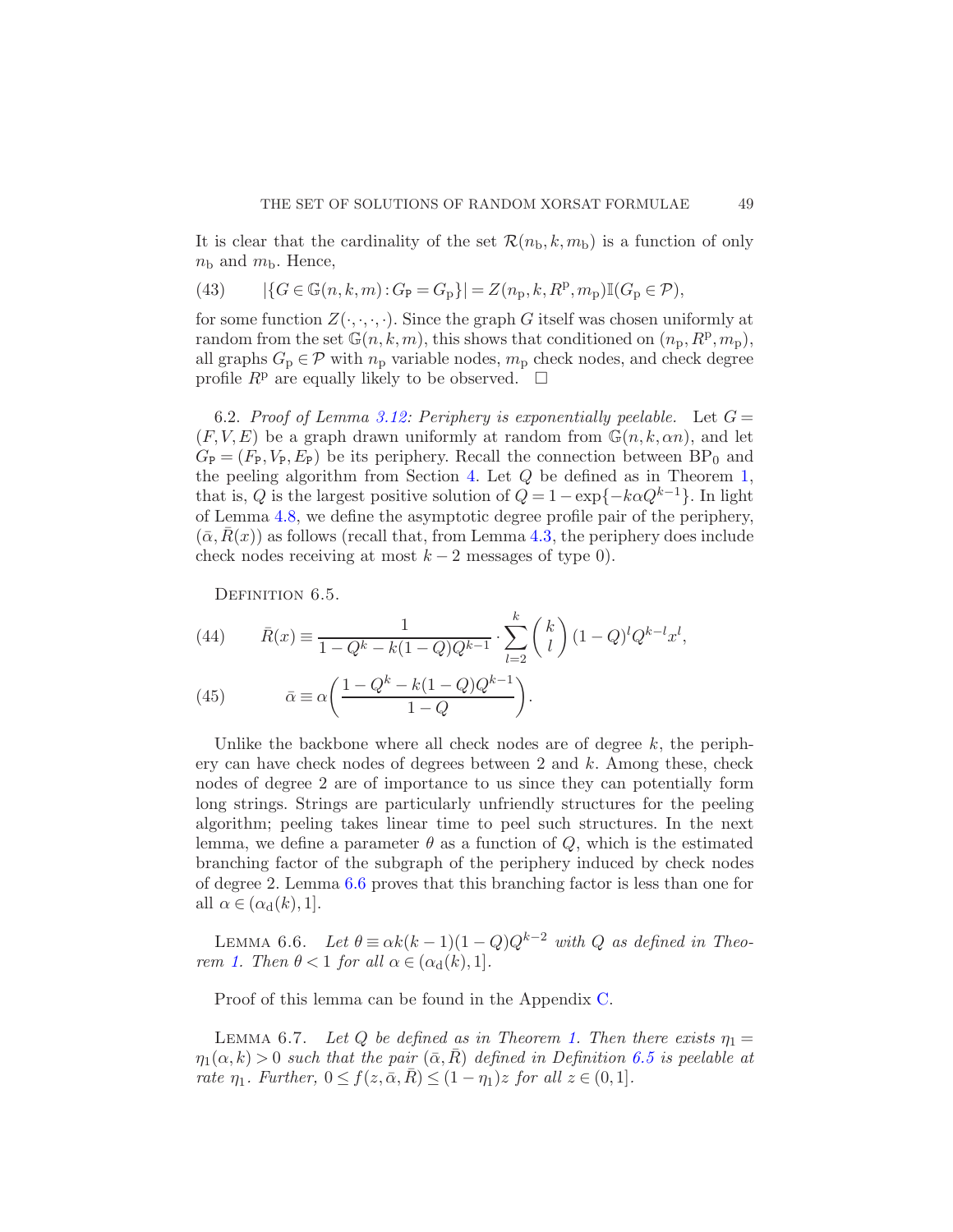It is clear that the cardinality of the set $\mathcal{R}(n_{\rm b}, k, m_{\rm b})$ is a function of only $n_{\rm b}$ and $m_{\rm b}$. Hence,

$$|\{G \in \mathbb{G}(n,k,m) : G_{\rm P} = G_{\rm p}\}| = Z(n_{\rm p}, k, R^{\rm p}, m_{\rm p})\mathbb{I}(G_{\rm p} \in \mathcal{P}), \tag{43}$$

for some function $Z(\cdot,\cdot,\cdot,\cdot)$. Since the graph $G$ itself was chosen uniformly at random from the set $\mathbb{G}(n,k,m)$, this shows that conditioned on $(n_{\rm p}, R^{\rm p}, m_{\rm p})$, all graphs $G_{\rm p} \in \mathcal{P}$ with $n_{\rm p}$ variable nodes, $m_{\rm p}$ check nodes, and check degree profile $R^{\rm p}$ are equally likely to be observed. $\square$

6.2. *Proof of Lemma 3.12: Periphery is exponentially peelable.* Let $G = (F, V, E)$ be a graph drawn uniformly at random from $\mathbb{G}(n, k, \alpha n)$, and let $G_{\rm P} = (F_{\rm P}, V_{\rm P}, E_{\rm P})$ be its periphery. Recall the connection between $\mathrm{BP}_0$ and the peeling algorithm from Section 4. Let $Q$ be defined as in Theorem 1, that is, $Q$ is the largest positive solution of $Q = 1 - \exp\{-k\alpha Q^{k-1}\}$. In light of Lemma 4.8, we define the asymptotic degree profile pair of the periphery, $(\bar{\alpha}, \bar{R}(x))$ as follows (recall that, from Lemma 4.3, the periphery does include check nodes receiving at most $k-2$ messages of type 0).

Definition 6.5.

$$\bar{R}(x) \equiv \frac{1}{1 - Q^k - k(1-Q)Q^{k-1}} \cdot \sum_{l=2}^{k} \binom{k}{l} (1-Q)^l Q^{k-l} x^l, \tag{44}$$

$$\bar{\alpha} \equiv \alpha\left(\frac{1 - Q^k - k(1-Q)Q^{k-1}}{1-Q}\right). \tag{45}$$

Unlike the backbone where all check nodes are of degree $k$, the periphery can have check nodes of degrees between 2 and $k$. Among these, check nodes of degree 2 are of importance to us since they can potentially form long strings. Strings are particularly unfriendly structures for the peeling algorithm; peeling takes linear time to peel such structures. In the next lemma, we define a parameter $\theta$ as a function of $Q$, which is the estimated branching factor of the subgraph of the periphery induced by check nodes of degree 2. Lemma 6.6 proves that this branching factor is less than one for all $\alpha \in (\alpha_{\rm d}(k), 1]$.

Lemma 6.6. *Let $\theta \equiv \alpha k(k-1)(1-Q)Q^{k-2}$ with $Q$ as defined in Theorem 1. Then $\theta < 1$ for all $\alpha \in (\alpha_{\rm d}(k), 1]$.*

Proof of this lemma can be found in the Appendix C.

Lemma 6.7. *Let $Q$ be defined as in Theorem 1. Then there exists $\eta_1 = \eta_1(\alpha, k) > 0$ such that the pair $(\bar{\alpha}, \bar{R})$ defined in Definition 6.5 is peelable at rate $\eta_1$. Further, $0 \le f(z, \bar{\alpha}, \bar{R}) \le (1 - \eta_1)z$ for all $z \in (0, 1]$.*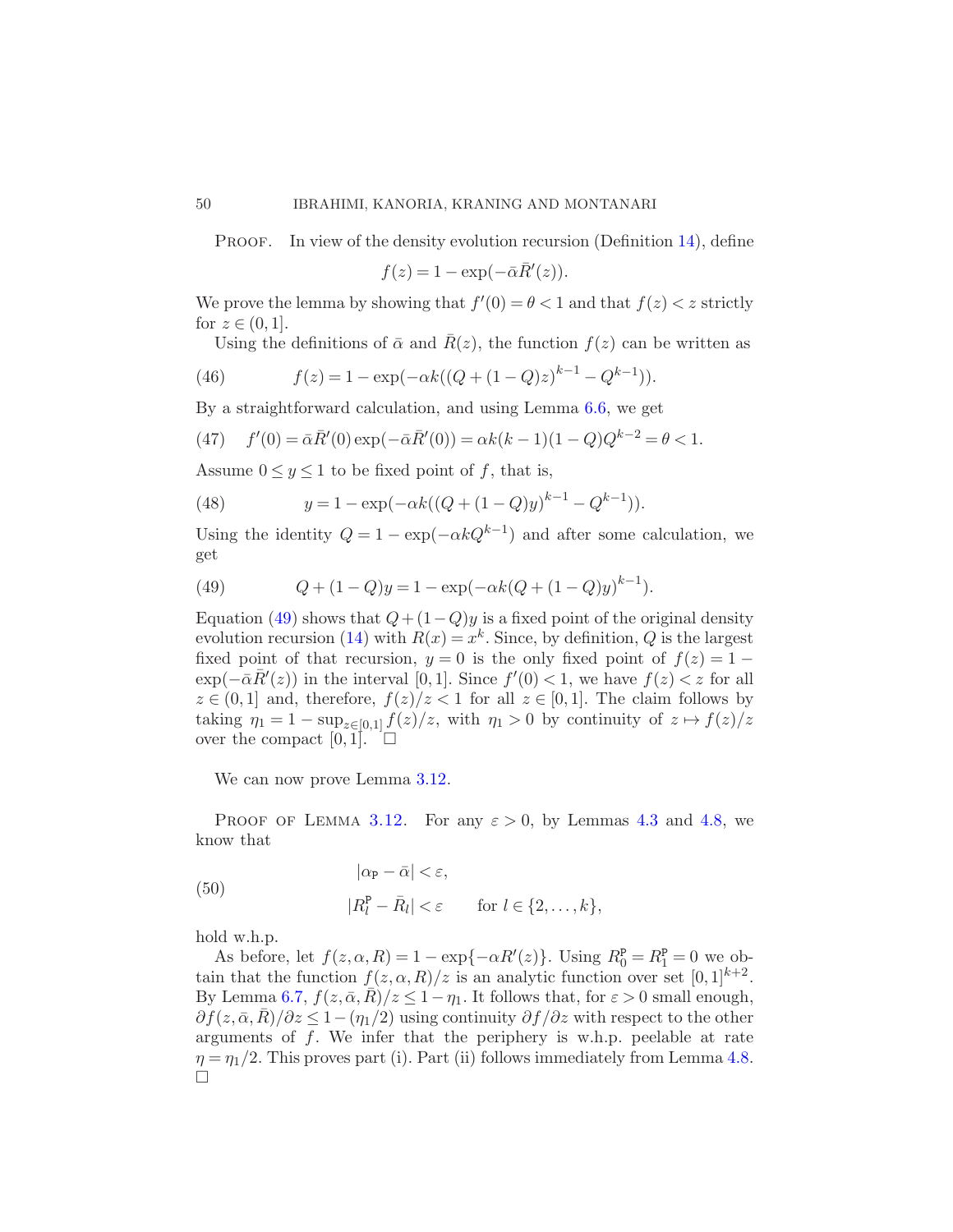PROOF. In view of the density evolution recursion (Definition 14), define

$$f(z) = 1 - \exp(-\bar{\alpha}\bar{R}'(z)).$$

We prove the lemma by showing that $f'(0) = \theta < 1$ and that $f(z) < z$ strictly for $z \in (0,1]$.

Using the definitions of $\bar{\alpha}$ and $\bar{R}(z)$, the function $f(z)$ can be written as

$$f(z) = 1 - \exp(-\alpha k((Q + (1-Q)z)^{k-1} - Q^{k-1})). \tag{46}$$

By a straightforward calculation, and using Lemma 6.6, we get

$$f'(0) = \bar{\alpha}\bar{R}''(0)\exp(-\bar{\alpha}\bar{R}'(0)) = \alpha k(k-1)(1-Q)Q^{k-2} = \theta < 1. \tag{47}$$

Assume $0 \le y \le 1$ to be fixed point of $f$, that is,

$$y = 1 - \exp(-\alpha k((Q + (1-Q)y)^{k-1} - Q^{k-1})). \tag{48}$$

Using the identity $Q = 1 - \exp(-\alpha k Q^{k-1})$ and after some calculation, we get

$$Q + (1-Q)y = 1 - \exp(-\alpha k(Q + (1-Q)y)^{k-1}). \tag{49}$$

Equation (49) shows that $Q + (1-Q)y$ is a fixed point of the original density evolution recursion (14) with $R(x) = x^k$. Since, by definition, $Q$ is the largest fixed point of that recursion, $y = 0$ is the only fixed point of $f(z) = 1 - \exp(-\bar{\alpha}\bar{R}'(z))$ in the interval $[0,1]$. Since $f'(0) < 1$, we have $f(z) < z$ for all $z \in (0,1]$ and, therefore, $f(z)/z < 1$ for all $z \in [0,1]$. The claim follows by taking $\eta_1 = 1 - \sup_{z\in[0,1]} f(z)/z$, with $\eta_1 > 0$ by continuity of $z \mapsto f(z)/z$ over the compact $[0,1]$. $\square$

We can now prove Lemma 3.12.

PROOF OF LEMMA 3.12. For any $\varepsilon > 0$, by Lemmas 4.3 and 4.8, we know that

$$\begin{aligned} &|\alpha_{\mathsf{P}} - \bar{\alpha}| < \varepsilon, \\ &|R_l^{\mathsf{P}} - \bar{R}_l| < \varepsilon \qquad \text{for } l \in \{2,\dots,k\}, \end{aligned} \tag{50}$$

hold w.h.p.

As before, let $f(z,\alpha,R) = 1 - \exp\{-\alpha R'(z)\}$. Using $R_0^{\mathsf{P}} = R_1^{\mathsf{P}} = 0$ we obtain that the function $f(z,\alpha,R)/z$ is an analytic function over set $[0,1]^{k+2}$. By Lemma 6.7, $f(z,\bar{\alpha},\bar{R})/z \le 1 - \eta_1$. It follows that, for $\varepsilon > 0$ small enough, $\partial f(z,\bar{\alpha},\bar{R})/\partial z \le 1 - (\eta_1/2)$ using continuity $\partial f/\partial z$ with respect to the other arguments of $f$. We infer that the periphery is w.h.p. peelable at rate $\eta = \eta_1/2$. This proves part (i). Part (ii) follows immediately from Lemma 4.8. $\square$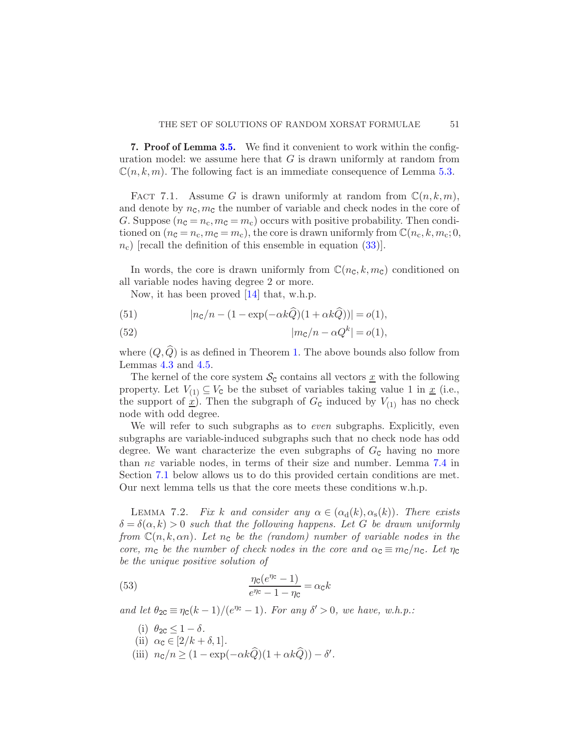**7. Proof of Lemma 3.5.** We find it convenient to work within the configuration model: we assume here that $G$ is drawn uniformly at random from $\mathbb{C}(n,k,m)$. The following fact is an immediate consequence of Lemma 5.3.

FACT 7.1. Assume $G$ is drawn uniformly at random from $\mathbb{C}(n,k,m)$, and denote by $n_{\mathtt{C}}, m_{\mathtt{C}}$ the number of variable and check nodes in the core of $G$. Suppose $(n_{\mathtt{C}} = n_{\mathrm{c}}, m_{\mathtt{C}} = m_{\mathrm{c}})$ occurs with positive probability. Then conditioned on $(n_{\mathtt{C}} = n_{\mathrm{c}}, m_{\mathtt{C}} = m_{\mathrm{c}})$, the core is drawn uniformly from $\mathbb{C}(n_{\mathrm{c}}, k, m_{\mathrm{c}}; 0, n_{\mathrm{c}})$ [recall the definition of this ensemble in equation (33)].

In words, the core is drawn uniformly from $\mathbb{C}(n_{\mathtt{C}}, k, m_{\mathtt{C}})$ conditioned on all variable nodes having degree 2 or more.

Now, it has been proved [14] that, w.h.p.

$$|n_{\mathtt{C}}/n - (1 - \exp(-\alpha k \widehat{Q})(1 + \alpha k \widehat{Q}))| = o(1), \tag{51}$$

$$|m_{\mathtt{C}}/n - \alpha Q^k| = o(1), \tag{52}$$

where $(Q, \widehat{Q})$ is as defined in Theorem 1. The above bounds also follow from Lemmas 4.3 and 4.5.

The kernel of the core system $\mathcal{S}_{\mathtt{C}}$ contains all vectors $\underline{x}$ with the following property. Let $V_{(1)} \subseteq V_{\mathtt{C}}$ be the subset of variables taking value 1 in $\underline{x}$ (i.e., the support of $\underline{x}$). Then the subgraph of $G_{\mathtt{C}}$ induced by $V_{(1)}$ has no check node with odd degree.

We will refer to such subgraphs as to *even* subgraphs. Explicitly, even subgraphs are variable-induced subgraphs such that no check node has odd degree. We want characterize the even subgraphs of $G_{\mathtt{C}}$ having no more than $n\varepsilon$ variable nodes, in terms of their size and number. Lemma 7.4 in Section 7.1 below allows us to do this provided certain conditions are met. Our next lemma tells us that the core meets these conditions w.h.p.

LEMMA 7.2. *Fix $k$ and consider any $\alpha \in (\alpha_{\mathrm{d}}(k), \alpha_{\mathrm{s}}(k))$. There exists $\delta = \delta(\alpha, k) > 0$ such that the following happens. Let $G$ be drawn uniformly from $\mathbb{C}(n, k, \alpha n)$. Let $n_{\mathtt{C}}$ be the (random) number of variable nodes in the core, $m_{\mathtt{C}}$ be the number of check nodes in the core and $\alpha_{\mathtt{C}} \equiv m_{\mathtt{C}}/n_{\mathtt{C}}$. Let $\eta_{\mathtt{C}}$ be the unique positive solution of*

$$\frac{\eta_{\mathtt{C}}(e^{\eta_{\mathtt{C}}} - 1)}{e^{\eta_{\mathtt{C}}} - 1 - \eta_{\mathtt{C}}} = \alpha_{\mathtt{C}} k \tag{53}$$

*and let $\theta_{2\mathtt{C}} \equiv \eta_{\mathtt{C}}(k-1)/(e^{\eta_{\mathtt{C}}} - 1)$. For any $\delta' > 0$, we have, w.h.p.:*

(i) $\theta_{2\mathtt{C}} \le 1 - \delta$.
(ii) $\alpha_{\mathtt{C}} \in [2/k + \delta, 1]$.
(iii) $n_{\mathtt{C}}/n \ge (1 - \exp(-\alpha k \widehat{Q})(1 + \alpha k \widehat{Q})) - \delta'$.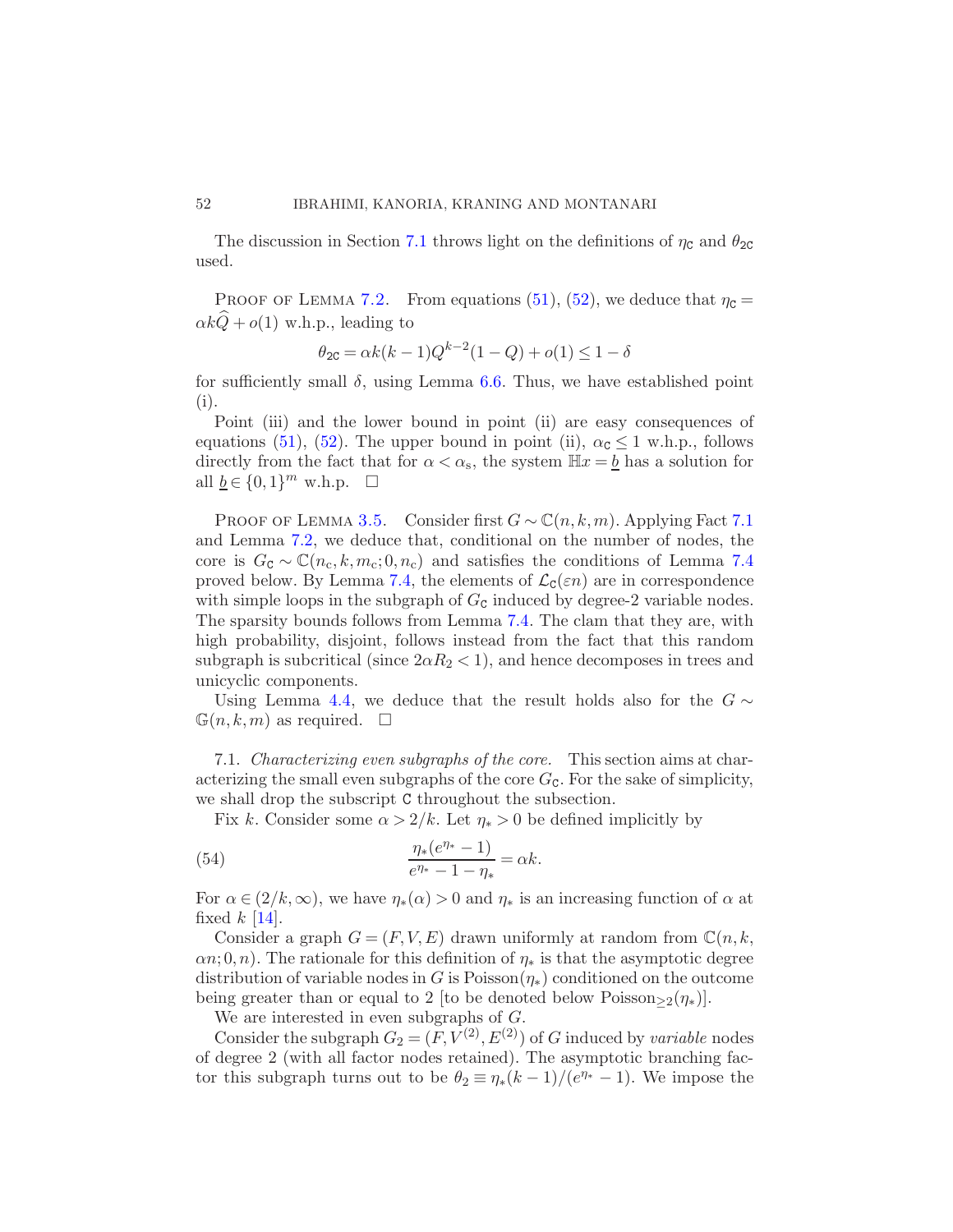The discussion in Section 7.1 throws light on the definitions of $\eta_{\mathtt{C}}$ and $\theta_{2\mathtt{C}}$ used.

Proof of Lemma 7.2. From equations (51), (52), we deduce that $\eta_{\mathtt{C}} = \alpha k \widehat{Q} + o(1)$ w.h.p., leading to

$$\theta_{2\mathtt{C}} = \alpha k(k-1)Q^{k-2}(1-Q) + o(1) \leq 1 - \delta$$

for sufficiently small $\delta$, using Lemma 6.6. Thus, we have established point (i).

Point (iii) and the lower bound in point (ii) are easy consequences of equations (51), (52). The upper bound in point (ii), $\alpha_{\mathtt{C}} \leq 1$ w.h.p., follows directly from the fact that for $\alpha < \alpha_{\mathrm{s}}$, the system $\mathbb{H}x = \underline{b}$ has a solution for all $\underline{b} \in \{0,1\}^m$ w.h.p. $\square$

Proof of Lemma 3.5. Consider first $G \sim \mathbb{C}(n,k,m)$. Applying Fact 7.1 and Lemma 7.2, we deduce that, conditional on the number of nodes, the core is $G_{\mathtt{C}} \sim \mathbb{C}(n_{\mathrm{c}}, k, m_{\mathrm{c}}; 0, n_{\mathrm{c}})$ and satisfies the conditions of Lemma 7.4 proved below. By Lemma 7.4, the elements of $\mathcal{L}_{\mathtt{C}}(\varepsilon n)$ are in correspondence with simple loops in the subgraph of $G_{\mathtt{C}}$ induced by degree-2 variable nodes. The sparsity bounds follows from Lemma 7.4. The clam that they are, with high probability, disjoint, follows instead from the fact that this random subgraph is subcritical (since $2\alpha R_2 < 1$), and hence decomposes in trees and unicyclic components.

Using Lemma 4.4, we deduce that the result holds also for the $G \sim \mathbb{G}(n,k,m)$ as required. $\square$

## 7.1. *Characterizing even subgraphs of the core.*

This section aims at characterizing the small even subgraphs of the core $G_{\mathtt{C}}$. For the sake of simplicity, we shall drop the subscript $\mathtt{C}$ throughout the subsection.

Fix $k$. Consider some $\alpha > 2/k$. Let $\eta_* > 0$ be defined implicitly by

$$\frac{\eta_*(e^{\eta_*} - 1)}{e^{\eta_*} - 1 - \eta_*} = \alpha k. \tag{54}$$

For $\alpha \in (2/k, \infty)$, we have $\eta_*(\alpha) > 0$ and $\eta_*$ is an increasing function of $\alpha$ at fixed $k$ [14].

Consider a graph $G = (F, V, E)$ drawn uniformly at random from $\mathbb{C}(n, k, \alpha n; 0, n)$. The rationale for this definition of $\eta_*$ is that the asymptotic degree distribution of variable nodes in $G$ is Poisson$(\eta_*)$ conditioned on the outcome being greater than or equal to 2 [to be denoted below Poisson$_{\geq 2}(\eta_*)$].

We are interested in even subgraphs of $G$.

Consider the subgraph $G_2 = (F, V^{(2)}, E^{(2)})$ of $G$ induced by *variable* nodes of degree 2 (with all factor nodes retained). The asymptotic branching factor this subgraph turns out to be $\theta_2 \equiv \eta_*(k-1)/(e^{\eta_*} - 1)$. We impose the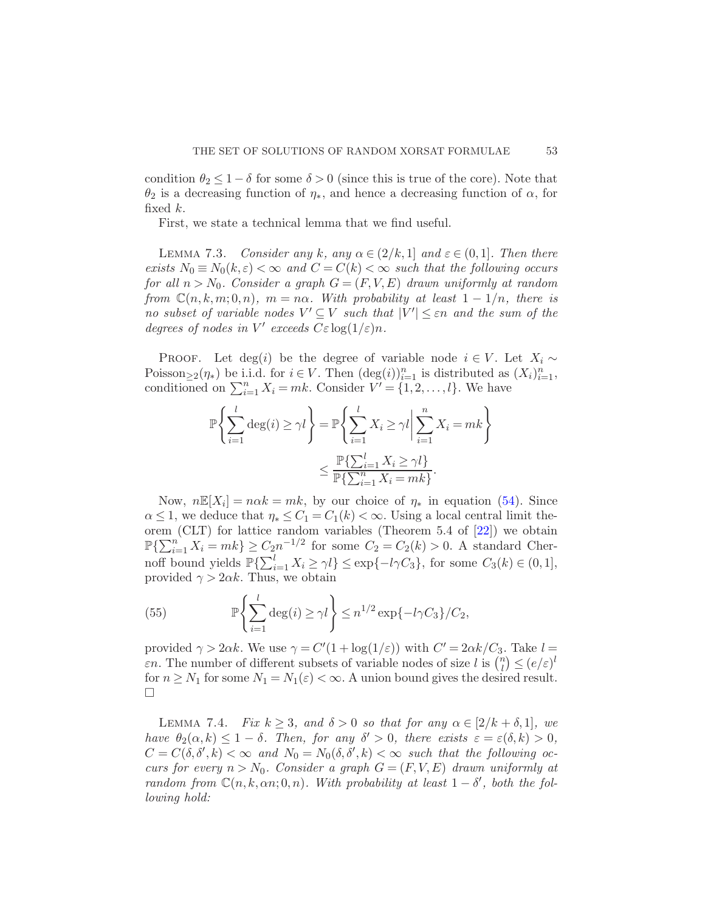condition $\theta_2 \le 1 - \delta$ for some $\delta > 0$ (since this is true of the core). Note that $\theta_2$ is a decreasing function of $\eta_*$, and hence a decreasing function of $\alpha$, for fixed $k$.

First, we state a technical lemma that we find useful.

LEMMA 7.3. *Consider any $k$, any $\alpha \in (2/k, 1]$ and $\varepsilon \in (0,1]$. Then there exists $N_0 \equiv N_0(k, \varepsilon) < \infty$ and $C = C(k) < \infty$ such that the following occurs for all $n > N_0$. Consider a graph $G = (F, V, E)$ drawn uniformly at random from $\mathbb{C}(n, k, m; 0, n)$, $m = n\alpha$. With probability at least $1 - 1/n$, there is no subset of variable nodes $V' \subseteq V$ such that $|V'| \le \varepsilon n$ and the sum of the degrees of nodes in $V'$ exceeds $C\varepsilon \log(1/\varepsilon) n$.*

PROOF. Let $\deg(i)$ be the degree of variable node $i \in V$. Let $X_i \sim \text{Poisson}_{\ge 2}(\eta_*)$ be i.i.d. for $i \in V$. Then $(\deg(i))_{i=1}^n$ is distributed as $(X_i)_{i=1}^n$, conditioned on $\sum_{i=1}^n X_i = mk$. Consider $V' = \{1, 2, \dots, l\}$. We have

$$\mathbb{P}\left\{\sum_{i=1}^l \deg(i) \ge \gamma l\right\} = \mathbb{P}\left\{\sum_{i=1}^l X_i \ge \gamma l \,\middle|\, \sum_{i=1}^n X_i = mk\right\}$$
$$\le \frac{\mathbb{P}\{\sum_{i=1}^l X_i \ge \gamma l\}}{\mathbb{P}\{\sum_{i=1}^n X_i = mk\}}.$$

Now, $n\mathbb{E}[X_i] = n\alpha k = mk$, by our choice of $\eta_*$ in equation (54). Since $\alpha \le 1$, we deduce that $\eta_* \le C_1 = C_1(k) < \infty$. Using a local central limit theorem (CLT) for lattice random variables (Theorem 5.4 of [22]) we obtain $\mathbb{P}\{\sum_{i=1}^n X_i = mk\} \ge C_2 n^{-1/2}$ for some $C_2 = C_2(k) > 0$. A standard Chernoff bound yields $\mathbb{P}\{\sum_{i=1}^l X_i \ge \gamma l\} \le \exp\{-l\gamma C_3\}$, for some $C_3(k) \in (0,1]$, provided $\gamma > 2\alpha k$. Thus, we obtain

$$\mathbb{P}\left\{\sum_{i=1}^l \deg(i) \ge \gamma l\right\} \le n^{1/2} \exp\{-l\gamma C_3\}/C_2, \tag{55}$$

provided $\gamma > 2\alpha k$. We use $\gamma = C'(1 + \log(1/\varepsilon))$ with $C' = 2\alpha k/C_3$. Take $l = \varepsilon n$. The number of different subsets of variable nodes of size $l$ is $\binom{n}{l} \le (e/\varepsilon)^l$ for $n \ge N_1$ for some $N_1 = N_1(\varepsilon) < \infty$. A union bound gives the desired result. $\square$

LEMMA 7.4. *Fix $k \ge 3$, and $\delta > 0$ so that for any $\alpha \in [2/k + \delta, 1]$, we have $\theta_2(\alpha, k) \le 1 - \delta$. Then, for any $\delta' > 0$, there exists $\varepsilon = \varepsilon(\delta, k) > 0$, $C = C(\delta, \delta', k) < \infty$ and $N_0 = N_0(\delta, \delta', k) < \infty$ such that the following occurs for every $n > N_0$. Consider a graph $G = (F, V, E)$ drawn uniformly at random from $\mathbb{C}(n, k, \alpha n; 0, n)$. With probability at least $1 - \delta'$, both the following hold:*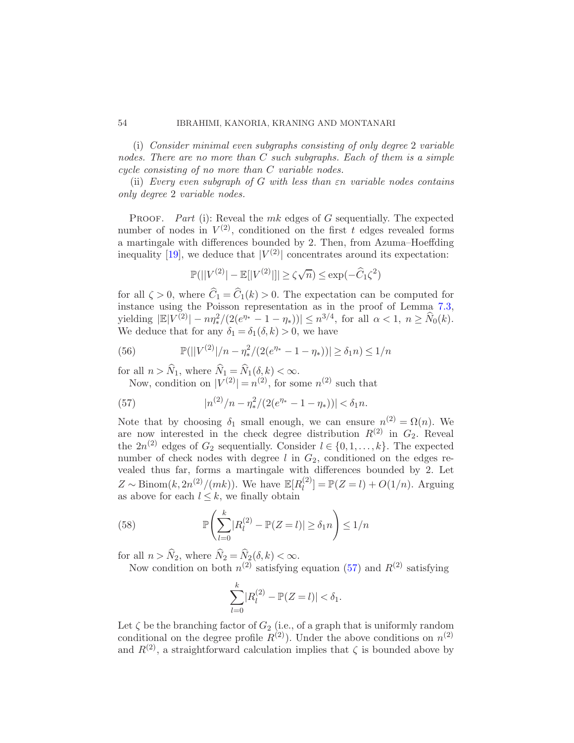(i) *Consider minimal even subgraphs consisting of only degree* 2 *variable nodes. There are no more than* $C$ *such subgraphs. Each of them is a simple cycle consisting of no more than* $C$ *variable nodes.*

(ii) *Every even subgraph of* $G$ *with less than* $\varepsilon n$ *variable nodes contains only degree* 2 *variable nodes.*

PROOF. *Part* (i): Reveal the $mk$ edges of $G$ sequentially. The expected number of nodes in $V^{(2)}$, conditioned on the first $t$ edges revealed forms a martingale with differences bounded by 2. Then, from Azuma–Hoeffding inequality [19], we deduce that $|V^{(2)}|$ concentrates around its expectation:

$$\mathbb{P}(||V^{(2)}| - \mathbb{E}[|V^{(2)}|]| \geq \zeta\sqrt{n}) \leq \exp(-\widehat{C}_1\zeta^2)$$

for all $\zeta > 0$, where $\widehat{C}_1 = \widehat{C}_1(k) > 0$. The expectation can be computed for instance using the Poisson representation as in the proof of Lemma 7.3, yielding $|\mathbb{E}|V^{(2)}| - n\eta_*^2/(2(e^{\eta_*} - 1 - \eta_*))| \leq n^{3/4}$, for all $\alpha < 1$, $n \geq \widehat{N}_0(k)$. We deduce that for any $\delta_1 = \delta_1(\delta, k) > 0$, we have

$$\mathbb{P}(||V^{(2)}|/n - \eta_*^2/(2(e^{\eta_*} - 1 - \eta_*))| \geq \delta_1 n) \leq 1/n \tag{56}$$

for all $n > \widehat{N}_1$, where $\widehat{N}_1 = \widehat{N}_1(\delta, k) < \infty$.

Now, condition on $|V^{(2)}| = n^{(2)}$, for some $n^{(2)}$ such that

$$|n^{(2)}/n - \eta_*^2/(2(e^{\eta_*} - 1 - \eta_*))| < \delta_1 n. \tag{57}$$

Note that by choosing $\delta_1$ small enough, we can ensure $n^{(2)} = \Omega(n)$. We are now interested in the check degree distribution $R^{(2)}$ in $G_2$. Reveal the $2n^{(2)}$ edges of $G_2$ sequentially. Consider $l \in \{0, 1, \dots, k\}$. The expected number of check nodes with degree $l$ in $G_2$, conditioned on the edges revealed thus far, forms a martingale with differences bounded by 2. Let $Z \sim \mathrm{Binom}(k, 2n^{(2)}/(mk))$. We have $\mathbb{E}[R_l^{(2)}] = \mathbb{P}(Z = l) + O(1/n)$. Arguing as above for each $l \leq k$, we finally obtain

$$\mathbb{P}\left(\sum_{l=0}^{k} |R_l^{(2)} - \mathbb{P}(Z = l)| \geq \delta_1 n\right) \leq 1/n \tag{58}$$

for all $n > \widehat{N}_2$, where $\widehat{N}_2 = \widehat{N}_2(\delta, k) < \infty$.

Now condition on both $n^{(2)}$ satisfying equation (57) and $R^{(2)}$ satisfying

$$\sum_{l=0}^{k} |R_l^{(2)} - \mathbb{P}(Z = l)| < \delta_1.$$

Let $\zeta$ be the branching factor of $G_2$ (i.e., of a graph that is uniformly random conditional on the degree profile $R^{(2)}$). Under the above conditions on $n^{(2)}$ and $R^{(2)}$, a straightforward calculation implies that $\zeta$ is bounded above by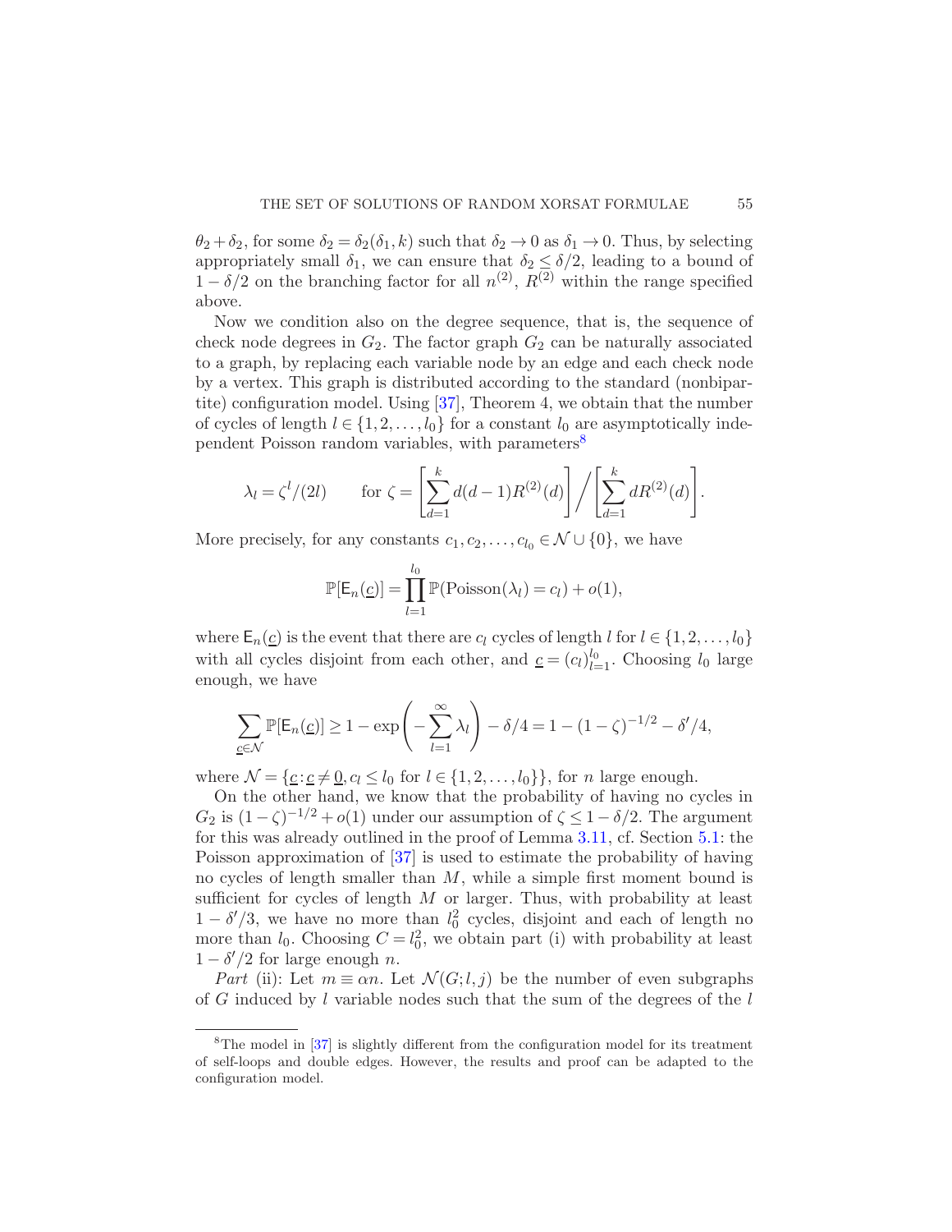$\theta_2 + \delta_2$, for some $\delta_2 = \delta_2(\delta_1, k)$ such that $\delta_2 \to 0$ as $\delta_1 \to 0$. Thus, by selecting appropriately small $\delta_1$, we can ensure that $\delta_2 \leq \delta/2$, leading to a bound of $1 - \delta/2$ on the branching factor for all $n^{(2)}$, $R^{(2)}$ within the range specified above.

Now we condition also on the degree sequence, that is, the sequence of check node degrees in $G_2$. The factor graph $G_2$ can be naturally associated to a graph, by replacing each variable node by an edge and each check node by a vertex. This graph is distributed according to the standard (nonbipartite) configuration model. Using [37], Theorem 4, we obtain that the number of cycles of length $l \in \{1, 2, \ldots, l_0\}$ for a constant $l_0$ are asymptotically independent Poisson random variables, with parameters[8]

$$\lambda_l = \zeta^l/(2l) \qquad \text{for } \zeta = \left[\sum_{d=1}^{k} d(d-1)R^{(2)}(d)\right] \Bigg/ \left[\sum_{d=1}^{k} dR^{(2)}(d)\right].$$

More precisely, for any constants $c_1, c_2, \ldots, c_{l_0} \in \mathcal{N} \cup \{0\}$, we have

$$\mathbb{P}[\mathsf{E}_n(\underline{c})] = \prod_{l=1}^{l_0} \mathbb{P}(\text{Poisson}(\lambda_l) = c_l) + o(1),$$

where $\mathsf{E}_n(\underline{c})$ is the event that there are $c_l$ cycles of length $l$ for $l \in \{1, 2, \ldots, l_0\}$ with all cycles disjoint from each other, and $\underline{c} = (c_l)_{l=1}^{l_0}$. Choosing $l_0$ large enough, we have

$$\sum_{\underline{c} \in \mathcal{N}} \mathbb{P}[\mathsf{E}_n(\underline{c})] \geq 1 - \exp\left(-\sum_{l=1}^{\infty} \lambda_l\right) - \delta/4 = 1 - (1-\zeta)^{-1/2} - \delta'/4,$$

where $\mathcal{N} = \{\underline{c} : \underline{c} \neq \underline{0}, c_l \leq l_0 \text{ for } l \in \{1, 2, \ldots, l_0\}\}$, for $n$ large enough.

On the other hand, we know that the probability of having no cycles in $G_2$ is $(1-\zeta)^{-1/2} + o(1)$ under our assumption of $\zeta \leq 1 - \delta/2$. The argument for this was already outlined in the proof of Lemma 3.11, cf. Section 5.1: the Poisson approximation of [37] is used to estimate the probability of having no cycles of length smaller than $M$, while a simple first moment bound is sufficient for cycles of length $M$ or larger. Thus, with probability at least $1 - \delta'/3$, we have no more than $l_0^2$ cycles, disjoint and each of length no more than $l_0$. Choosing $C = l_0^2$, we obtain part (i) with probability at least $1 - \delta'/2$ for large enough $n$.

*Part* (ii): Let $m \equiv \alpha n$. Let $\mathcal{N}(G; l, j)$ be the number of even subgraphs of $G$ induced by $l$ variable nodes such that the sum of the degrees of the $l$

---

[8] The model in [37] is slightly different from the configuration model for its treatment of self-loops and double edges. However, the results and proof can be adapted to the configuration model.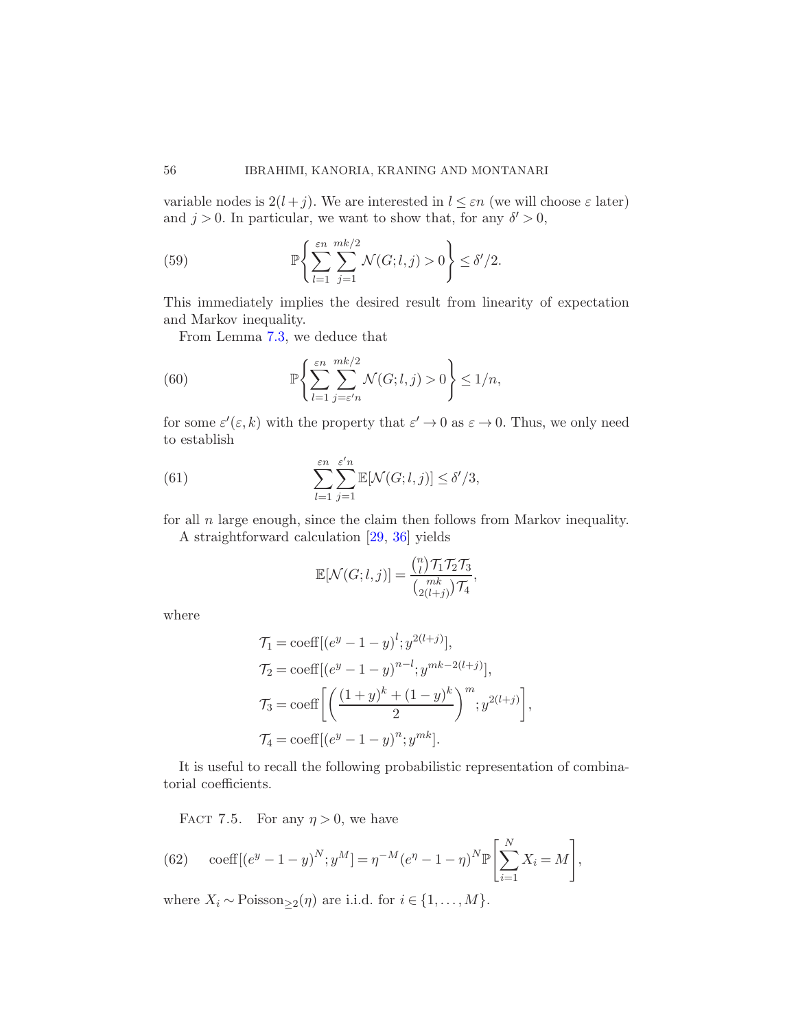variable nodes is $2(l+j)$. We are interested in $l \le \varepsilon n$ (we will choose $\varepsilon$ later) and $j > 0$. In particular, we want to show that, for any $\delta' > 0$,

$$\mathbb{P}\left\{\sum_{l=1}^{\varepsilon n}\sum_{j=1}^{mk/2}\mathcal{N}(G;l,j) > 0\right\} \le \delta'/2. \tag{59}$$

This immediately implies the desired result from linearity of expectation and Markov inequality.

From Lemma 7.3, we deduce that

$$\mathbb{P}\left\{\sum_{l=1}^{\varepsilon n}\sum_{j=\varepsilon' n}^{mk/2}\mathcal{N}(G;l,j) > 0\right\} \le 1/n, \tag{60}$$

for some $\varepsilon'(\varepsilon, k)$ with the property that $\varepsilon' \to 0$ as $\varepsilon \to 0$. Thus, we only need to establish

$$\sum_{l=1}^{\varepsilon n}\sum_{j=1}^{\varepsilon' n}\mathbb{E}[\mathcal{N}(G;l,j)] \le \delta'/3, \tag{61}$$

for all $n$ large enough, since the claim then follows from Markov inequality.

A straightforward calculation [29, 36] yields

$$\mathbb{E}[\mathcal{N}(G;l,j)] = \frac{\binom{n}{l}\mathcal{T}_1\mathcal{T}_2\mathcal{T}_3}{\binom{mk}{2(l+j)}\mathcal{T}_4},$$

where

$$\begin{aligned}
\mathcal{T}_1 &= \operatorname{coeff}[(e^y - 1 - y)^l; y^{2(l+j)}],\\
\mathcal{T}_2 &= \operatorname{coeff}[(e^y - 1 - y)^{n-l}; y^{mk-2(l+j)}],\\
\mathcal{T}_3 &= \operatorname{coeff}\left[\left(\frac{(1+y)^k + (1-y)^k}{2}\right)^m; y^{2(l+j)}\right],\\
\mathcal{T}_4 &= \operatorname{coeff}[(e^y - 1 - y)^n; y^{mk}].
\end{aligned}$$

It is useful to recall the following probabilistic representation of combinatorial coefficients.

FACT 7.5. For any $\eta > 0$, we have

$$\operatorname{coeff}[(e^y - 1 - y)^N; y^M] = \eta^{-M}(e^\eta - 1 - \eta)^N \mathbb{P}\left[\sum_{i=1}^{N} X_i = M\right], \tag{62}$$

where $X_i \sim \text{Poisson}_{\ge 2}(\eta)$ are i.i.d. for $i \in \{1, \ldots, M\}$.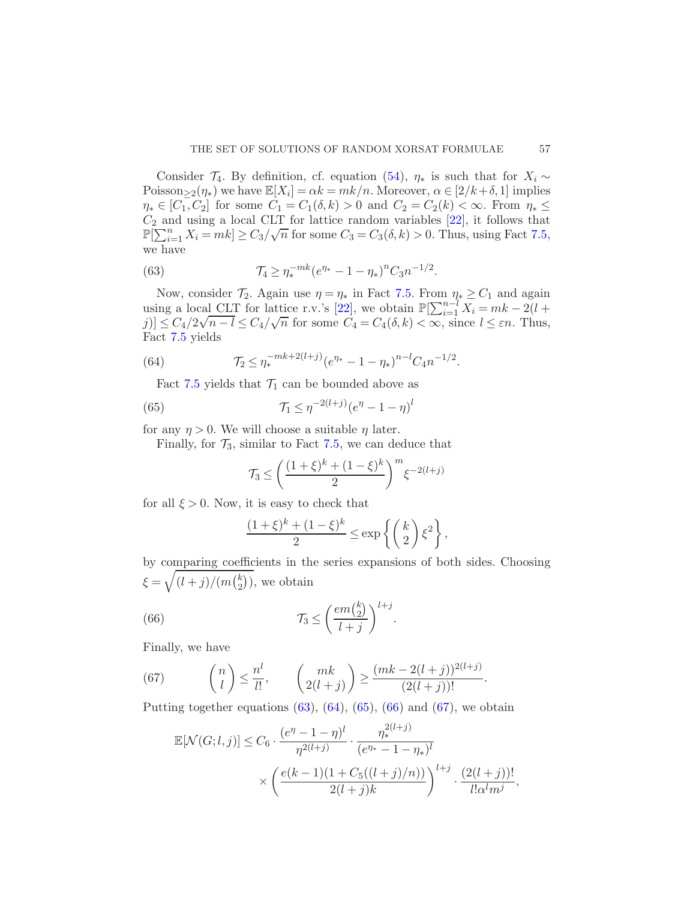Consider $\mathcal{T}_4$. By definition, cf. equation (54), $\eta_*$ is such that for $X_i \sim \text{Poisson}_{\geq 2}(\eta_*)$ we have $\mathbb{E}[X_i] = \alpha k = mk/n$. Moreover, $\alpha \in [2/k+\delta, 1]$ implies $\eta_* \in [C_1, C_2]$ for some $C_1 = C_1(\delta, k) > 0$ and $C_2 = C_2(k) < \infty$. From $\eta_* \leq C_2$ and using a local CLT for lattice random variables [22], it follows that $\mathbb{P}[\sum_{i=1}^n X_i = mk] \geq C_3/\sqrt{n}$ for some $C_3 = C_3(\delta, k) > 0$. Thus, using Fact 7.5, we have

$$\mathcal{T}_4 \geq \eta_*^{-mk}(e^{\eta_*} - 1 - \eta_*)^n C_3 n^{-1/2}. \tag{63}$$

Now, consider $\mathcal{T}_2$. Again use $\eta = \eta_*$ in Fact 7.5. From $\eta_* \geq C_1$ and again using a local CLT for lattice r.v.'s [22], we obtain $\mathbb{P}[\sum_{i=1}^{n-l} X_i = mk - 2(l+j)] \leq C_4/2\sqrt{n-l} \leq C_4/\sqrt{n}$ for some $C_4 = C_4(\delta, k) < \infty$, since $l \leq \varepsilon n$. Thus, Fact 7.5 yields

$$\mathcal{T}_2 \leq \eta_*^{-mk+2(l+j)}(e^{\eta_*} - 1 - \eta_*)^{n-l} C_4 n^{-1/2}. \tag{64}$$

Fact 7.5 yields that $\mathcal{T}_1$ can be bounded above as

$$\mathcal{T}_1 \leq \eta^{-2(l+j)}(e^{\eta} - 1 - \eta)^l \tag{65}$$

for any $\eta > 0$. We will choose a suitable $\eta$ later.

Finally, for $\mathcal{T}_3$, similar to Fact 7.5, we can deduce that

$$\mathcal{T}_3 \leq \left(\frac{(1+\xi)^k + (1-\xi)^k}{2}\right)^m \xi^{-2(l+j)}$$

for all $\xi > 0$. Now, it is easy to check that

$$\frac{(1+\xi)^k + (1-\xi)^k}{2} \leq \exp\left\{\binom{k}{2}\xi^2\right\},$$

by comparing coefficients in the series expansions of both sides. Choosing $\xi = \sqrt{(l+j)/(m\binom{k}{2})}$, we obtain

$$\mathcal{T}_3 \leq \left(\frac{em\binom{k}{2}}{l+j}\right)^{l+j}. \tag{66}$$

Finally, we have

$$\binom{n}{l} \leq \frac{n^l}{l!}, \qquad \binom{mk}{2(l+j)} \geq \frac{(mk - 2(l+j))^{2(l+j)}}{(2(l+j))!}. \tag{67}$$

Putting together equations (63), (64), (65), (66) and (67), we obtain

$$\begin{aligned}
\mathbb{E}[\mathcal{N}(G; l, j)] \leq C_6 \cdot \frac{(e^{\eta} - 1 - \eta)^l}{\eta^{2(l+j)}} \cdot \frac{\eta_*^{2(l+j)}}{(e^{\eta_*} - 1 - \eta_*)^l} \\
\times \left(\frac{e(k-1)(1 + C_5((l+j)/n))}{2(l+j)k}\right)^{l+j} \cdot \frac{(2(l+j))!}{l!\alpha^l m^j},
\end{aligned}$$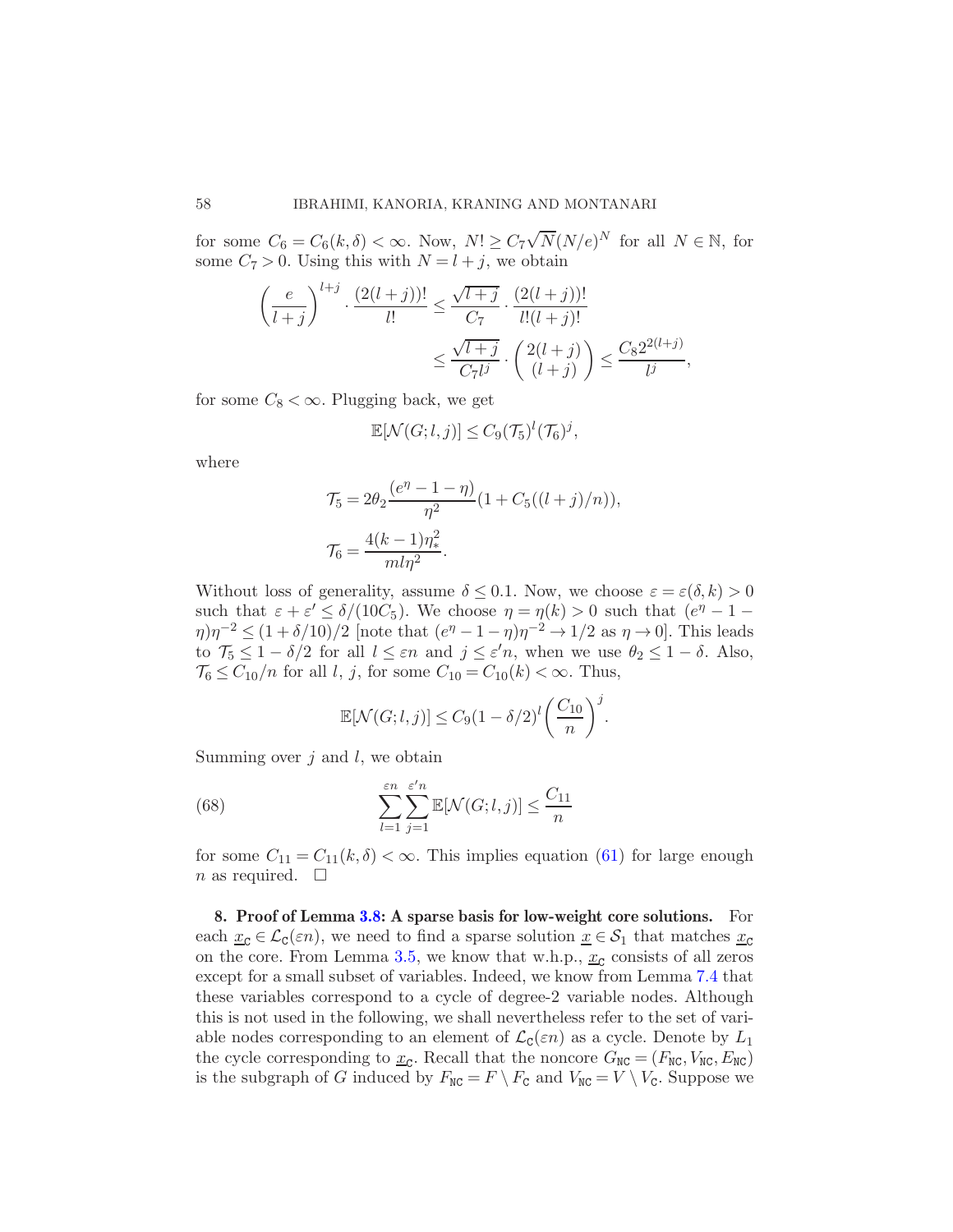for some $C_6 = C_6(k,\delta) < \infty$. Now, $N! \geq C_7\sqrt{N}(N/e)^N$ for all $N \in \mathbb{N}$, for some $C_7 > 0$. Using this with $N = l + j$, we obtain

$$\left(\frac{e}{l+j}\right)^{l+j} \cdot \frac{(2(l+j))!}{l!} \leq \frac{\sqrt{l+j}}{C_7} \cdot \frac{(2(l+j))!}{l!(l+j)!}$$

$$\leq \frac{\sqrt{l+j}}{C_7 l^j} \cdot \binom{2(l+j)}{(l+j)} \leq \frac{C_8 2^{2(l+j)}}{l^j},$$

for some $C_8 < \infty$. Plugging back, we get

$$\mathbb{E}[\mathcal{N}(G;l,j)] \leq C_9(\mathcal{T}_5)^l(\mathcal{T}_6)^j,$$

where

$$\mathcal{T}_5 = 2\theta_2 \frac{(e^\eta - 1 - \eta)}{\eta^2}(1 + C_5((l+j)/n)),$$

$$\mathcal{T}_6 = \frac{4(k-1)\eta_*^2}{ml\eta^2}.$$

Without loss of generality, assume $\delta \leq 0.1$. Now, we choose $\varepsilon = \varepsilon(\delta,k) > 0$ such that $\varepsilon + \varepsilon' \leq \delta/(10C_5)$. We choose $\eta = \eta(k) > 0$ such that $(e^\eta - 1 - \eta)\eta^{-2} \leq (1 + \delta/10)/2$ [note that $(e^\eta - 1 - \eta)\eta^{-2} \to 1/2$ as $\eta \to 0$]. This leads to $\mathcal{T}_5 \leq 1 - \delta/2$ for all $l \leq \varepsilon n$ and $j \leq \varepsilon' n$, when we use $\theta_2 \leq 1 - \delta$. Also, $\mathcal{T}_6 \leq C_{10}/n$ for all $l$, $j$, for some $C_{10} = C_{10}(k) < \infty$. Thus,

$$\mathbb{E}[\mathcal{N}(G;l,j)] \leq C_9(1 - \delta/2)^l \left(\frac{C_{10}}{n}\right)^j.$$

Summing over $j$ and $l$, we obtain

$$\sum_{l=1}^{\varepsilon n} \sum_{j=1}^{\varepsilon' n} \mathbb{E}[\mathcal{N}(G;l,j)] \leq \frac{C_{11}}{n} \tag{68}$$

for some $C_{11} = C_{11}(k,\delta) < \infty$. This implies equation (61) for large enough $n$ as required. $\square$

## 8. Proof of Lemma 3.8: A sparse basis for low-weight core solutions.

For each $\underline{x}_{\mathtt{C}} \in \mathcal{L}_{\mathtt{C}}(\varepsilon n)$, we need to find a sparse solution $\underline{x} \in \mathcal{S}_1$ that matches $\underline{x}_{\mathtt{C}}$ on the core. From Lemma 3.5, we know that w.h.p., $\underline{x}_{\mathtt{C}}$ consists of all zeros except for a small subset of variables. Indeed, we know from Lemma 7.4 that these variables correspond to a cycle of degree-2 variable nodes. Although this is not used in the following, we shall nevertheless refer to the set of variable nodes corresponding to an element of $\mathcal{L}_{\mathtt{C}}(\varepsilon n)$ as a cycle. Denote by $L_1$ the cycle corresponding to $\underline{x}_{\mathtt{C}}$. Recall that the noncore $G_{\mathtt{NC}} = (F_{\mathtt{NC}}, V_{\mathtt{NC}}, E_{\mathtt{NC}})$ is the subgraph of $G$ induced by $F_{\mathtt{NC}} = F \setminus F_{\mathtt{C}}$ and $V_{\mathtt{NC}} = V \setminus V_{\mathtt{C}}$. Suppose we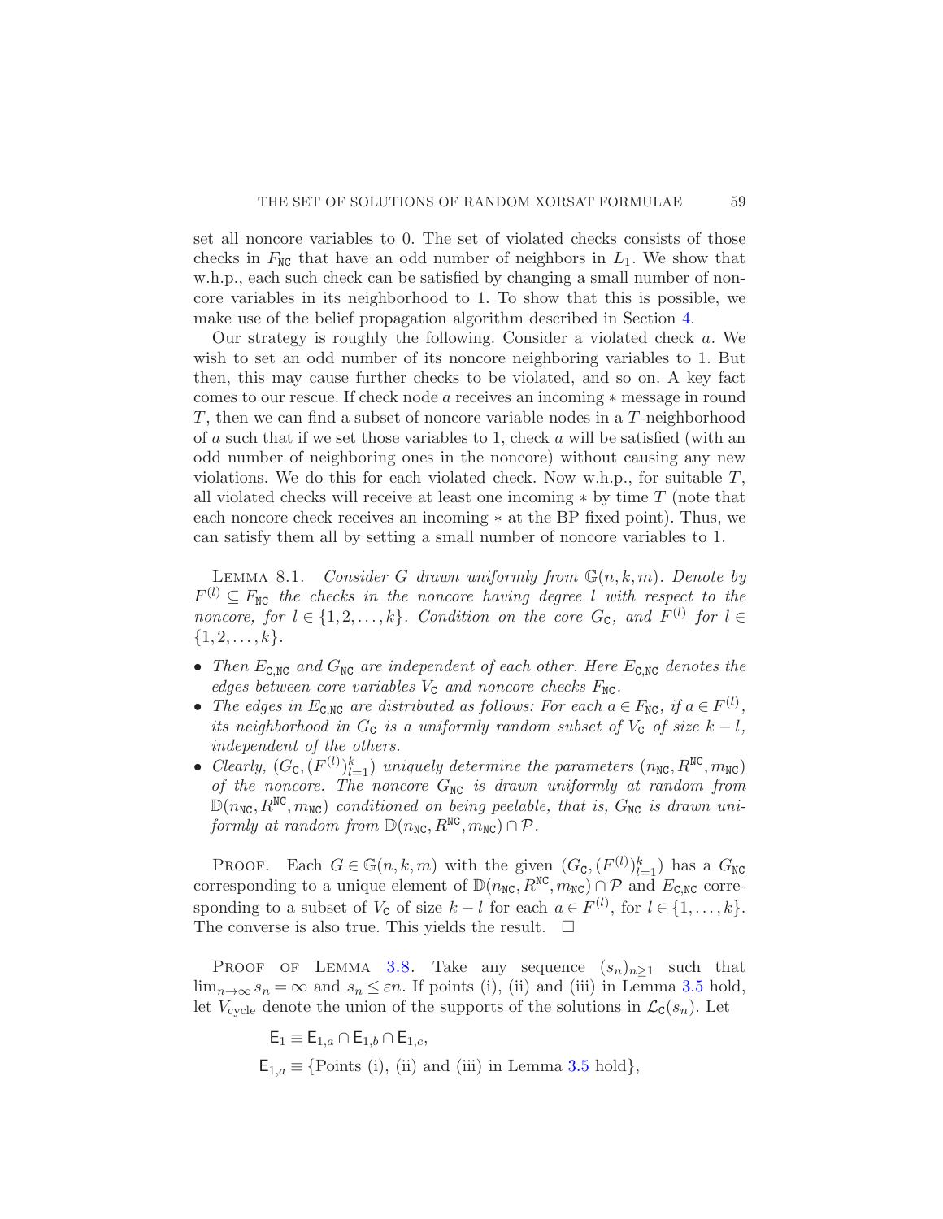set all noncore variables to 0. The set of violated checks consists of those checks in $F_{\mathtt{NC}}$ that have an odd number of neighbors in $L_1$. We show that w.h.p., each such check can be satisfied by changing a small number of noncore variables in its neighborhood to 1. To show that this is possible, we make use of the belief propagation algorithm described in Section 4.

Our strategy is roughly the following. Consider a violated check $a$. We wish to set an odd number of its noncore neighboring variables to 1. But then, this may cause further checks to be violated, and so on. A key fact comes to our rescue. If check node $a$ receives an incoming $*$ message in round $T$, then we can find a subset of noncore variable nodes in a $T$-neighborhood of $a$ such that if we set those variables to 1, check $a$ will be satisfied (with an odd number of neighboring ones in the noncore) without causing any new violations. We do this for each violated check. Now w.h.p., for suitable $T$, all violated checks will receive at least one incoming $*$ by time $T$ (note that each noncore check receives an incoming $*$ at the BP fixed point). Thus, we can satisfy them all by setting a small number of noncore variables to 1.

LEMMA 8.1. *Consider $G$ drawn uniformly from $\mathbb{G}(n,k,m)$. Denote by $F^{(l)} \subseteq F_{\mathtt{NC}}$ the checks in the noncore having degree $l$ with respect to the noncore, for $l \in \{1,2,\ldots,k\}$. Condition on the core $G_{\mathtt{C}}$, and $F^{(l)}$ for $l \in \{1,2,\ldots,k\}$.*

- *Then $E_{\mathtt{C},\mathtt{NC}}$ and $G_{\mathtt{NC}}$ are independent of each other. Here $E_{\mathtt{C},\mathtt{NC}}$ denotes the edges between core variables $V_{\mathtt{C}}$ and noncore checks $F_{\mathtt{NC}}$.*
- *The edges in $E_{\mathtt{C},\mathtt{NC}}$ are distributed as follows: For each $a \in F_{\mathtt{NC}}$, if $a \in F^{(l)}$, its neighborhood in $G_{\mathtt{C}}$ is a uniformly random subset of $V_{\mathtt{C}}$ of size $k-l$, independent of the others.*
- *Clearly, $(G_{\mathtt{C}}, (F^{(l)})_{l=1}^{k})$ uniquely determine the parameters $(n_{\mathtt{NC}}, R^{\mathtt{NC}}, m_{\mathtt{NC}})$ of the noncore. The noncore $G_{\mathtt{NC}}$ is drawn uniformly at random from $\mathbb{D}(n_{\mathtt{NC}}, R^{\mathtt{NC}}, m_{\mathtt{NC}})$ conditioned on being peelable, that is, $G_{\mathtt{NC}}$ is drawn uniformly at random from $\mathbb{D}(n_{\mathtt{NC}}, R^{\mathtt{NC}}, m_{\mathtt{NC}}) \cap \mathcal{P}$.*

PROOF. Each $G \in \mathbb{G}(n,k,m)$ with the given $(G_{\mathtt{C}}, (F^{(l)})_{l=1}^{k})$ has a $G_{\mathtt{NC}}$ corresponding to a unique element of $\mathbb{D}(n_{\mathtt{NC}}, R^{\mathtt{NC}}, m_{\mathtt{NC}}) \cap \mathcal{P}$ and $E_{\mathtt{C},\mathtt{NC}}$ corresponding to a subset of $V_{\mathtt{C}}$ of size $k-l$ for each $a \in F^{(l)}$, for $l \in \{1,\ldots,k\}$. The converse is also true. This yields the result. $\square$

PROOF OF LEMMA 3.8. Take any sequence $(s_n)_{n \geq 1}$ such that $\lim_{n\to\infty} s_n = \infty$ and $s_n \leq \varepsilon n$. If points (i), (ii) and (iii) in Lemma 3.5 hold, let $V_{\text{cycle}}$ denote the union of the supports of the solutions in $\mathcal{L}_{\mathtt{C}}(s_n)$. Let

$$\mathsf{E}_1 \equiv \mathsf{E}_{1,a} \cap \mathsf{E}_{1,b} \cap \mathsf{E}_{1,c},$$

$$\mathsf{E}_{1,a} \equiv \{\text{Points (i), (ii) and (iii) in Lemma 3.5 hold}\},$$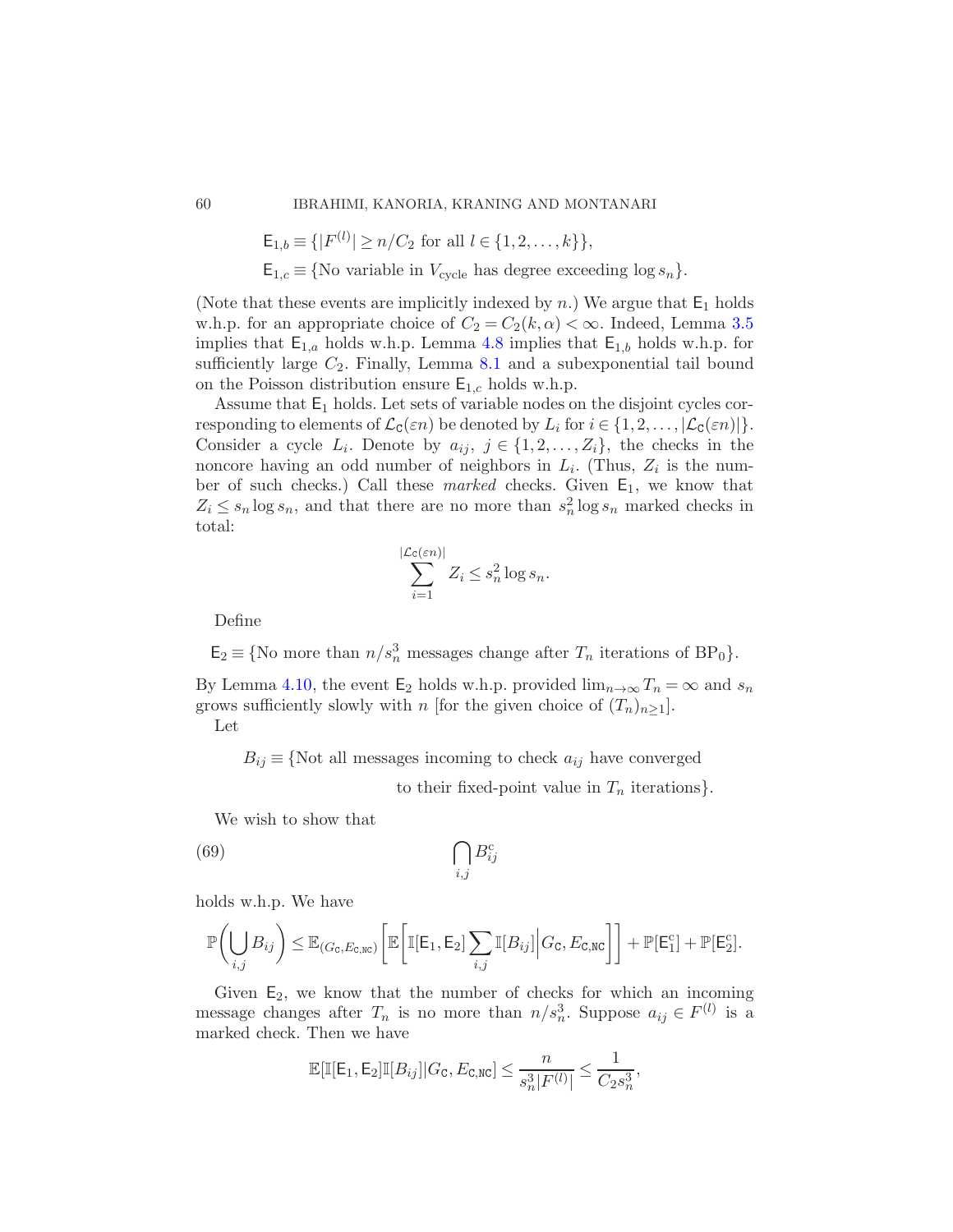$$\mathsf{E}_{1,b} \equiv \{|F^{(l)}| \ge n/C_2 \text{ for all } l \in \{1, 2, \dots, k\}\},$$

$$\mathsf{E}_{1,c} \equiv \{\text{No variable in } V_{\text{cycle}} \text{ has degree exceeding } \log s_n\}.$$

(Note that these events are implicitly indexed by $n$.) We argue that $\mathsf{E}_1$ holds w.h.p. for an appropriate choice of $C_2 = C_2(k, \alpha) < \infty$. Indeed, Lemma 3.5 implies that $\mathsf{E}_{1,a}$ holds w.h.p. Lemma 4.8 implies that $\mathsf{E}_{1,b}$ holds w.h.p. for sufficiently large $C_2$. Finally, Lemma 8.1 and a subexponential tail bound on the Poisson distribution ensure $\mathsf{E}_{1,c}$ holds w.h.p.

Assume that $\mathsf{E}_1$ holds. Let sets of variable nodes on the disjoint cycles corresponding to elements of $\mathcal{L}_{\mathtt{C}}(\varepsilon n)$ be denoted by $L_i$ for $i \in \{1, 2, \dots, |\mathcal{L}_{\mathtt{C}}(\varepsilon n)|\}$. Consider a cycle $L_i$. Denote by $a_{ij}$, $j \in \{1, 2, \dots, Z_i\}$, the checks in the noncore having an odd number of neighbors in $L_i$. (Thus, $Z_i$ is the number of such checks.) Call these *marked* checks. Given $\mathsf{E}_1$, we know that $Z_i \le s_n \log s_n$, and that there are no more than $s_n^2 \log s_n$ marked checks in total:

$$\sum_{i=1}^{|\mathcal{L}_{\mathtt{C}}(\varepsilon n)|} Z_i \le s_n^2 \log s_n.$$

Define

$$\mathsf{E}_2 \equiv \{\text{No more than } n/s_n^3 \text{ messages change after } T_n \text{ iterations of } \mathrm{BP}_0\}.$$

By Lemma 4.10, the event $\mathsf{E}_2$ holds w.h.p. provided $\lim_{n\to\infty} T_n = \infty$ and $s_n$ grows sufficiently slowly with $n$ [for the given choice of $(T_n)_{n\ge 1}$].

Let

$$B_{ij} \equiv \{\text{Not all messages incoming to check } a_{ij} \text{ have converged to their fixed-point value in } T_n \text{ iterations}\}.$$

We wish to show that

$$\bigcap_{i,j} B_{ij}^{\mathrm{c}} \tag{69}$$

holds w.h.p. We have

$$\mathbb{P}\left(\bigcup_{i,j} B_{ij}\right) \le \mathbb{E}_{(G_{\mathtt{C}}, E_{\mathtt{C},\mathtt{NC}})}\left[\mathbb{E}\left[\mathbb{I}[\mathsf{E}_1, \mathsf{E}_2] \sum_{i,j} \mathbb{I}[B_{ij}] \middle| G_{\mathtt{C}}, E_{\mathtt{C},\mathtt{NC}}\right]\right] + \mathbb{P}[\mathsf{E}_1^{\mathrm{c}}] + \mathbb{P}[\mathsf{E}_2^{\mathrm{c}}].$$

Given $\mathsf{E}_2$, we know that the number of checks for which an incoming message changes after $T_n$ is no more than $n/s_n^3$. Suppose $a_{ij} \in F^{(l)}$ is a marked check. Then we have

$$\mathbb{E}[\mathbb{I}[\mathsf{E}_1, \mathsf{E}_2]\mathbb{I}[B_{ij}] | G_{\mathtt{C}}, E_{\mathtt{C},\mathtt{NC}}] \le \frac{n}{s_n^3 |F^{(l)}|} \le \frac{1}{C_2 s_n^3},$$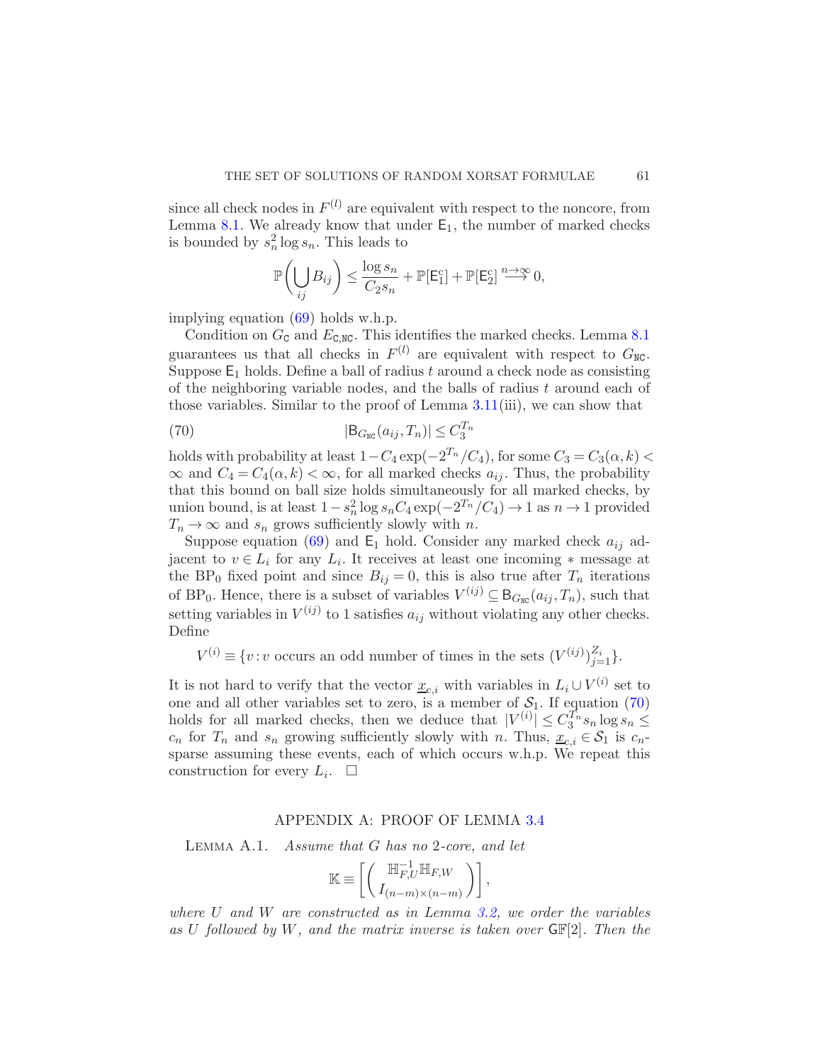since all check nodes in $F^{(l)}$ are equivalent with respect to the noncore, from Lemma 8.1. We already know that under $\mathsf{E}_1$, the number of marked checks is bounded by $s_n^2 \log s_n$. This leads to

$$\mathbb{P}\left(\bigcup_{ij} B_{ij}\right) \le \frac{\log s_n}{C_2 s_n} + \mathbb{P}[\mathsf{E}_1^{\mathrm{c}}] + \mathbb{P}[\mathsf{E}_2^{\mathrm{c}}] \stackrel{n\to\infty}{\longrightarrow} 0,$$

implying equation (69) holds w.h.p.

Condition on $G_{\mathtt{C}}$ and $E_{\mathtt{C},\mathtt{NC}}$. This identifies the marked checks. Lemma 8.1 guarantees us that all checks in $F^{(l)}$ are equivalent with respect to $G_{\mathtt{NC}}$. Suppose $\mathsf{E}_1$ holds. Define a ball of radius $t$ around a check node as consisting of the neighboring variable nodes, and the balls of radius $t$ around each of those variables. Similar to the proof of Lemma 3.11(iii), we can show that

$$|\mathsf{B}_{G_{\mathtt{NC}}}(a_{ij}, T_n)| \le C_3^{T_n} \tag{70}$$

holds with probability at least $1 - C_4 \exp(-2^{T_n}/C_4)$, for some $C_3 = C_3(\alpha, k) < \infty$ and $C_4 = C_4(\alpha, k) < \infty$, for all marked checks $a_{ij}$. Thus, the probability that this bound on ball size holds simultaneously for all marked checks, by union bound, is at least $1 - s_n^2 \log s_n C_4 \exp(-2^{T_n}/C_4) \to 1$ as $n \to 1$ provided $T_n \to \infty$ and $s_n$ grows sufficiently slowly with $n$.

Suppose equation (69) and $\mathsf{E}_1$ hold. Consider any marked check $a_{ij}$ adjacent to $v \in L_i$ for any $L_i$. It receives at least one incoming $*$ message at the $\mathrm{BP}_0$ fixed point and since $B_{ij} = 0$, this is also true after $T_n$ iterations of $\mathrm{BP}_0$. Hence, there is a subset of variables $V^{(ij)} \subseteq \mathsf{B}_{G_{\mathtt{NC}}}(a_{ij}, T_n)$, such that setting variables in $V^{(ij)}$ to 1 satisfies $a_{ij}$ without violating any other checks. Define

$$V^{(i)} \equiv \{v : v \text{ occurs an odd number of times in the sets } (V^{(ij)})_{j=1}^{Z_i}\}.$$

It is not hard to verify that the vector $\underline{x}_{c,i}$ with variables in $L_i \cup V^{(i)}$ set to one and all other variables set to zero, is a member of $\mathcal{S}_1$. If equation (70) holds for all marked checks, then we deduce that $|V^{(i)}| \le C_3^{T_n} s_n \log s_n \le c_n$ for $T_n$ and $s_n$ growing sufficiently slowly with $n$. Thus, $\underline{x}_{c,i} \in \mathcal{S}_1$ is $c_n$-sparse assuming these events, each of which occurs w.h.p. We repeat this construction for every $L_i$. $\square$

## APPENDIX A: PROOF OF LEMMA 3.4

LEMMA A.1. *Assume that $G$ has no 2-core, and let*

$$\mathbb{K} \equiv \left[\begin{pmatrix} \mathbb{H}_{F,U}^{-1}\mathbb{H}_{F,W} \\ I_{(n-m)\times(n-m)} \end{pmatrix}\right],$$

*where $U$ and $W$ are constructed as in Lemma 3.2, we order the variables as $U$ followed by $W$, and the matrix inverse is taken over $\mathsf{GF}[2]$. Then the*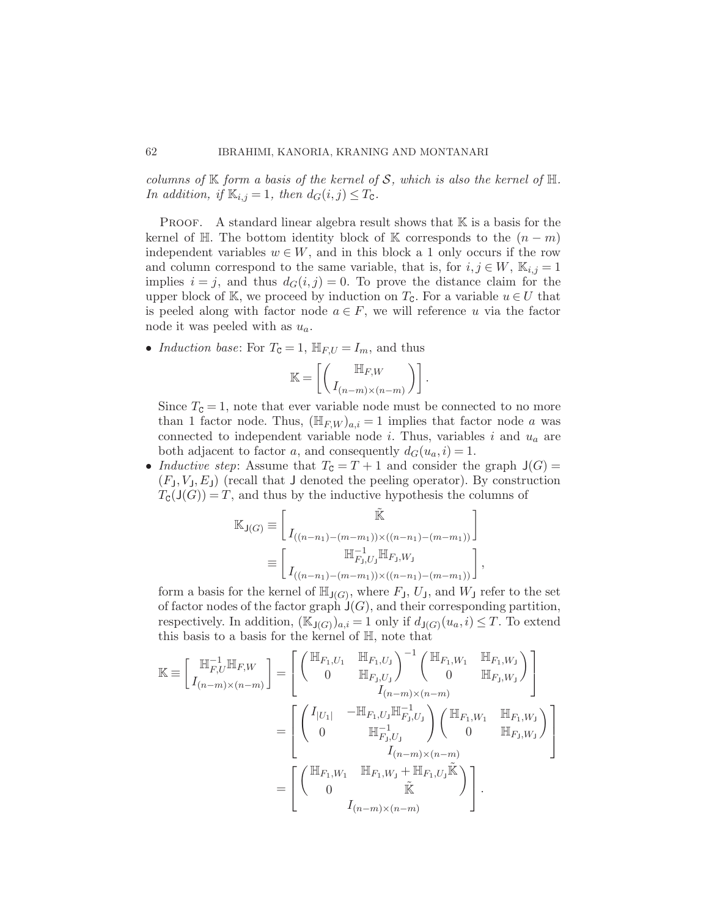*columns of $\mathbb{K}$ form a basis of the kernel of $\mathcal{S}$, which is also the kernel of $\mathbb{H}$. In addition, if $\mathbb{K}_{i,j} = 1$, then $d_G(i,j) \le T_{\mathsf{C}}$.*

PROOF. A standard linear algebra result shows that $\mathbb{K}$ is a basis for the kernel of $\mathbb{H}$. The bottom identity block of $\mathbb{K}$ corresponds to the $(n-m)$ independent variables $w \in W$, and in this block a 1 only occurs if the row and column correspond to the same variable, that is, for $i, j \in W$, $\mathbb{K}_{i,j} = 1$ implies $i = j$, and thus $d_G(i,j) = 0$. To prove the distance claim for the upper block of $\mathbb{K}$, we proceed by induction on $T_{\mathsf{C}}$. For a variable $u \in U$ that is peeled along with factor node $a \in F$, we will reference $u$ via the factor node it was peeled with as $u_a$.

- *Induction base*: For $T_{\mathsf{C}} = 1$, $\mathbb{H}_{F,U} = I_m$, and thus

$$\mathbb{K} = \left[ \begin{pmatrix} \mathbb{H}_{F,W} \\ I_{(n-m)\times(n-m)} \end{pmatrix} \right].$$

  Since $T_{\mathsf{C}} = 1$, note that ever variable node must be connected to no more than 1 factor node. Thus, $(\mathbb{H}_{F,W})_{a,i} = 1$ implies that factor node $a$ was connected to independent variable node $i$. Thus, variables $i$ and $u_a$ are both adjacent to factor $a$, and consequently $d_G(u_a, i) = 1$.

- *Inductive step*: Assume that $T_{\mathsf{C}} = T + 1$ and consider the graph $\mathsf{J}(G) = (F_{\mathsf{J}}, V_{\mathsf{J}}, E_{\mathsf{J}})$ (recall that $\mathsf{J}$ denoted the peeling operator). By construction $T_{\mathsf{C}}(\mathsf{J}(G)) = T$, and thus by the inductive hypothesis the columns of

$$\begin{aligned} \mathbb{K}_{\mathsf{J}(G)} &\equiv \left[ \begin{array}{c} \tilde{\mathbb{K}} \\ I_{((n-n_1)-(m-m_1))\times((n-n_1)-(m-m_1))} \end{array} \right] \\ &\equiv \left[ \begin{array}{c} \mathbb{H}^{-1}_{F_{\mathsf{J}},U_{\mathsf{J}}} \mathbb{H}_{F_{\mathsf{J}},W_{\mathsf{J}}} \\ I_{((n-n_1)-(m-m_1))\times((n-n_1)-(m-m_1))} \end{array} \right], \end{aligned}$$

  form a basis for the kernel of $\mathbb{H}_{\mathsf{J}(G)}$, where $F_{\mathsf{J}}$, $U_{\mathsf{J}}$, and $W_{\mathsf{J}}$ refer to the set of factor nodes of the factor graph $\mathsf{J}(G)$, and their corresponding partition, respectively. In addition, $(\mathbb{K}_{\mathsf{J}(G)})_{a,i} = 1$ only if $d_{\mathsf{J}(G)}(u_a, i) \le T$. To extend this basis to a basis for the kernel of $\mathbb{H}$, note that

$$\begin{aligned} \mathbb{K} \equiv \left[ \begin{array}{c} \mathbb{H}^{-1}_{F,U} \mathbb{H}_{F,W} \\ I_{(n-m)\times(n-m)} \end{array} \right] &= \left[ \begin{array}{c} \begin{pmatrix} \mathbb{H}_{F_1,U_1} & \mathbb{H}_{F_1,U_{\mathsf{J}}} \\ 0 & \mathbb{H}_{F_{\mathsf{J}},U_{\mathsf{J}}} \end{pmatrix}^{-1} \begin{pmatrix} \mathbb{H}_{F_1,W_1} & \mathbb{H}_{F_1,W_{\mathsf{J}}} \\ 0 & \mathbb{H}_{F_{\mathsf{J}},W_{\mathsf{J}}} \end{pmatrix} \\ I_{(n-m)\times(n-m)} \end{array} \right] \\ &= \left[ \begin{array}{c} \begin{pmatrix} I_{|U_1|} & -\mathbb{H}_{F_1,U_{\mathsf{J}}} \mathbb{H}^{-1}_{F_{\mathsf{J}},U_{\mathsf{J}}} \\ 0 & \mathbb{H}^{-1}_{F_{\mathsf{J}},U_{\mathsf{J}}} \end{pmatrix} \begin{pmatrix} \mathbb{H}_{F_1,W_1} & \mathbb{H}_{F_1,W_{\mathsf{J}}} \\ 0 & \mathbb{H}_{F_{\mathsf{J}},W_{\mathsf{J}}} \end{pmatrix} \\ I_{(n-m)\times(n-m)} \end{array} \right] \\ &= \left[ \begin{array}{c} \begin{pmatrix} \mathbb{H}_{F_1,W_1} & \mathbb{H}_{F_1,W_{\mathsf{J}}} + \mathbb{H}_{F_1,U_{\mathsf{J}}} \tilde{\mathbb{K}} \\ 0 & \tilde{\mathbb{K}} \end{pmatrix} \\ I_{(n-m)\times(n-m)} \end{array} \right]. \end{aligned}$$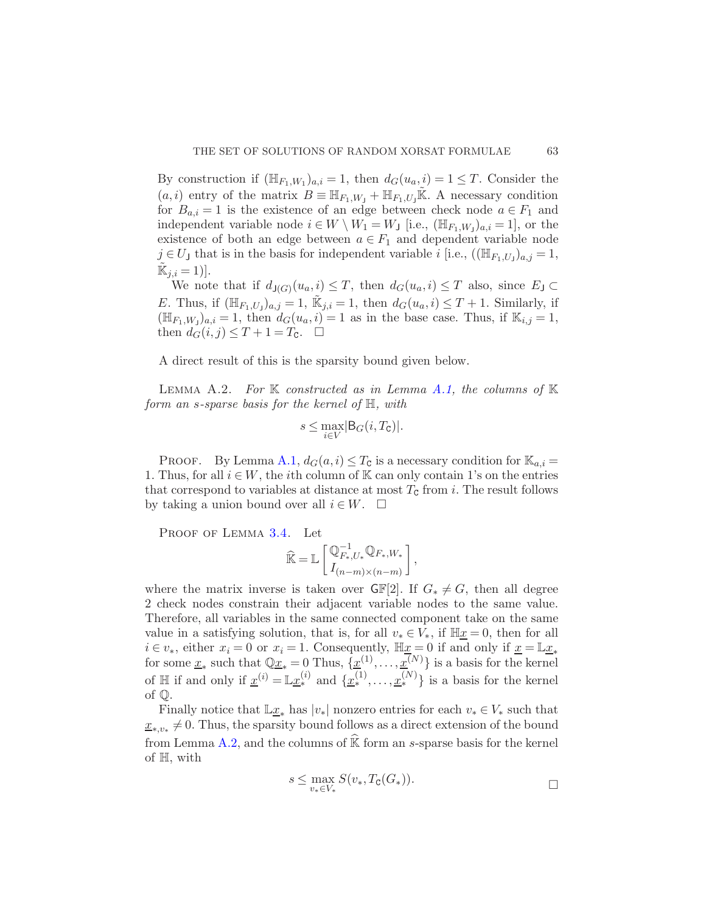By construction if $(\mathbb{H}_{F_1,W_1})_{a,i} = 1$, then $d_G(u_a, i) = 1 \le T$. Consider the $(a,i)$ entry of the matrix $B \equiv \mathbb{H}_{F_1,W_\mathsf{J}} + \mathbb{H}_{F_1,U_\mathsf{J}}\tilde{\mathbb{K}}$. A necessary condition for $B_{a,i} = 1$ is the existence of an edge between check node $a \in F_1$ and independent variable node $i \in W \setminus W_1 = W_\mathsf{J}$ [i.e., $(\mathbb{H}_{F_1,W_\mathsf{J}})_{a,i} = 1$], or the existence of both an edge between $a \in F_1$ and dependent variable node $j \in U_\mathsf{J}$ that is in the basis for independent variable $i$ [i.e., $((\mathbb{H}_{F_1,U_\mathsf{J}})_{a,j} = 1$, $\tilde{\mathbb{K}}_{j,i} = 1)$].

We note that if $d_{\mathsf{J}(G)}(u_a, i) \le T$, then $d_G(u_a, i) \le T$ also, since $E_\mathsf{J} \subset E$. Thus, if $(\mathbb{H}_{F_1,U_\mathsf{J}})_{a,j} = 1$, $\tilde{\mathbb{K}}_{j,i} = 1$, then $d_G(u_a, i) \le T + 1$. Similarly, if $(\mathbb{H}_{F_1,W_\mathsf{J}})_{a,i} = 1$, then $d_G(u_a, i) = 1$ as in the base case. Thus, if $\mathbb{K}_{i,j} = 1$, then $d_G(i, j) \le T + 1 = T_\mathsf{C}$. $\square$

A direct result of this is the sparsity bound given below.

Lemma A.2. *For $\mathbb{K}$ constructed as in Lemma A.1, the columns of $\mathbb{K}$ form an $s$-sparse basis for the kernel of $\mathbb{H}$, with*

$$s \le \max_{i \in V} |\mathsf{B}_G(i, T_\mathsf{C})|.$$

Proof. By Lemma A.1, $d_G(a, i) \le T_\mathsf{C}$ is a necessary condition for $\mathbb{K}_{a,i} = 1$. Thus, for all $i \in W$, the $i$th column of $\mathbb{K}$ can only contain 1's on the entries that correspond to variables at distance at most $T_\mathsf{C}$ from $i$. The result follows by taking a union bound over all $i \in W$. $\square$

Proof of Lemma 3.4. Let

$$\widehat{\mathbb{K}} = \mathbb{L}\begin{bmatrix} \mathbb{Q}^{-1}_{F_*,U_*}\mathbb{Q}_{F_*,W_*} \\ I_{(n-m)\times(n-m)} \end{bmatrix},$$

where the matrix inverse is taken over $\mathsf{GF}[2]$. If $G_* \ne G$, then all degree 2 check nodes constrain their adjacent variable nodes to the same value. Therefore, all variables in the same connected component take on the same value in a satisfying solution, that is, for all $v_* \in V_*$, if $\mathbb{H}\underline{x} = 0$, then for all $i \in v_*$, either $x_i = 0$ or $x_i = 1$. Consequently, $\mathbb{H}\underline{x} = 0$ if and only if $\underline{x} = \mathbb{L}\underline{x}_*$ for some $\underline{x}_*$ such that $\mathbb{Q}\underline{x}_* = 0$ Thus, $\{\underline{x}^{(1)}, \ldots, \underline{x}^{(N)}\}$ is a basis for the kernel of $\mathbb{H}$ if and only if $\underline{x}^{(i)} = \mathbb{L}\underline{x}^{(i)}_*$ and $\{\underline{x}^{(1)}_*, \ldots, \underline{x}^{(N)}_*\}$ is a basis for the kernel of $\mathbb{Q}$.

Finally notice that $\mathbb{L}\underline{x}_*$ has $|v_*|$ nonzero entries for each $v_* \in V_*$ such that $\underline{x}_{*,v_*} \ne 0$. Thus, the sparsity bound follows as a direct extension of the bound from Lemma A.2, and the columns of $\widehat{\mathbb{K}}$ form an $s$-sparse basis for the kernel of $\mathbb{H}$, with

$$s \le \max_{v_* \in V_*} S(v_*, T_\mathsf{C}(G_*)).$$

$\square$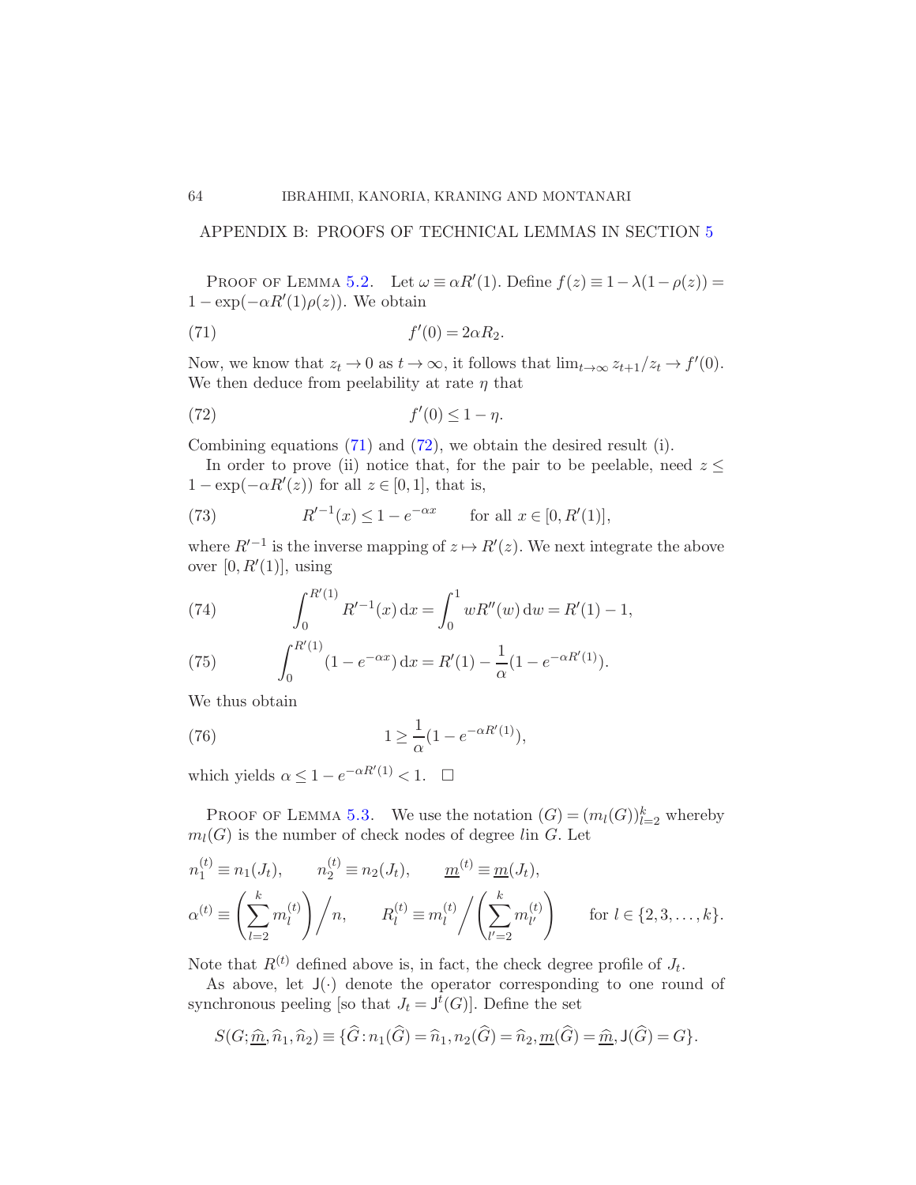## APPENDIX B: PROOFS OF TECHNICAL LEMMAS IN SECTION 5

PROOF OF LEMMA 5.2. Let $\omega \equiv \alpha R'(1)$. Define $f(z) \equiv 1 - \lambda(1-\rho(z)) = 1 - \exp(-\alpha R'(1)\rho(z))$. We obtain

$$f'(0) = 2\alpha R_2. \tag{71}$$

Now, we know that $z_t \to 0$ as $t \to \infty$, it follows that $\lim_{t\to\infty} z_{t+1}/z_t \to f'(0)$. We then deduce from peelability at rate $\eta$ that

$$f'(0) \leq 1 - \eta. \tag{72}$$

Combining equations (71) and (72), we obtain the desired result (i).

In order to prove (ii) notice that, for the pair to be peelable, need $z \leq 1 - \exp(-\alpha R'(z))$ for all $z \in [0,1]$, that is,

$$R'^{-1}(x) \leq 1 - e^{-\alpha x} \qquad \text{for all } x \in [0, R'(1)], \tag{73}$$

where $R'^{-1}$ is the inverse mapping of $z \mapsto R'(z)$. We next integrate the above over $[0, R'(1)]$, using

$$\int_0^{R'(1)} R'^{-1}(x)\,\mathrm{d}x = \int_0^1 wR''(w)\,\mathrm{d}w = R'(1) - 1, \tag{74}$$

$$\int_0^{R'(1)} (1 - e^{-\alpha x})\,\mathrm{d}x = R'(1) - \frac{1}{\alpha}(1 - e^{-\alpha R'(1)}). \tag{75}$$

We thus obtain

$$1 \geq \frac{1}{\alpha}(1 - e^{-\alpha R'(1)}), \tag{76}$$

which yields $\alpha \leq 1 - e^{-\alpha R'(1)} < 1$. $\square$

PROOF OF LEMMA 5.3. We use the notation $(G) = (m_l(G))_{l=2}^k$ whereby $m_l(G)$ is the number of check nodes of degree $l$in $G$. Let

$$n_1^{(t)} \equiv n_1(J_t), \qquad n_2^{(t)} \equiv n_2(J_t), \qquad \underline{m}^{(t)} \equiv \underline{m}(J_t),$$

$$\alpha^{(t)} \equiv \left(\sum_{l=2}^k m_l^{(t)}\right)\Big/ n, \qquad R_l^{(t)} \equiv m_l^{(t)} \Big/ \left(\sum_{l'=2}^k m_{l'}^{(t)}\right) \qquad \text{for } l \in \{2,3,\dots,k\}.$$

Note that $R^{(t)}$ defined above is, in fact, the check degree profile of $J_t$.

As above, let $\mathsf{J}(\cdot)$ denote the operator corresponding to one round of synchronous peeling [so that $J_t = \mathsf{J}^t(G)$]. Define the set

$$S(G; \underline{\widehat{m}}, \widehat{n}_1, \widehat{n}_2) \equiv \{\widehat{G} : n_1(\widehat{G}) = \widehat{n}_1, n_2(\widehat{G}) = \widehat{n}_2, \underline{m}(\widehat{G}) = \underline{\widehat{m}}, \mathsf{J}(\widehat{G}) = G\}.$$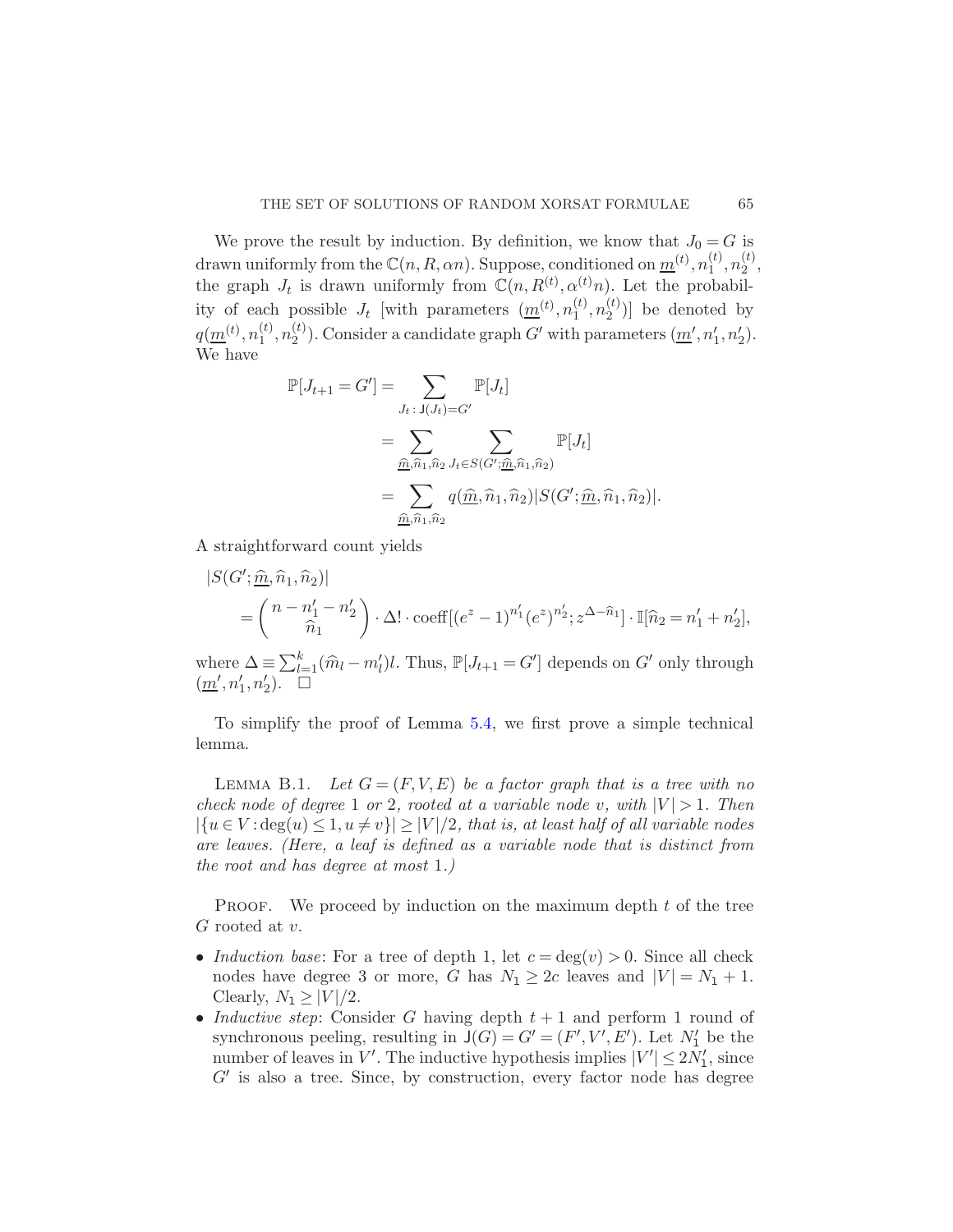We prove the result by induction. By definition, we know that $J_0 = G$ is drawn uniformly from the $\mathbb{C}(n, R, \alpha n)$. Suppose, conditioned on $\underline{m}^{(t)}, n_1^{(t)}, n_2^{(t)}$, the graph $J_t$ is drawn uniformly from $\mathbb{C}(n, R^{(t)}, \alpha^{(t)} n)$. Let the probability of each possible $J_t$ [with parameters $(\underline{m}^{(t)}, n_1^{(t)}, n_2^{(t)})$] be denoted by $q(\underline{m}^{(t)}, n_1^{(t)}, n_2^{(t)})$. Consider a candidate graph $G'$ with parameters $(\underline{m}', n_1', n_2')$. We have

$$
\begin{aligned}
\mathbb{P}[J_{t+1} = G'] &= \sum_{J_t : \mathsf{J}(J_t) = G'} \mathbb{P}[J_t] \\
&= \sum_{\widehat{\underline{m}}, \widehat{n}_1, \widehat{n}_2} \sum_{J_t \in S(G'; \widehat{\underline{m}}, \widehat{n}_1, \widehat{n}_2)} \mathbb{P}[J_t] \\
&= \sum_{\widehat{\underline{m}}, \widehat{n}_1, \widehat{n}_2} q(\widehat{\underline{m}}, \widehat{n}_1, \widehat{n}_2) |S(G'; \widehat{\underline{m}}, \widehat{n}_1, \widehat{n}_2)|.
\end{aligned}
$$

A straightforward count yields

$$
\begin{aligned}
&|S(G'; \widehat{\underline{m}}, \widehat{n}_1, \widehat{n}_2)| \\
&\quad = \binom{n - n_1' - n_2'}{\widehat{n}_1} \cdot \Delta! \cdot \operatorname{coeff}[(e^z - 1)^{n_1'} (e^z)^{n_2'}; z^{\Delta - \widehat{n}_1}] \cdot \mathbb{I}[\widehat{n}_2 = n_1' + n_2'],
\end{aligned}
$$

where $\Delta \equiv \sum_{l=1}^{k} (\widehat{m}_l - m_l') l$. Thus, $\mathbb{P}[J_{t+1} = G']$ depends on $G'$ only through $(\underline{m}', n_1', n_2')$. $\square$

To simplify the proof of Lemma 5.4, we first prove a simple technical lemma.

LEMMA B.1. *Let $G = (F, V, E)$ be a factor graph that is a tree with no check node of degree 1 or 2, rooted at a variable node $v$, with $|V| > 1$. Then $|\{u \in V : \deg(u) \leq 1, u \neq v\}| \geq |V|/2$, that is, at least half of all variable nodes are leaves. (Here, a leaf is defined as a variable node that is distinct from the root and has degree at most 1.)*

PROOF. We proceed by induction on the maximum depth $t$ of the tree $G$ rooted at $v$.

- *Induction base*: For a tree of depth 1, let $c = \deg(v) > 0$. Since all check nodes have degree 3 or more, $G$ has $N_1 \geq 2c$ leaves and $|V| = N_1 + 1$. Clearly, $N_1 \geq |V|/2$.
- *Inductive step*: Consider $G$ having depth $t + 1$ and perform 1 round of synchronous peeling, resulting in $\mathsf{J}(G) = G' = (F', V', E')$. Let $N_1'$ be the number of leaves in $V'$. The inductive hypothesis implies $|V'| \leq 2N_1'$, since $G'$ is also a tree. Since, by construction, every factor node has degree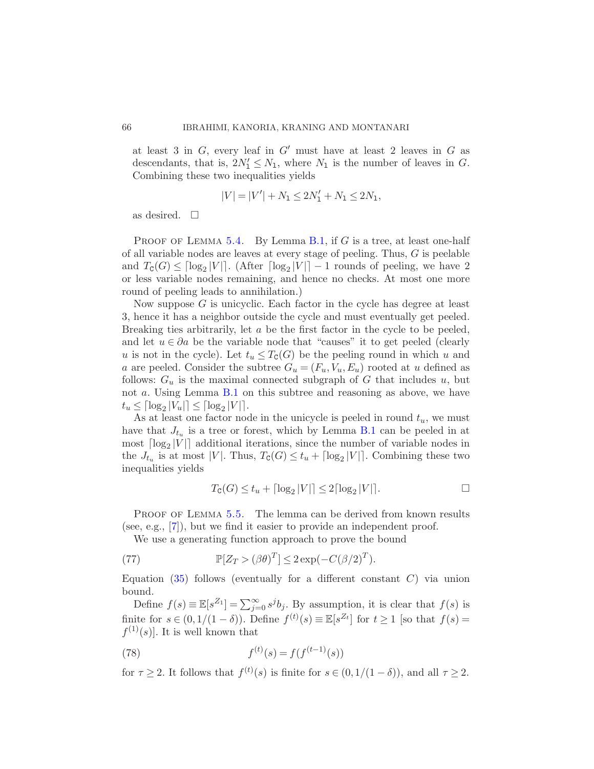at least 3 in $G$, every leaf in $G'$ must have at least 2 leaves in $G$ as descendants, that is, $2N_1' \leq N_1$, where $N_1$ is the number of leaves in $G$. Combining these two inequalities yields

$$|V| = |V'| + N_1 \leq 2N_1' + N_1 \leq 2N_1,$$

as desired. $\square$

PROOF OF LEMMA 5.4. By Lemma B.1, if $G$ is a tree, at least one-half of all variable nodes are leaves at every stage of peeling. Thus, $G$ is peelable and $T_{\mathtt{C}}(G) \leq \lceil \log_2 |V| \rceil$. (After $\lceil \log_2 |V| \rceil - 1$ rounds of peeling, we have 2 or less variable nodes remaining, and hence no checks. At most one more round of peeling leads to annihilation.)

Now suppose $G$ is unicyclic. Each factor in the cycle has degree at least 3, hence it has a neighbor outside the cycle and must eventually get peeled. Breaking ties arbitrarily, let $a$ be the first factor in the cycle to be peeled, and let $u \in \partial a$ be the variable node that "causes" it to get peeled (clearly $u$ is not in the cycle). Let $t_u \leq T_{\mathtt{C}}(G)$ be the peeling round in which $u$ and $a$ are peeled. Consider the subtree $G_u = (F_u, V_u, E_u)$ rooted at $u$ defined as follows: $G_u$ is the maximal connected subgraph of $G$ that includes $u$, but not $a$. Using Lemma B.1 on this subtree and reasoning as above, we have $t_u \leq \lceil \log_2 |V_u| \rceil \leq \lceil \log_2 |V| \rceil$.

As at least one factor node in the unicycle is peeled in round $t_u$, we must have that $J_{t_u}$ is a tree or forest, which by Lemma B.1 can be peeled in at most $\lceil \log_2 |V| \rceil$ additional iterations, since the number of variable nodes in the $J_{t_u}$ is at most $|V|$. Thus, $T_{\mathtt{C}}(G) \leq t_u + \lceil \log_2 |V| \rceil$. Combining these two inequalities yields

$$T_{\mathtt{C}}(G) \leq t_u + \lceil \log_2 |V| \rceil \leq 2 \lceil \log_2 |V| \rceil. \qquad \square$$

PROOF OF LEMMA 5.5. The lemma can be derived from known results (see, e.g., [7]), but we find it easier to provide an independent proof.

We use a generating function approach to prove the bound

$$\mathbb{P}[Z_T > (\beta\theta)^T] \leq 2 \exp(-C(\beta/2)^T). \tag{77}$$

Equation (35) follows (eventually for a different constant $C$) via union bound.

Define $f(s) \equiv \mathbb{E}[s^{Z_1}] = \sum_{j=0}^{\infty} s^j b_j$. By assumption, it is clear that $f(s)$ is finite for $s \in (0, 1/(1-\delta))$. Define $f^{(t)}(s) \equiv \mathbb{E}[s^{Z_t}]$ for $t \geq 1$ [so that $f(s) = f^{(1)}(s)$]. It is well known that

$$f^{(t)}(s) = f(f^{(t-1)}(s)) \tag{78}$$

for $\tau \geq 2$. It follows that $f^{(t)}(s)$ is finite for $s \in (0, 1/(1-\delta))$, and all $\tau \geq 2$.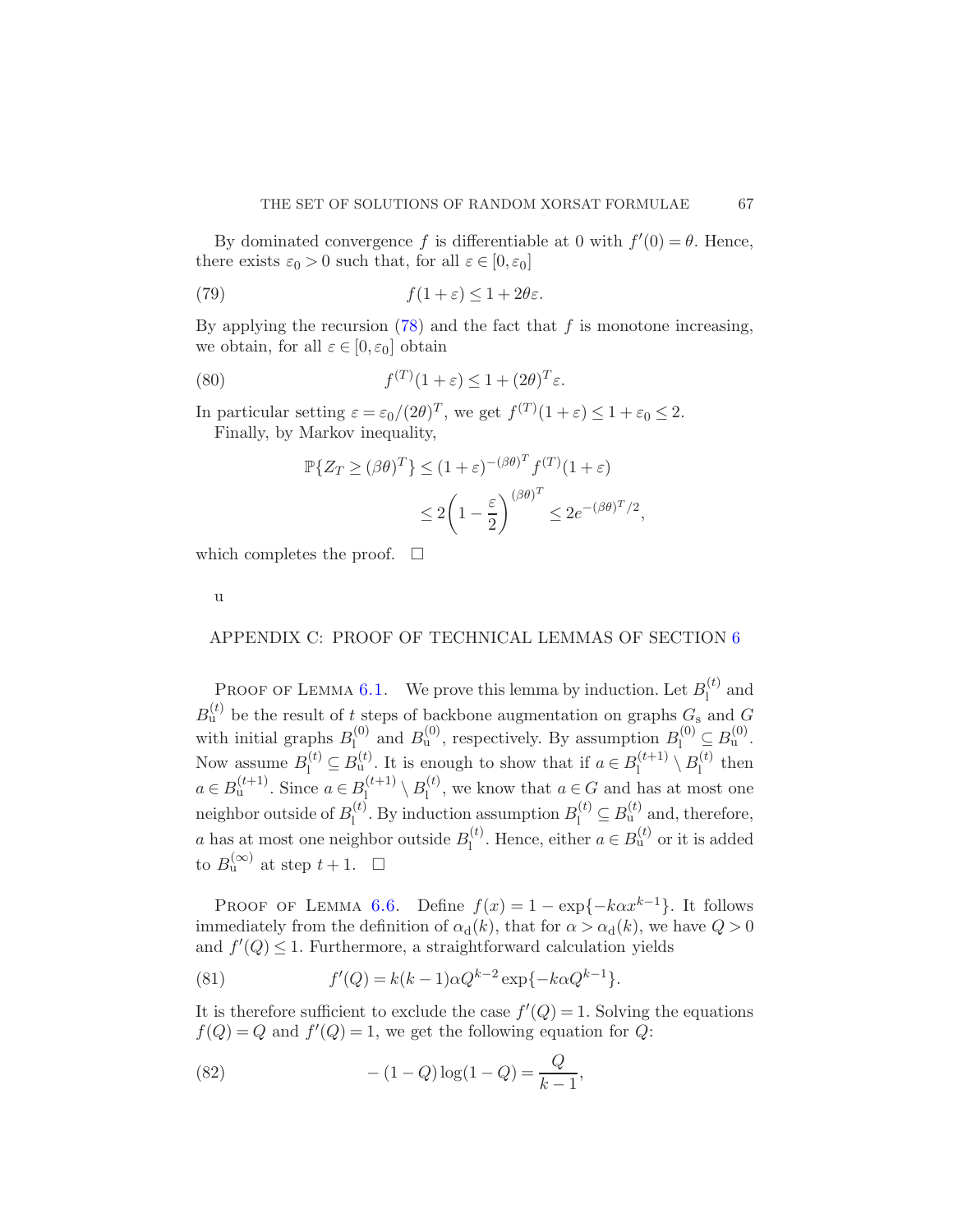By dominated convergence $f$ is differentiable at 0 with $f'(0) = \theta$. Hence, there exists $\varepsilon_0 > 0$ such that, for all $\varepsilon \in [0, \varepsilon_0]$

$$f(1 + \varepsilon) \leq 1 + 2\theta\varepsilon. \tag{79}$$

By applying the recursion (78) and the fact that $f$ is monotone increasing, we obtain, for all $\varepsilon \in [0, \varepsilon_0]$ obtain

$$f^{(T)}(1 + \varepsilon) \leq 1 + (2\theta)^T \varepsilon. \tag{80}$$

In particular setting $\varepsilon = \varepsilon_0/(2\theta)^T$, we get $f^{(T)}(1 + \varepsilon) \leq 1 + \varepsilon_0 \leq 2$.

Finally, by Markov inequality,

$$\begin{aligned}
\mathbb{P}\{Z_T \geq (\beta\theta)^T\} &\leq (1 + \varepsilon)^{-(\beta\theta)^T} f^{(T)}(1 + \varepsilon) \\
&\leq 2\left(1 - \frac{\varepsilon}{2}\right)^{(\beta\theta)^T} \leq 2e^{-(\beta\theta)^T/2},
\end{aligned}$$

which completes the proof. $\square$

u

## APPENDIX C: PROOF OF TECHNICAL LEMMAS OF SECTION 6

Proof of Lemma 6.1. We prove this lemma by induction. Let $B_{\mathrm{l}}^{(t)}$ and $B_{\mathrm{u}}^{(t)}$ be the result of $t$ steps of backbone augmentation on graphs $G_{\mathrm{s}}$ and $G$ with initial graphs $B_{\mathrm{l}}^{(0)}$ and $B_{\mathrm{u}}^{(0)}$, respectively. By assumption $B_{\mathrm{l}}^{(0)} \subseteq B_{\mathrm{u}}^{(0)}$. Now assume $B_{\mathrm{l}}^{(t)} \subseteq B_{\mathrm{u}}^{(t)}$. It is enough to show that if $a \in B_{\mathrm{l}}^{(t+1)} \setminus B_{\mathrm{l}}^{(t)}$ then $a \in B_{\mathrm{u}}^{(t+1)}$. Since $a \in B_{\mathrm{l}}^{(t+1)} \setminus B_{\mathrm{l}}^{(t)}$, we know that $a \in G$ and has at most one neighbor outside of $B_{\mathrm{l}}^{(t)}$. By induction assumption $B_{\mathrm{l}}^{(t)} \subseteq B_{\mathrm{u}}^{(t)}$ and, therefore, $a$ has at most one neighbor outside $B_{\mathrm{l}}^{(t)}$. Hence, either $a \in B_{\mathrm{u}}^{(t)}$ or it is added to $B_{\mathrm{u}}^{(\infty)}$ at step $t + 1$. $\square$

Proof of Lemma 6.6. Define $f(x) = 1 - \exp\{-k\alpha x^{k-1}\}$. It follows immediately from the definition of $\alpha_{\mathrm{d}}(k)$, that for $\alpha > \alpha_{\mathrm{d}}(k)$, we have $Q > 0$ and $f'(Q) \leq 1$. Furthermore, a straightforward calculation yields

$$f'(Q) = k(k - 1)\alpha Q^{k-2} \exp\{-k\alpha Q^{k-1}\}. \tag{81}$$

It is therefore sufficient to exclude the case $f'(Q) = 1$. Solving the equations $f(Q) = Q$ and $f'(Q) = 1$, we get the following equation for $Q$:

$$-(1 - Q)\log(1 - Q) = \frac{Q}{k - 1}, \tag{82}$$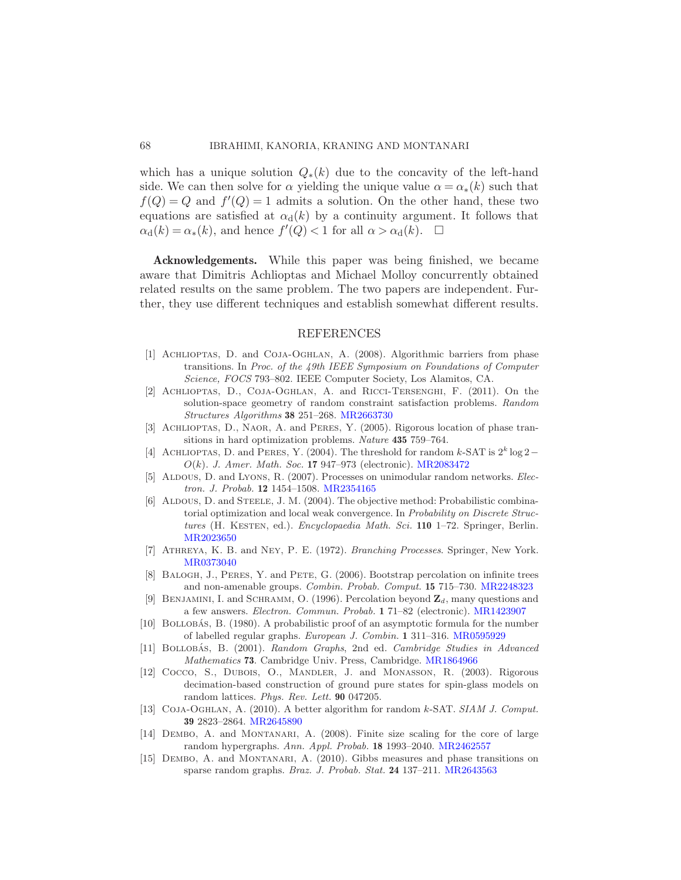which has a unique solution $Q_*(k)$ due to the concavity of the left-hand side. We can then solve for $\alpha$ yielding the unique value $\alpha = \alpha_*(k)$ such that $f(Q) = Q$ and $f'(Q) = 1$ admits a solution. On the other hand, these two equations are satisfied at $\alpha_{\mathrm{d}}(k)$ by a continuity argument. It follows that $\alpha_{\mathrm{d}}(k) = \alpha_*(k)$, and hence $f'(Q) < 1$ for all $\alpha > \alpha_{\mathrm{d}}(k)$. $\square$

**Acknowledgements.** While this paper was being finished, we became aware that Dimitris Achlioptas and Michael Molloy concurrently obtained related results on the same problem. The two papers are independent. Further, they use different techniques and establish somewhat different results.

## REFERENCES

[1] Achlioptas, D. and Coja-Oghlan, A. (2008). Algorithmic barriers from phase transitions. In *Proc. of the 49th IEEE Symposium on Foundations of Computer Science, FOCS* 793–802. IEEE Computer Society, Los Alamitos, CA.

[2] Achlioptas, D., Coja-Oghlan, A. and Ricci-Tersenghi, F. (2011). On the solution-space geometry of random constraint satisfaction problems. *Random Structures Algorithms* **38** 251–268. MR2663730

[3] Achlioptas, D., Naor, A. and Peres, Y. (2005). Rigorous location of phase transitions in hard optimization problems. *Nature* **435** 759–764.

[4] Achlioptas, D. and Peres, Y. (2004). The threshold for random $k$-SAT is $2^k \log 2 - O(k)$. *J. Amer. Math. Soc.* **17** 947–973 (electronic). MR2083472

[5] Aldous, D. and Lyons, R. (2007). Processes on unimodular random networks. *Electron. J. Probab.* **12** 1454–1508. MR2354165

[6] Aldous, D. and Steele, J. M. (2004). The objective method: Probabilistic combinatorial optimization and local weak convergence. In *Probability on Discrete Structures* (H. Kesten, ed.). *Encyclopaedia Math. Sci.* **110** 1–72. Springer, Berlin. MR2023650

[7] Athreya, K. B. and Ney, P. E. (1972). *Branching Processes*. Springer, New York. MR0373040

[8] Balogh, J., Peres, Y. and Pete, G. (2006). Bootstrap percolation on infinite trees and non-amenable groups. *Combin. Probab. Comput.* **15** 715–730. MR2248323

[9] Benjamini, I. and Schramm, O. (1996). Percolation beyond $\mathbf{Z}_d$, many questions and a few answers. *Electron. Commun. Probab.* **1** 71–82 (electronic). MR1423907

[10] Bollobás, B. (1980). A probabilistic proof of an asymptotic formula for the number of labelled regular graphs. *European J. Combin.* **1** 311–316. MR0595929

[11] Bollobás, B. (2001). *Random Graphs*, 2nd ed. *Cambridge Studies in Advanced Mathematics* **73**. Cambridge Univ. Press, Cambridge. MR1864966

[12] Cocco, S., Dubois, O., Mandler, J. and Monasson, R. (2003). Rigorous decimation-based construction of ground pure states for spin-glass models on random lattices. *Phys. Rev. Lett.* **90** 047205.

[13] Coja-Oghlan, A. (2010). A better algorithm for random $k$-SAT. *SIAM J. Comput.* **39** 2823–2864. MR2645890

[14] Dembo, A. and Montanari, A. (2008). Finite size scaling for the core of large random hypergraphs. *Ann. Appl. Probab.* **18** 1993–2040. MR2462557

[15] Dembo, A. and Montanari, A. (2010). Gibbs measures and phase transitions on sparse random graphs. *Braz. J. Probab. Stat.* **24** 137–211. MR2643563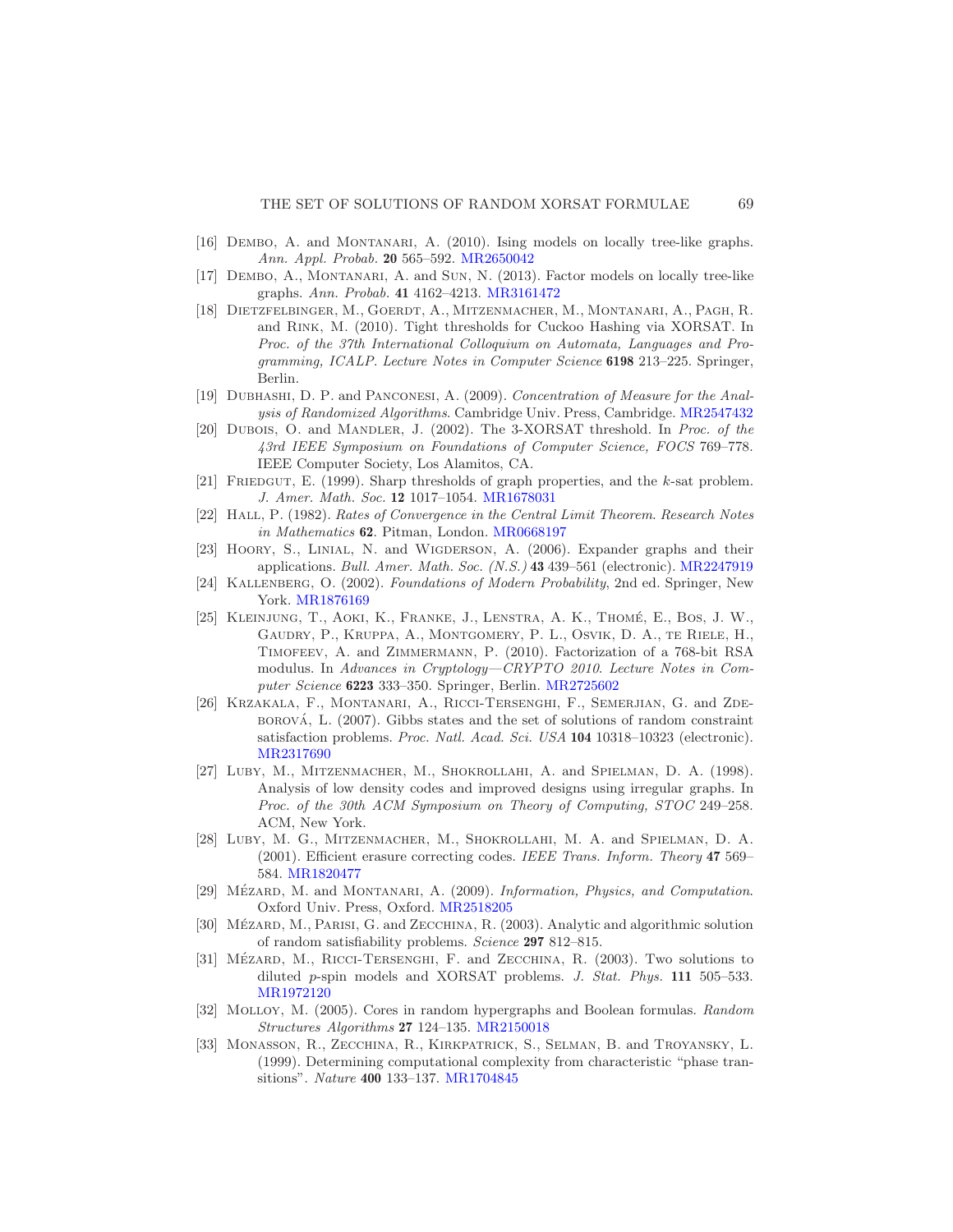[16] Dembo, A. and Montanari, A. (2010). Ising models on locally tree-like graphs. *Ann. Appl. Probab.* **20** 565–592. MR2650042

[17] Dembo, A., Montanari, A. and Sun, N. (2013). Factor models on locally tree-like graphs. *Ann. Probab.* **41** 4162–4213. MR3161472

[18] Dietzfelbinger, M., Goerdt, A., Mitzenmacher, M., Montanari, A., Pagh, R. and Rink, M. (2010). Tight thresholds for Cuckoo Hashing via XORSAT. In *Proc. of the 37th International Colloquium on Automata, Languages and Programming, ICALP. Lecture Notes in Computer Science* **6198** 213–225. Springer, Berlin.

[19] Dubhashi, D. P. and Panconesi, A. (2009). *Concentration of Measure for the Analysis of Randomized Algorithms*. Cambridge Univ. Press, Cambridge. MR2547432

[20] Dubois, O. and Mandler, J. (2002). The 3-XORSAT threshold. In *Proc. of the 43rd IEEE Symposium on Foundations of Computer Science, FOCS* 769–778. IEEE Computer Society, Los Alamitos, CA.

[21] Friedgut, E. (1999). Sharp thresholds of graph properties, and the $k$-sat problem. *J. Amer. Math. Soc.* **12** 1017–1054. MR1678031

[22] Hall, P. (1982). *Rates of Convergence in the Central Limit Theorem*. *Research Notes in Mathematics* **62**. Pitman, London. MR0668197

[23] Hoory, S., Linial, N. and Wigderson, A. (2006). Expander graphs and their applications. *Bull. Amer. Math. Soc.* (*N.S.*) **43** 439–561 (electronic). MR2247919

[24] Kallenberg, O. (2002). *Foundations of Modern Probability*, 2nd ed. Springer, New York. MR1876169

[25] Kleinjung, T., Aoki, K., Franke, J., Lenstra, A. K., Thomé, E., Bos, J. W., Gaudry, P., Kruppa, A., Montgomery, P. L., Osvik, D. A., te Riele, H., Timofeev, A. and Zimmermann, P. (2010). Factorization of a 768-bit RSA modulus. In *Advances in Cryptology—CRYPTO 2010*. *Lecture Notes in Computer Science* **6223** 333–350. Springer, Berlin. MR2725602

[26] Krzakala, F., Montanari, A., Ricci-Tersenghi, F., Semerjian, G. and Zdeborová, L. (2007). Gibbs states and the set of solutions of random constraint satisfaction problems. *Proc. Natl. Acad. Sci. USA* **104** 10318–10323 (electronic). MR2317690

[27] Luby, M., Mitzenmacher, M., Shokrollahi, A. and Spielman, D. A. (1998). Analysis of low density codes and improved designs using irregular graphs. In *Proc. of the 30th ACM Symposium on Theory of Computing, STOC* 249–258. ACM, New York.

[28] Luby, M. G., Mitzenmacher, M., Shokrollahi, M. A. and Spielman, D. A. (2001). Efficient erasure correcting codes. *IEEE Trans. Inform. Theory* **47** 569–584. MR1820477

[29] Mézard, M. and Montanari, A. (2009). *Information, Physics, and Computation*. Oxford Univ. Press, Oxford. MR2518205

[30] Mézard, M., Parisi, G. and Zecchina, R. (2003). Analytic and algorithmic solution of random satisfiability problems. *Science* **297** 812–815.

[31] Mézard, M., Ricci-Tersenghi, F. and Zecchina, R. (2003). Two solutions to diluted $p$-spin models and XORSAT problems. *J. Stat. Phys.* **111** 505–533. MR1972120

[32] Molloy, M. (2005). Cores in random hypergraphs and Boolean formulas. *Random Structures Algorithms* **27** 124–135. MR2150018

[33] Monasson, R., Zecchina, R., Kirkpatrick, S., Selman, B. and Troyansky, L. (1999). Determining computational complexity from characteristic "phase transitions". *Nature* **400** 133–137. MR1704845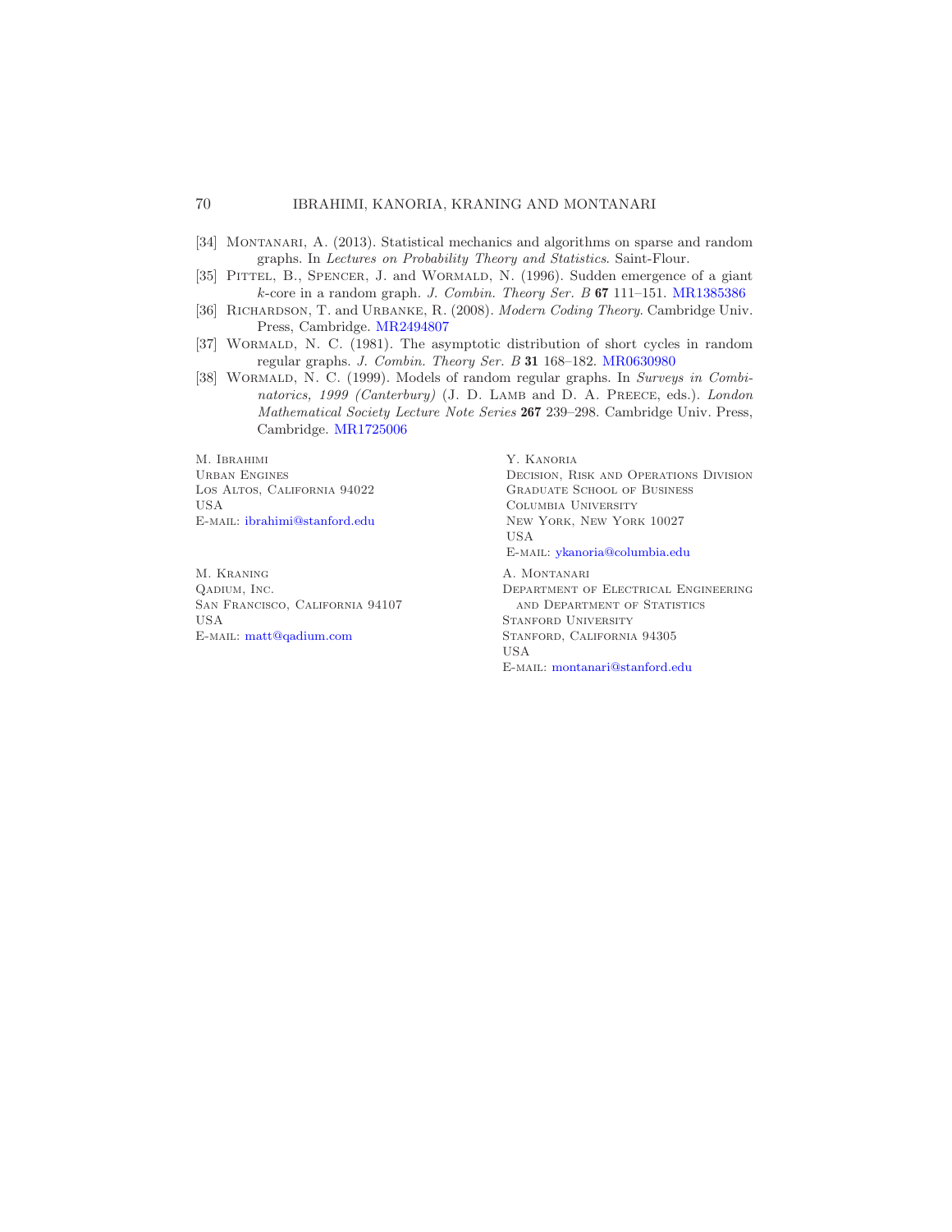[34] Montanari, A. (2013). Statistical mechanics and algorithms on sparse and random graphs. In *Lectures on Probability Theory and Statistics*. Saint-Flour.

[35] Pittel, B., Spencer, J. and Wormald, N. (1996). Sudden emergence of a giant $k$-core in a random graph. *J. Combin. Theory Ser. B* **67** 111–151. MR1385386

[36] Richardson, T. and Urbanke, R. (2008). *Modern Coding Theory*. Cambridge Univ. Press, Cambridge. MR2494807

[37] Wormald, N. C. (1981). The asymptotic distribution of short cycles in random regular graphs. *J. Combin. Theory Ser. B* **31** 168–182. MR0630980

[38] Wormald, N. C. (1999). Models of random regular graphs. In *Surveys in Combinatorics, 1999 (Canterbury)* (J. D. Lamb and D. A. Preece, eds.). *London Mathematical Society Lecture Note Series* **267** 239–298. Cambridge Univ. Press, Cambridge. MR1725006

M. Ibrahimi
Urban Engines
Los Altos, California 94022
USA
E-mail: ibrahimi@stanford.edu

Y. Kanoria
Decision, Risk and Operations Division
Graduate School of Business
Columbia University
New York, New York 10027
USA
E-mail: ykanoria@columbia.edu

M. Kraning
Qadium, Inc.
San Francisco, California 94107
USA
E-mail: matt@qadium.com

A. Montanari
Department of Electrical Engineering
and Department of Statistics
Stanford University
Stanford, California 94305
USA
E-mail: montanari@stanford.edu